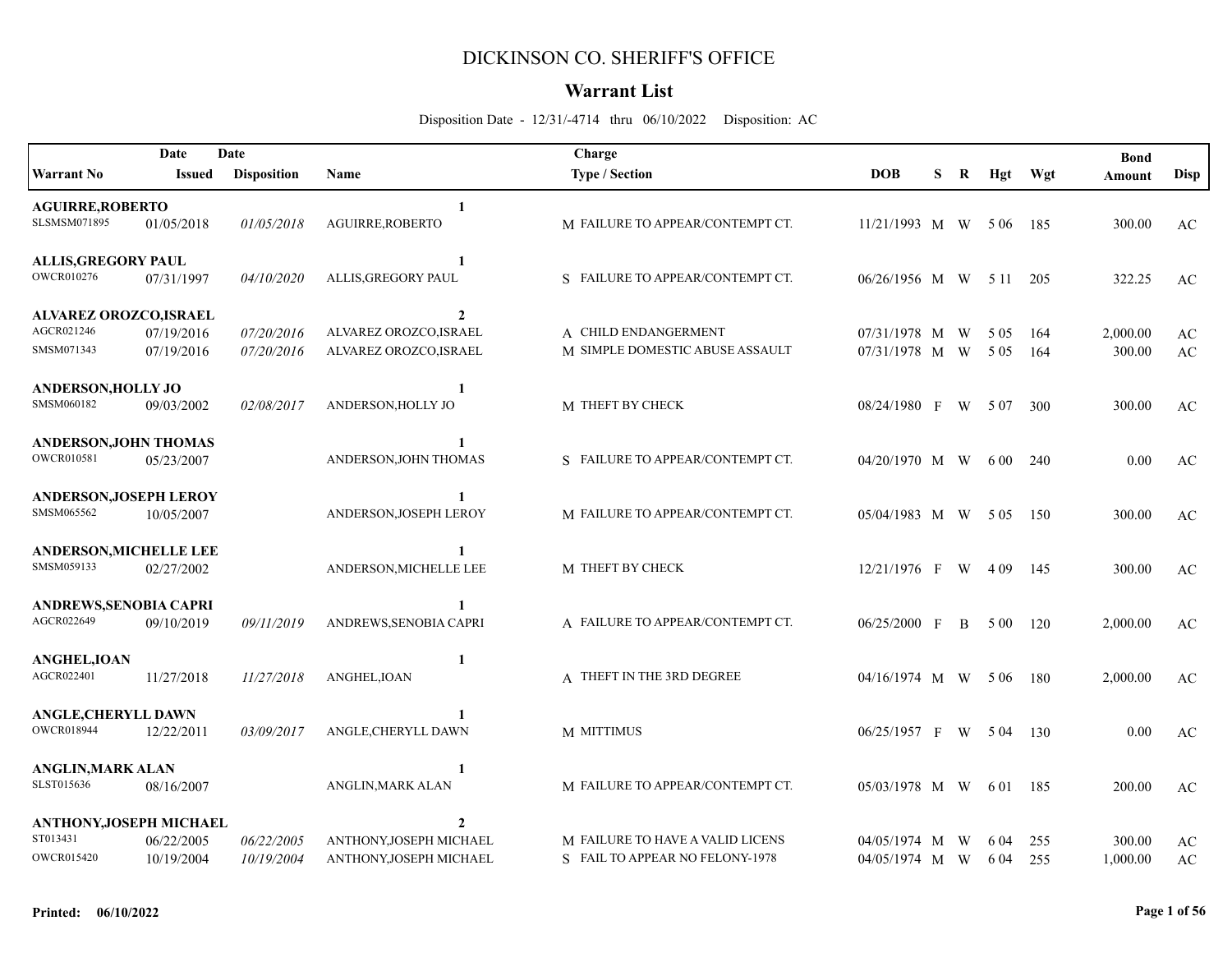# DICKINSON CO. SHERIFF'S OFFICE

## Warrant List

Disposition Date - 12/31/-4714 thru 06/10/2022 Disposition: AC

| Warrant No | Date Issued | Date Disposition | Name | Charge Type / Section | DOB | S | R | Hgt | Wgt | Bond Amount | Disp |
|---|---|---|---|---|---|---|---|---|---|---|---|
| **AGUIRRE,ROBERTO** | | | **1** | | | | | | | | |
| SLSMSM071895 | 01/05/2018 | *01/05/2018* | AGUIRRE,ROBERTO | M FAILURE TO APPEAR/CONTEMPT CT. | 11/21/1993 | M | W | 5 06 | 185 | 300.00 | AC |
| **ALLIS,GREGORY PAUL** | | | **1** | | | | | | | | |
| OWCR010276 | 07/31/1997 | *04/10/2020* | ALLIS,GREGORY PAUL | S FAILURE TO APPEAR/CONTEMPT CT. | 06/26/1956 | M | W | 5 11 | 205 | 322.25 | AC |
| **ALVAREZ OROZCO,ISRAEL** | | | **2** | | | | | | | | |
| AGCR021246 | 07/19/2016 | *07/20/2016* | ALVAREZ OROZCO,ISRAEL | A CHILD ENDANGERMENT | 07/31/1978 | M | W | 5 05 | 164 | 2,000.00 | AC |
| SMSM071343 | 07/19/2016 | *07/20/2016* | ALVAREZ OROZCO,ISRAEL | M SIMPLE DOMESTIC ABUSE ASSAULT | 07/31/1978 | M | W | 5 05 | 164 | 300.00 | AC |
| **ANDERSON,HOLLY JO** | | | **1** | | | | | | | | |
| SMSM060182 | 09/03/2002 | *02/08/2017* | ANDERSON,HOLLY JO | M THEFT BY CHECK | 08/24/1980 | F | W | 5 07 | 300 | 300.00 | AC |
| **ANDERSON,JOHN THOMAS** | | | **1** | | | | | | | | |
| OWCR010581 | 05/23/2007 | | ANDERSON,JOHN THOMAS | S FAILURE TO APPEAR/CONTEMPT CT. | 04/20/1970 | M | W | 6 00 | 240 | 0.00 | AC |
| **ANDERSON,JOSEPH LEROY** | | | **1** | | | | | | | | |
| SMSM065562 | 10/05/2007 | | ANDERSON,JOSEPH LEROY | M FAILURE TO APPEAR/CONTEMPT CT. | 05/04/1983 | M | W | 5 05 | 150 | 300.00 | AC |
| **ANDERSON,MICHELLE LEE** | | | **1** | | | | | | | | |
| SMSM059133 | 02/27/2002 | | ANDERSON,MICHELLE LEE | M THEFT BY CHECK | 12/21/1976 | F | W | 4 09 | 145 | 300.00 | AC |
| **ANDREWS,SENOBIA CAPRI** | | | **1** | | | | | | | | |
| AGCR022649 | 09/10/2019 | *09/11/2019* | ANDREWS,SENOBIA CAPRI | A FAILURE TO APPEAR/CONTEMPT CT. | 06/25/2000 | F | B | 5 00 | 120 | 2,000.00 | AC |
| **ANGHEL,IOAN** | | | **1** | | | | | | | | |
| AGCR022401 | 11/27/2018 | *11/27/2018* | ANGHEL,IOAN | A THEFT IN THE 3RD DEGREE | 04/16/1974 | M | W | 5 06 | 180 | 2,000.00 | AC |
| **ANGLE,CHERYLL DAWN** | | | **1** | | | | | | | | |
| OWCR018944 | 12/22/2011 | *03/09/2017* | ANGLE,CHERYLL DAWN | M MITTIMUS | 06/25/1957 | F | W | 5 04 | 130 | 0.00 | AC |
| **ANGLIN,MARK ALAN** | | | **1** | | | | | | | | |
| SLST015636 | 08/16/2007 | | ANGLIN,MARK ALAN | M FAILURE TO APPEAR/CONTEMPT CT. | 05/03/1978 | M | W | 6 01 | 185 | 200.00 | AC |
| **ANTHONY,JOSEPH MICHAEL** | | | **2** | | | | | | | | |
| ST013431 | 06/22/2005 | *06/22/2005* | ANTHONY,JOSEPH MICHAEL | M FAILURE TO HAVE A VALID LICENS | 04/05/1974 | M | W | 6 04 | 255 | 300.00 | AC |
| OWCR015420 | 10/19/2004 | *10/19/2004* | ANTHONY,JOSEPH MICHAEL | S FAIL TO APPEAR NO FELONY-1978 | 04/05/1974 | M | W | 6 04 | 255 | 1,000.00 | AC |

**Printed: 06/10/2022**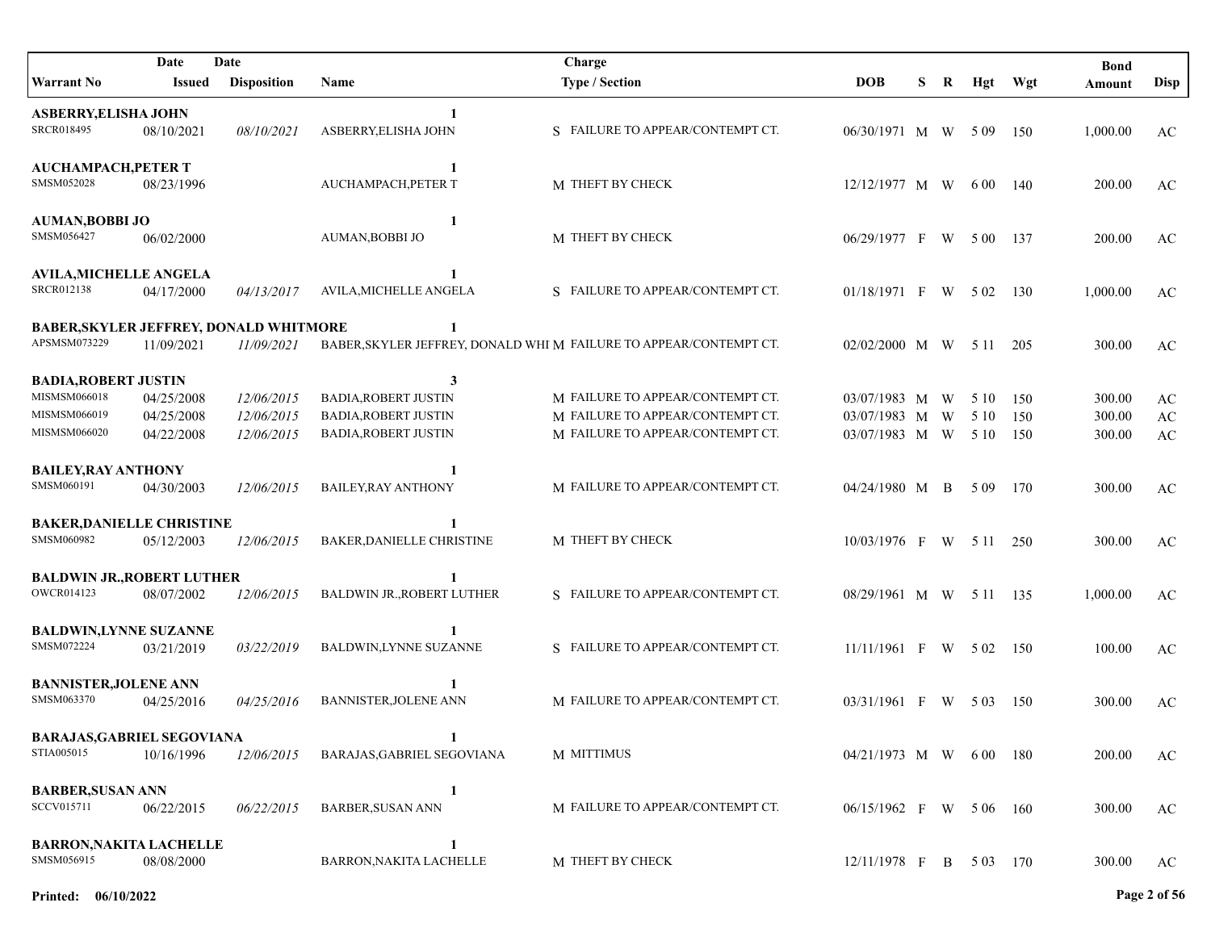| Warrant No | Date Issued | Date Disposition | Name | Charge Type / Section | DOB | S | R | Hgt | Wgt | Bond Amount | Disp |
|---|---|---|---|---|---|---|---|---|---|---|---|
| **ASBERRY,ELISHA JOHN** | | | **1** | | | | | | | | |
| SRCR018495 | 08/10/2021 | *08/10/2021* | ASBERRY,ELISHA JOHN | S FAILURE TO APPEAR/CONTEMPT CT. | 06/30/1971 | M | W | 5 09 | 150 | 1,000.00 | AC |
| **AUCHAMPACH,PETER T** | | | **1** | | | | | | | | |
| SMSM052028 | 08/23/1996 | | AUCHAMPACH,PETER T | M THEFT BY CHECK | 12/12/1977 | M | W | 6 00 | 140 | 200.00 | AC |
| **AUMAN,BOBBI JO** | | | **1** | | | | | | | | |
| SMSM056427 | 06/02/2000 | | AUMAN,BOBBI JO | M THEFT BY CHECK | 06/29/1977 | F | W | 5 00 | 137 | 200.00 | AC |
| **AVILA,MICHELLE ANGELA** | | | **1** | | | | | | | | |
| SRCR012138 | 04/17/2000 | *04/13/2017* | AVILA,MICHELLE ANGELA | S FAILURE TO APPEAR/CONTEMPT CT. | 01/18/1971 | F | W | 5 02 | 130 | 1,000.00 | AC |
| **BABER,SKYLER JEFFREY, DONALD WHITMORE** | | | **1** | | | | | | | | |
| APSMSM073229 | 11/09/2021 | *11/09/2021* | BABER,SKYLER JEFFREY, DONALD WHI | M FAILURE TO APPEAR/CONTEMPT CT. | 02/02/2000 | M | W | 5 11 | 205 | 300.00 | AC |
| **BADIA,ROBERT JUSTIN** | | | **3** | | | | | | | | |
| MISMSM066018 | 04/25/2008 | *12/06/2015* | BADIA,ROBERT JUSTIN | M FAILURE TO APPEAR/CONTEMPT CT. | 03/07/1983 | M | W | 5 10 | 150 | 300.00 | AC |
| MISMSM066019 | 04/25/2008 | *12/06/2015* | BADIA,ROBERT JUSTIN | M FAILURE TO APPEAR/CONTEMPT CT. | 03/07/1983 | M | W | 5 10 | 150 | 300.00 | AC |
| MISMSM066020 | 04/22/2008 | *12/06/2015* | BADIA,ROBERT JUSTIN | M FAILURE TO APPEAR/CONTEMPT CT. | 03/07/1983 | M | W | 5 10 | 150 | 300.00 | AC |
| **BAILEY,RAY ANTHONY** | | | **1** | | | | | | | | |
| SMSM060191 | 04/30/2003 | *12/06/2015* | BAILEY,RAY ANTHONY | M FAILURE TO APPEAR/CONTEMPT CT. | 04/24/1980 | M | B | 5 09 | 170 | 300.00 | AC |
| **BAKER,DANIELLE CHRISTINE** | | | **1** | | | | | | | | |
| SMSM060982 | 05/12/2003 | *12/06/2015* | BAKER,DANIELLE CHRISTINE | M THEFT BY CHECK | 10/03/1976 | F | W | 5 11 | 250 | 300.00 | AC |
| **BALDWIN JR.,ROBERT LUTHER** | | | **1** | | | | | | | | |
| OWCR014123 | 08/07/2002 | *12/06/2015* | BALDWIN JR.,ROBERT LUTHER | S FAILURE TO APPEAR/CONTEMPT CT. | 08/29/1961 | M | W | 5 11 | 135 | 1,000.00 | AC |
| **BALDWIN,LYNNE SUZANNE** | | | **1** | | | | | | | | |
| SMSM072224 | 03/21/2019 | *03/22/2019* | BALDWIN,LYNNE SUZANNE | S FAILURE TO APPEAR/CONTEMPT CT. | 11/11/1961 | F | W | 5 02 | 150 | 100.00 | AC |
| **BANNISTER,JOLENE ANN** | | | **1** | | | | | | | | |
| SMSM063370 | 04/25/2016 | *04/25/2016* | BANNISTER,JOLENE ANN | M FAILURE TO APPEAR/CONTEMPT CT. | 03/31/1961 | F | W | 5 03 | 150 | 300.00 | AC |
| **BARAJAS,GABRIEL SEGOVIANA** | | | **1** | | | | | | | | |
| STIA005015 | 10/16/1996 | *12/06/2015* | BARAJAS,GABRIEL SEGOVIANA | M MITTIMUS | 04/21/1973 | M | W | 6 00 | 180 | 200.00 | AC |
| **BARBER,SUSAN ANN** | | | **1** | | | | | | | | |
| SCCV015711 | 06/22/2015 | *06/22/2015* | BARBER,SUSAN ANN | M FAILURE TO APPEAR/CONTEMPT CT. | 06/15/1962 | F | W | 5 06 | 160 | 300.00 | AC |
| **BARRON,NAKITA LACHELLE** | | | **1** | | | | | | | | |
| SMSM056915 | 08/08/2000 | | BARRON,NAKITA LACHELLE | M THEFT BY CHECK | 12/11/1978 | F | B | 5 03 | 170 | 300.00 | AC |

**Printed: 06/10/2022**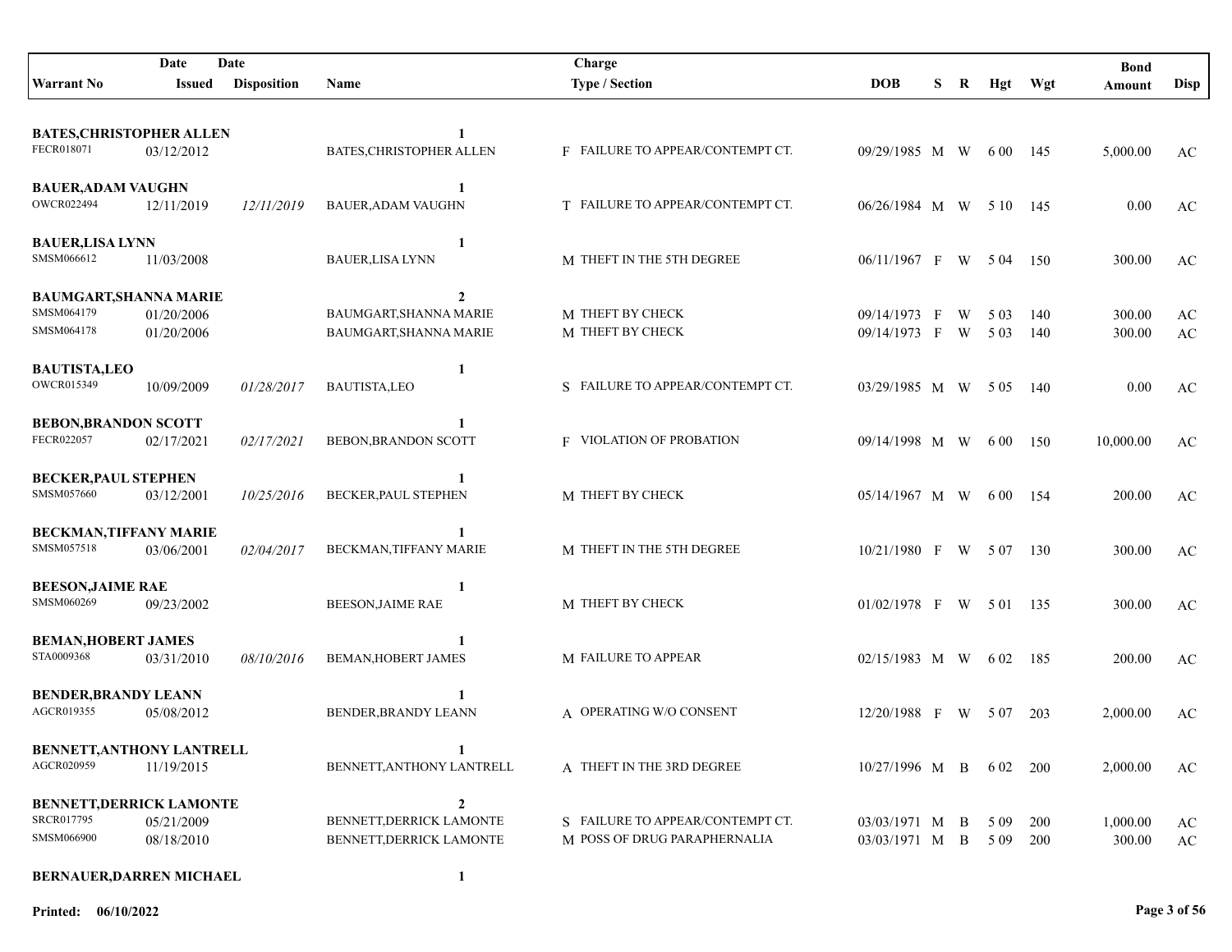| Warrant No | Date Issued | Date Disposition | Name | Charge Type / Section | DOB | S | R | Hgt | Wgt | Bond Amount | Disp |
|---|---|---|---|---|---|---|---|---|---|---|---|
| **BATES,CHRISTOPHER ALLEN** | | | **1** | | | | | | | | |
| FECR018071 | 03/12/2012 | | BATES,CHRISTOPHER ALLEN | F FAILURE TO APPEAR/CONTEMPT CT. | 09/29/1985 | M | W | 6 00 | 145 | 5,000.00 | AC |
| **BAUER,ADAM VAUGHN** | | | **1** | | | | | | | | |
| OWCR022494 | 12/11/2019 | *12/11/2019* | BAUER,ADAM VAUGHN | T FAILURE TO APPEAR/CONTEMPT CT. | 06/26/1984 | M | W | 5 10 | 145 | 0.00 | AC |
| **BAUER,LISA LYNN** | | | **1** | | | | | | | | |
| SMSM066612 | 11/03/2008 | | BAUER,LISA LYNN | M THEFT IN THE 5TH DEGREE | 06/11/1967 | F | W | 5 04 | 150 | 300.00 | AC |
| **BAUMGART,SHANNA MARIE** | | | **2** | | | | | | | | |
| SMSM064179 | 01/20/2006 | | BAUMGART,SHANNA MARIE | M THEFT BY CHECK | 09/14/1973 | F | W | 5 03 | 140 | 300.00 | AC |
| SMSM064178 | 01/20/2006 | | BAUMGART,SHANNA MARIE | M THEFT BY CHECK | 09/14/1973 | F | W | 5 03 | 140 | 300.00 | AC |
| **BAUTISTA,LEO** | | | **1** | | | | | | | | |
| OWCR015349 | 10/09/2009 | *01/28/2017* | BAUTISTA,LEO | S FAILURE TO APPEAR/CONTEMPT CT. | 03/29/1985 | M | W | 5 05 | 140 | 0.00 | AC |
| **BEBON,BRANDON SCOTT** | | | **1** | | | | | | | | |
| FECR022057 | 02/17/2021 | *02/17/2021* | BEBON,BRANDON SCOTT | F VIOLATION OF PROBATION | 09/14/1998 | M | W | 6 00 | 150 | 10,000.00 | AC |
| **BECKER,PAUL STEPHEN** | | | **1** | | | | | | | | |
| SMSM057660 | 03/12/2001 | *10/25/2016* | BECKER,PAUL STEPHEN | M THEFT BY CHECK | 05/14/1967 | M | W | 6 00 | 154 | 200.00 | AC |
| **BECKMAN,TIFFANY MARIE** | | | **1** | | | | | | | | |
| SMSM057518 | 03/06/2001 | *02/04/2017* | BECKMAN,TIFFANY MARIE | M THEFT IN THE 5TH DEGREE | 10/21/1980 | F | W | 5 07 | 130 | 300.00 | AC |
| **BEESON,JAIME RAE** | | | **1** | | | | | | | | |
| SMSM060269 | 09/23/2002 | | BEESON,JAIME RAE | M THEFT BY CHECK | 01/02/1978 | F | W | 5 01 | 135 | 300.00 | AC |
| **BEMAN,HOBERT JAMES** | | | **1** | | | | | | | | |
| STA0009368 | 03/31/2010 | *08/10/2016* | BEMAN,HOBERT JAMES | M FAILURE TO APPEAR | 02/15/1983 | M | W | 6 02 | 185 | 200.00 | AC |
| **BENDER,BRANDY LEANN** | | | **1** | | | | | | | | |
| AGCR019355 | 05/08/2012 | | BENDER,BRANDY LEANN | A OPERATING W/O CONSENT | 12/20/1988 | F | W | 5 07 | 203 | 2,000.00 | AC |
| **BENNETT,ANTHONY LANTRELL** | | | **1** | | | | | | | | |
| AGCR020959 | 11/19/2015 | | BENNETT,ANTHONY LANTRELL | A THEFT IN THE 3RD DEGREE | 10/27/1996 | M | B | 6 02 | 200 | 2,000.00 | AC |
| **BENNETT,DERRICK LAMONTE** | | | **2** | | | | | | | | |
| SRCR017795 | 05/21/2009 | | BENNETT,DERRICK LAMONTE | S FAILURE TO APPEAR/CONTEMPT CT. | 03/03/1971 | M | B | 5 09 | 200 | 1,000.00 | AC |
| SMSM066900 | 08/18/2010 | | BENNETT,DERRICK LAMONTE | M POSS OF DRUG PARAPHERNALIA | 03/03/1971 | M | B | 5 09 | 200 | 300.00 | AC |
| **BERNAUER,DARREN MICHAEL** | | | **1** | | | | | | | | |

**Printed: 06/10/2022**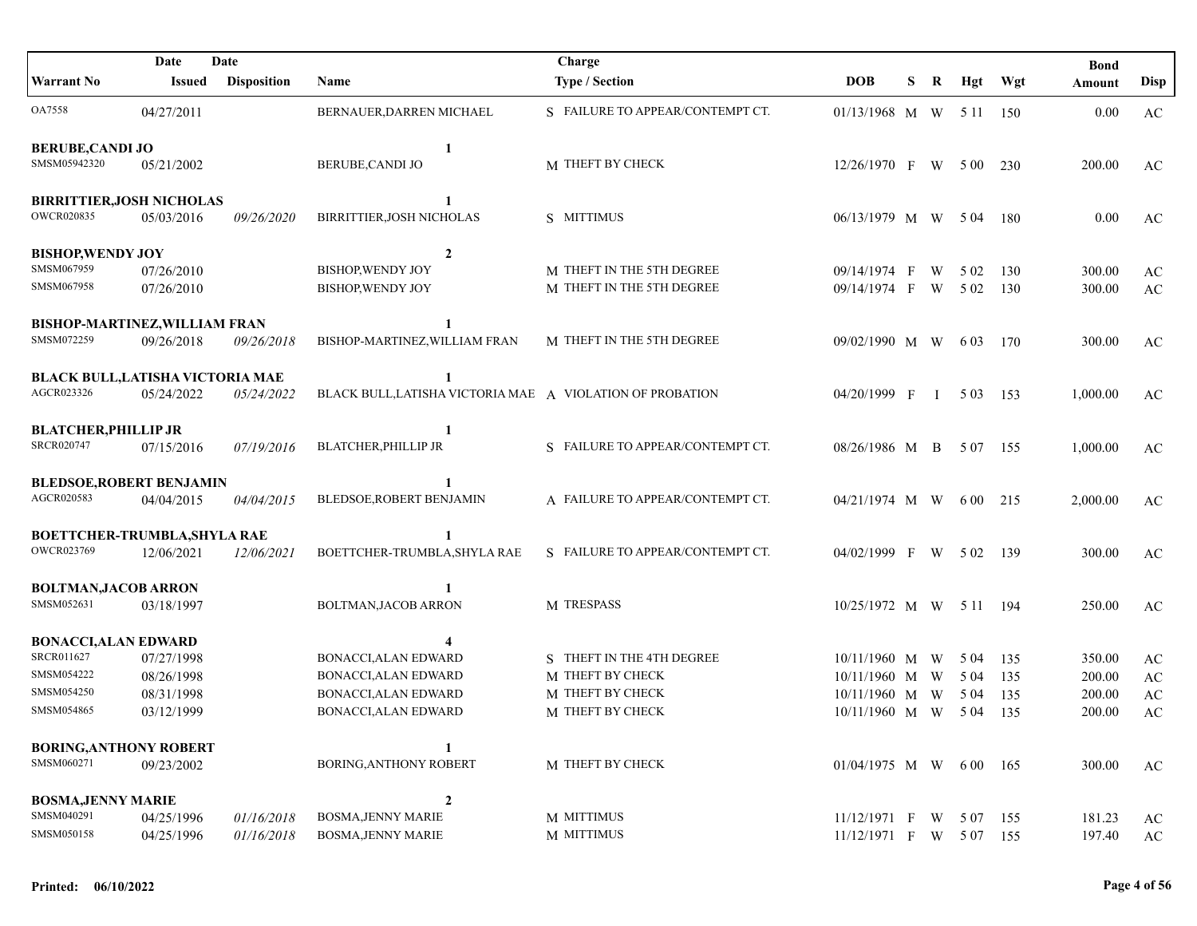| Warrant No | Date Issued | Date Disposition | Name | Charge Type / Section | DOB | S | R | Hgt | Wgt | Bond Amount | Disp |
|---|---|---|---|---|---|---|---|---|---|---|---|
| OA7558 | 04/27/2011 | | BERNAUER,DARREN MICHAEL | S FAILURE TO APPEAR/CONTEMPT CT. | 01/13/1968 | M | W | 5 11 | 150 | 0.00 | AC |
| **BERUBE,CANDI JO** | | | | **1** | | | | | | | |
| SMSM05942320 | 05/21/2002 | | BERUBE,CANDI JO | M THEFT BY CHECK | 12/26/1970 | F | W | 5 00 | 230 | 200.00 | AC |
| **BIRRITTIER,JOSH NICHOLAS** | | | | **1** | | | | | | | |
| OWCR020835 | 05/03/2016 | *09/26/2020* | BIRRITTIER,JOSH NICHOLAS | S MITTIMUS | 06/13/1979 | M | W | 5 04 | 180 | 0.00 | AC |
| **BISHOP,WENDY JOY** | | | | **2** | | | | | | | |
| SMSM067959 | 07/26/2010 | | BISHOP,WENDY JOY | M THEFT IN THE 5TH DEGREE | 09/14/1974 | F | W | 5 02 | 130 | 300.00 | AC |
| SMSM067958 | 07/26/2010 | | BISHOP,WENDY JOY | M THEFT IN THE 5TH DEGREE | 09/14/1974 | F | W | 5 02 | 130 | 300.00 | AC |
| **BISHOP-MARTINEZ,WILLIAM FRAN** | | | | **1** | | | | | | | |
| SMSM072259 | 09/26/2018 | *09/26/2018* | BISHOP-MARTINEZ,WILLIAM FRAN | M THEFT IN THE 5TH DEGREE | 09/02/1990 | M | W | 6 03 | 170 | 300.00 | AC |
| **BLACK BULL,LATISHA VICTORIA MAE** | | | | **1** | | | | | | | |
| AGCR023326 | 05/24/2022 | *05/24/2022* | BLACK BULL,LATISHA VICTORIA MAE | A VIOLATION OF PROBATION | 04/20/1999 | F | I | 5 03 | 153 | 1,000.00 | AC |
| **BLATCHER,PHILLIP JR** | | | | **1** | | | | | | | |
| SRCR020747 | 07/15/2016 | *07/19/2016* | BLATCHER,PHILLIP JR | S FAILURE TO APPEAR/CONTEMPT CT. | 08/26/1986 | M | B | 5 07 | 155 | 1,000.00 | AC |
| **BLEDSOE,ROBERT BENJAMIN** | | | | **1** | | | | | | | |
| AGCR020583 | 04/04/2015 | *04/04/2015* | BLEDSOE,ROBERT BENJAMIN | A FAILURE TO APPEAR/CONTEMPT CT. | 04/21/1974 | M | W | 6 00 | 215 | 2,000.00 | AC |
| **BOETTCHER-TRUMBLA,SHYLA RAE** | | | | **1** | | | | | | | |
| OWCR023769 | 12/06/2021 | *12/06/2021* | BOETTCHER-TRUMBLA,SHYLA RAE | S FAILURE TO APPEAR/CONTEMPT CT. | 04/02/1999 | F | W | 5 02 | 139 | 300.00 | AC |
| **BOLTMAN,JACOB ARRON** | | | | **1** | | | | | | | |
| SMSM052631 | 03/18/1997 | | BOLTMAN,JACOB ARRON | M TRESPASS | 10/25/1972 | M | W | 5 11 | 194 | 250.00 | AC |
| **BONACCI,ALAN EDWARD** | | | | **4** | | | | | | | |
| SRCR011627 | 07/27/1998 | | BONACCI,ALAN EDWARD | S THEFT IN THE 4TH DEGREE | 10/11/1960 | M | W | 5 04 | 135 | 350.00 | AC |
| SMSM054222 | 08/26/1998 | | BONACCI,ALAN EDWARD | M THEFT BY CHECK | 10/11/1960 | M | W | 5 04 | 135 | 200.00 | AC |
| SMSM054250 | 08/31/1998 | | BONACCI,ALAN EDWARD | M THEFT BY CHECK | 10/11/1960 | M | W | 5 04 | 135 | 200.00 | AC |
| SMSM054865 | 03/12/1999 | | BONACCI,ALAN EDWARD | M THEFT BY CHECK | 10/11/1960 | M | W | 5 04 | 135 | 200.00 | AC |
| **BORING,ANTHONY ROBERT** | | | | **1** | | | | | | | |
| SMSM060271 | 09/23/2002 | | BORING,ANTHONY ROBERT | M THEFT BY CHECK | 01/04/1975 | M | W | 6 00 | 165 | 300.00 | AC |
| **BOSMA,JENNY MARIE** | | | | **2** | | | | | | | |
| SMSM040291 | 04/25/1996 | *01/16/2018* | BOSMA,JENNY MARIE | M MITTIMUS | 11/12/1971 | F | W | 5 07 | 155 | 181.23 | AC |
| SMSM050158 | 04/25/1996 | *01/16/2018* | BOSMA,JENNY MARIE | M MITTIMUS | 11/12/1971 | F | W | 5 07 | 155 | 197.40 | AC |

**Printed: 06/10/2022**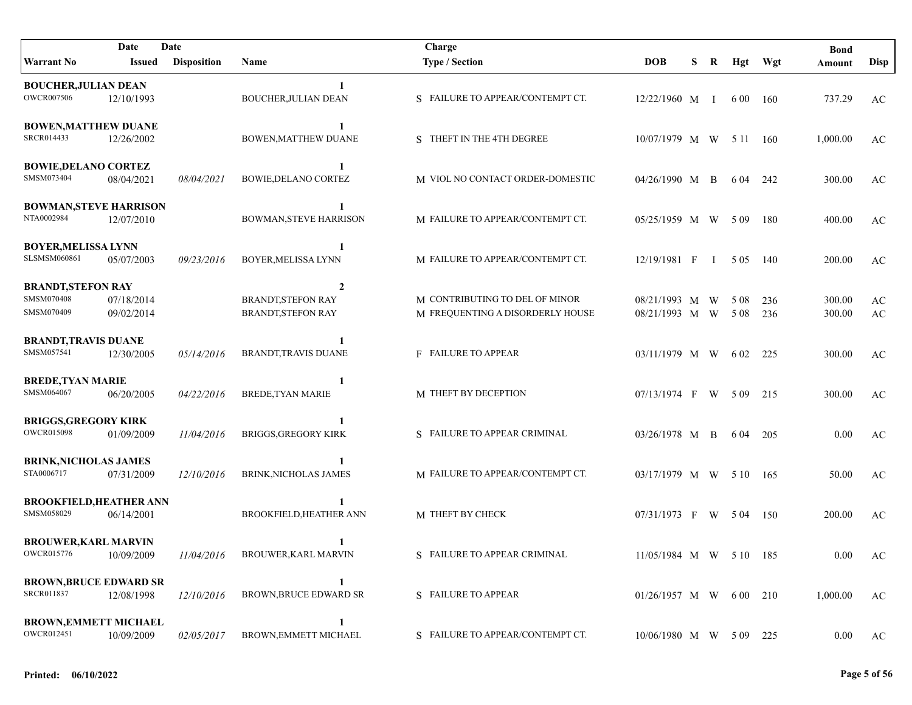| Warrant No | Date Issued | Date Disposition | Name | Charge Type / Section | DOB | S | R | Hgt | Wgt | Bond Amount | Disp |
|---|---|---|---|---|---|---|---|---|---|---|---|
| **BOUCHER,JULIAN DEAN** | | | **1** | | | | | | | | |
| OWCR007506 | 12/10/1993 | | BOUCHER,JULIAN DEAN | S FAILURE TO APPEAR/CONTEMPT CT. | 12/22/1960 | M | I | 6 00 | 160 | 737.29 | AC |
| **BOWEN,MATTHEW DUANE** | | | **1** | | | | | | | | |
| SRCR014433 | 12/26/2002 | | BOWEN,MATTHEW DUANE | S THEFT IN THE 4TH DEGREE | 10/07/1979 | M | W | 5 11 | 160 | 1,000.00 | AC |
| **BOWIE,DELANO CORTEZ** | | | **1** | | | | | | | | |
| SMSM073404 | 08/04/2021 | *08/04/2021* | BOWIE,DELANO CORTEZ | M VIOL NO CONTACT ORDER-DOMESTIC | 04/26/1990 | M | B | 6 04 | 242 | 300.00 | AC |
| **BOWMAN,STEVE HARRISON** | | | **1** | | | | | | | | |
| NTA0002984 | 12/07/2010 | | BOWMAN,STEVE HARRISON | M FAILURE TO APPEAR/CONTEMPT CT. | 05/25/1959 | M | W | 5 09 | 180 | 400.00 | AC |
| **BOYER,MELISSA LYNN** | | | **1** | | | | | | | | |
| SLSMSM060861 | 05/07/2003 | *09/23/2016* | BOYER,MELISSA LYNN | M FAILURE TO APPEAR/CONTEMPT CT. | 12/19/1981 | F | I | 5 05 | 140 | 200.00 | AC |
| **BRANDT,STEFON RAY** | | | **2** | | | | | | | | |
| SMSM070408 | 07/18/2014 | | BRANDT,STEFON RAY | M CONTRIBUTING TO DEL OF MINOR | 08/21/1993 | M | W | 5 08 | 236 | 300.00 | AC |
| SMSM070409 | 09/02/2014 | | BRANDT,STEFON RAY | M FREQUENTING A DISORDERLY HOUSE | 08/21/1993 | M | W | 5 08 | 236 | 300.00 | AC |
| **BRANDT,TRAVIS DUANE** | | | **1** | | | | | | | | |
| SMSM057541 | 12/30/2005 | *05/14/2016* | BRANDT,TRAVIS DUANE | F FAILURE TO APPEAR | 03/11/1979 | M | W | 6 02 | 225 | 300.00 | AC |
| **BREDE,TYAN MARIE** | | | **1** | | | | | | | | |
| SMSM064067 | 06/20/2005 | *04/22/2016* | BREDE,TYAN MARIE | M THEFT BY DECEPTION | 07/13/1974 | F | W | 5 09 | 215 | 300.00 | AC |
| **BRIGGS,GREGORY KIRK** | | | **1** | | | | | | | | |
| OWCR015098 | 01/09/2009 | *11/04/2016* | BRIGGS,GREGORY KIRK | S FAILURE TO APPEAR CRIMINAL | 03/26/1978 | M | B | 6 04 | 205 | 0.00 | AC |
| **BRINK,NICHOLAS JAMES** | | | **1** | | | | | | | | |
| STA0006717 | 07/31/2009 | *12/10/2016* | BRINK,NICHOLAS JAMES | M FAILURE TO APPEAR/CONTEMPT CT. | 03/17/1979 | M | W | 5 10 | 165 | 50.00 | AC |
| **BROOKFIELD,HEATHER ANN** | | | **1** | | | | | | | | |
| SMSM058029 | 06/14/2001 | | BROOKFIELD,HEATHER ANN | M THEFT BY CHECK | 07/31/1973 | F | W | 5 04 | 150 | 200.00 | AC |
| **BROUWER,KARL MARVIN** | | | **1** | | | | | | | | |
| OWCR015776 | 10/09/2009 | *11/04/2016* | BROUWER,KARL MARVIN | S FAILURE TO APPEAR CRIMINAL | 11/05/1984 | M | W | 5 10 | 185 | 0.00 | AC |
| **BROWN,BRUCE EDWARD SR** | | | **1** | | | | | | | | |
| SRCR011837 | 12/08/1998 | *12/10/2016* | BROWN,BRUCE EDWARD SR | S FAILURE TO APPEAR | 01/26/1957 | M | W | 6 00 | 210 | 1,000.00 | AC |
| **BROWN,EMMETT MICHAEL** | | | **1** | | | | | | | | |
| OWCR012451 | 10/09/2009 | *02/05/2017* | BROWN,EMMETT MICHAEL | S FAILURE TO APPEAR/CONTEMPT CT. | 10/06/1980 | M | W | 5 09 | 225 | 0.00 | AC |

**Printed: 06/10/2022**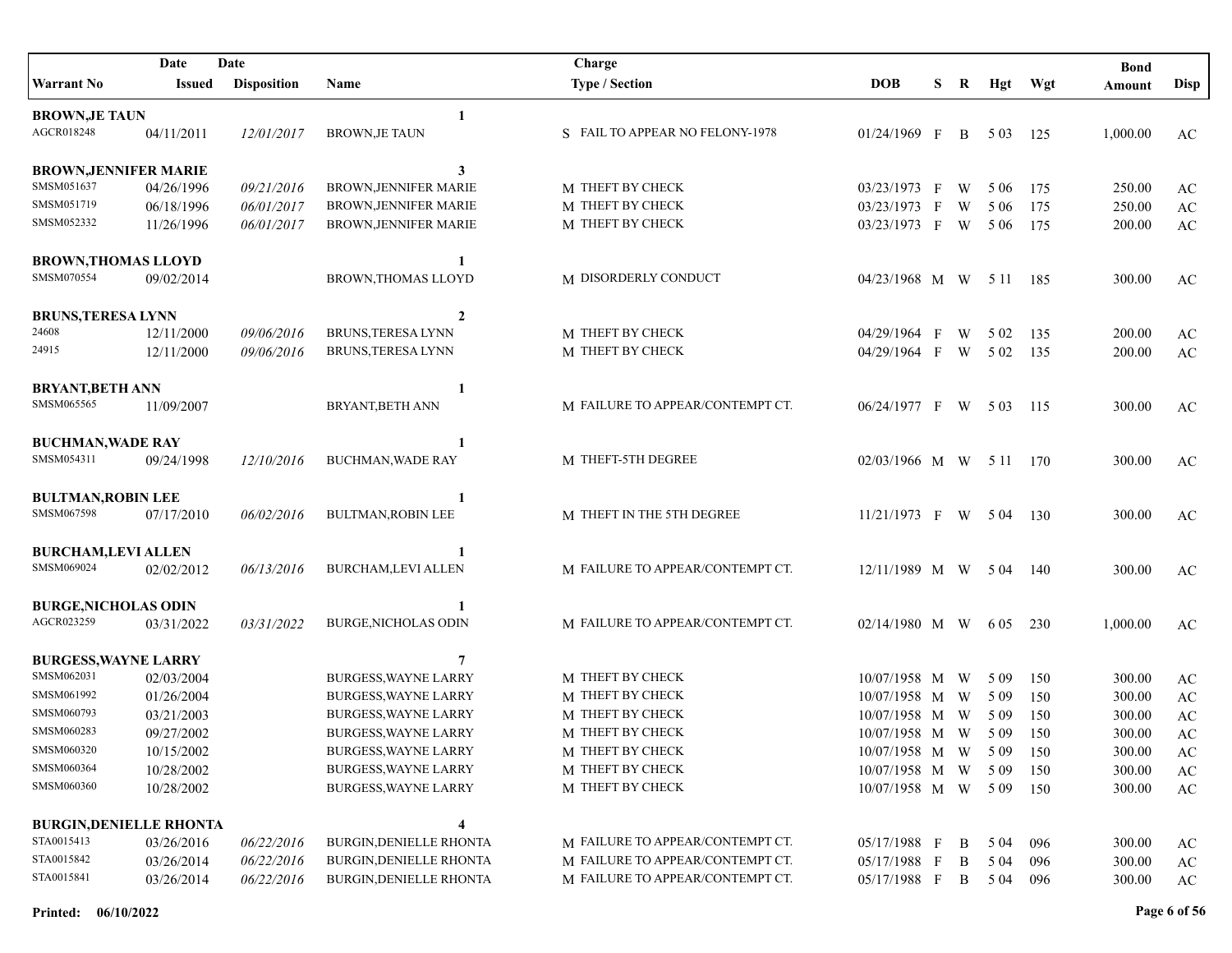| Warrant No | Date Issued | Date Disposition | Name | Charge Type / Section | DOB | S | R | Hgt | Wgt | Bond Amount | Disp |
|---|---|---|---|---|---|---|---|---|---|---|---|
| **BROWN,JE TAUN** | | | **1** | | | | | | | | |
| AGCR018248 | 04/11/2011 | *12/01/2017* | BROWN,JE TAUN | S FAIL TO APPEAR NO FELONY-1978 | 01/24/1969 | F | B | 5 03 | 125 | 1,000.00 | AC |
| **BROWN,JENNIFER MARIE** | | | **3** | | | | | | | | |
| SMSM051637 | 04/26/1996 | *09/21/2016* | BROWN,JENNIFER MARIE | M THEFT BY CHECK | 03/23/1973 | F | W | 5 06 | 175 | 250.00 | AC |
| SMSM051719 | 06/18/1996 | *06/01/2017* | BROWN,JENNIFER MARIE | M THEFT BY CHECK | 03/23/1973 | F | W | 5 06 | 175 | 250.00 | AC |
| SMSM052332 | 11/26/1996 | *06/01/2017* | BROWN,JENNIFER MARIE | M THEFT BY CHECK | 03/23/1973 | F | W | 5 06 | 175 | 200.00 | AC |
| **BROWN,THOMAS LLOYD** | | | **1** | | | | | | | | |
| SMSM070554 | 09/02/2014 | | BROWN,THOMAS LLOYD | M DISORDERLY CONDUCT | 04/23/1968 | M | W | 5 11 | 185 | 300.00 | AC |
| **BRUNS,TERESA LYNN** | | | **2** | | | | | | | | |
| 24608 | 12/11/2000 | *09/06/2016* | BRUNS,TERESA LYNN | M THEFT BY CHECK | 04/29/1964 | F | W | 5 02 | 135 | 200.00 | AC |
| 24915 | 12/11/2000 | *09/06/2016* | BRUNS,TERESA LYNN | M THEFT BY CHECK | 04/29/1964 | F | W | 5 02 | 135 | 200.00 | AC |
| **BRYANT,BETH ANN** | | | **1** | | | | | | | | |
| SMSM065565 | 11/09/2007 | | BRYANT,BETH ANN | M FAILURE TO APPEAR/CONTEMPT CT. | 06/24/1977 | F | W | 5 03 | 115 | 300.00 | AC |
| **BUCHMAN,WADE RAY** | | | **1** | | | | | | | | |
| SMSM054311 | 09/24/1998 | *12/10/2016* | BUCHMAN,WADE RAY | M THEFT-5TH DEGREE | 02/03/1966 | M | W | 5 11 | 170 | 300.00 | AC |
| **BULTMAN,ROBIN LEE** | | | **1** | | | | | | | | |
| SMSM067598 | 07/17/2010 | *06/02/2016* | BULTMAN,ROBIN LEE | M THEFT IN THE 5TH DEGREE | 11/21/1973 | F | W | 5 04 | 130 | 300.00 | AC |
| **BURCHAM,LEVI ALLEN** | | | **1** | | | | | | | | |
| SMSM069024 | 02/02/2012 | *06/13/2016* | BURCHAM,LEVI ALLEN | M FAILURE TO APPEAR/CONTEMPT CT. | 12/11/1989 | M | W | 5 04 | 140 | 300.00 | AC |
| **BURGE,NICHOLAS ODIN** | | | **1** | | | | | | | | |
| AGCR023259 | 03/31/2022 | *03/31/2022* | BURGE,NICHOLAS ODIN | M FAILURE TO APPEAR/CONTEMPT CT. | 02/14/1980 | M | W | 6 05 | 230 | 1,000.00 | AC |
| **BURGESS,WAYNE LARRY** | | | **7** | | | | | | | | |
| SMSM062031 | 02/03/2004 | | BURGESS,WAYNE LARRY | M THEFT BY CHECK | 10/07/1958 | M | W | 5 09 | 150 | 300.00 | AC |
| SMSM061992 | 01/26/2004 | | BURGESS,WAYNE LARRY | M THEFT BY CHECK | 10/07/1958 | M | W | 5 09 | 150 | 300.00 | AC |
| SMSM060793 | 03/21/2003 | | BURGESS,WAYNE LARRY | M THEFT BY CHECK | 10/07/1958 | M | W | 5 09 | 150 | 300.00 | AC |
| SMSM060283 | 09/27/2002 | | BURGESS,WAYNE LARRY | M THEFT BY CHECK | 10/07/1958 | M | W | 5 09 | 150 | 300.00 | AC |
| SMSM060320 | 10/15/2002 | | BURGESS,WAYNE LARRY | M THEFT BY CHECK | 10/07/1958 | M | W | 5 09 | 150 | 300.00 | AC |
| SMSM060364 | 10/28/2002 | | BURGESS,WAYNE LARRY | M THEFT BY CHECK | 10/07/1958 | M | W | 5 09 | 150 | 300.00 | AC |
| SMSM060360 | 10/28/2002 | | BURGESS,WAYNE LARRY | M THEFT BY CHECK | 10/07/1958 | M | W | 5 09 | 150 | 300.00 | AC |
| **BURGIN,DENIELLE RHONTA** | | | **4** | | | | | | | | |
| STA0015413 | 03/26/2016 | *06/22/2016* | BURGIN,DENIELLE RHONTA | M FAILURE TO APPEAR/CONTEMPT CT. | 05/17/1988 | F | B | 5 04 | 096 | 300.00 | AC |
| STA0015842 | 03/26/2014 | *06/22/2016* | BURGIN,DENIELLE RHONTA | M FAILURE TO APPEAR/CONTEMPT CT. | 05/17/1988 | F | B | 5 04 | 096 | 300.00 | AC |
| STA0015841 | 03/26/2014 | *06/22/2016* | BURGIN,DENIELLE RHONTA | M FAILURE TO APPEAR/CONTEMPT CT. | 05/17/1988 | F | B | 5 04 | 096 | 300.00 | AC |

**Printed: 06/10/2022**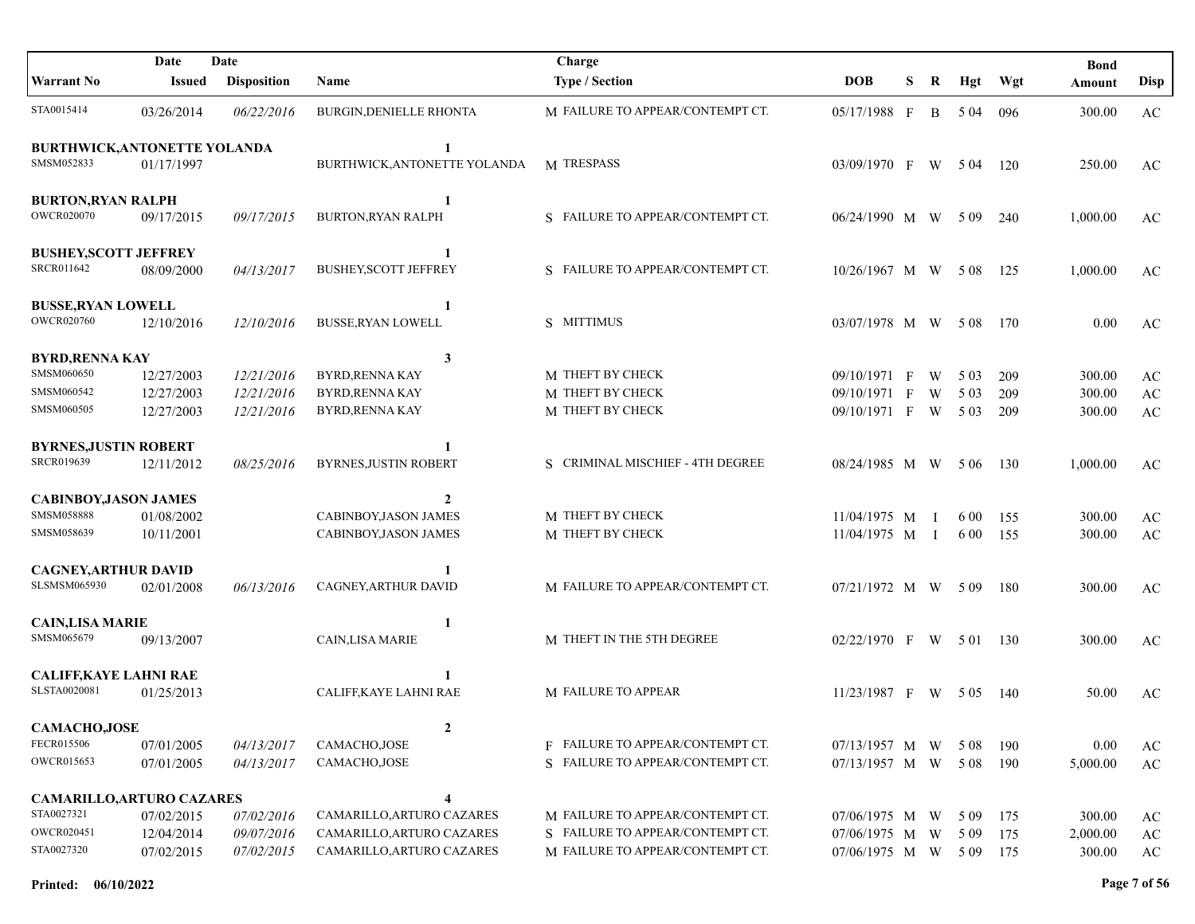| Warrant No | Date Issued | Date Disposition | Name | Charge Type / Section | DOB | S | R | Hgt | Wgt | Bond Amount | Disp |
|---|---|---|---|---|---|---|---|---|---|---|---|
| STA0015414 | 03/26/2014 | *06/22/2016* | BURGIN,DENIELLE RHONTA | M FAILURE TO APPEAR/CONTEMPT CT. | 05/17/1988 | F | B | 5 04 | 096 | 300.00 | AC |
| **BURTHWICK,ANTONETTE YOLANDA** | | | **1** | | | | | | | | |
| SMSM052833 | 01/17/1997 | | BURTHWICK,ANTONETTE YOLANDA | M TRESPASS | 03/09/1970 | F | W | 5 04 | 120 | 250.00 | AC |
| **BURTON,RYAN RALPH** | | | **1** | | | | | | | | |
| OWCR020070 | 09/17/2015 | *09/17/2015* | BURTON,RYAN RALPH | S FAILURE TO APPEAR/CONTEMPT CT. | 06/24/1990 | M | W | 5 09 | 240 | 1,000.00 | AC |
| **BUSHEY,SCOTT JEFFREY** | | | **1** | | | | | | | | |
| SRCR011642 | 08/09/2000 | *04/13/2017* | BUSHEY,SCOTT JEFFREY | S FAILURE TO APPEAR/CONTEMPT CT. | 10/26/1967 | M | W | 5 08 | 125 | 1,000.00 | AC |
| **BUSSE,RYAN LOWELL** | | | **1** | | | | | | | | |
| OWCR020760 | 12/10/2016 | *12/10/2016* | BUSSE,RYAN LOWELL | S MITTIMUS | 03/07/1978 | M | W | 5 08 | 170 | 0.00 | AC |
| **BYRD,RENNA KAY** | | | **3** | | | | | | | | |
| SMSM060650 | 12/27/2003 | *12/21/2016* | BYRD,RENNA KAY | M THEFT BY CHECK | 09/10/1971 | F | W | 5 03 | 209 | 300.00 | AC |
| SMSM060542 | 12/27/2003 | *12/21/2016* | BYRD,RENNA KAY | M THEFT BY CHECK | 09/10/1971 | F | W | 5 03 | 209 | 300.00 | AC |
| SMSM060505 | 12/27/2003 | *12/21/2016* | BYRD,RENNA KAY | M THEFT BY CHECK | 09/10/1971 | F | W | 5 03 | 209 | 300.00 | AC |
| **BYRNES,JUSTIN ROBERT** | | | **1** | | | | | | | | |
| SRCR019639 | 12/11/2012 | *08/25/2016* | BYRNES,JUSTIN ROBERT | S CRIMINAL MISCHIEF - 4TH DEGREE | 08/24/1985 | M | W | 5 06 | 130 | 1,000.00 | AC |
| **CABINBOY,JASON JAMES** | | | **2** | | | | | | | | |
| SMSM058888 | 01/08/2002 | | CABINBOY,JASON JAMES | M THEFT BY CHECK | 11/04/1975 | M | I | 6 00 | 155 | 300.00 | AC |
| SMSM058639 | 10/11/2001 | | CABINBOY,JASON JAMES | M THEFT BY CHECK | 11/04/1975 | M | I | 6 00 | 155 | 300.00 | AC |
| **CAGNEY,ARTHUR DAVID** | | | **1** | | | | | | | | |
| SLSMSM065930 | 02/01/2008 | *06/13/2016* | CAGNEY,ARTHUR DAVID | M FAILURE TO APPEAR/CONTEMPT CT. | 07/21/1972 | M | W | 5 09 | 180 | 300.00 | AC |
| **CAIN,LISA MARIE** | | | **1** | | | | | | | | |
| SMSM065679 | 09/13/2007 | | CAIN,LISA MARIE | M THEFT IN THE 5TH DEGREE | 02/22/1970 | F | W | 5 01 | 130 | 300.00 | AC |
| **CALIFF,KAYE LAHNI RAE** | | | **1** | | | | | | | | |
| SLSTA0020081 | 01/25/2013 | | CALIFF,KAYE LAHNI RAE | M FAILURE TO APPEAR | 11/23/1987 | F | W | 5 05 | 140 | 50.00 | AC |
| **CAMACHO,JOSE** | | | **2** | | | | | | | | |
| FECR015506 | 07/01/2005 | *04/13/2017* | CAMACHO,JOSE | F FAILURE TO APPEAR/CONTEMPT CT. | 07/13/1957 | M | W | 5 08 | 190 | 0.00 | AC |
| OWCR015653 | 07/01/2005 | *04/13/2017* | CAMACHO,JOSE | S FAILURE TO APPEAR/CONTEMPT CT. | 07/13/1957 | M | W | 5 08 | 190 | 5,000.00 | AC |
| **CAMARILLO,ARTURO CAZARES** | | | **4** | | | | | | | | |
| STA0027321 | 07/02/2015 | *07/02/2016* | CAMARILLO,ARTURO CAZARES | M FAILURE TO APPEAR/CONTEMPT CT. | 07/06/1975 | M | W | 5 09 | 175 | 300.00 | AC |
| OWCR020451 | 12/04/2014 | *09/07/2016* | CAMARILLO,ARTURO CAZARES | S FAILURE TO APPEAR/CONTEMPT CT. | 07/06/1975 | M | W | 5 09 | 175 | 2,000.00 | AC |
| STA0027320 | 07/02/2015 | *07/02/2015* | CAMARILLO,ARTURO CAZARES | M FAILURE TO APPEAR/CONTEMPT CT. | 07/06/1975 | M | W | 5 09 | 175 | 300.00 | AC |

**Printed: 06/10/2022**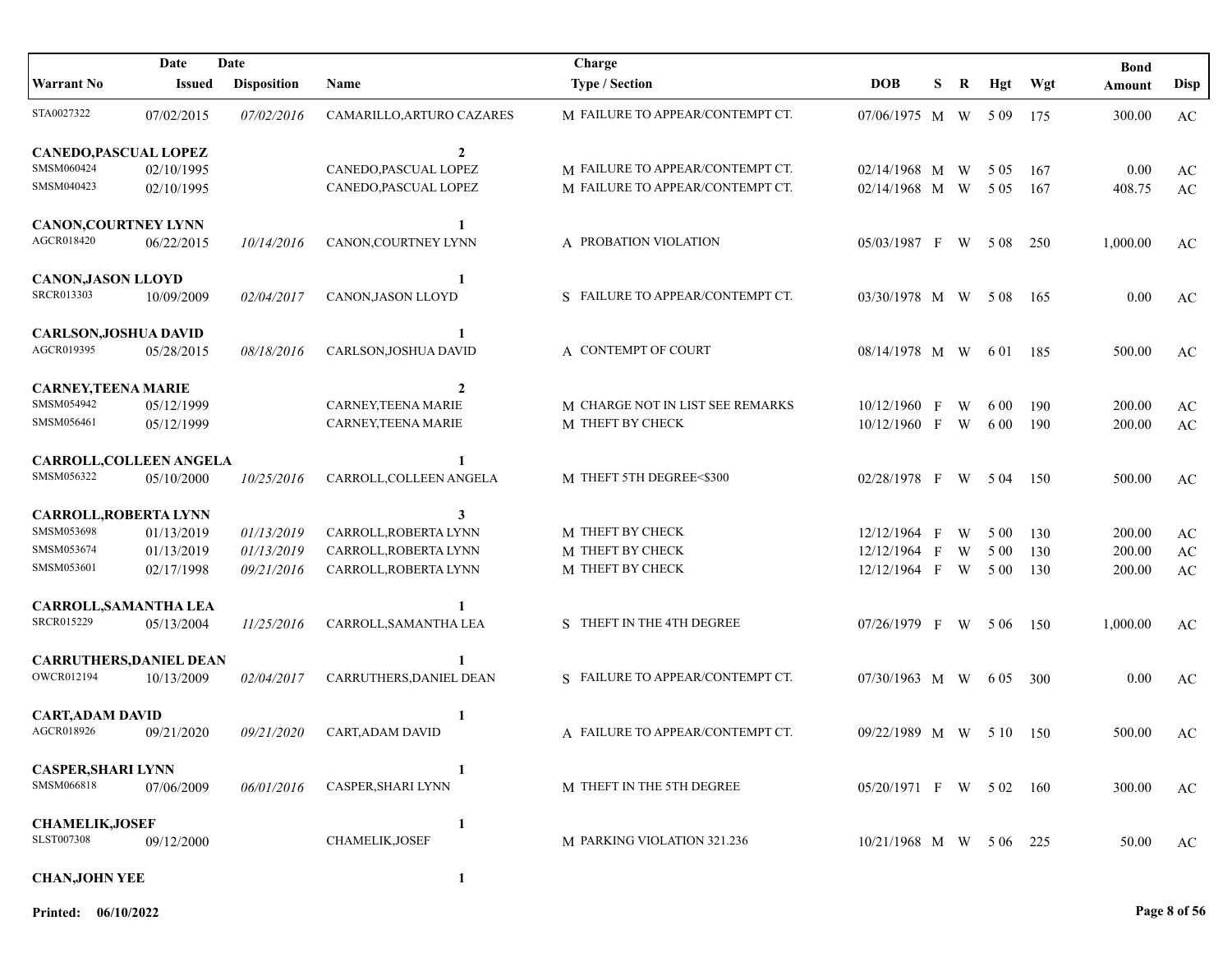| Warrant No | Date Issued | Date Disposition | Name | Charge Type / Section | DOB | S | R | Hgt | Wgt | Bond Amount | Disp |
|---|---|---|---|---|---|---|---|---|---|---|---|
| STA0027322 | 07/02/2015 | *07/02/2016* | CAMARILLO,ARTURO CAZARES | M FAILURE TO APPEAR/CONTEMPT CT. | 07/06/1975 | M | W | 5 09 | 175 | 300.00 | AC |
| **CANEDO,PASCUAL LOPEZ** | | | **2** | | | | | | | | |
| SMSM060424 | 02/10/1995 | | CANEDO,PASCUAL LOPEZ | M FAILURE TO APPEAR/CONTEMPT CT. | 02/14/1968 | M | W | 5 05 | 167 | 0.00 | AC |
| SMSM040423 | 02/10/1995 | | CANEDO,PASCUAL LOPEZ | M FAILURE TO APPEAR/CONTEMPT CT. | 02/14/1968 | M | W | 5 05 | 167 | 408.75 | AC |
| **CANON,COURTNEY LYNN** | | | **1** | | | | | | | | |
| AGCR018420 | 06/22/2015 | *10/14/2016* | CANON,COURTNEY LYNN | A PROBATION VIOLATION | 05/03/1987 | F | W | 5 08 | 250 | 1,000.00 | AC |
| **CANON,JASON LLOYD** | | | **1** | | | | | | | | |
| SRCR013303 | 10/09/2009 | *02/04/2017* | CANON,JASON LLOYD | S FAILURE TO APPEAR/CONTEMPT CT. | 03/30/1978 | M | W | 5 08 | 165 | 0.00 | AC |
| **CARLSON,JOSHUA DAVID** | | | **1** | | | | | | | | |
| AGCR019395 | 05/28/2015 | *08/18/2016* | CARLSON,JOSHUA DAVID | A CONTEMPT OF COURT | 08/14/1978 | M | W | 6 01 | 185 | 500.00 | AC |
| **CARNEY,TEENA MARIE** | | | **2** | | | | | | | | |
| SMSM054942 | 05/12/1999 | | CARNEY,TEENA MARIE | M CHARGE NOT IN LIST SEE REMARKS | 10/12/1960 | F | W | 6 00 | 190 | 200.00 | AC |
| SMSM056461 | 05/12/1999 | | CARNEY,TEENA MARIE | M THEFT BY CHECK | 10/12/1960 | F | W | 6 00 | 190 | 200.00 | AC |
| **CARROLL,COLLEEN ANGELA** | | | **1** | | | | | | | | |
| SMSM056322 | 05/10/2000 | *10/25/2016* | CARROLL,COLLEEN ANGELA | M THEFT 5TH DEGREE<$300 | 02/28/1978 | F | W | 5 04 | 150 | 500.00 | AC |
| **CARROLL,ROBERTA LYNN** | | | **3** | | | | | | | | |
| SMSM053698 | 01/13/2019 | *01/13/2019* | CARROLL,ROBERTA LYNN | M THEFT BY CHECK | 12/12/1964 | F | W | 5 00 | 130 | 200.00 | AC |
| SMSM053674 | 01/13/2019 | *01/13/2019* | CARROLL,ROBERTA LYNN | M THEFT BY CHECK | 12/12/1964 | F | W | 5 00 | 130 | 200.00 | AC |
| SMSM053601 | 02/17/1998 | *09/21/2016* | CARROLL,ROBERTA LYNN | M THEFT BY CHECK | 12/12/1964 | F | W | 5 00 | 130 | 200.00 | AC |
| **CARROLL,SAMANTHA LEA** | | | **1** | | | | | | | | |
| SRCR015229 | 05/13/2004 | *11/25/2016* | CARROLL,SAMANTHA LEA | S THEFT IN THE 4TH DEGREE | 07/26/1979 | F | W | 5 06 | 150 | 1,000.00 | AC |
| **CARRUTHERS,DANIEL DEAN** | | | **1** | | | | | | | | |
| OWCR012194 | 10/13/2009 | *02/04/2017* | CARRUTHERS,DANIEL DEAN | S FAILURE TO APPEAR/CONTEMPT CT. | 07/30/1963 | M | W | 6 05 | 300 | 0.00 | AC |
| **CART,ADAM DAVID** | | | **1** | | | | | | | | |
| AGCR018926 | 09/21/2020 | *09/21/2020* | CART,ADAM DAVID | A FAILURE TO APPEAR/CONTEMPT CT. | 09/22/1989 | M | W | 5 10 | 150 | 500.00 | AC |
| **CASPER,SHARI LYNN** | | | **1** | | | | | | | | |
| SMSM066818 | 07/06/2009 | *06/01/2016* | CASPER,SHARI LYNN | M THEFT IN THE 5TH DEGREE | 05/20/1971 | F | W | 5 02 | 160 | 300.00 | AC |
| **CHAMELIK,JOSEF** | | | **1** | | | | | | | | |
| SLST007308 | 09/12/2000 | | CHAMELIK,JOSEF | M PARKING VIOLATION 321.236 | 10/21/1968 | M | W | 5 06 | 225 | 50.00 | AC |
| **CHAN,JOHN YEE** | | | **1** | | | | | | | | |

**Printed: 06/10/2022**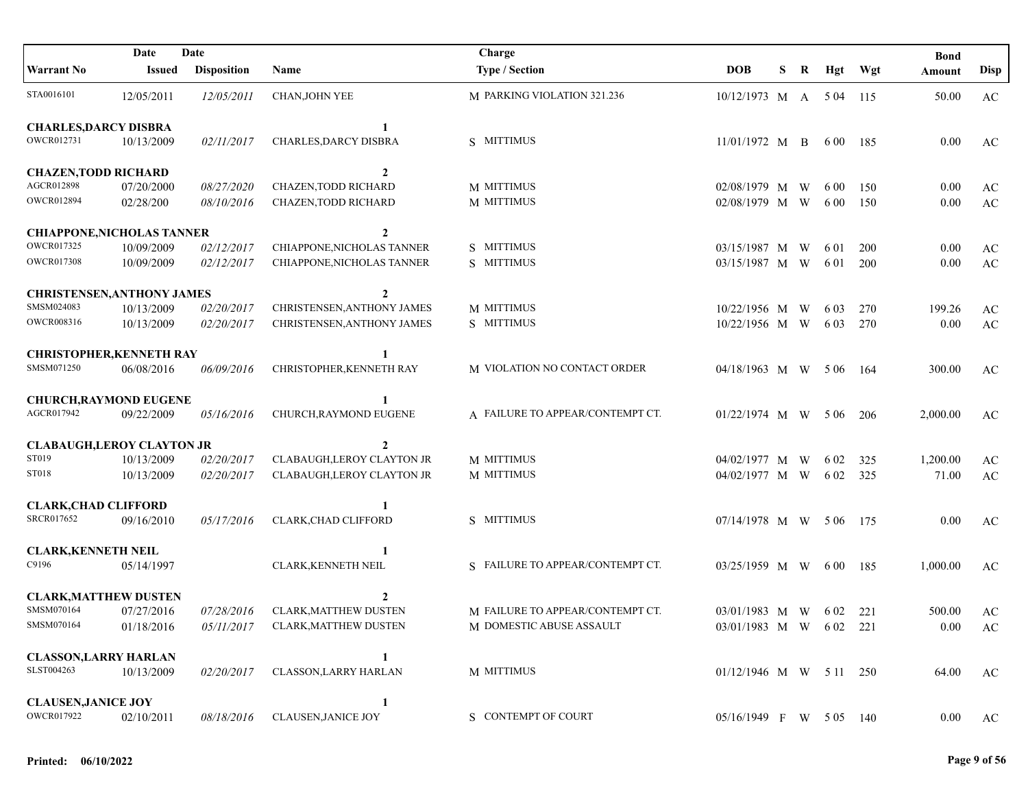| Warrant No | Date Issued | Date Disposition | Name | Charge Type / Section | DOB | S | R | Hgt | Wgt | Bond Amount | Disp |
|---|---|---|---|---|---|---|---|---|---|---|---|
| STA0016101 | 12/05/2011 | *12/05/2011* | CHAN,JOHN YEE | M PARKING VIOLATION 321.236 | 10/12/1973 | M | A | 5 04 | 115 | 50.00 | AC |
| **CHARLES,DARCY DISBRA** | | | **1** | | | | | | | | |
| OWCR012731 | 10/13/2009 | *02/11/2017* | CHARLES,DARCY DISBRA | S MITTIMUS | 11/01/1972 | M | B | 6 00 | 185 | 0.00 | AC |
| **CHAZEN,TODD RICHARD** | | | **2** | | | | | | | | |
| AGCR012898 | 07/20/2000 | *08/27/2020* | CHAZEN,TODD RICHARD | M MITTIMUS | 02/08/1979 | M | W | 6 00 | 150 | 0.00 | AC |
| OWCR012894 | 02/28/200 | *08/10/2016* | CHAZEN,TODD RICHARD | M MITTIMUS | 02/08/1979 | M | W | 6 00 | 150 | 0.00 | AC |
| **CHIAPPONE,NICHOLAS TANNER** | | | **2** | | | | | | | | |
| OWCR017325 | 10/09/2009 | *02/12/2017* | CHIAPPONE,NICHOLAS TANNER | S MITTIMUS | 03/15/1987 | M | W | 6 01 | 200 | 0.00 | AC |
| OWCR017308 | 10/09/2009 | *02/12/2017* | CHIAPPONE,NICHOLAS TANNER | S MITTIMUS | 03/15/1987 | M | W | 6 01 | 200 | 0.00 | AC |
| **CHRISTENSEN,ANTHONY JAMES** | | | **2** | | | | | | | | |
| SMSM024083 | 10/13/2009 | *02/20/2017* | CHRISTENSEN,ANTHONY JAMES | M MITTIMUS | 10/22/1956 | M | W | 6 03 | 270 | 199.26 | AC |
| OWCR008316 | 10/13/2009 | *02/20/2017* | CHRISTENSEN,ANTHONY JAMES | S MITTIMUS | 10/22/1956 | M | W | 6 03 | 270 | 0.00 | AC |
| **CHRISTOPHER,KENNETH RAY** | | | **1** | | | | | | | | |
| SMSM071250 | 06/08/2016 | *06/09/2016* | CHRISTOPHER,KENNETH RAY | M VIOLATION NO CONTACT ORDER | 04/18/1963 | M | W | 5 06 | 164 | 300.00 | AC |
| **CHURCH,RAYMOND EUGENE** | | | **1** | | | | | | | | |
| AGCR017942 | 09/22/2009 | *05/16/2016* | CHURCH,RAYMOND EUGENE | A FAILURE TO APPEAR/CONTEMPT CT. | 01/22/1974 | M | W | 5 06 | 206 | 2,000.00 | AC |
| **CLABAUGH,LEROY CLAYTON JR** | | | **2** | | | | | | | | |
| ST019 | 10/13/2009 | *02/20/2017* | CLABAUGH,LEROY CLAYTON JR | M MITTIMUS | 04/02/1977 | M | W | 6 02 | 325 | 1,200.00 | AC |
| ST018 | 10/13/2009 | *02/20/2017* | CLABAUGH,LEROY CLAYTON JR | M MITTIMUS | 04/02/1977 | M | W | 6 02 | 325 | 71.00 | AC |
| **CLARK,CHAD CLIFFORD** | | | **1** | | | | | | | | |
| SRCR017652 | 09/16/2010 | *05/17/2016* | CLARK,CHAD CLIFFORD | S MITTIMUS | 07/14/1978 | M | W | 5 06 | 175 | 0.00 | AC |
| **CLARK,KENNETH NEIL** | | | **1** | | | | | | | | |
| C9196 | 05/14/1997 | | CLARK,KENNETH NEIL | S FAILURE TO APPEAR/CONTEMPT CT. | 03/25/1959 | M | W | 6 00 | 185 | 1,000.00 | AC |
| **CLARK,MATTHEW DUSTEN** | | | **2** | | | | | | | | |
| SMSM070164 | 07/27/2016 | *07/28/2016* | CLARK,MATTHEW DUSTEN | M FAILURE TO APPEAR/CONTEMPT CT. | 03/01/1983 | M | W | 6 02 | 221 | 500.00 | AC |
| SMSM070164 | 01/18/2016 | *05/11/2017* | CLARK,MATTHEW DUSTEN | M DOMESTIC ABUSE ASSAULT | 03/01/1983 | M | W | 6 02 | 221 | 0.00 | AC |
| **CLASSON,LARRY HARLAN** | | | **1** | | | | | | | | |
| SLST004263 | 10/13/2009 | *02/20/2017* | CLASSON,LARRY HARLAN | M MITTIMUS | 01/12/1946 | M | W | 5 11 | 250 | 64.00 | AC |
| **CLAUSEN,JANICE JOY** | | | **1** | | | | | | | | |
| OWCR017922 | 02/10/2011 | *08/18/2016* | CLAUSEN,JANICE JOY | S CONTEMPT OF COURT | 05/16/1949 | F | W | 5 05 | 140 | 0.00 | AC |

**Printed: 06/10/2022**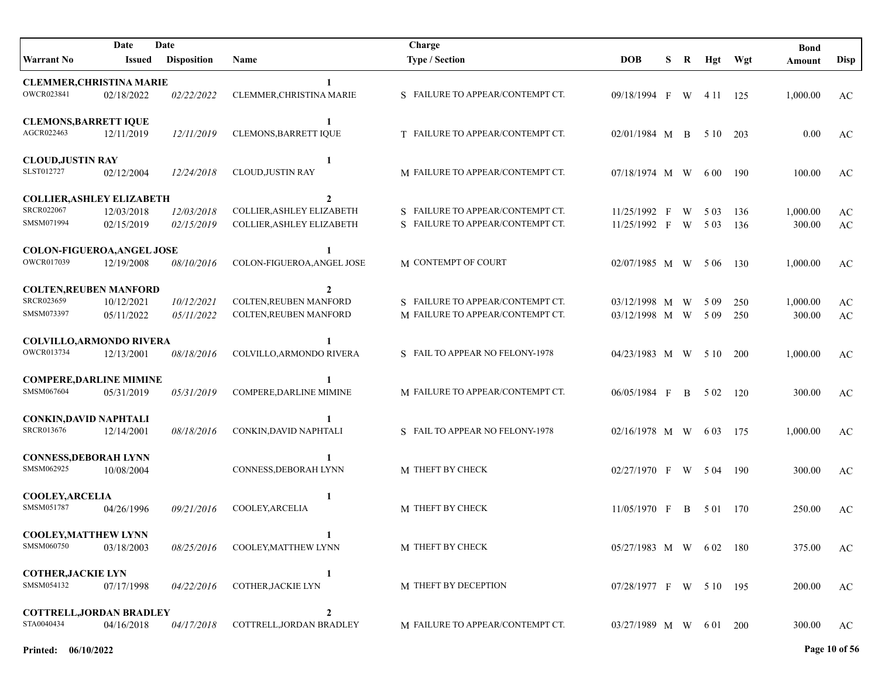| Warrant No | Date Issued | Date Disposition | Name | Charge Type / Section | DOB | S | R | Hgt | Wgt | Bond Amount | Disp |
|---|---|---|---|---|---|---|---|---|---|---|---|
| **CLEMMER,CHRISTINA MARIE** | | | 1 | | | | | | | | |
| OWCR023841 | 02/18/2022 | *02/22/2022* | CLEMMER,CHRISTINA MARIE | S FAILURE TO APPEAR/CONTEMPT CT. | 09/18/1994 | F | W | 4 11 | 125 | 1,000.00 | AC |
| **CLEMONS,BARRETT IQUE** | | | 1 | | | | | | | | |
| AGCR022463 | 12/11/2019 | *12/11/2019* | CLEMONS,BARRETT IQUE | T FAILURE TO APPEAR/CONTEMPT CT. | 02/01/1984 | M | B | 5 10 | 203 | 0.00 | AC |
| **CLOUD,JUSTIN RAY** | | | 1 | | | | | | | | |
| SLST012727 | 02/12/2004 | *12/24/2018* | CLOUD,JUSTIN RAY | M FAILURE TO APPEAR/CONTEMPT CT. | 07/18/1974 | M | W | 6 00 | 190 | 100.00 | AC |
| **COLLIER,ASHLEY ELIZABETH** | | | 2 | | | | | | | | |
| SRCR022067 | 12/03/2018 | *12/03/2018* | COLLIER,ASHLEY ELIZABETH | S FAILURE TO APPEAR/CONTEMPT CT. | 11/25/1992 | F | W | 5 03 | 136 | 1,000.00 | AC |
| SMSM071994 | 02/15/2019 | *02/15/2019* | COLLIER,ASHLEY ELIZABETH | S FAILURE TO APPEAR/CONTEMPT CT. | 11/25/1992 | F | W | 5 03 | 136 | 300.00 | AC |
| **COLON-FIGUEROA,ANGEL JOSE** | | | 1 | | | | | | | | |
| OWCR017039 | 12/19/2008 | *08/10/2016* | COLON-FIGUEROA,ANGEL JOSE | M CONTEMPT OF COURT | 02/07/1985 | M | W | 5 06 | 130 | 1,000.00 | AC |
| **COLTEN,REUBEN MANFORD** | | | 2 | | | | | | | | |
| SRCR023659 | 10/12/2021 | *10/12/2021* | COLTEN,REUBEN MANFORD | S FAILURE TO APPEAR/CONTEMPT CT. | 03/12/1998 | M | W | 5 09 | 250 | 1,000.00 | AC |
| SMSM073397 | 05/11/2022 | *05/11/2022* | COLTEN,REUBEN MANFORD | M FAILURE TO APPEAR/CONTEMPT CT. | 03/12/1998 | M | W | 5 09 | 250 | 300.00 | AC |
| **COLVILLO,ARMONDO RIVERA** | | | 1 | | | | | | | | |
| OWCR013734 | 12/13/2001 | *08/18/2016* | COLVILLO,ARMONDO RIVERA | S FAIL TO APPEAR NO FELONY-1978 | 04/23/1983 | M | W | 5 10 | 200 | 1,000.00 | AC |
| **COMPERE,DARLINE MIMINE** | | | 1 | | | | | | | | |
| SMSM067604 | 05/31/2019 | *05/31/2019* | COMPERE,DARLINE MIMINE | M FAILURE TO APPEAR/CONTEMPT CT. | 06/05/1984 | F | B | 5 02 | 120 | 300.00 | AC |
| **CONKIN,DAVID NAPHTALI** | | | 1 | | | | | | | | |
| SRCR013676 | 12/14/2001 | *08/18/2016* | CONKIN,DAVID NAPHTALI | S FAIL TO APPEAR NO FELONY-1978 | 02/16/1978 | M | W | 6 03 | 175 | 1,000.00 | AC |
| **CONNESS,DEBORAH LYNN** | | | 1 | | | | | | | | |
| SMSM062925 | 10/08/2004 | | CONNESS,DEBORAH LYNN | M THEFT BY CHECK | 02/27/1970 | F | W | 5 04 | 190 | 300.00 | AC |
| **COOLEY,ARCELIA** | | | 1 | | | | | | | | |
| SMSM051787 | 04/26/1996 | *09/21/2016* | COOLEY,ARCELIA | M THEFT BY CHECK | 11/05/1970 | F | B | 5 01 | 170 | 250.00 | AC |
| **COOLEY,MATTHEW LYNN** | | | 1 | | | | | | | | |
| SMSM060750 | 03/18/2003 | *08/25/2016* | COOLEY,MATTHEW LYNN | M THEFT BY CHECK | 05/27/1983 | M | W | 6 02 | 180 | 375.00 | AC |
| **COTHER,JACKIE LYN** | | | 1 | | | | | | | | |
| SMSM054132 | 07/17/1998 | *04/22/2016* | COTHER,JACKIE LYN | M THEFT BY DECEPTION | 07/28/1977 | F | W | 5 10 | 195 | 200.00 | AC |
| **COTTRELL,JORDAN BRADLEY** | | | 2 | | | | | | | | |
| STA0040434 | 04/16/2018 | *04/17/2018* | COTTRELL,JORDAN BRADLEY | M FAILURE TO APPEAR/CONTEMPT CT. | 03/27/1989 | M | W | 6 01 | 200 | 300.00 | AC |

**Printed: 06/10/2022**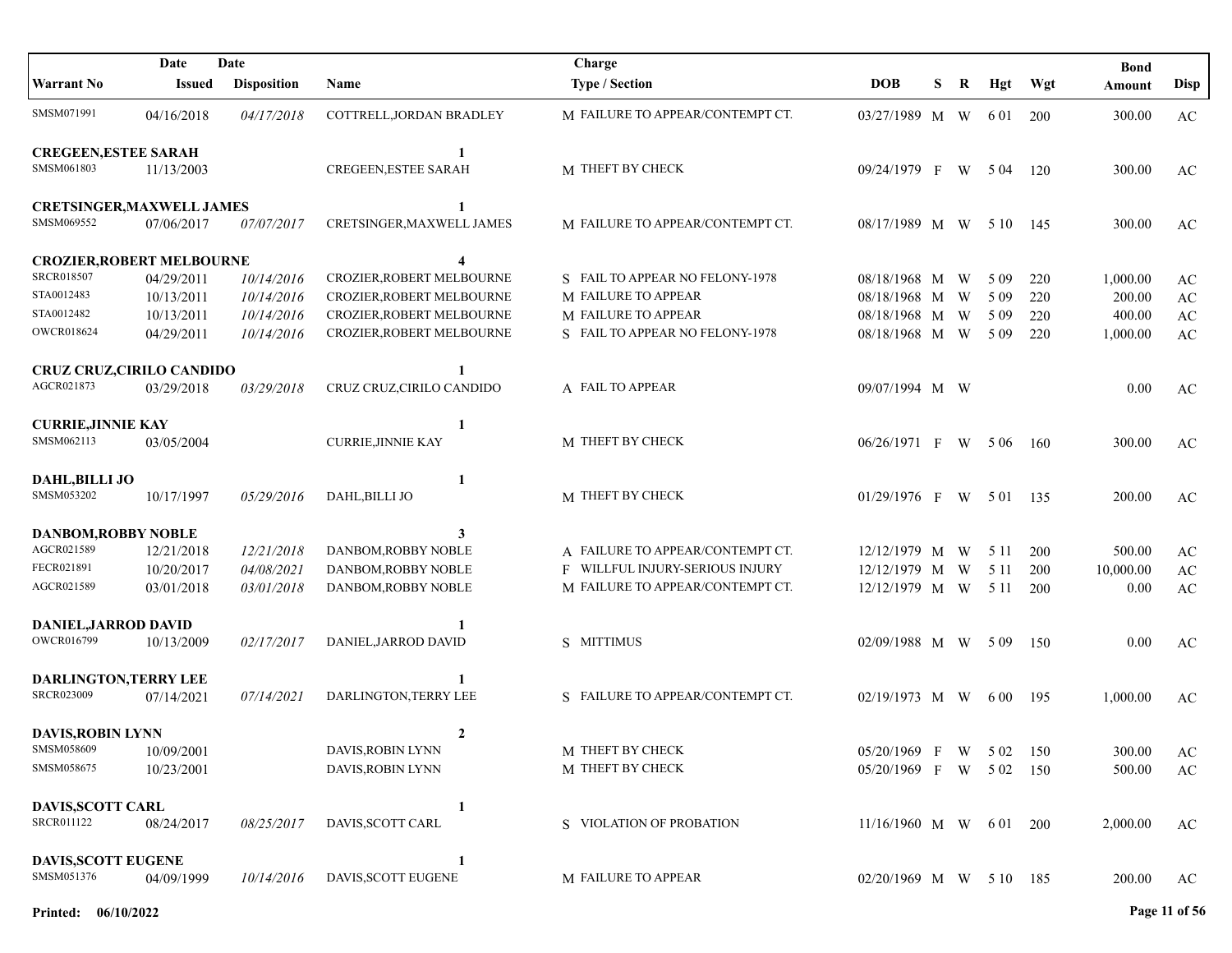| Warrant No | Date Issued | Date Disposition | Name | Charge Type / Section | DOB | S | R | Hgt | Wgt | Bond Amount | Disp |
|---|---|---|---|---|---|---|---|---|---|---|---|
| SMSM071991 | 04/16/2018 | *04/17/2018* | COTTRELL,JORDAN BRADLEY | M FAILURE TO APPEAR/CONTEMPT CT. | 03/27/1989 | M | W | 6 01 | 200 | 300.00 | AC |
| **CREGEEN,ESTEE SARAH** | | | **1** | | | | | | | | |
| SMSM061803 | 11/13/2003 | | CREGEEN,ESTEE SARAH | M THEFT BY CHECK | 09/24/1979 | F | W | 5 04 | 120 | 300.00 | AC |
| **CRETSINGER,MAXWELL JAMES** | | | **1** | | | | | | | | |
| SMSM069552 | 07/06/2017 | *07/07/2017* | CRETSINGER,MAXWELL JAMES | M FAILURE TO APPEAR/CONTEMPT CT. | 08/17/1989 | M | W | 5 10 | 145 | 300.00 | AC |
| **CROZIER,ROBERT MELBOURNE** | | | **4** | | | | | | | | |
| SRCR018507 | 04/29/2011 | *10/14/2016* | CROZIER,ROBERT MELBOURNE | S FAIL TO APPEAR NO FELONY-1978 | 08/18/1968 | M | W | 5 09 | 220 | 1,000.00 | AC |
| STA0012483 | 10/13/2011 | *10/14/2016* | CROZIER,ROBERT MELBOURNE | M FAILURE TO APPEAR | 08/18/1968 | M | W | 5 09 | 220 | 200.00 | AC |
| STA0012482 | 10/13/2011 | *10/14/2016* | CROZIER,ROBERT MELBOURNE | M FAILURE TO APPEAR | 08/18/1968 | M | W | 5 09 | 220 | 400.00 | AC |
| OWCR018624 | 04/29/2011 | *10/14/2016* | CROZIER,ROBERT MELBOURNE | S FAIL TO APPEAR NO FELONY-1978 | 08/18/1968 | M | W | 5 09 | 220 | 1,000.00 | AC |
| **CRUZ CRUZ,CIRILO CANDIDO** | | | **1** | | | | | | | | |
| AGCR021873 | 03/29/2018 | *03/29/2018* | CRUZ CRUZ,CIRILO CANDIDO | A FAIL TO APPEAR | 09/07/1994 | M | W | | | 0.00 | AC |
| **CURRIE,JINNIE KAY** | | | **1** | | | | | | | | |
| SMSM062113 | 03/05/2004 | | CURRIE,JINNIE KAY | M THEFT BY CHECK | 06/26/1971 | F | W | 5 06 | 160 | 300.00 | AC |
| **DAHL,BILLI JO** | | | **1** | | | | | | | | |
| SMSM053202 | 10/17/1997 | *05/29/2016* | DAHL,BILLI JO | M THEFT BY CHECK | 01/29/1976 | F | W | 5 01 | 135 | 200.00 | AC |
| **DANBOM,ROBBY NOBLE** | | | **3** | | | | | | | | |
| AGCR021589 | 12/21/2018 | *12/21/2018* | DANBOM,ROBBY NOBLE | A FAILURE TO APPEAR/CONTEMPT CT. | 12/12/1979 | M | W | 5 11 | 200 | 500.00 | AC |
| FECR021891 | 10/20/2017 | *04/08/2021* | DANBOM,ROBBY NOBLE | F WILLFUL INJURY-SERIOUS INJURY | 12/12/1979 | M | W | 5 11 | 200 | 10,000.00 | AC |
| AGCR021589 | 03/01/2018 | *03/01/2018* | DANBOM,ROBBY NOBLE | M FAILURE TO APPEAR/CONTEMPT CT. | 12/12/1979 | M | W | 5 11 | 200 | 0.00 | AC |
| **DANIEL,JARROD DAVID** | | | **1** | | | | | | | | |
| OWCR016799 | 10/13/2009 | *02/17/2017* | DANIEL,JARROD DAVID | S MITTIMUS | 02/09/1988 | M | W | 5 09 | 150 | 0.00 | AC |
| **DARLINGTON,TERRY LEE** | | | **1** | | | | | | | | |
| SRCR023009 | 07/14/2021 | *07/14/2021* | DARLINGTON,TERRY LEE | S FAILURE TO APPEAR/CONTEMPT CT. | 02/19/1973 | M | W | 6 00 | 195 | 1,000.00 | AC |
| **DAVIS,ROBIN LYNN** | | | **2** | | | | | | | | |
| SMSM058609 | 10/09/2001 | | DAVIS,ROBIN LYNN | M THEFT BY CHECK | 05/20/1969 | F | W | 5 02 | 150 | 300.00 | AC |
| SMSM058675 | 10/23/2001 | | DAVIS,ROBIN LYNN | M THEFT BY CHECK | 05/20/1969 | F | W | 5 02 | 150 | 500.00 | AC |
| **DAVIS,SCOTT CARL** | | | **1** | | | | | | | | |
| SRCR011122 | 08/24/2017 | *08/25/2017* | DAVIS,SCOTT CARL | S VIOLATION OF PROBATION | 11/16/1960 | M | W | 6 01 | 200 | 2,000.00 | AC |
| **DAVIS,SCOTT EUGENE** | | | **1** | | | | | | | | |
| SMSM051376 | 04/09/1999 | *10/14/2016* | DAVIS,SCOTT EUGENE | M FAILURE TO APPEAR | 02/20/1969 | M | W | 5 10 | 185 | 200.00 | AC |

**Printed: 06/10/2022**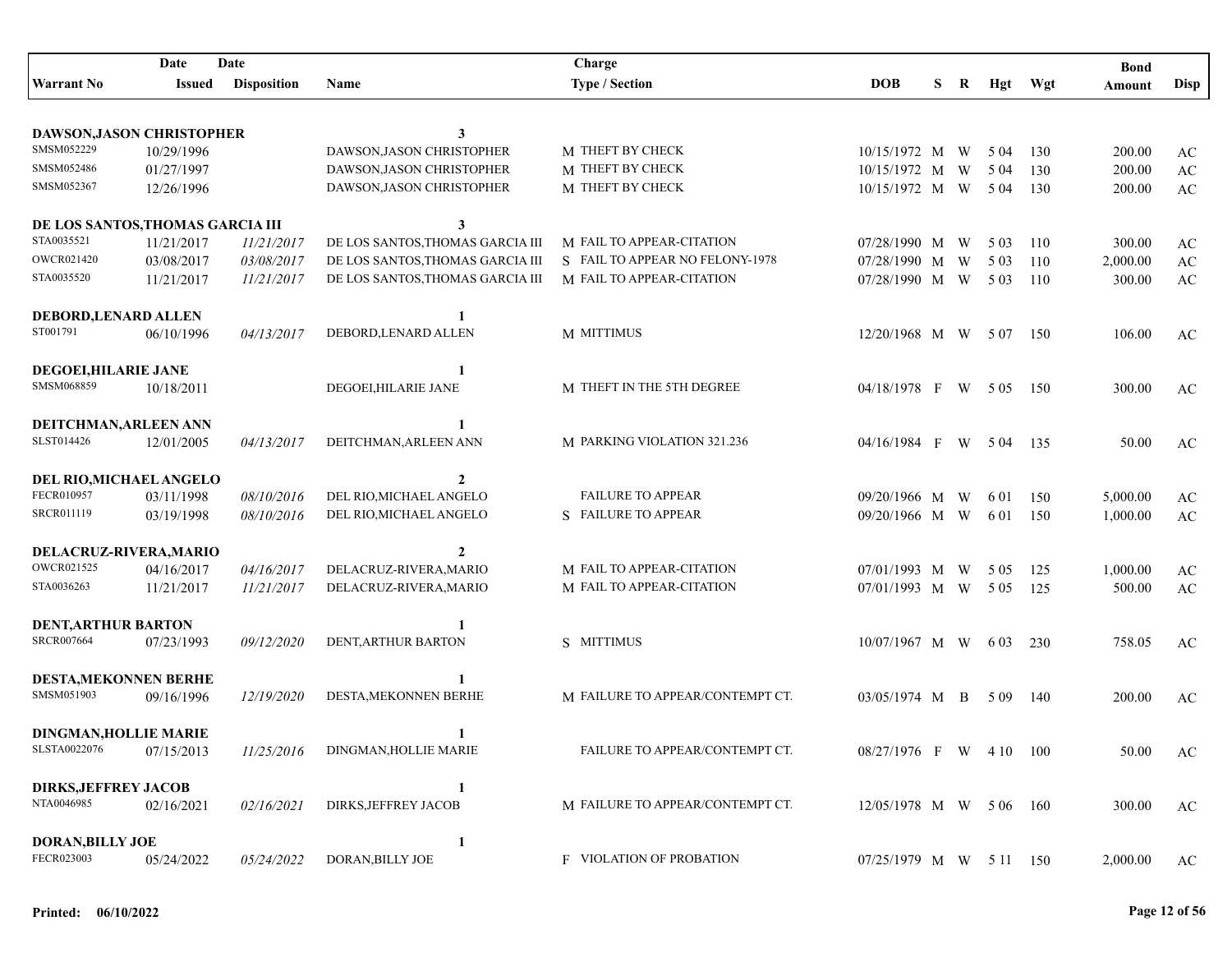| Warrant No | Date Issued | Date Disposition | Name | Charge Type / Section | DOB | S | R | Hgt | Wgt | Bond Amount | Disp |
|---|---|---|---|---|---|---|---|---|---|---|---|
| **DAWSON,JASON CHRISTOPHER** | | | **3** | | | | | | | | |
| SMSM052229 | 10/29/1996 | | DAWSON,JASON CHRISTOPHER | M THEFT BY CHECK | 10/15/1972 | M | W | 5 04 | 130 | 200.00 | AC |
| SMSM052486 | 01/27/1997 | | DAWSON,JASON CHRISTOPHER | M THEFT BY CHECK | 10/15/1972 | M | W | 5 04 | 130 | 200.00 | AC |
| SMSM052367 | 12/26/1996 | | DAWSON,JASON CHRISTOPHER | M THEFT BY CHECK | 10/15/1972 | M | W | 5 04 | 130 | 200.00 | AC |
| **DE LOS SANTOS,THOMAS GARCIA III** | | | **3** | | | | | | | | |
| STA0035521 | 11/21/2017 | *11/21/2017* | DE LOS SANTOS,THOMAS GARCIA III | M FAIL TO APPEAR-CITATION | 07/28/1990 | M | W | 5 03 | 110 | 300.00 | AC |
| OWCR021420 | 03/08/2017 | *03/08/2017* | DE LOS SANTOS,THOMAS GARCIA III | S FAIL TO APPEAR NO FELONY-1978 | 07/28/1990 | M | W | 5 03 | 110 | 2,000.00 | AC |
| STA0035520 | 11/21/2017 | *11/21/2017* | DE LOS SANTOS,THOMAS GARCIA III | M FAIL TO APPEAR-CITATION | 07/28/1990 | M | W | 5 03 | 110 | 300.00 | AC |
| **DEBORD,LENARD ALLEN** | | | **1** | | | | | | | | |
| ST001791 | 06/10/1996 | *04/13/2017* | DEBORD,LENARD ALLEN | M MITTIMUS | 12/20/1968 | M | W | 5 07 | 150 | 106.00 | AC |
| **DEGOEI,HILARIE JANE** | | | **1** | | | | | | | | |
| SMSM068859 | 10/18/2011 | | DEGOEI,HILARIE JANE | M THEFT IN THE 5TH DEGREE | 04/18/1978 | F | W | 5 05 | 150 | 300.00 | AC |
| **DEITCHMAN,ARLEEN ANN** | | | **1** | | | | | | | | |
| SLST014426 | 12/01/2005 | *04/13/2017* | DEITCHMAN,ARLEEN ANN | M PARKING VIOLATION 321.236 | 04/16/1984 | F | W | 5 04 | 135 | 50.00 | AC |
| **DEL RIO,MICHAEL ANGELO** | | | **2** | | | | | | | | |
| FECR010957 | 03/11/1998 | *08/10/2016* | DEL RIO,MICHAEL ANGELO | FAILURE TO APPEAR | 09/20/1966 | M | W | 6 01 | 150 | 5,000.00 | AC |
| SRCR011119 | 03/19/1998 | *08/10/2016* | DEL RIO,MICHAEL ANGELO | S FAILURE TO APPEAR | 09/20/1966 | M | W | 6 01 | 150 | 1,000.00 | AC |
| **DELACRUZ-RIVERA,MARIO** | | | **2** | | | | | | | | |
| OWCR021525 | 04/16/2017 | *04/16/2017* | DELACRUZ-RIVERA,MARIO | M FAIL TO APPEAR-CITATION | 07/01/1993 | M | W | 5 05 | 125 | 1,000.00 | AC |
| STA0036263 | 11/21/2017 | *11/21/2017* | DELACRUZ-RIVERA,MARIO | M FAIL TO APPEAR-CITATION | 07/01/1993 | M | W | 5 05 | 125 | 500.00 | AC |
| **DENT,ARTHUR BARTON** | | | **1** | | | | | | | | |
| SRCR007664 | 07/23/1993 | *09/12/2020* | DENT,ARTHUR BARTON | S MITTIMUS | 10/07/1967 | M | W | 6 03 | 230 | 758.05 | AC |
| **DESTA,MEKONNEN BERHE** | | | **1** | | | | | | | | |
| SMSM051903 | 09/16/1996 | *12/19/2020* | DESTA,MEKONNEN BERHE | M FAILURE TO APPEAR/CONTEMPT CT. | 03/05/1974 | M | B | 5 09 | 140 | 200.00 | AC |
| **DINGMAN,HOLLIE MARIE** | | | **1** | | | | | | | | |
| SLSTA0022076 | 07/15/2013 | *11/25/2016* | DINGMAN,HOLLIE MARIE | FAILURE TO APPEAR/CONTEMPT CT. | 08/27/1976 | F | W | 4 10 | 100 | 50.00 | AC |
| **DIRKS,JEFFREY JACOB** | | | **1** | | | | | | | | |
| NTA0046985 | 02/16/2021 | *02/16/2021* | DIRKS,JEFFREY JACOB | M FAILURE TO APPEAR/CONTEMPT CT. | 12/05/1978 | M | W | 5 06 | 160 | 300.00 | AC |
| **DORAN,BILLY JOE** | | | **1** | | | | | | | | |
| FECR023003 | 05/24/2022 | *05/24/2022* | DORAN,BILLY JOE | F VIOLATION OF PROBATION | 07/25/1979 | M | W | 5 11 | 150 | 2,000.00 | AC |

**Printed: 06/10/2022**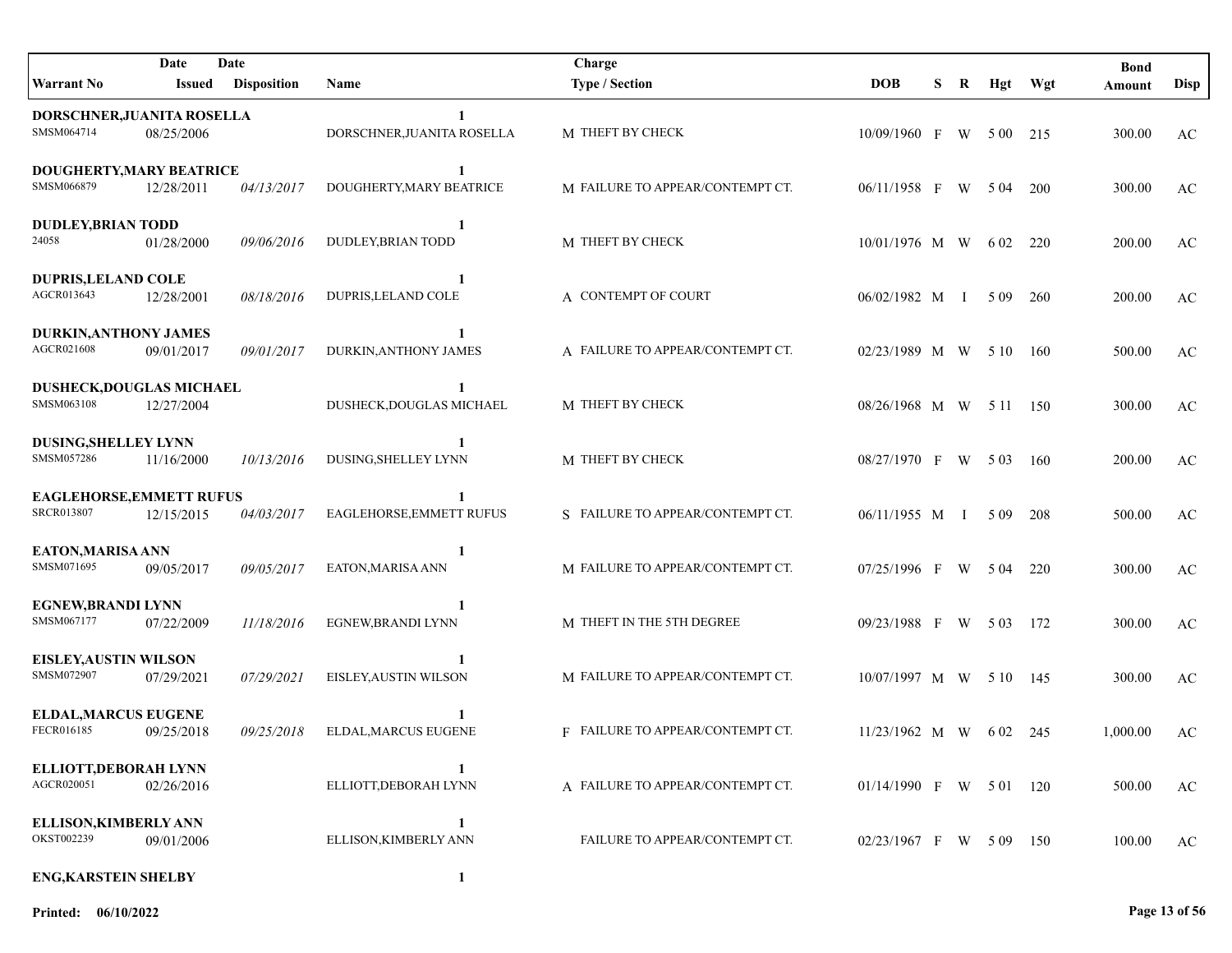| Warrant No | Date Issued | Date Disposition | Name | Charge Type / Section | DOB | S | R | Hgt | Wgt | Bond Amount | Disp |
|---|---|---|---|---|---|---|---|---|---|---|---|
| **DORSCHNER,JUANITA ROSELLA** | | | **1** | | | | | | | | |
| SMSM064714 | 08/25/2006 | | DORSCHNER,JUANITA ROSELLA | M THEFT BY CHECK | 10/09/1960 | F | W | 5 00 | 215 | 300.00 | AC |
| **DOUGHERTY,MARY BEATRICE** | | | **1** | | | | | | | | |
| SMSM066879 | 12/28/2011 | *04/13/2017* | DOUGHERTY,MARY BEATRICE | M FAILURE TO APPEAR/CONTEMPT CT. | 06/11/1958 | F | W | 5 04 | 200 | 300.00 | AC |
| **DUDLEY,BRIAN TODD** | | | **1** | | | | | | | | |
| 24058 | 01/28/2000 | *09/06/2016* | DUDLEY,BRIAN TODD | M THEFT BY CHECK | 10/01/1976 | M | W | 6 02 | 220 | 200.00 | AC |
| **DUPRIS,LELAND COLE** | | | **1** | | | | | | | | |
| AGCR013643 | 12/28/2001 | *08/18/2016* | DUPRIS,LELAND COLE | A CONTEMPT OF COURT | 06/02/1982 | M | I | 5 09 | 260 | 200.00 | AC |
| **DURKIN,ANTHONY JAMES** | | | **1** | | | | | | | | |
| AGCR021608 | 09/01/2017 | *09/01/2017* | DURKIN,ANTHONY JAMES | A FAILURE TO APPEAR/CONTEMPT CT. | 02/23/1989 | M | W | 5 10 | 160 | 500.00 | AC |
| **DUSHECK,DOUGLAS MICHAEL** | | | **1** | | | | | | | | |
| SMSM063108 | 12/27/2004 | | DUSHECK,DOUGLAS MICHAEL | M THEFT BY CHECK | 08/26/1968 | M | W | 5 11 | 150 | 300.00 | AC |
| **DUSING,SHELLEY LYNN** | | | **1** | | | | | | | | |
| SMSM057286 | 11/16/2000 | *10/13/2016* | DUSING,SHELLEY LYNN | M THEFT BY CHECK | 08/27/1970 | F | W | 5 03 | 160 | 200.00 | AC |
| **EAGLEHORSE,EMMETT RUFUS** | | | **1** | | | | | | | | |
| SRCR013807 | 12/15/2015 | *04/03/2017* | EAGLEHORSE,EMMETT RUFUS | S FAILURE TO APPEAR/CONTEMPT CT. | 06/11/1955 | M | I | 5 09 | 208 | 500.00 | AC |
| **EATON,MARISA ANN** | | | **1** | | | | | | | | |
| SMSM071695 | 09/05/2017 | *09/05/2017* | EATON,MARISA ANN | M FAILURE TO APPEAR/CONTEMPT CT. | 07/25/1996 | F | W | 5 04 | 220 | 300.00 | AC |
| **EGNEW,BRANDI LYNN** | | | **1** | | | | | | | | |
| SMSM067177 | 07/22/2009 | *11/18/2016* | EGNEW,BRANDI LYNN | M THEFT IN THE 5TH DEGREE | 09/23/1988 | F | W | 5 03 | 172 | 300.00 | AC |
| **EISLEY,AUSTIN WILSON** | | | **1** | | | | | | | | |
| SMSM072907 | 07/29/2021 | *07/29/2021* | EISLEY,AUSTIN WILSON | M FAILURE TO APPEAR/CONTEMPT CT. | 10/07/1997 | M | W | 5 10 | 145 | 300.00 | AC |
| **ELDAL,MARCUS EUGENE** | | | **1** | | | | | | | | |
| FECR016185 | 09/25/2018 | *09/25/2018* | ELDAL,MARCUS EUGENE | F FAILURE TO APPEAR/CONTEMPT CT. | 11/23/1962 | M | W | 6 02 | 245 | 1,000.00 | AC |
| **ELLIOTT,DEBORAH LYNN** | | | **1** | | | | | | | | |
| AGCR020051 | 02/26/2016 | | ELLIOTT,DEBORAH LYNN | A FAILURE TO APPEAR/CONTEMPT CT. | 01/14/1990 | F | W | 5 01 | 120 | 500.00 | AC |
| **ELLISON,KIMBERLY ANN** | | | **1** | | | | | | | | |
| OKST002239 | 09/01/2006 | | ELLISON,KIMBERLY ANN | FAILURE TO APPEAR/CONTEMPT CT. | 02/23/1967 | F | W | 5 09 | 150 | 100.00 | AC |
| **ENG,KARSTEIN SHELBY** | | | **1** | | | | | | | | |

**Printed: 06/10/2022**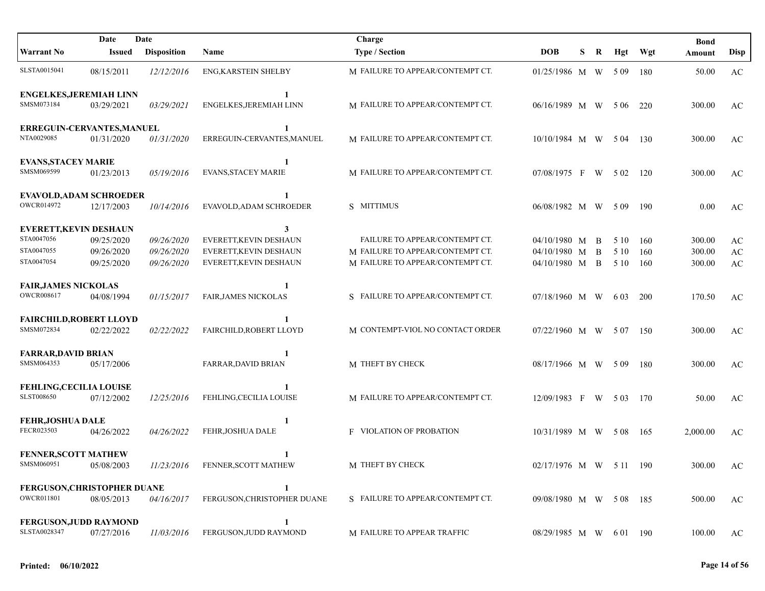| Warrant No | Date Issued | Date Disposition | Name | Charge Type / Section | DOB | S | R | Hgt | Wgt | Bond Amount | Disp |
|---|---|---|---|---|---|---|---|---|---|---|---|
| SLSTA0015041 | 08/15/2011 | *12/12/2016* | ENG,KARSTEIN SHELBY | M FAILURE TO APPEAR/CONTEMPT CT. | 01/25/1986 | M | W | 5 09 | 180 | 50.00 | AC |
| **ENGELKES,JEREMIAH LINN** | | | **1** | | | | | | | | |
| SMSM073184 | 03/29/2021 | *03/29/2021* | ENGELKES,JEREMIAH LINN | M FAILURE TO APPEAR/CONTEMPT CT. | 06/16/1989 | M | W | 5 06 | 220 | 300.00 | AC |
| **ERREGUIN-CERVANTES,MANUEL** | | | **1** | | | | | | | | |
| NTA0029085 | 01/31/2020 | *01/31/2020* | ERREGUIN-CERVANTES,MANUEL | M FAILURE TO APPEAR/CONTEMPT CT. | 10/10/1984 | M | W | 5 04 | 130 | 300.00 | AC |
| **EVANS,STACEY MARIE** | | | **1** | | | | | | | | |
| SMSM069599 | 01/23/2013 | *05/19/2016* | EVANS,STACEY MARIE | M FAILURE TO APPEAR/CONTEMPT CT. | 07/08/1975 | F | W | 5 02 | 120 | 300.00 | AC |
| **EVAVOLD,ADAM SCHROEDER** | | | **1** | | | | | | | | |
| OWCR014972 | 12/17/2003 | *10/14/2016* | EVAVOLD,ADAM SCHROEDER | S MITTIMUS | 06/08/1982 | M | W | 5 09 | 190 | 0.00 | AC |
| **EVERETT,KEVIN DESHAUN** | | | **3** | | | | | | | | |
| STA0047056 | 09/25/2020 | *09/26/2020* | EVERETT,KEVIN DESHAUN | FAILURE TO APPEAR/CONTEMPT CT. | 04/10/1980 | M | B | 5 10 | 160 | 300.00 | AC |
| STA0047055 | 09/26/2020 | *09/26/2020* | EVERETT,KEVIN DESHAUN | M FAILURE TO APPEAR/CONTEMPT CT. | 04/10/1980 | M | B | 5 10 | 160 | 300.00 | AC |
| STA0047054 | 09/25/2020 | *09/26/2020* | EVERETT,KEVIN DESHAUN | M FAILURE TO APPEAR/CONTEMPT CT. | 04/10/1980 | M | B | 5 10 | 160 | 300.00 | AC |
| **FAIR,JAMES NICKOLAS** | | | **1** | | | | | | | | |
| OWCR008617 | 04/08/1994 | *01/15/2017* | FAIR,JAMES NICKOLAS | S FAILURE TO APPEAR/CONTEMPT CT. | 07/18/1960 | M | W | 6 03 | 200 | 170.50 | AC |
| **FAIRCHILD,ROBERT LLOYD** | | | **1** | | | | | | | | |
| SMSM072834 | 02/22/2022 | *02/22/2022* | FAIRCHILD,ROBERT LLOYD | M CONTEMPT-VIOL NO CONTACT ORDER | 07/22/1960 | M | W | 5 07 | 150 | 300.00 | AC |
| **FARRAR,DAVID BRIAN** | | | **1** | | | | | | | | |
| SMSM064353 | 05/17/2006 | | FARRAR,DAVID BRIAN | M THEFT BY CHECK | 08/17/1966 | M | W | 5 09 | 180 | 300.00 | AC |
| **FEHLING,CECILIA LOUISE** | | | **1** | | | | | | | | |
| SLST008650 | 07/12/2002 | *12/25/2016* | FEHLING,CECILIA LOUISE | M FAILURE TO APPEAR/CONTEMPT CT. | 12/09/1983 | F | W | 5 03 | 170 | 50.00 | AC |
| **FEHR,JOSHUA DALE** | | | **1** | | | | | | | | |
| FECR023503 | 04/26/2022 | *04/26/2022* | FEHR,JOSHUA DALE | F VIOLATION OF PROBATION | 10/31/1989 | M | W | 5 08 | 165 | 2,000.00 | AC |
| **FENNER,SCOTT MATHEW** | | | **1** | | | | | | | | |
| SMSM060951 | 05/08/2003 | *11/23/2016* | FENNER,SCOTT MATHEW | M THEFT BY CHECK | 02/17/1976 | M | W | 5 11 | 190 | 300.00 | AC |
| **FERGUSON,CHRISTOPHER DUANE** | | | **1** | | | | | | | | |
| OWCR011801 | 08/05/2013 | *04/16/2017* | FERGUSON,CHRISTOPHER DUANE | S FAILURE TO APPEAR/CONTEMPT CT. | 09/08/1980 | M | W | 5 08 | 185 | 500.00 | AC |
| **FERGUSON,JUDD RAYMOND** | | | **1** | | | | | | | | |
| SLSTA0028347 | 07/27/2016 | *11/03/2016* | FERGUSON,JUDD RAYMOND | M FAILURE TO APPEAR TRAFFIC | 08/29/1985 | M | W | 6 01 | 190 | 100.00 | AC |

**Printed: 06/10/2022**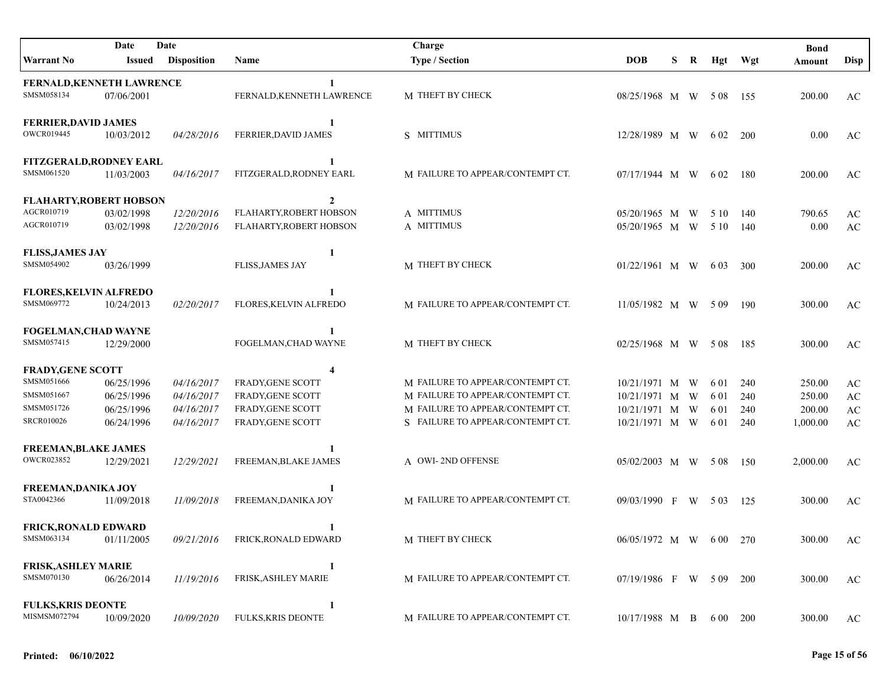| Warrant No | Date Issued | Date Disposition | Name | Charge Type / Section | DOB | S | R | Hgt | Wgt | Bond Amount | Disp |
|---|---|---|---|---|---|---|---|---|---|---|---|
| **FERNALD,KENNETH LAWRENCE** | | | **1** | | | | | | | | |
| SMSM058134 | 07/06/2001 | | FERNALD,KENNETH LAWRENCE | M THEFT BY CHECK | 08/25/1968 | M | W | 5 08 | 155 | 200.00 | AC |
| **FERRIER,DAVID JAMES** | | | **1** | | | | | | | | |
| OWCR019445 | 10/03/2012 | *04/28/2016* | FERRIER,DAVID JAMES | S MITTIMUS | 12/28/1989 | M | W | 6 02 | 200 | 0.00 | AC |
| **FITZGERALD,RODNEY EARL** | | | **1** | | | | | | | | |
| SMSM061520 | 11/03/2003 | *04/16/2017* | FITZGERALD,RODNEY EARL | M FAILURE TO APPEAR/CONTEMPT CT. | 07/17/1944 | M | W | 6 02 | 180 | 200.00 | AC |
| **FLAHARTY,ROBERT HOBSON** | | | **2** | | | | | | | | |
| AGCR010719 | 03/02/1998 | *12/20/2016* | FLAHARTY,ROBERT HOBSON | A MITTIMUS | 05/20/1965 | M | W | 5 10 | 140 | 790.65 | AC |
| AGCR010719 | 03/02/1998 | *12/20/2016* | FLAHARTY,ROBERT HOBSON | A MITTIMUS | 05/20/1965 | M | W | 5 10 | 140 | 0.00 | AC |
| **FLISS,JAMES JAY** | | | **1** | | | | | | | | |
| SMSM054902 | 03/26/1999 | | FLISS,JAMES JAY | M THEFT BY CHECK | 01/22/1961 | M | W | 6 03 | 300 | 200.00 | AC |
| **FLORES,KELVIN ALFREDO** | | | **1** | | | | | | | | |
| SMSM069772 | 10/24/2013 | *02/20/2017* | FLORES,KELVIN ALFREDO | M FAILURE TO APPEAR/CONTEMPT CT. | 11/05/1982 | M | W | 5 09 | 190 | 300.00 | AC |
| **FOGELMAN,CHAD WAYNE** | | | **1** | | | | | | | | |
| SMSM057415 | 12/29/2000 | | FOGELMAN,CHAD WAYNE | M THEFT BY CHECK | 02/25/1968 | M | W | 5 08 | 185 | 300.00 | AC |
| **FRADY,GENE SCOTT** | | | **4** | | | | | | | | |
| SMSM051666 | 06/25/1996 | *04/16/2017* | FRADY,GENE SCOTT | M FAILURE TO APPEAR/CONTEMPT CT. | 10/21/1971 | M | W | 6 01 | 240 | 250.00 | AC |
| SMSM051667 | 06/25/1996 | *04/16/2017* | FRADY,GENE SCOTT | M FAILURE TO APPEAR/CONTEMPT CT. | 10/21/1971 | M | W | 6 01 | 240 | 250.00 | AC |
| SMSM051726 | 06/25/1996 | *04/16/2017* | FRADY,GENE SCOTT | M FAILURE TO APPEAR/CONTEMPT CT. | 10/21/1971 | M | W | 6 01 | 240 | 200.00 | AC |
| SRCR010026 | 06/24/1996 | *04/16/2017* | FRADY,GENE SCOTT | S FAILURE TO APPEAR/CONTEMPT CT. | 10/21/1971 | M | W | 6 01 | 240 | 1,000.00 | AC |
| **FREEMAN,BLAKE JAMES** | | | **1** | | | | | | | | |
| OWCR023852 | 12/29/2021 | *12/29/2021* | FREEMAN,BLAKE JAMES | A OWI- 2ND OFFENSE | 05/02/2003 | M | W | 5 08 | 150 | 2,000.00 | AC |
| **FREEMAN,DANIKA JOY** | | | **1** | | | | | | | | |
| STA0042366 | 11/09/2018 | *11/09/2018* | FREEMAN,DANIKA JOY | M FAILURE TO APPEAR/CONTEMPT CT. | 09/03/1990 | F | W | 5 03 | 125 | 300.00 | AC |
| **FRICK,RONALD EDWARD** | | | **1** | | | | | | | | |
| SMSM063134 | 01/11/2005 | *09/21/2016* | FRICK,RONALD EDWARD | M THEFT BY CHECK | 06/05/1972 | M | W | 6 00 | 270 | 300.00 | AC |
| **FRISK,ASHLEY MARIE** | | | **1** | | | | | | | | |
| SMSM070130 | 06/26/2014 | *11/19/2016* | FRISK,ASHLEY MARIE | M FAILURE TO APPEAR/CONTEMPT CT. | 07/19/1986 | F | W | 5 09 | 200 | 300.00 | AC |
| **FULKS,KRIS DEONTE** | | | **1** | | | | | | | | |
| MISMSM072794 | 10/09/2020 | *10/09/2020* | FULKS,KRIS DEONTE | M FAILURE TO APPEAR/CONTEMPT CT. | 10/17/1988 | M | B | 6 00 | 200 | 300.00 | AC |

**Printed: 06/10/2022**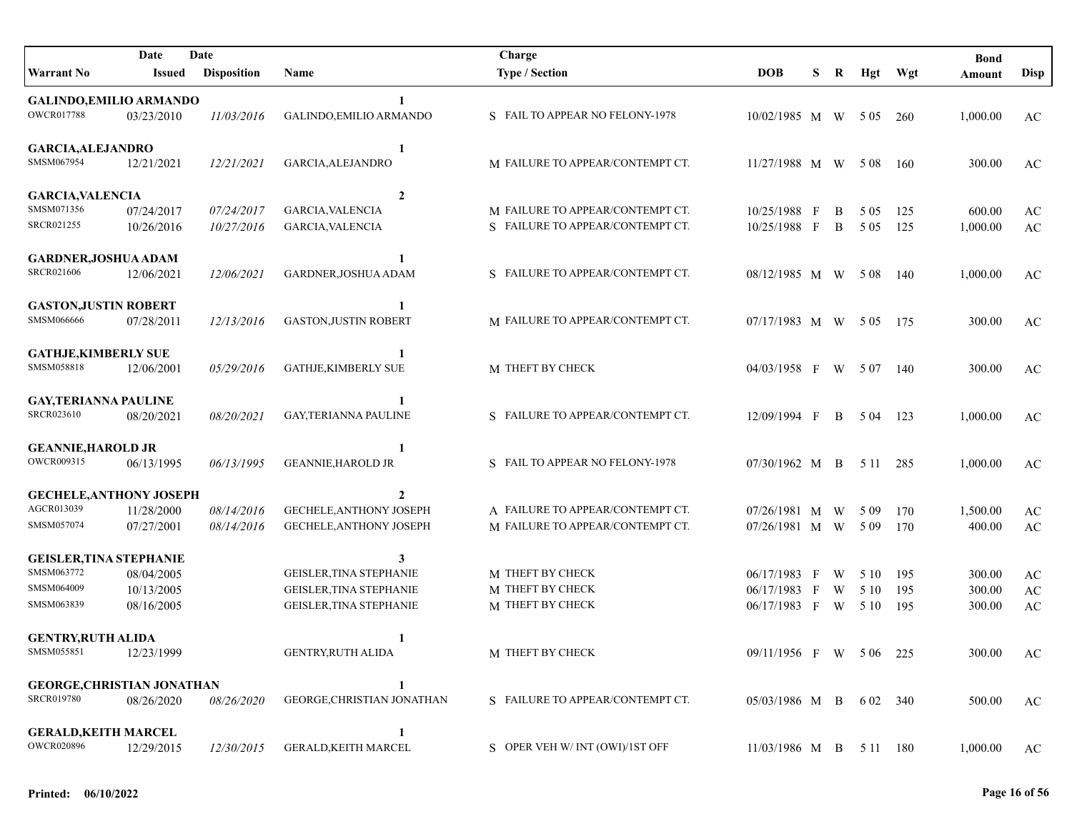| Warrant No | Date Issued | Date Disposition | Name | Charge Type / Section | DOB | S | R | Hgt | Wgt | Bond Amount | Disp |
|---|---|---|---|---|---|---|---|---|---|---|---|
| **GALINDO,EMILIO ARMANDO** | | | **1** | | | | | | | | |
| OWCR017788 | 03/23/2010 | *11/03/2016* | GALINDO,EMILIO ARMANDO | S FAIL TO APPEAR NO FELONY-1978 | 10/02/1985 | M | W | 5 05 | 260 | 1,000.00 | AC |
| **GARCIA,ALEJANDRO** | | | **1** | | | | | | | | |
| SMSM067954 | 12/21/2021 | *12/21/2021* | GARCIA,ALEJANDRO | M FAILURE TO APPEAR/CONTEMPT CT. | 11/27/1988 | M | W | 5 08 | 160 | 300.00 | AC |
| **GARCIA,VALENCIA** | | | **2** | | | | | | | | |
| SMSM071356 | 07/24/2017 | *07/24/2017* | GARCIA,VALENCIA | M FAILURE TO APPEAR/CONTEMPT CT. | 10/25/1988 | F | B | 5 05 | 125 | 600.00 | AC |
| SRCR021255 | 10/26/2016 | *10/27/2016* | GARCIA,VALENCIA | S FAILURE TO APPEAR/CONTEMPT CT. | 10/25/1988 | F | B | 5 05 | 125 | 1,000.00 | AC |
| **GARDNER,JOSHUA ADAM** | | | **1** | | | | | | | | |
| SRCR021606 | 12/06/2021 | *12/06/2021* | GARDNER,JOSHUA ADAM | S FAILURE TO APPEAR/CONTEMPT CT. | 08/12/1985 | M | W | 5 08 | 140 | 1,000.00 | AC |
| **GASTON,JUSTIN ROBERT** | | | **1** | | | | | | | | |
| SMSM066666 | 07/28/2011 | *12/13/2016* | GASTON,JUSTIN ROBERT | M FAILURE TO APPEAR/CONTEMPT CT. | 07/17/1983 | M | W | 5 05 | 175 | 300.00 | AC |
| **GATHJE,KIMBERLY SUE** | | | **1** | | | | | | | | |
| SMSM058818 | 12/06/2001 | *05/29/2016* | GATHJE,KIMBERLY SUE | M THEFT BY CHECK | 04/03/1958 | F | W | 5 07 | 140 | 300.00 | AC |
| **GAY,TERIANNA PAULINE** | | | **1** | | | | | | | | |
| SRCR023610 | 08/20/2021 | *08/20/2021* | GAY,TERIANNA PAULINE | S FAILURE TO APPEAR/CONTEMPT CT. | 12/09/1994 | F | B | 5 04 | 123 | 1,000.00 | AC |
| **GEANNIE,HAROLD JR** | | | **1** | | | | | | | | |
| OWCR009315 | 06/13/1995 | *06/13/1995* | GEANNIE,HAROLD JR | S FAIL TO APPEAR NO FELONY-1978 | 07/30/1962 | M | B | 5 11 | 285 | 1,000.00 | AC |
| **GECHELE,ANTHONY JOSEPH** | | | **2** | | | | | | | | |
| AGCR013039 | 11/28/2000 | *08/14/2016* | GECHELE,ANTHONY JOSEPH | A FAILURE TO APPEAR/CONTEMPT CT. | 07/26/1981 | M | W | 5 09 | 170 | 1,500.00 | AC |
| SMSM057074 | 07/27/2001 | *08/14/2016* | GECHELE,ANTHONY JOSEPH | M FAILURE TO APPEAR/CONTEMPT CT. | 07/26/1981 | M | W | 5 09 | 170 | 400.00 | AC |
| **GEISLER,TINA STEPHANIE** | | | **3** | | | | | | | | |
| SMSM063772 | 08/04/2005 | | GEISLER,TINA STEPHANIE | M THEFT BY CHECK | 06/17/1983 | F | W | 5 10 | 195 | 300.00 | AC |
| SMSM064009 | 10/13/2005 | | GEISLER,TINA STEPHANIE | M THEFT BY CHECK | 06/17/1983 | F | W | 5 10 | 195 | 300.00 | AC |
| SMSM063839 | 08/16/2005 | | GEISLER,TINA STEPHANIE | M THEFT BY CHECK | 06/17/1983 | F | W | 5 10 | 195 | 300.00 | AC |
| **GENTRY,RUTH ALIDA** | | | **1** | | | | | | | | |
| SMSM055851 | 12/23/1999 | | GENTRY,RUTH ALIDA | M THEFT BY CHECK | 09/11/1956 | F | W | 5 06 | 225 | 300.00 | AC |
| **GEORGE,CHRISTIAN JONATHAN** | | | **1** | | | | | | | | |
| SRCR019780 | 08/26/2020 | *08/26/2020* | GEORGE,CHRISTIAN JONATHAN | S FAILURE TO APPEAR/CONTEMPT CT. | 05/03/1986 | M | B | 6 02 | 340 | 500.00 | AC |
| **GERALD,KEITH MARCEL** | | | **1** | | | | | | | | |
| OWCR020896 | 12/29/2015 | *12/30/2015* | GERALD,KEITH MARCEL | S OPER VEH W/ INT (OWI)/1ST OFF | 11/03/1986 | M | B | 5 11 | 180 | 1,000.00 | AC |

**Printed: 06/10/2022**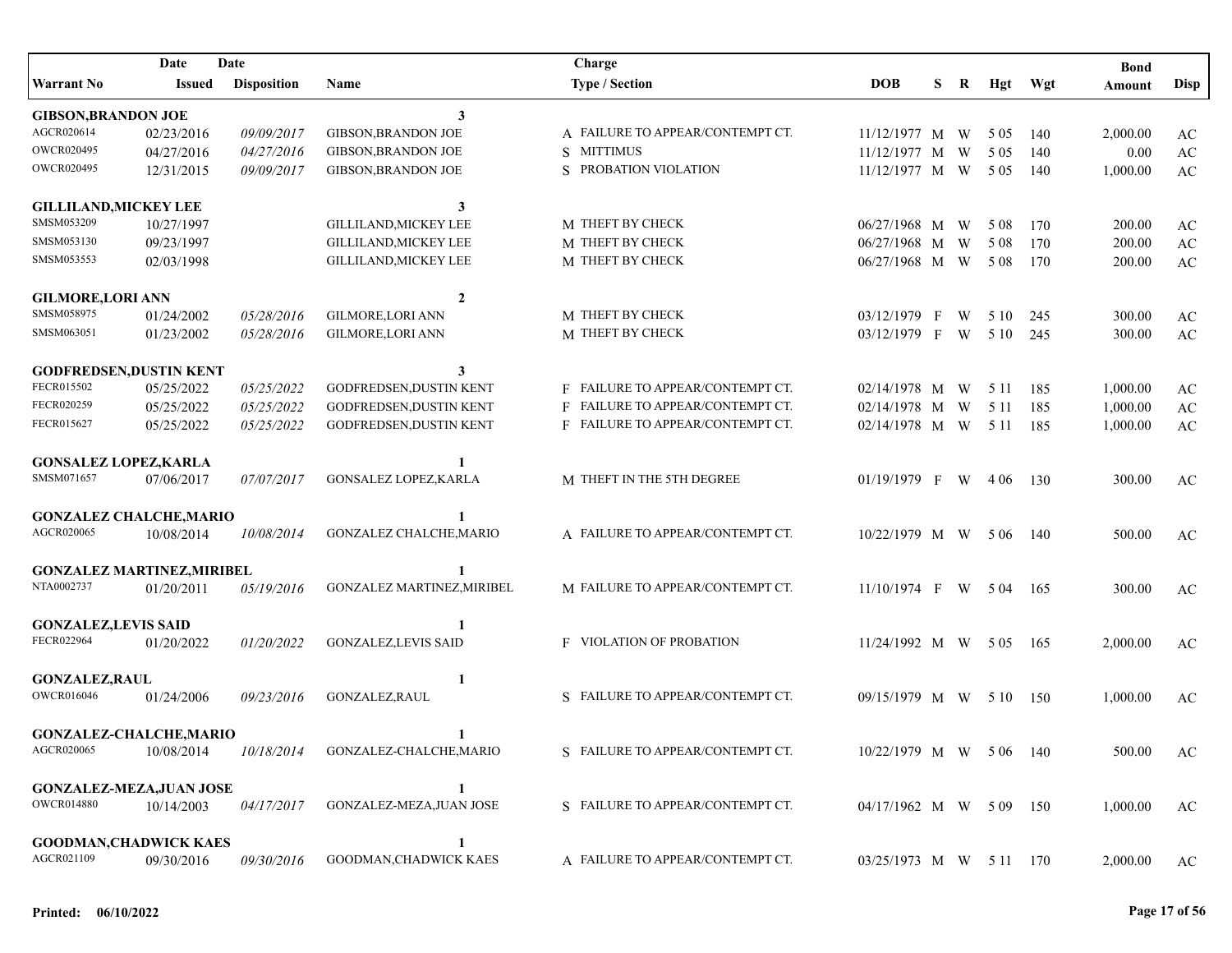| Warrant No | Date Issued | Date Disposition | Name | Charge Type / Section | DOB | S | R | Hgt | Wgt | Bond Amount | Disp |
|---|---|---|---|---|---|---|---|---|---|---|---|
| **GIBSON,BRANDON JOE** | | | **3** | | | | | | | | |
| AGCR020614 | 02/23/2016 | *09/09/2017* | GIBSON,BRANDON JOE | A FAILURE TO APPEAR/CONTEMPT CT. | 11/12/1977 | M | W | 5 05 | 140 | 2,000.00 | AC |
| OWCR020495 | 04/27/2016 | *04/27/2016* | GIBSON,BRANDON JOE | S MITTIMUS | 11/12/1977 | M | W | 5 05 | 140 | 0.00 | AC |
| OWCR020495 | 12/31/2015 | *09/09/2017* | GIBSON,BRANDON JOE | S PROBATION VIOLATION | 11/12/1977 | M | W | 5 05 | 140 | 1,000.00 | AC |
| **GILLILAND,MICKEY LEE** | | | **3** | | | | | | | | |
| SMSM053209 | 10/27/1997 | | GILLILAND,MICKEY LEE | M THEFT BY CHECK | 06/27/1968 | M | W | 5 08 | 170 | 200.00 | AC |
| SMSM053130 | 09/23/1997 | | GILLILAND,MICKEY LEE | M THEFT BY CHECK | 06/27/1968 | M | W | 5 08 | 170 | 200.00 | AC |
| SMSM053553 | 02/03/1998 | | GILLILAND,MICKEY LEE | M THEFT BY CHECK | 06/27/1968 | M | W | 5 08 | 170 | 200.00 | AC |
| **GILMORE,LORI ANN** | | | **2** | | | | | | | | |
| SMSM058975 | 01/24/2002 | *05/28/2016* | GILMORE,LORI ANN | M THEFT BY CHECK | 03/12/1979 | F | W | 5 10 | 245 | 300.00 | AC |
| SMSM063051 | 01/23/2002 | *05/28/2016* | GILMORE,LORI ANN | M THEFT BY CHECK | 03/12/1979 | F | W | 5 10 | 245 | 300.00 | AC |
| **GODFREDSEN,DUSTIN KENT** | | | **3** | | | | | | | | |
| FECR015502 | 05/25/2022 | *05/25/2022* | GODFREDSEN,DUSTIN KENT | F FAILURE TO APPEAR/CONTEMPT CT. | 02/14/1978 | M | W | 5 11 | 185 | 1,000.00 | AC |
| FECR020259 | 05/25/2022 | *05/25/2022* | GODFREDSEN,DUSTIN KENT | F FAILURE TO APPEAR/CONTEMPT CT. | 02/14/1978 | M | W | 5 11 | 185 | 1,000.00 | AC |
| FECR015627 | 05/25/2022 | *05/25/2022* | GODFREDSEN,DUSTIN KENT | F FAILURE TO APPEAR/CONTEMPT CT. | 02/14/1978 | M | W | 5 11 | 185 | 1,000.00 | AC |
| **GONSALEZ LOPEZ,KARLA** | | | **1** | | | | | | | | |
| SMSM071657 | 07/06/2017 | *07/07/2017* | GONSALEZ LOPEZ,KARLA | M THEFT IN THE 5TH DEGREE | 01/19/1979 | F | W | 4 06 | 130 | 300.00 | AC |
| **GONZALEZ CHALCHE,MARIO** | | | **1** | | | | | | | | |
| AGCR020065 | 10/08/2014 | *10/08/2014* | GONZALEZ CHALCHE,MARIO | A FAILURE TO APPEAR/CONTEMPT CT. | 10/22/1979 | M | W | 5 06 | 140 | 500.00 | AC |
| **GONZALEZ MARTINEZ,MIRIBEL** | | | **1** | | | | | | | | |
| NTA0002737 | 01/20/2011 | *05/19/2016* | GONZALEZ MARTINEZ,MIRIBEL | M FAILURE TO APPEAR/CONTEMPT CT. | 11/10/1974 | F | W | 5 04 | 165 | 300.00 | AC |
| **GONZALEZ,LEVIS SAID** | | | **1** | | | | | | | | |
| FECR022964 | 01/20/2022 | *01/20/2022* | GONZALEZ,LEVIS SAID | F VIOLATION OF PROBATION | 11/24/1992 | M | W | 5 05 | 165 | 2,000.00 | AC |
| **GONZALEZ,RAUL** | | | **1** | | | | | | | | |
| OWCR016046 | 01/24/2006 | *09/23/2016* | GONZALEZ,RAUL | S FAILURE TO APPEAR/CONTEMPT CT. | 09/15/1979 | M | W | 5 10 | 150 | 1,000.00 | AC |
| **GONZALEZ-CHALCHE,MARIO** | | | **1** | | | | | | | | |
| AGCR020065 | 10/08/2014 | *10/18/2014* | GONZALEZ-CHALCHE,MARIO | S FAILURE TO APPEAR/CONTEMPT CT. | 10/22/1979 | M | W | 5 06 | 140 | 500.00 | AC |
| **GONZALEZ-MEZA,JUAN JOSE** | | | **1** | | | | | | | | |
| OWCR014880 | 10/14/2003 | *04/17/2017* | GONZALEZ-MEZA,JUAN JOSE | S FAILURE TO APPEAR/CONTEMPT CT. | 04/17/1962 | M | W | 5 09 | 150 | 1,000.00 | AC |
| **GOODMAN,CHADWICK KAES** | | | **1** | | | | | | | | |
| AGCR021109 | 09/30/2016 | *09/30/2016* | GOODMAN,CHADWICK KAES | A FAILURE TO APPEAR/CONTEMPT CT. | 03/25/1973 | M | W | 5 11 | 170 | 2,000.00 | AC |

**Printed: 06/10/2022**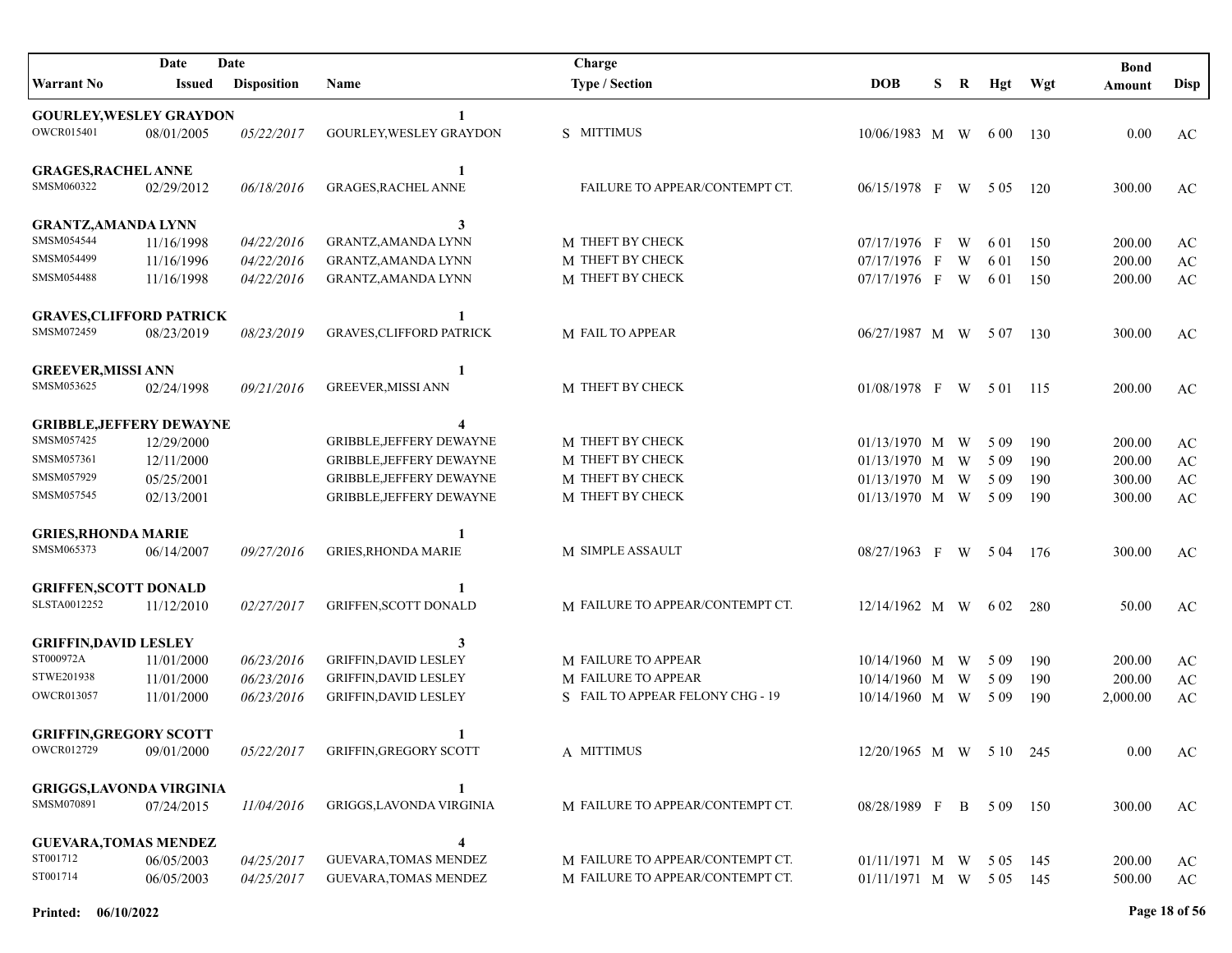| Warrant No | Date Issued | Date Disposition | Name | Charge Type / Section | DOB | S | R | Hgt | Wgt | Bond Amount | Disp |
|---|---|---|---|---|---|---|---|---|---|---|---|
| **GOURLEY,WESLEY GRAYDON** | | | **1** | | | | | | | | |
| OWCR015401 | 08/01/2005 | *05/22/2017* | GOURLEY,WESLEY GRAYDON | S MITTIMUS | 10/06/1983 | M | W | 6 00 | 130 | 0.00 | AC |
| **GRAGES,RACHEL ANNE** | | | **1** | | | | | | | | |
| SMSM060322 | 02/29/2012 | *06/18/2016* | GRAGES,RACHEL ANNE | FAILURE TO APPEAR/CONTEMPT CT. | 06/15/1978 | F | W | 5 05 | 120 | 300.00 | AC |
| **GRANTZ,AMANDA LYNN** | | | **3** | | | | | | | | |
| SMSM054544 | 11/16/1998 | *04/22/2016* | GRANTZ,AMANDA LYNN | M THEFT BY CHECK | 07/17/1976 | F | W | 6 01 | 150 | 200.00 | AC |
| SMSM054499 | 11/16/1996 | *04/22/2016* | GRANTZ,AMANDA LYNN | M THEFT BY CHECK | 07/17/1976 | F | W | 6 01 | 150 | 200.00 | AC |
| SMSM054488 | 11/16/1998 | *04/22/2016* | GRANTZ,AMANDA LYNN | M THEFT BY CHECK | 07/17/1976 | F | W | 6 01 | 150 | 200.00 | AC |
| **GRAVES,CLIFFORD PATRICK** | | | **1** | | | | | | | | |
| SMSM072459 | 08/23/2019 | *08/23/2019* | GRAVES,CLIFFORD PATRICK | M FAIL TO APPEAR | 06/27/1987 | M | W | 5 07 | 130 | 300.00 | AC |
| **GREEVER,MISSI ANN** | | | **1** | | | | | | | | |
| SMSM053625 | 02/24/1998 | *09/21/2016* | GREEVER,MISSI ANN | M THEFT BY CHECK | 01/08/1978 | F | W | 5 01 | 115 | 200.00 | AC |
| **GRIBBLE,JEFFERY DEWAYNE** | | | **4** | | | | | | | | |
| SMSM057425 | 12/29/2000 | | GRIBBLE,JEFFERY DEWAYNE | M THEFT BY CHECK | 01/13/1970 | M | W | 5 09 | 190 | 200.00 | AC |
| SMSM057361 | 12/11/2000 | | GRIBBLE,JEFFERY DEWAYNE | M THEFT BY CHECK | 01/13/1970 | M | W | 5 09 | 190 | 200.00 | AC |
| SMSM057929 | 05/25/2001 | | GRIBBLE,JEFFERY DEWAYNE | M THEFT BY CHECK | 01/13/1970 | M | W | 5 09 | 190 | 300.00 | AC |
| SMSM057545 | 02/13/2001 | | GRIBBLE,JEFFERY DEWAYNE | M THEFT BY CHECK | 01/13/1970 | M | W | 5 09 | 190 | 300.00 | AC |
| **GRIES,RHONDA MARIE** | | | **1** | | | | | | | | |
| SMSM065373 | 06/14/2007 | *09/27/2016* | GRIES,RHONDA MARIE | M SIMPLE ASSAULT | 08/27/1963 | F | W | 5 04 | 176 | 300.00 | AC |
| **GRIFFEN,SCOTT DONALD** | | | **1** | | | | | | | | |
| SLSTA0012252 | 11/12/2010 | *02/27/2017* | GRIFFEN,SCOTT DONALD | M FAILURE TO APPEAR/CONTEMPT CT. | 12/14/1962 | M | W | 6 02 | 280 | 50.00 | AC |
| **GRIFFIN,DAVID LESLEY** | | | **3** | | | | | | | | |
| ST000972A | 11/01/2000 | *06/23/2016* | GRIFFIN,DAVID LESLEY | M FAILURE TO APPEAR | 10/14/1960 | M | W | 5 09 | 190 | 200.00 | AC |
| STWE201938 | 11/01/2000 | *06/23/2016* | GRIFFIN,DAVID LESLEY | M FAILURE TO APPEAR | 10/14/1960 | M | W | 5 09 | 190 | 200.00 | AC |
| OWCR013057 | 11/01/2000 | *06/23/2016* | GRIFFIN,DAVID LESLEY | S FAIL TO APPEAR FELONY CHG - 19 | 10/14/1960 | M | W | 5 09 | 190 | 2,000.00 | AC |
| **GRIFFIN,GREGORY SCOTT** | | | **1** | | | | | | | | |
| OWCR012729 | 09/01/2000 | *05/22/2017* | GRIFFIN,GREGORY SCOTT | A MITTIMUS | 12/20/1965 | M | W | 5 10 | 245 | 0.00 | AC |
| **GRIGGS,LAVONDA VIRGINIA** | | | **1** | | | | | | | | |
| SMSM070891 | 07/24/2015 | *11/04/2016* | GRIGGS,LAVONDA VIRGINIA | M FAILURE TO APPEAR/CONTEMPT CT. | 08/28/1989 | F | B | 5 09 | 150 | 300.00 | AC |
| **GUEVARA,TOMAS MENDEZ** | | | **4** | | | | | | | | |
| ST001712 | 06/05/2003 | *04/25/2017* | GUEVARA,TOMAS MENDEZ | M FAILURE TO APPEAR/CONTEMPT CT. | 01/11/1971 | M | W | 5 05 | 145 | 200.00 | AC |
| ST001714 | 06/05/2003 | *04/25/2017* | GUEVARA,TOMAS MENDEZ | M FAILURE TO APPEAR/CONTEMPT CT. | 01/11/1971 | M | W | 5 05 | 145 | 500.00 | AC |

**Printed: 06/10/2022**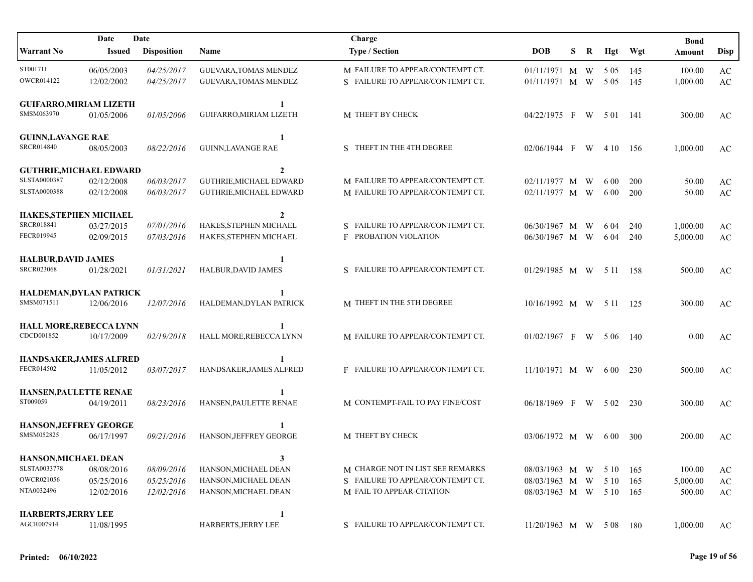| Warrant No | Date Issued | Date Disposition | Name | Charge Type / Section | DOB | S | R | Hgt | Wgt | Bond Amount | Disp |
|---|---|---|---|---|---|---|---|---|---|---|---|
| ST001711 | 06/05/2003 | *04/25/2017* | GUEVARA,TOMAS MENDEZ | M FAILURE TO APPEAR/CONTEMPT CT. | 01/11/1971 | M | W | 5 05 | 145 | 100.00 | AC |
| OWCR014122 | 12/02/2002 | *04/25/2017* | GUEVARA,TOMAS MENDEZ | S FAILURE TO APPEAR/CONTEMPT CT. | 01/11/1971 | M | W | 5 05 | 145 | 1,000.00 | AC |
| **GUIFARRO,MIRIAM LIZETH** | | | **1** | | | | | | | | |
| SMSM063970 | 01/05/2006 | *01/05/2006* | GUIFARRO,MIRIAM LIZETH | M THEFT BY CHECK | 04/22/1975 | F | W | 5 01 | 141 | 300.00 | AC |
| **GUINN,LAVANGE RAE** | | | **1** | | | | | | | | |
| SRCR014840 | 08/05/2003 | *08/22/2016* | GUINN,LAVANGE RAE | S THEFT IN THE 4TH DEGREE | 02/06/1944 | F | W | 4 10 | 156 | 1,000.00 | AC |
| **GUTHRIE,MICHAEL EDWARD** | | | **2** | | | | | | | | |
| SLSTA0000387 | 02/12/2008 | *06/03/2017* | GUTHRIE,MICHAEL EDWARD | M FAILURE TO APPEAR/CONTEMPT CT. | 02/11/1977 | M | W | 6 00 | 200 | 50.00 | AC |
| SLSTA0000388 | 02/12/2008 | *06/03/2017* | GUTHRIE,MICHAEL EDWARD | M FAILURE TO APPEAR/CONTEMPT CT. | 02/11/1977 | M | W | 6 00 | 200 | 50.00 | AC |
| **HAKES,STEPHEN MICHAEL** | | | **2** | | | | | | | | |
| SRCR018841 | 03/27/2015 | *07/01/2016* | HAKES,STEPHEN MICHAEL | S FAILURE TO APPEAR/CONTEMPT CT. | 06/30/1967 | M | W | 6 04 | 240 | 1,000.00 | AC |
| FECR019945 | 02/09/2015 | *07/03/2016* | HAKES,STEPHEN MICHAEL | F PROBATION VIOLATION | 06/30/1967 | M | W | 6 04 | 240 | 5,000.00 | AC |
| **HALBUR,DAVID JAMES** | | | **1** | | | | | | | | |
| SRCR023068 | 01/28/2021 | *01/31/2021* | HALBUR,DAVID JAMES | S FAILURE TO APPEAR/CONTEMPT CT. | 01/29/1985 | M | W | 5 11 | 158 | 500.00 | AC |
| **HALDEMAN,DYLAN PATRICK** | | | **1** | | | | | | | | |
| SMSM071511 | 12/06/2016 | *12/07/2016* | HALDEMAN,DYLAN PATRICK | M THEFT IN THE 5TH DEGREE | 10/16/1992 | M | W | 5 11 | 125 | 300.00 | AC |
| **HALL MORE,REBECCA LYNN** | | | **1** | | | | | | | | |
| CDCD001852 | 10/17/2009 | *02/19/2018* | HALL MORE,REBECCA LYNN | M FAILURE TO APPEAR/CONTEMPT CT. | 01/02/1967 | F | W | 5 06 | 140 | 0.00 | AC |
| **HANDSAKER,JAMES ALFRED** | | | **1** | | | | | | | | |
| FECR014502 | 11/05/2012 | *03/07/2017* | HANDSAKER,JAMES ALFRED | F FAILURE TO APPEAR/CONTEMPT CT. | 11/10/1971 | M | W | 6 00 | 230 | 500.00 | AC |
| **HANSEN,PAULETTE RENAE** | | | **1** | | | | | | | | |
| ST009059 | 04/19/2011 | *08/23/2016* | HANSEN,PAULETTE RENAE | M CONTEMPT-FAIL TO PAY FINE/COST | 06/18/1969 | F | W | 5 02 | 230 | 300.00 | AC |
| **HANSON,JEFFREY GEORGE** | | | **1** | | | | | | | | |
| SMSM052825 | 06/17/1997 | *09/21/2016* | HANSON,JEFFREY GEORGE | M THEFT BY CHECK | 03/06/1972 | M | W | 6 00 | 300 | 200.00 | AC |
| **HANSON,MICHAEL DEAN** | | | **3** | | | | | | | | |
| SLSTA0033778 | 08/08/2016 | *08/09/2016* | HANSON,MICHAEL DEAN | M CHARGE NOT IN LIST SEE REMARKS | 08/03/1963 | M | W | 5 10 | 165 | 100.00 | AC |
| OWCR021056 | 05/25/2016 | *05/25/2016* | HANSON,MICHAEL DEAN | S FAILURE TO APPEAR/CONTEMPT CT. | 08/03/1963 | M | W | 5 10 | 165 | 5,000.00 | AC |
| NTA0032496 | 12/02/2016 | *12/02/2016* | HANSON,MICHAEL DEAN | M FAIL TO APPEAR-CITATION | 08/03/1963 | M | W | 5 10 | 165 | 500.00 | AC |
| **HARBERTS,JERRY LEE** | | | **1** | | | | | | | | |
| AGCR007914 | 11/08/1995 | | HARBERTS,JERRY LEE | S FAILURE TO APPEAR/CONTEMPT CT. | 11/20/1963 | M | W | 5 08 | 180 | 1,000.00 | AC |

**Printed: 06/10/2022**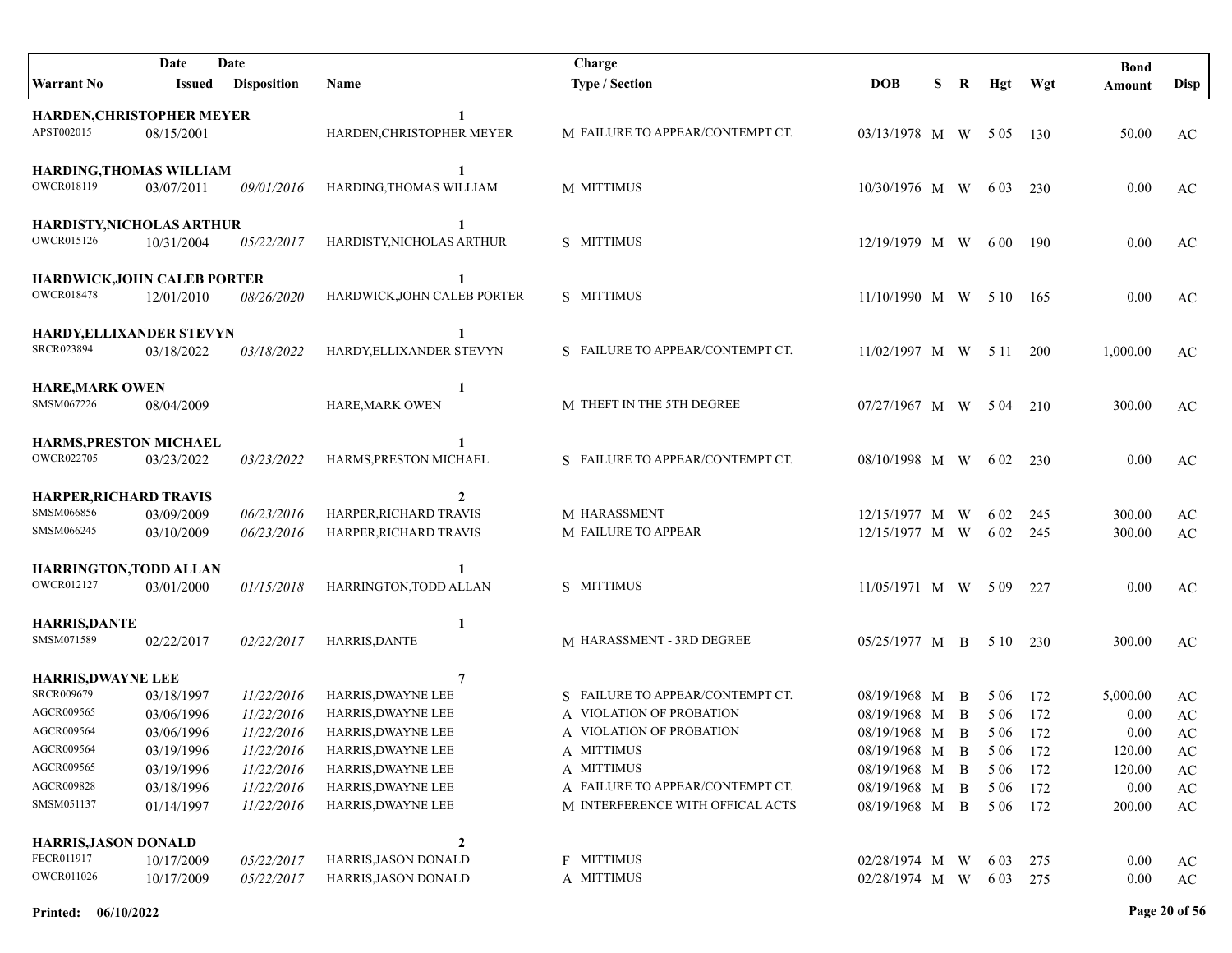| Warrant No | Date Issued | Date Disposition | Name | Charge Type / Section | DOB | S | R | Hgt | Wgt | Bond Amount | Disp |
|---|---|---|---|---|---|---|---|---|---|---|---|
| **HARDEN,CHRISTOPHER MEYER** | | | **1** | | | | | | | | |
| APST002015 | 08/15/2001 | | HARDEN,CHRISTOPHER MEYER | M FAILURE TO APPEAR/CONTEMPT CT. | 03/13/1978 | M | W | 5 05 | 130 | 50.00 | AC |
| **HARDING,THOMAS WILLIAM** | | | **1** | | | | | | | | |
| OWCR018119 | 03/07/2011 | *09/01/2016* | HARDING,THOMAS WILLIAM | M MITTIMUS | 10/30/1976 | M | W | 6 03 | 230 | 0.00 | AC |
| **HARDISTY,NICHOLAS ARTHUR** | | | **1** | | | | | | | | |
| OWCR015126 | 10/31/2004 | *05/22/2017* | HARDISTY,NICHOLAS ARTHUR | S MITTIMUS | 12/19/1979 | M | W | 6 00 | 190 | 0.00 | AC |
| **HARDWICK,JOHN CALEB PORTER** | | | **1** | | | | | | | | |
| OWCR018478 | 12/01/2010 | *08/26/2020* | HARDWICK,JOHN CALEB PORTER | S MITTIMUS | 11/10/1990 | M | W | 5 10 | 165 | 0.00 | AC |
| **HARDY,ELLIXANDER STEVYN** | | | **1** | | | | | | | | |
| SRCR023894 | 03/18/2022 | *03/18/2022* | HARDY,ELLIXANDER STEVYN | S FAILURE TO APPEAR/CONTEMPT CT. | 11/02/1997 | M | W | 5 11 | 200 | 1,000.00 | AC |
| **HARE,MARK OWEN** | | | **1** | | | | | | | | |
| SMSM067226 | 08/04/2009 | | HARE,MARK OWEN | M THEFT IN THE 5TH DEGREE | 07/27/1967 | M | W | 5 04 | 210 | 300.00 | AC |
| **HARMS,PRESTON MICHAEL** | | | **1** | | | | | | | | |
| OWCR022705 | 03/23/2022 | *03/23/2022* | HARMS,PRESTON MICHAEL | S FAILURE TO APPEAR/CONTEMPT CT. | 08/10/1998 | M | W | 6 02 | 230 | 0.00 | AC |
| **HARPER,RICHARD TRAVIS** | | | **2** | | | | | | | | |
| SMSM066856 | 03/09/2009 | *06/23/2016* | HARPER,RICHARD TRAVIS | M HARASSMENT | 12/15/1977 | M | W | 6 02 | 245 | 300.00 | AC |
| SMSM066245 | 03/10/2009 | *06/23/2016* | HARPER,RICHARD TRAVIS | M FAILURE TO APPEAR | 12/15/1977 | M | W | 6 02 | 245 | 300.00 | AC |
| **HARRINGTON,TODD ALLAN** | | | **1** | | | | | | | | |
| OWCR012127 | 03/01/2000 | *01/15/2018* | HARRINGTON,TODD ALLAN | S MITTIMUS | 11/05/1971 | M | W | 5 09 | 227 | 0.00 | AC |
| **HARRIS,DANTE** | | | **1** | | | | | | | | |
| SMSM071589 | 02/22/2017 | *02/22/2017* | HARRIS,DANTE | M HARASSMENT - 3RD DEGREE | 05/25/1977 | M | B | 5 10 | 230 | 300.00 | AC |
| **HARRIS,DWAYNE LEE** | | | **7** | | | | | | | | |
| SRCR009679 | 03/18/1997 | *11/22/2016* | HARRIS,DWAYNE LEE | S FAILURE TO APPEAR/CONTEMPT CT. | 08/19/1968 | M | B | 5 06 | 172 | 5,000.00 | AC |
| AGCR009565 | 03/06/1996 | *11/22/2016* | HARRIS,DWAYNE LEE | A VIOLATION OF PROBATION | 08/19/1968 | M | B | 5 06 | 172 | 0.00 | AC |
| AGCR009564 | 03/06/1996 | *11/22/2016* | HARRIS,DWAYNE LEE | A VIOLATION OF PROBATION | 08/19/1968 | M | B | 5 06 | 172 | 0.00 | AC |
| AGCR009564 | 03/19/1996 | *11/22/2016* | HARRIS,DWAYNE LEE | A MITTIMUS | 08/19/1968 | M | B | 5 06 | 172 | 120.00 | AC |
| AGCR009565 | 03/19/1996 | *11/22/2016* | HARRIS,DWAYNE LEE | A MITTIMUS | 08/19/1968 | M | B | 5 06 | 172 | 120.00 | AC |
| AGCR009828 | 03/18/1996 | *11/22/2016* | HARRIS,DWAYNE LEE | A FAILURE TO APPEAR/CONTEMPT CT. | 08/19/1968 | M | B | 5 06 | 172 | 0.00 | AC |
| SMSM051137 | 01/14/1997 | *11/22/2016* | HARRIS,DWAYNE LEE | M INTERFERENCE WITH OFFICAL ACTS | 08/19/1968 | M | B | 5 06 | 172 | 200.00 | AC |
| **HARRIS,JASON DONALD** | | | **2** | | | | | | | | |
| FECR011917 | 10/17/2009 | *05/22/2017* | HARRIS,JASON DONALD | F MITTIMUS | 02/28/1974 | M | W | 6 03 | 275 | 0.00 | AC |
| OWCR011026 | 10/17/2009 | *05/22/2017* | HARRIS,JASON DONALD | A MITTIMUS | 02/28/1974 | M | W | 6 03 | 275 | 0.00 | AC |

**Printed: 06/10/2022**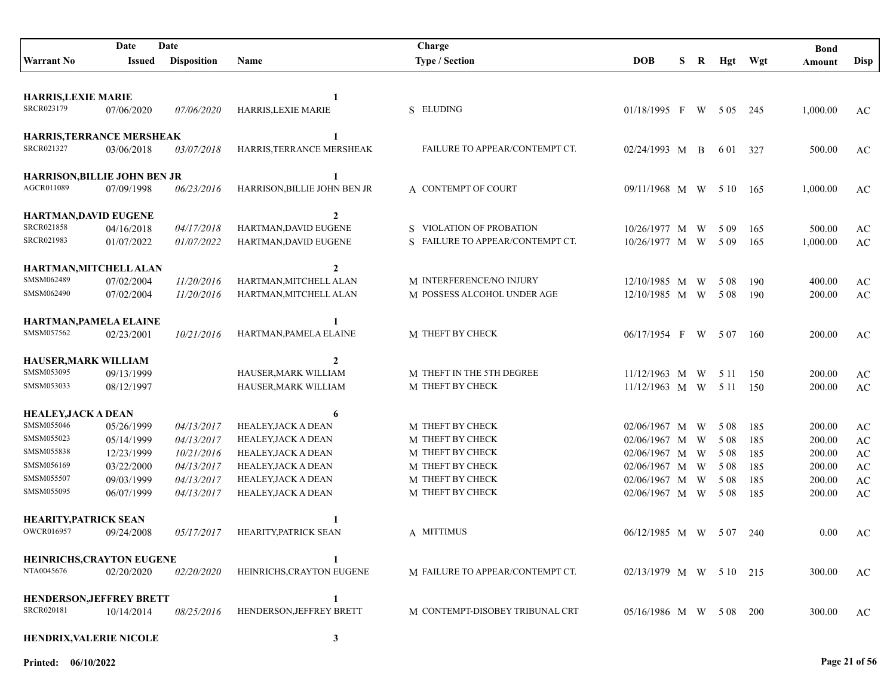| Warrant No | Date Issued | Date Disposition | Name | Charge Type / Section | DOB | S | R | Hgt | Wgt | Bond Amount | Disp |
|---|---|---|---|---|---|---|---|---|---|---|---|
| **HARRIS,LEXIE MARIE** | | | **1** | | | | | | | | |
| SRCR023179 | 07/06/2020 | *07/06/2020* | HARRIS,LEXIE MARIE | S ELUDING | 01/18/1995 | F | W | 5 05 | 245 | 1,000.00 | AC |
| **HARRIS,TERRANCE MERSHEAK** | | | **1** | | | | | | | | |
| SRCR021327 | 03/06/2018 | *03/07/2018* | HARRIS,TERRANCE MERSHEAK | FAILURE TO APPEAR/CONTEMPT CT. | 02/24/1993 | M | B | 6 01 | 327 | 500.00 | AC |
| **HARRISON,BILLIE JOHN BEN JR** | | | **1** | | | | | | | | |
| AGCR011089 | 07/09/1998 | *06/23/2016* | HARRISON,BILLIE JOHN BEN JR | A CONTEMPT OF COURT | 09/11/1968 | M | W | 5 10 | 165 | 1,000.00 | AC |
| **HARTMAN,DAVID EUGENE** | | | **2** | | | | | | | | |
| SRCR021858 | 04/16/2018 | *04/17/2018* | HARTMAN,DAVID EUGENE | S VIOLATION OF PROBATION | 10/26/1977 | M | W | 5 09 | 165 | 500.00 | AC |
| SRCR021983 | 01/07/2022 | *01/07/2022* | HARTMAN,DAVID EUGENE | S FAILURE TO APPEAR/CONTEMPT CT. | 10/26/1977 | M | W | 5 09 | 165 | 1,000.00 | AC |
| **HARTMAN,MITCHELL ALAN** | | | **2** | | | | | | | | |
| SMSM062489 | 07/02/2004 | *11/20/2016* | HARTMAN,MITCHELL ALAN | M INTERFERENCE/NO INJURY | 12/10/1985 | M | W | 5 08 | 190 | 400.00 | AC |
| SMSM062490 | 07/02/2004 | *11/20/2016* | HARTMAN,MITCHELL ALAN | M POSSESS ALCOHOL UNDER AGE | 12/10/1985 | M | W | 5 08 | 190 | 200.00 | AC |
| **HARTMAN,PAMELA ELAINE** | | | **1** | | | | | | | | |
| SMSM057562 | 02/23/2001 | *10/21/2016* | HARTMAN,PAMELA ELAINE | M THEFT BY CHECK | 06/17/1954 | F | W | 5 07 | 160 | 200.00 | AC |
| **HAUSER,MARK WILLIAM** | | | **2** | | | | | | | | |
| SMSM053095 | 09/13/1999 | | HAUSER,MARK WILLIAM | M THEFT IN THE 5TH DEGREE | 11/12/1963 | M | W | 5 11 | 150 | 200.00 | AC |
| SMSM053033 | 08/12/1997 | | HAUSER,MARK WILLIAM | M THEFT BY CHECK | 11/12/1963 | M | W | 5 11 | 150 | 200.00 | AC |
| **HEALEY,JACK A DEAN** | | | **6** | | | | | | | | |
| SMSM055046 | 05/26/1999 | *04/13/2017* | HEALEY,JACK A DEAN | M THEFT BY CHECK | 02/06/1967 | M | W | 5 08 | 185 | 200.00 | AC |
| SMSM055023 | 05/14/1999 | *04/13/2017* | HEALEY,JACK A DEAN | M THEFT BY CHECK | 02/06/1967 | M | W | 5 08 | 185 | 200.00 | AC |
| SMSM055838 | 12/23/1999 | *10/21/2016* | HEALEY,JACK A DEAN | M THEFT BY CHECK | 02/06/1967 | M | W | 5 08 | 185 | 200.00 | AC |
| SMSM056169 | 03/22/2000 | *04/13/2017* | HEALEY,JACK A DEAN | M THEFT BY CHECK | 02/06/1967 | M | W | 5 08 | 185 | 200.00 | AC |
| SMSM055507 | 09/03/1999 | *04/13/2017* | HEALEY,JACK A DEAN | M THEFT BY CHECK | 02/06/1967 | M | W | 5 08 | 185 | 200.00 | AC |
| SMSM055095 | 06/07/1999 | *04/13/2017* | HEALEY,JACK A DEAN | M THEFT BY CHECK | 02/06/1967 | M | W | 5 08 | 185 | 200.00 | AC |
| **HEARITY,PATRICK SEAN** | | | **1** | | | | | | | | |
| OWCR016957 | 09/24/2008 | *05/17/2017* | HEARITY,PATRICK SEAN | A MITTIMUS | 06/12/1985 | M | W | 5 07 | 240 | 0.00 | AC |
| **HEINRICHS,CRAYTON EUGENE** | | | **1** | | | | | | | | |
| NTA0045676 | 02/20/2020 | *02/20/2020* | HEINRICHS,CRAYTON EUGENE | M FAILURE TO APPEAR/CONTEMPT CT. | 02/13/1979 | M | W | 5 10 | 215 | 300.00 | AC |
| **HENDERSON,JEFFREY BRETT** | | | **1** | | | | | | | | |
| SRCR020181 | 10/14/2014 | *08/25/2016* | HENDERSON,JEFFREY BRETT | M CONTEMPT-DISOBEY TRIBUNAL CRT | 05/16/1986 | M | W | 5 08 | 200 | 300.00 | AC |
| **HENDRIX,VALERIE NICOLE** | | | **3** | | | | | | | | |

**Printed: 06/10/2022**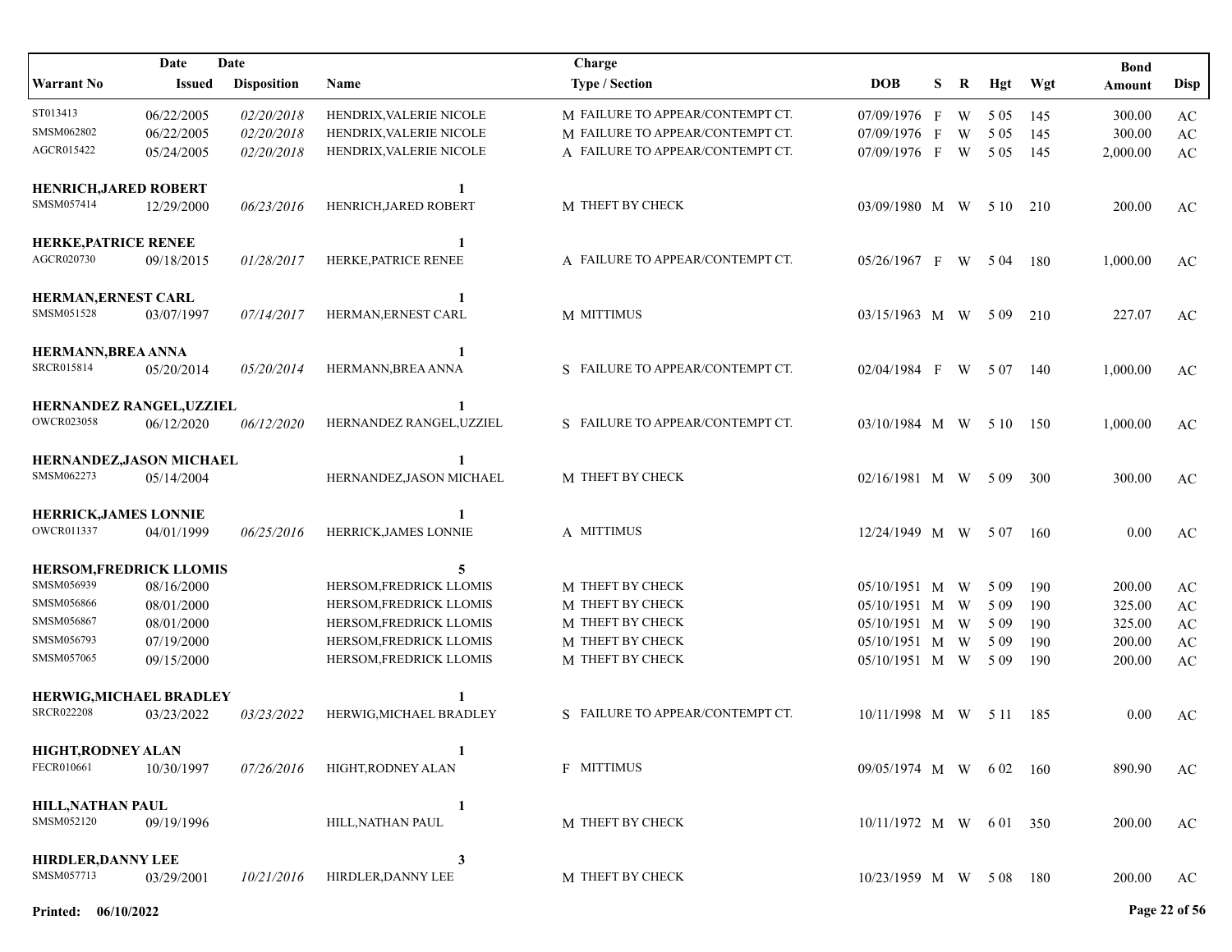| Warrant No | Date Issued | Date Disposition | Name | Charge Type / Section | DOB | S | R | Hgt | Wgt | Bond Amount | Disp |
|---|---|---|---|---|---|---|---|---|---|---|---|
| ST013413 | 06/22/2005 | *02/20/2018* | HENDRIX,VALERIE NICOLE | M FAILURE TO APPEAR/CONTEMPT CT. | 07/09/1976 | F | W | 5 05 | 145 | 300.00 | AC |
| SMSM062802 | 06/22/2005 | *02/20/2018* | HENDRIX,VALERIE NICOLE | M FAILURE TO APPEAR/CONTEMPT CT. | 07/09/1976 | F | W | 5 05 | 145 | 300.00 | AC |
| AGCR015422 | 05/24/2005 | *02/20/2018* | HENDRIX,VALERIE NICOLE | A FAILURE TO APPEAR/CONTEMPT CT. | 07/09/1976 | F | W | 5 05 | 145 | 2,000.00 | AC |
| **HENRICH,JARED ROBERT** | | | | **1** | | | | | | | |
| SMSM057414 | 12/29/2000 | *06/23/2016* | HENRICH,JARED ROBERT | M THEFT BY CHECK | 03/09/1980 | M | W | 5 10 | 210 | 200.00 | AC |
| **HERKE,PATRICE RENEE** | | | | **1** | | | | | | | |
| AGCR020730 | 09/18/2015 | *01/28/2017* | HERKE,PATRICE RENEE | A FAILURE TO APPEAR/CONTEMPT CT. | 05/26/1967 | F | W | 5 04 | 180 | 1,000.00 | AC |
| **HERMAN,ERNEST CARL** | | | | **1** | | | | | | | |
| SMSM051528 | 03/07/1997 | *07/14/2017* | HERMAN,ERNEST CARL | M MITTIMUS | 03/15/1963 | M | W | 5 09 | 210 | 227.07 | AC |
| **HERMANN,BREA ANNA** | | | | **1** | | | | | | | |
| SRCR015814 | 05/20/2014 | *05/20/2014* | HERMANN,BREA ANNA | S FAILURE TO APPEAR/CONTEMPT CT. | 02/04/1984 | F | W | 5 07 | 140 | 1,000.00 | AC |
| **HERNANDEZ RANGEL,UZZIEL** | | | | **1** | | | | | | | |
| OWCR023058 | 06/12/2020 | *06/12/2020* | HERNANDEZ RANGEL,UZZIEL | S FAILURE TO APPEAR/CONTEMPT CT. | 03/10/1984 | M | W | 5 10 | 150 | 1,000.00 | AC |
| **HERNANDEZ,JASON MICHAEL** | | | | **1** | | | | | | | |
| SMSM062273 | 05/14/2004 | | HERNANDEZ,JASON MICHAEL | M THEFT BY CHECK | 02/16/1981 | M | W | 5 09 | 300 | 300.00 | AC |
| **HERRICK,JAMES LONNIE** | | | | **1** | | | | | | | |
| OWCR011337 | 04/01/1999 | *06/25/2016* | HERRICK,JAMES LONNIE | A MITTIMUS | 12/24/1949 | M | W | 5 07 | 160 | 0.00 | AC |
| **HERSOM,FREDRICK LLOMIS** | | | | **5** | | | | | | | |
| SMSM056939 | 08/16/2000 | | HERSOM,FREDRICK LLOMIS | M THEFT BY CHECK | 05/10/1951 | M | W | 5 09 | 190 | 200.00 | AC |
| SMSM056866 | 08/01/2000 | | HERSOM,FREDRICK LLOMIS | M THEFT BY CHECK | 05/10/1951 | M | W | 5 09 | 190 | 325.00 | AC |
| SMSM056867 | 08/01/2000 | | HERSOM,FREDRICK LLOMIS | M THEFT BY CHECK | 05/10/1951 | M | W | 5 09 | 190 | 325.00 | AC |
| SMSM056793 | 07/19/2000 | | HERSOM,FREDRICK LLOMIS | M THEFT BY CHECK | 05/10/1951 | M | W | 5 09 | 190 | 200.00 | AC |
| SMSM057065 | 09/15/2000 | | HERSOM,FREDRICK LLOMIS | M THEFT BY CHECK | 05/10/1951 | M | W | 5 09 | 190 | 200.00 | AC |
| **HERWIG,MICHAEL BRADLEY** | | | | **1** | | | | | | | |
| SRCR022208 | 03/23/2022 | *03/23/2022* | HERWIG,MICHAEL BRADLEY | S FAILURE TO APPEAR/CONTEMPT CT. | 10/11/1998 | M | W | 5 11 | 185 | 0.00 | AC |
| **HIGHT,RODNEY ALAN** | | | | **1** | | | | | | | |
| FECR010661 | 10/30/1997 | *07/26/2016* | HIGHT,RODNEY ALAN | F MITTIMUS | 09/05/1974 | M | W | 6 02 | 160 | 890.90 | AC |
| **HILL,NATHAN PAUL** | | | | **1** | | | | | | | |
| SMSM052120 | 09/19/1996 | | HILL,NATHAN PAUL | M THEFT BY CHECK | 10/11/1972 | M | W | 6 01 | 350 | 200.00 | AC |
| **HIRDLER,DANNY LEE** | | | | **3** | | | | | | | |
| SMSM057713 | 03/29/2001 | *10/21/2016* | HIRDLER,DANNY LEE | M THEFT BY CHECK | 10/23/1959 | M | W | 5 08 | 180 | 200.00 | AC |

**Printed: 06/10/2022**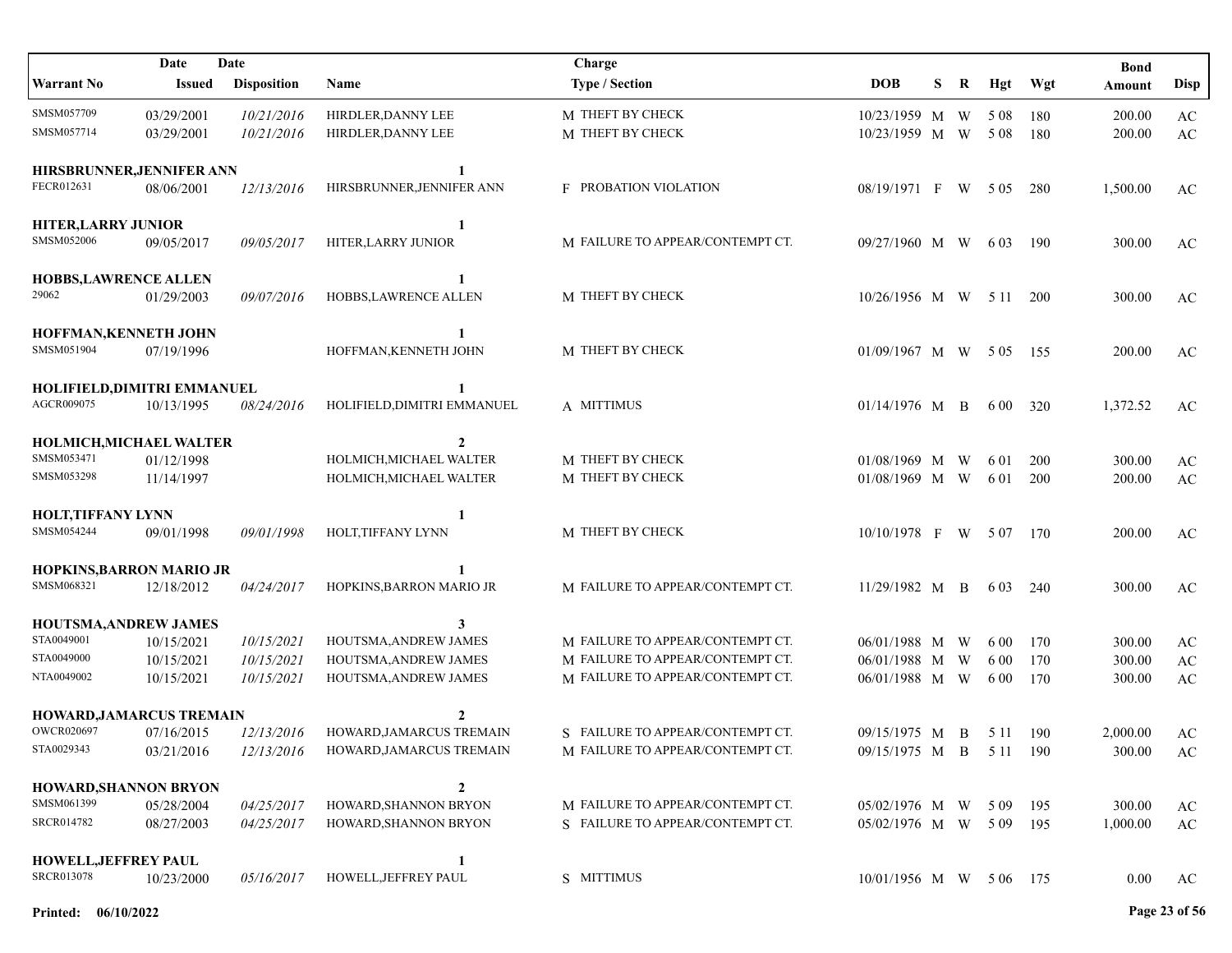| Warrant No | Date Issued | Date Disposition | Name | Charge Type / Section | DOB | S | R | Hgt | Wgt | Bond Amount | Disp |
|---|---|---|---|---|---|---|---|---|---|---|---|
| SMSM057709 | 03/29/2001 | *10/21/2016* | HIRDLER,DANNY LEE | M THEFT BY CHECK | 10/23/1959 | M | W | 5 08 | 180 | 200.00 | AC |
| SMSM057714 | 03/29/2001 | *10/21/2016* | HIRDLER,DANNY LEE | M THEFT BY CHECK | 10/23/1959 | M | W | 5 08 | 180 | 200.00 | AC |
| **HIRSBRUNNER,JENNIFER ANN** | | | **1** | | | | | | | | |
| FECR012631 | 08/06/2001 | *12/13/2016* | HIRSBRUNNER,JENNIFER ANN | F PROBATION VIOLATION | 08/19/1971 | F | W | 5 05 | 280 | 1,500.00 | AC |
| **HITER,LARRY JUNIOR** | | | **1** | | | | | | | | |
| SMSM052006 | 09/05/2017 | *09/05/2017* | HITER,LARRY JUNIOR | M FAILURE TO APPEAR/CONTEMPT CT. | 09/27/1960 | M | W | 6 03 | 190 | 300.00 | AC |
| **HOBBS,LAWRENCE ALLEN** | | | **1** | | | | | | | | |
| 29062 | 01/29/2003 | *09/07/2016* | HOBBS,LAWRENCE ALLEN | M THEFT BY CHECK | 10/26/1956 | M | W | 5 11 | 200 | 300.00 | AC |
| **HOFFMAN,KENNETH JOHN** | | | **1** | | | | | | | | |
| SMSM051904 | 07/19/1996 | | HOFFMAN,KENNETH JOHN | M THEFT BY CHECK | 01/09/1967 | M | W | 5 05 | 155 | 200.00 | AC |
| **HOLIFIELD,DIMITRI EMMANUEL** | | | **1** | | | | | | | | |
| AGCR009075 | 10/13/1995 | *08/24/2016* | HOLIFIELD,DIMITRI EMMANUEL | A MITTIMUS | 01/14/1976 | M | B | 6 00 | 320 | 1,372.52 | AC |
| **HOLMICH,MICHAEL WALTER** | | | **2** | | | | | | | | |
| SMSM053471 | 01/12/1998 | | HOLMICH,MICHAEL WALTER | M THEFT BY CHECK | 01/08/1969 | M | W | 6 01 | 200 | 300.00 | AC |
| SMSM053298 | 11/14/1997 | | HOLMICH,MICHAEL WALTER | M THEFT BY CHECK | 01/08/1969 | M | W | 6 01 | 200 | 200.00 | AC |
| **HOLT,TIFFANY LYNN** | | | **1** | | | | | | | | |
| SMSM054244 | 09/01/1998 | *09/01/1998* | HOLT,TIFFANY LYNN | M THEFT BY CHECK | 10/10/1978 | F | W | 5 07 | 170 | 200.00 | AC |
| **HOPKINS,BARRON MARIO JR** | | | **1** | | | | | | | | |
| SMSM068321 | 12/18/2012 | *04/24/2017* | HOPKINS,BARRON MARIO JR | M FAILURE TO APPEAR/CONTEMPT CT. | 11/29/1982 | M | B | 6 03 | 240 | 300.00 | AC |
| **HOUTSMA,ANDREW JAMES** | | | **3** | | | | | | | | |
| STA0049001 | 10/15/2021 | *10/15/2021* | HOUTSMA,ANDREW JAMES | M FAILURE TO APPEAR/CONTEMPT CT. | 06/01/1988 | M | W | 6 00 | 170 | 300.00 | AC |
| STA0049000 | 10/15/2021 | *10/15/2021* | HOUTSMA,ANDREW JAMES | M FAILURE TO APPEAR/CONTEMPT CT. | 06/01/1988 | M | W | 6 00 | 170 | 300.00 | AC |
| NTA0049002 | 10/15/2021 | *10/15/2021* | HOUTSMA,ANDREW JAMES | M FAILURE TO APPEAR/CONTEMPT CT. | 06/01/1988 | M | W | 6 00 | 170 | 300.00 | AC |
| **HOWARD,JAMARCUS TREMAIN** | | | **2** | | | | | | | | |
| OWCR020697 | 07/16/2015 | *12/13/2016* | HOWARD,JAMARCUS TREMAIN | S FAILURE TO APPEAR/CONTEMPT CT. | 09/15/1975 | M | B | 5 11 | 190 | 2,000.00 | AC |
| STA0029343 | 03/21/2016 | *12/13/2016* | HOWARD,JAMARCUS TREMAIN | M FAILURE TO APPEAR/CONTEMPT CT. | 09/15/1975 | M | B | 5 11 | 190 | 300.00 | AC |
| **HOWARD,SHANNON BRYON** | | | **2** | | | | | | | | |
| SMSM061399 | 05/28/2004 | *04/25/2017* | HOWARD,SHANNON BRYON | M FAILURE TO APPEAR/CONTEMPT CT. | 05/02/1976 | M | W | 5 09 | 195 | 300.00 | AC |
| SRCR014782 | 08/27/2003 | *04/25/2017* | HOWARD,SHANNON BRYON | S FAILURE TO APPEAR/CONTEMPT CT. | 05/02/1976 | M | W | 5 09 | 195 | 1,000.00 | AC |
| **HOWELL,JEFFREY PAUL** | | | **1** | | | | | | | | |
| SRCR013078 | 10/23/2000 | *05/16/2017* | HOWELL,JEFFREY PAUL | S MITTIMUS | 10/01/1956 | M | W | 5 06 | 175 | 0.00 | AC |

**Printed: 06/10/2022**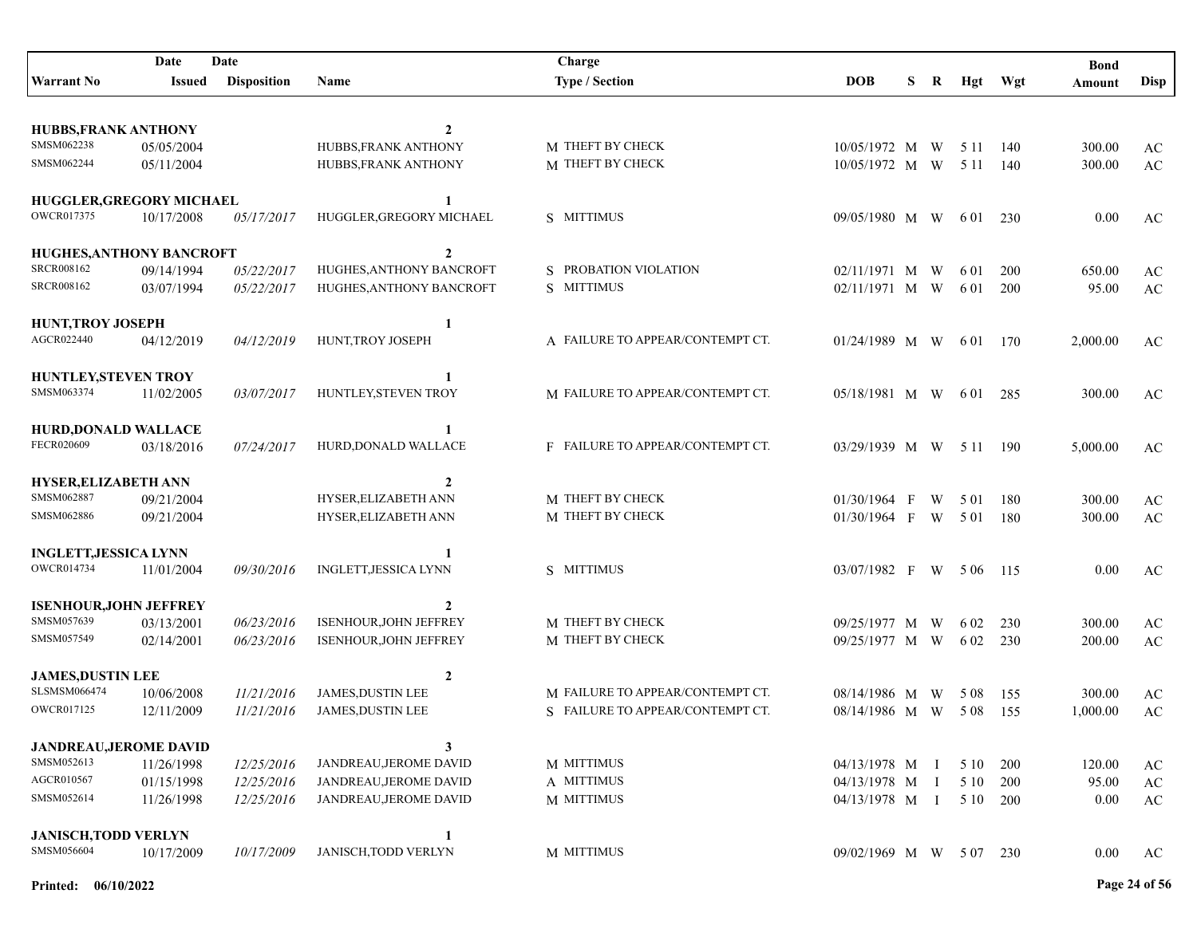| Warrant No | Date Issued | Date Disposition | Name | Charge Type / Section | DOB | S | R | Hgt | Wgt | Bond Amount | Disp |
|---|---|---|---|---|---|---|---|---|---|---|---|
| **HUBBS,FRANK ANTHONY** | | | **2** | | | | | | | | |
| SMSM062238 | 05/05/2004 | | HUBBS,FRANK ANTHONY | M THEFT BY CHECK | 10/05/1972 | M | W | 5 11 | 140 | 300.00 | AC |
| SMSM062244 | 05/11/2004 | | HUBBS,FRANK ANTHONY | M THEFT BY CHECK | 10/05/1972 | M | W | 5 11 | 140 | 300.00 | AC |
| **HUGGLER,GREGORY MICHAEL** | | | **1** | | | | | | | | |
| OWCR017375 | 10/17/2008 | *05/17/2017* | HUGGLER,GREGORY MICHAEL | S MITTIMUS | 09/05/1980 | M | W | 6 01 | 230 | 0.00 | AC |
| **HUGHES,ANTHONY BANCROFT** | | | **2** | | | | | | | | |
| SRCR008162 | 09/14/1994 | *05/22/2017* | HUGHES,ANTHONY BANCROFT | S PROBATION VIOLATION | 02/11/1971 | M | W | 6 01 | 200 | 650.00 | AC |
| SRCR008162 | 03/07/1994 | *05/22/2017* | HUGHES,ANTHONY BANCROFT | S MITTIMUS | 02/11/1971 | M | W | 6 01 | 200 | 95.00 | AC |
| **HUNT,TROY JOSEPH** | | | **1** | | | | | | | | |
| AGCR022440 | 04/12/2019 | *04/12/2019* | HUNT,TROY JOSEPH | A FAILURE TO APPEAR/CONTEMPT CT. | 01/24/1989 | M | W | 6 01 | 170 | 2,000.00 | AC |
| **HUNTLEY,STEVEN TROY** | | | **1** | | | | | | | | |
| SMSM063374 | 11/02/2005 | *03/07/2017* | HUNTLEY,STEVEN TROY | M FAILURE TO APPEAR/CONTEMPT CT. | 05/18/1981 | M | W | 6 01 | 285 | 300.00 | AC |
| **HURD,DONALD WALLACE** | | | **1** | | | | | | | | |
| FECR020609 | 03/18/2016 | *07/24/2017* | HURD,DONALD WALLACE | F FAILURE TO APPEAR/CONTEMPT CT. | 03/29/1939 | M | W | 5 11 | 190 | 5,000.00 | AC |
| **HYSER,ELIZABETH ANN** | | | **2** | | | | | | | | |
| SMSM062887 | 09/21/2004 | | HYSER,ELIZABETH ANN | M THEFT BY CHECK | 01/30/1964 | F | W | 5 01 | 180 | 300.00 | AC |
| SMSM062886 | 09/21/2004 | | HYSER,ELIZABETH ANN | M THEFT BY CHECK | 01/30/1964 | F | W | 5 01 | 180 | 300.00 | AC |
| **INGLETT,JESSICA LYNN** | | | **1** | | | | | | | | |
| OWCR014734 | 11/01/2004 | *09/30/2016* | INGLETT,JESSICA LYNN | S MITTIMUS | 03/07/1982 | F | W | 5 06 | 115 | 0.00 | AC |
| **ISENHOUR,JOHN JEFFREY** | | | **2** | | | | | | | | |
| SMSM057639 | 03/13/2001 | *06/23/2016* | ISENHOUR,JOHN JEFFREY | M THEFT BY CHECK | 09/25/1977 | M | W | 6 02 | 230 | 300.00 | AC |
| SMSM057549 | 02/14/2001 | *06/23/2016* | ISENHOUR,JOHN JEFFREY | M THEFT BY CHECK | 09/25/1977 | M | W | 6 02 | 230 | 200.00 | AC |
| **JAMES,DUSTIN LEE** | | | **2** | | | | | | | | |
| SLSMSM066474 | 10/06/2008 | *11/21/2016* | JAMES,DUSTIN LEE | M FAILURE TO APPEAR/CONTEMPT CT. | 08/14/1986 | M | W | 5 08 | 155 | 300.00 | AC |
| OWCR017125 | 12/11/2009 | *11/21/2016* | JAMES,DUSTIN LEE | S FAILURE TO APPEAR/CONTEMPT CT. | 08/14/1986 | M | W | 5 08 | 155 | 1,000.00 | AC |
| **JANDREAU,JEROME DAVID** | | | **3** | | | | | | | | |
| SMSM052613 | 11/26/1998 | *12/25/2016* | JANDREAU,JEROME DAVID | M MITTIMUS | 04/13/1978 | M | I | 5 10 | 200 | 120.00 | AC |
| AGCR010567 | 01/15/1998 | *12/25/2016* | JANDREAU,JEROME DAVID | A MITTIMUS | 04/13/1978 | M | I | 5 10 | 200 | 95.00 | AC |
| SMSM052614 | 11/26/1998 | *12/25/2016* | JANDREAU,JEROME DAVID | M MITTIMUS | 04/13/1978 | M | I | 5 10 | 200 | 0.00 | AC |
| **JANISCH,TODD VERLYN** | | | **1** | | | | | | | | |
| SMSM056604 | 10/17/2009 | *10/17/2009* | JANISCH,TODD VERLYN | M MITTIMUS | 09/02/1969 | M | W | 5 07 | 230 | 0.00 | AC |

**Printed: 06/10/2022**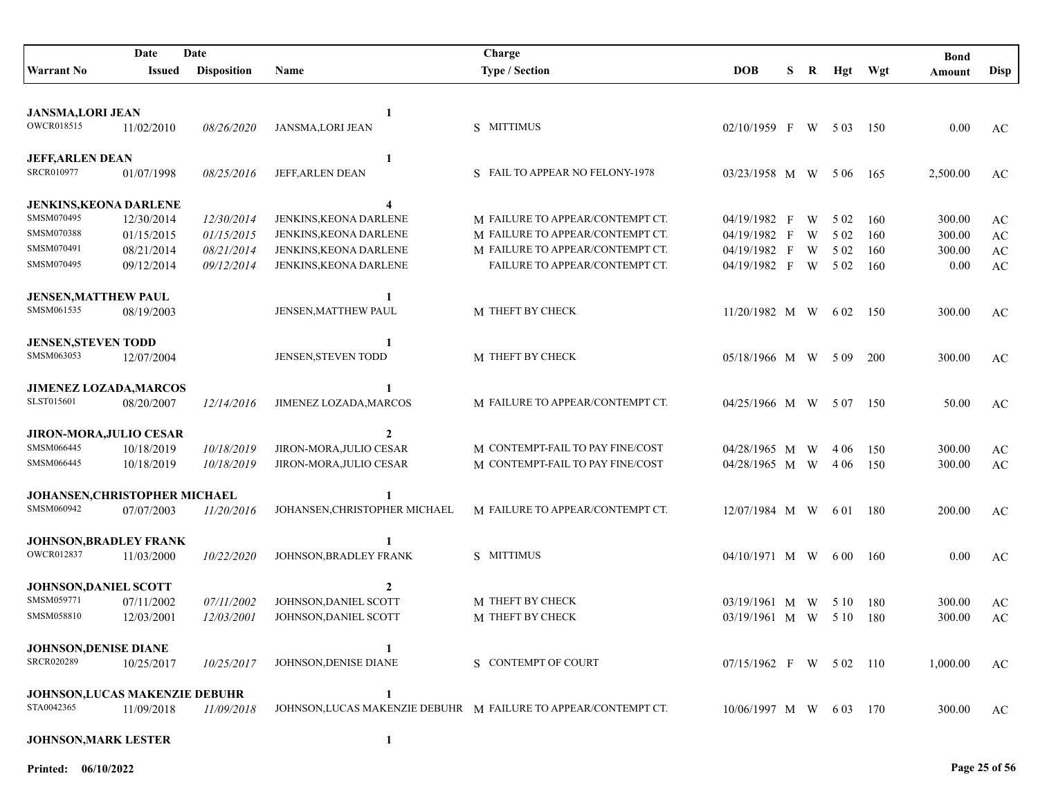| Warrant No | Date Issued | Date Disposition | Name | Charge Type / Section | DOB | S | R | Hgt | Wgt | Bond Amount | Disp |
|---|---|---|---|---|---|---|---|---|---|---|---|
| **JANSMA,LORI JEAN** | | | **1** | | | | | | | | |
| OWCR018515 | 11/02/2010 | *08/26/2020* | JANSMA,LORI JEAN | S MITTIMUS | 02/10/1959 | F | W | 5 03 | 150 | 0.00 | AC |
| **JEFF,ARLEN DEAN** | | | **1** | | | | | | | | |
| SRCR010977 | 01/07/1998 | *08/25/2016* | JEFF,ARLEN DEAN | S FAIL TO APPEAR NO FELONY-1978 | 03/23/1958 | M | W | 5 06 | 165 | 2,500.00 | AC |
| **JENKINS,KEONA DARLENE** | | | **4** | | | | | | | | |
| SMSM070495 | 12/30/2014 | *12/30/2014* | JENKINS,KEONA DARLENE | M FAILURE TO APPEAR/CONTEMPT CT. | 04/19/1982 | F | W | 5 02 | 160 | 300.00 | AC |
| SMSM070388 | 01/15/2015 | *01/15/2015* | JENKINS,KEONA DARLENE | M FAILURE TO APPEAR/CONTEMPT CT. | 04/19/1982 | F | W | 5 02 | 160 | 300.00 | AC |
| SMSM070491 | 08/21/2014 | *08/21/2014* | JENKINS,KEONA DARLENE | M FAILURE TO APPEAR/CONTEMPT CT. | 04/19/1982 | F | W | 5 02 | 160 | 300.00 | AC |
| SMSM070495 | 09/12/2014 | *09/12/2014* | JENKINS,KEONA DARLENE | FAILURE TO APPEAR/CONTEMPT CT. | 04/19/1982 | F | W | 5 02 | 160 | 0.00 | AC |
| **JENSEN,MATTHEW PAUL** | | | **1** | | | | | | | | |
| SMSM061535 | 08/19/2003 | | JENSEN,MATTHEW PAUL | M THEFT BY CHECK | 11/20/1982 | M | W | 6 02 | 150 | 300.00 | AC |
| **JENSEN,STEVEN TODD** | | | **1** | | | | | | | | |
| SMSM063053 | 12/07/2004 | | JENSEN,STEVEN TODD | M THEFT BY CHECK | 05/18/1966 | M | W | 5 09 | 200 | 300.00 | AC |
| **JIMENEZ LOZADA,MARCOS** | | | **1** | | | | | | | | |
| SLST015601 | 08/20/2007 | *12/14/2016* | JIMENEZ LOZADA,MARCOS | M FAILURE TO APPEAR/CONTEMPT CT. | 04/25/1966 | M | W | 5 07 | 150 | 50.00 | AC |
| **JIRON-MORA,JULIO CESAR** | | | **2** | | | | | | | | |
| SMSM066445 | 10/18/2019 | *10/18/2019* | JIRON-MORA,JULIO CESAR | M CONTEMPT-FAIL TO PAY FINE/COST | 04/28/1965 | M | W | 4 06 | 150 | 300.00 | AC |
| SMSM066445 | 10/18/2019 | *10/18/2019* | JIRON-MORA,JULIO CESAR | M CONTEMPT-FAIL TO PAY FINE/COST | 04/28/1965 | M | W | 4 06 | 150 | 300.00 | AC |
| **JOHANSEN,CHRISTOPHER MICHAEL** | | | **1** | | | | | | | | |
| SMSM060942 | 07/07/2003 | *11/20/2016* | JOHANSEN,CHRISTOPHER MICHAEL | M FAILURE TO APPEAR/CONTEMPT CT. | 12/07/1984 | M | W | 6 01 | 180 | 200.00 | AC |
| **JOHNSON,BRADLEY FRANK** | | | **1** | | | | | | | | |
| OWCR012837 | 11/03/2000 | *10/22/2020* | JOHNSON,BRADLEY FRANK | S MITTIMUS | 04/10/1971 | M | W | 6 00 | 160 | 0.00 | AC |
| **JOHNSON,DANIEL SCOTT** | | | **2** | | | | | | | | |
| SMSM059771 | 07/11/2002 | *07/11/2002* | JOHNSON,DANIEL SCOTT | M THEFT BY CHECK | 03/19/1961 | M | W | 5 10 | 180 | 300.00 | AC |
| SMSM058810 | 12/03/2001 | *12/03/2001* | JOHNSON,DANIEL SCOTT | M THEFT BY CHECK | 03/19/1961 | M | W | 5 10 | 180 | 300.00 | AC |
| **JOHNSON,DENISE DIANE** | | | **1** | | | | | | | | |
| SRCR020289 | 10/25/2017 | *10/25/2017* | JOHNSON,DENISE DIANE | S CONTEMPT OF COURT | 07/15/1962 | F | W | 5 02 | 110 | 1,000.00 | AC |
| **JOHNSON,LUCAS MAKENZIE DEBUHR** | | | **1** | | | | | | | | |
| STA0042365 | 11/09/2018 | *11/09/2018* | JOHNSON,LUCAS MAKENZIE DEBUHR | M FAILURE TO APPEAR/CONTEMPT CT. | 10/06/1997 | M | W | 6 03 | 170 | 300.00 | AC |
| **JOHNSON,MARK LESTER** | | | **1** | | | | | | | | |

**Printed: 06/10/2022**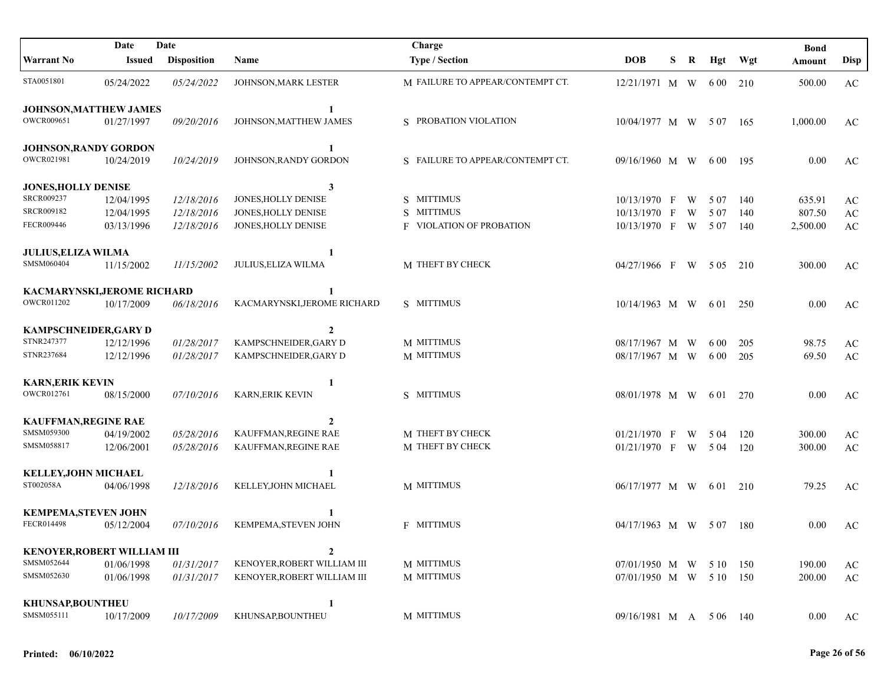| Warrant No | Date Issued | Date Disposition | Name | Charge Type / Section | DOB | S | R | Hgt | Wgt | Bond Amount | Disp |
|---|---|---|---|---|---|---|---|---|---|---|---|
| STA0051801 | 05/24/2022 | *05/24/2022* | JOHNSON,MARK LESTER | M FAILURE TO APPEAR/CONTEMPT CT. | 12/21/1971 | M | W | 6 00 | 210 | 500.00 | AC |
| **JOHNSON,MATTHEW JAMES** | | | | **1** | | | | | | | |
| OWCR009651 | 01/27/1997 | *09/20/2016* | JOHNSON,MATTHEW JAMES | S PROBATION VIOLATION | 10/04/1977 | M | W | 5 07 | 165 | 1,000.00 | AC |
| **JOHNSON,RANDY GORDON** | | | | **1** | | | | | | | |
| OWCR021981 | 10/24/2019 | *10/24/2019* | JOHNSON,RANDY GORDON | S FAILURE TO APPEAR/CONTEMPT CT. | 09/16/1960 | M | W | 6 00 | 195 | 0.00 | AC |
| **JONES,HOLLY DENISE** | | | | **3** | | | | | | | |
| SRCR009237 | 12/04/1995 | *12/18/2016* | JONES,HOLLY DENISE | S MITTIMUS | 10/13/1970 | F | W | 5 07 | 140 | 635.91 | AC |
| SRCR009182 | 12/04/1995 | *12/18/2016* | JONES,HOLLY DENISE | S MITTIMUS | 10/13/1970 | F | W | 5 07 | 140 | 807.50 | AC |
| FECR009446 | 03/13/1996 | *12/18/2016* | JONES,HOLLY DENISE | F VIOLATION OF PROBATION | 10/13/1970 | F | W | 5 07 | 140 | 2,500.00 | AC |
| **JULIUS,ELIZA WILMA** | | | | **1** | | | | | | | |
| SMSM060404 | 11/15/2002 | *11/15/2002* | JULIUS,ELIZA WILMA | M THEFT BY CHECK | 04/27/1966 | F | W | 5 05 | 210 | 300.00 | AC |
| **KACMARYNSKI,JEROME RICHARD** | | | | **1** | | | | | | | |
| OWCR011202 | 10/17/2009 | *06/18/2016* | KACMARYNSKI,JEROME RICHARD | S MITTIMUS | 10/14/1963 | M | W | 6 01 | 250 | 0.00 | AC |
| **KAMPSCHNEIDER,GARY D** | | | | **2** | | | | | | | |
| STNR247377 | 12/12/1996 | *01/28/2017* | KAMPSCHNEIDER,GARY D | M MITTIMUS | 08/17/1967 | M | W | 6 00 | 205 | 98.75 | AC |
| STNR237684 | 12/12/1996 | *01/28/2017* | KAMPSCHNEIDER,GARY D | M MITTIMUS | 08/17/1967 | M | W | 6 00 | 205 | 69.50 | AC |
| **KARN,ERIK KEVIN** | | | | **1** | | | | | | | |
| OWCR012761 | 08/15/2000 | *07/10/2016* | KARN,ERIK KEVIN | S MITTIMUS | 08/01/1978 | M | W | 6 01 | 270 | 0.00 | AC |
| **KAUFFMAN,REGINE RAE** | | | | **2** | | | | | | | |
| SMSM059300 | 04/19/2002 | *05/28/2016* | KAUFFMAN,REGINE RAE | M THEFT BY CHECK | 01/21/1970 | F | W | 5 04 | 120 | 300.00 | AC |
| SMSM058817 | 12/06/2001 | *05/28/2016* | KAUFFMAN,REGINE RAE | M THEFT BY CHECK | 01/21/1970 | F | W | 5 04 | 120 | 300.00 | AC |
| **KELLEY,JOHN MICHAEL** | | | | **1** | | | | | | | |
| ST002058A | 04/06/1998 | *12/18/2016* | KELLEY,JOHN MICHAEL | M MITTIMUS | 06/17/1977 | M | W | 6 01 | 210 | 79.25 | AC |
| **KEMPEMA,STEVEN JOHN** | | | | **1** | | | | | | | |
| FECR014498 | 05/12/2004 | *07/10/2016* | KEMPEMA,STEVEN JOHN | F MITTIMUS | 04/17/1963 | M | W | 5 07 | 180 | 0.00 | AC |
| **KENOYER,ROBERT WILLIAM III** | | | | **2** | | | | | | | |
| SMSM052644 | 01/06/1998 | *01/31/2017* | KENOYER,ROBERT WILLIAM III | M MITTIMUS | 07/01/1950 | M | W | 5 10 | 150 | 190.00 | AC |
| SMSM052630 | 01/06/1998 | *01/31/2017* | KENOYER,ROBERT WILLIAM III | M MITTIMUS | 07/01/1950 | M | W | 5 10 | 150 | 200.00 | AC |
| **KHUNSAP,BOUNTHEU** | | | | **1** | | | | | | | |
| SMSM055111 | 10/17/2009 | *10/17/2009* | KHUNSAP,BOUNTHEU | M MITTIMUS | 09/16/1981 | M | A | 5 06 | 140 | 0.00 | AC |

**Printed: 06/10/2022**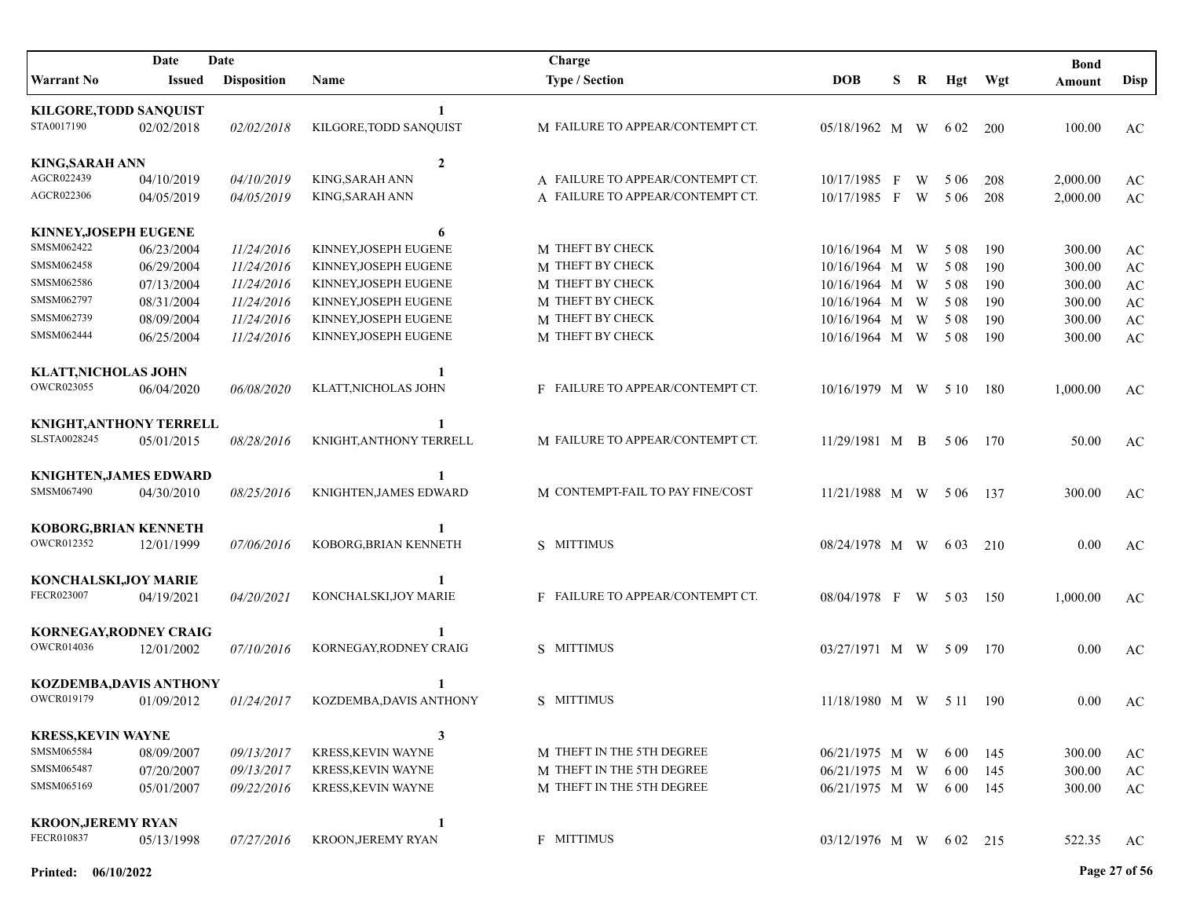| Warrant No | Date Issued | Date Disposition | Name | Charge Type / Section | DOB | S | R | Hgt | Wgt | Bond Amount | Disp |
|---|---|---|---|---|---|---|---|---|---|---|---|
| **KILGORE,TODD SANQUIST** | | | **1** | | | | | | | | |
| STA0017190 | 02/02/2018 | *02/02/2018* | KILGORE,TODD SANQUIST | M FAILURE TO APPEAR/CONTEMPT CT. | 05/18/1962 | M | W | 6 02 | 200 | 100.00 | AC |
| **KING,SARAH ANN** | | | **2** | | | | | | | | |
| AGCR022439 | 04/10/2019 | *04/10/2019* | KING,SARAH ANN | A FAILURE TO APPEAR/CONTEMPT CT. | 10/17/1985 | F | W | 5 06 | 208 | 2,000.00 | AC |
| AGCR022306 | 04/05/2019 | *04/05/2019* | KING,SARAH ANN | A FAILURE TO APPEAR/CONTEMPT CT. | 10/17/1985 | F | W | 5 06 | 208 | 2,000.00 | AC |
| **KINNEY,JOSEPH EUGENE** | | | **6** | | | | | | | | |
| SMSM062422 | 06/23/2004 | *11/24/2016* | KINNEY,JOSEPH EUGENE | M THEFT BY CHECK | 10/16/1964 | M | W | 5 08 | 190 | 300.00 | AC |
| SMSM062458 | 06/29/2004 | *11/24/2016* | KINNEY,JOSEPH EUGENE | M THEFT BY CHECK | 10/16/1964 | M | W | 5 08 | 190 | 300.00 | AC |
| SMSM062586 | 07/13/2004 | *11/24/2016* | KINNEY,JOSEPH EUGENE | M THEFT BY CHECK | 10/16/1964 | M | W | 5 08 | 190 | 300.00 | AC |
| SMSM062797 | 08/31/2004 | *11/24/2016* | KINNEY,JOSEPH EUGENE | M THEFT BY CHECK | 10/16/1964 | M | W | 5 08 | 190 | 300.00 | AC |
| SMSM062739 | 08/09/2004 | *11/24/2016* | KINNEY,JOSEPH EUGENE | M THEFT BY CHECK | 10/16/1964 | M | W | 5 08 | 190 | 300.00 | AC |
| SMSM062444 | 06/25/2004 | *11/24/2016* | KINNEY,JOSEPH EUGENE | M THEFT BY CHECK | 10/16/1964 | M | W | 5 08 | 190 | 300.00 | AC |
| **KLATT,NICHOLAS JOHN** | | | **1** | | | | | | | | |
| OWCR023055 | 06/04/2020 | *06/08/2020* | KLATT,NICHOLAS JOHN | F FAILURE TO APPEAR/CONTEMPT CT. | 10/16/1979 | M | W | 5 10 | 180 | 1,000.00 | AC |
| **KNIGHT,ANTHONY TERRELL** | | | **1** | | | | | | | | |
| SLSTA0028245 | 05/01/2015 | *08/28/2016* | KNIGHT,ANTHONY TERRELL | M FAILURE TO APPEAR/CONTEMPT CT. | 11/29/1981 | M | B | 5 06 | 170 | 50.00 | AC |
| **KNIGHTEN,JAMES EDWARD** | | | **1** | | | | | | | | |
| SMSM067490 | 04/30/2010 | *08/25/2016* | KNIGHTEN,JAMES EDWARD | M CONTEMPT-FAIL TO PAY FINE/COST | 11/21/1988 | M | W | 5 06 | 137 | 300.00 | AC |
| **KOBORG,BRIAN KENNETH** | | | **1** | | | | | | | | |
| OWCR012352 | 12/01/1999 | *07/06/2016* | KOBORG,BRIAN KENNETH | S MITTIMUS | 08/24/1978 | M | W | 6 03 | 210 | 0.00 | AC |
| **KONCHALSKI,JOY MARIE** | | | **1** | | | | | | | | |
| FECR023007 | 04/19/2021 | *04/20/2021* | KONCHALSKI,JOY MARIE | F FAILURE TO APPEAR/CONTEMPT CT. | 08/04/1978 | F | W | 5 03 | 150 | 1,000.00 | AC |
| **KORNEGAY,RODNEY CRAIG** | | | **1** | | | | | | | | |
| OWCR014036 | 12/01/2002 | *07/10/2016* | KORNEGAY,RODNEY CRAIG | S MITTIMUS | 03/27/1971 | M | W | 5 09 | 170 | 0.00 | AC |
| **KOZDEMBA,DAVIS ANTHONY** | | | **1** | | | | | | | | |
| OWCR019179 | 01/09/2012 | *01/24/2017* | KOZDEMBA,DAVIS ANTHONY | S MITTIMUS | 11/18/1980 | M | W | 5 11 | 190 | 0.00 | AC |
| **KRESS,KEVIN WAYNE** | | | **3** | | | | | | | | |
| SMSM065584 | 08/09/2007 | *09/13/2017* | KRESS,KEVIN WAYNE | M THEFT IN THE 5TH DEGREE | 06/21/1975 | M | W | 6 00 | 145 | 300.00 | AC |
| SMSM065487 | 07/20/2007 | *09/13/2017* | KRESS,KEVIN WAYNE | M THEFT IN THE 5TH DEGREE | 06/21/1975 | M | W | 6 00 | 145 | 300.00 | AC |
| SMSM065169 | 05/01/2007 | *09/22/2016* | KRESS,KEVIN WAYNE | M THEFT IN THE 5TH DEGREE | 06/21/1975 | M | W | 6 00 | 145 | 300.00 | AC |
| **KROON,JEREMY RYAN** | | | **1** | | | | | | | | |
| FECR010837 | 05/13/1998 | *07/27/2016* | KROON,JEREMY RYAN | F MITTIMUS | 03/12/1976 | M | W | 6 02 | 215 | 522.35 | AC |

**Printed: 06/10/2022**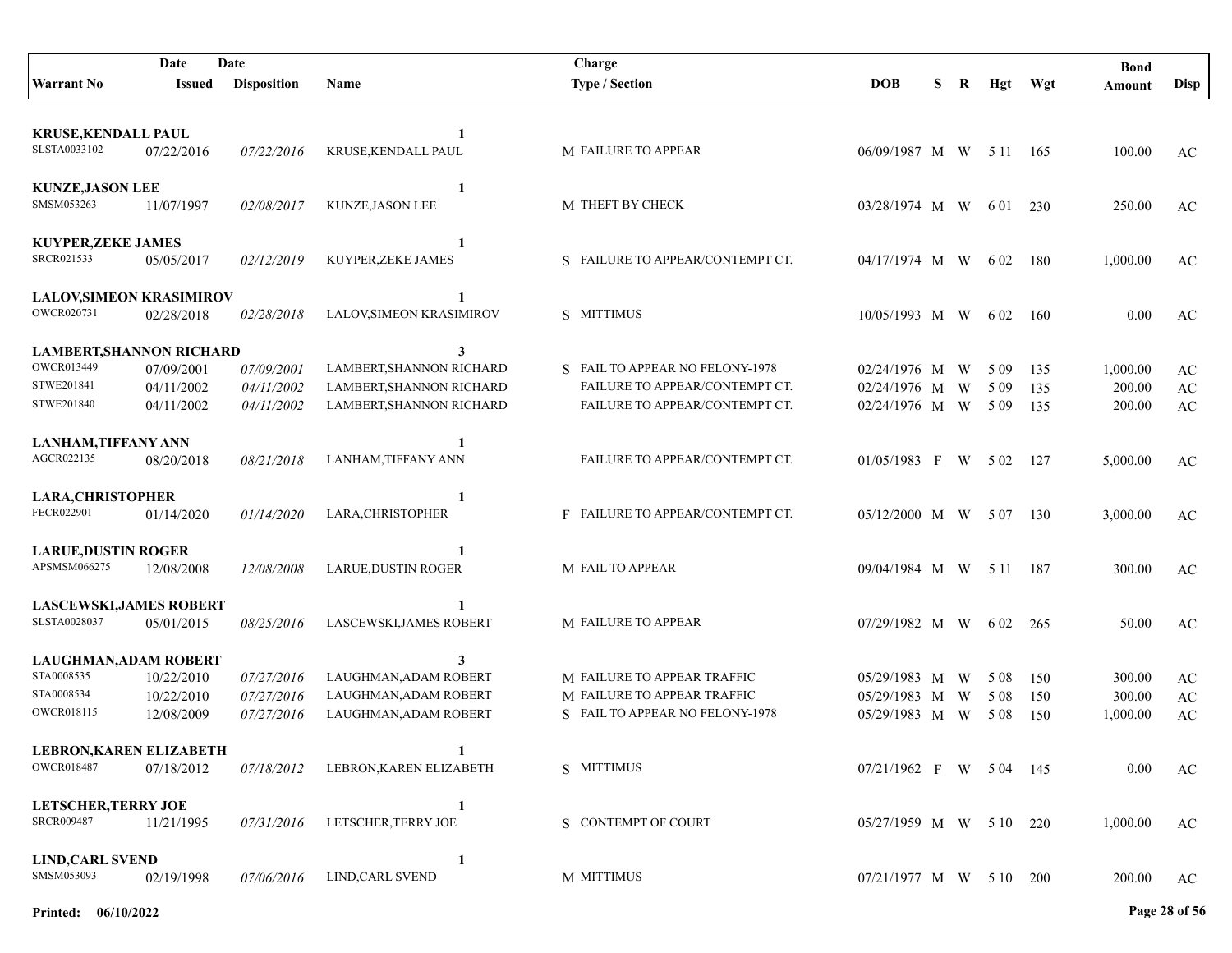| Warrant No | Date Issued | Date Disposition | Name | Charge Type / Section | DOB | S | R | Hgt | Wgt | Bond Amount | Disp |
|---|---|---|---|---|---|---|---|---|---|---|---|
| **KRUSE,KENDALL PAUL** | | | **1** | | | | | | | | |
| SLSTA0033102 | 07/22/2016 | *07/22/2016* | KRUSE,KENDALL PAUL | M FAILURE TO APPEAR | 06/09/1987 | M | W | 5 11 | 165 | 100.00 | AC |
| **KUNZE,JASON LEE** | | | **1** | | | | | | | | |
| SMSM053263 | 11/07/1997 | *02/08/2017* | KUNZE,JASON LEE | M THEFT BY CHECK | 03/28/1974 | M | W | 6 01 | 230 | 250.00 | AC |
| **KUYPER,ZEKE JAMES** | | | **1** | | | | | | | | |
| SRCR021533 | 05/05/2017 | *02/12/2019* | KUYPER,ZEKE JAMES | S FAILURE TO APPEAR/CONTEMPT CT. | 04/17/1974 | M | W | 6 02 | 180 | 1,000.00 | AC |
| **LALOV,SIMEON KRASIMIROV** | | | **1** | | | | | | | | |
| OWCR020731 | 02/28/2018 | *02/28/2018* | LALOV,SIMEON KRASIMIROV | S MITTIMUS | 10/05/1993 | M | W | 6 02 | 160 | 0.00 | AC |
| **LAMBERT,SHANNON RICHARD** | | | **3** | | | | | | | | |
| OWCR013449 | 07/09/2001 | *07/09/2001* | LAMBERT,SHANNON RICHARD | S FAIL TO APPEAR NO FELONY-1978 | 02/24/1976 | M | W | 5 09 | 135 | 1,000.00 | AC |
| STWE201841 | 04/11/2002 | *04/11/2002* | LAMBERT,SHANNON RICHARD | FAILURE TO APPEAR/CONTEMPT CT. | 02/24/1976 | M | W | 5 09 | 135 | 200.00 | AC |
| STWE201840 | 04/11/2002 | *04/11/2002* | LAMBERT,SHANNON RICHARD | FAILURE TO APPEAR/CONTEMPT CT. | 02/24/1976 | M | W | 5 09 | 135 | 200.00 | AC |
| **LANHAM,TIFFANY ANN** | | | **1** | | | | | | | | |
| AGCR022135 | 08/20/2018 | *08/21/2018* | LANHAM,TIFFANY ANN | FAILURE TO APPEAR/CONTEMPT CT. | 01/05/1983 | F | W | 5 02 | 127 | 5,000.00 | AC |
| **LARA,CHRISTOPHER** | | | **1** | | | | | | | | |
| FECR022901 | 01/14/2020 | *01/14/2020* | LARA,CHRISTOPHER | F FAILURE TO APPEAR/CONTEMPT CT. | 05/12/2000 | M | W | 5 07 | 130 | 3,000.00 | AC |
| **LARUE,DUSTIN ROGER** | | | **1** | | | | | | | | |
| APSMSM066275 | 12/08/2008 | *12/08/2008* | LARUE,DUSTIN ROGER | M FAIL TO APPEAR | 09/04/1984 | M | W | 5 11 | 187 | 300.00 | AC |
| **LASCEWSKI,JAMES ROBERT** | | | **1** | | | | | | | | |
| SLSTA0028037 | 05/01/2015 | *08/25/2016* | LASCEWSKI,JAMES ROBERT | M FAILURE TO APPEAR | 07/29/1982 | M | W | 6 02 | 265 | 50.00 | AC |
| **LAUGHMAN,ADAM ROBERT** | | | **3** | | | | | | | | |
| STA0008535 | 10/22/2010 | *07/27/2016* | LAUGHMAN,ADAM ROBERT | M FAILURE TO APPEAR TRAFFIC | 05/29/1983 | M | W | 5 08 | 150 | 300.00 | AC |
| STA0008534 | 10/22/2010 | *07/27/2016* | LAUGHMAN,ADAM ROBERT | M FAILURE TO APPEAR TRAFFIC | 05/29/1983 | M | W | 5 08 | 150 | 300.00 | AC |
| OWCR018115 | 12/08/2009 | *07/27/2016* | LAUGHMAN,ADAM ROBERT | S FAIL TO APPEAR NO FELONY-1978 | 05/29/1983 | M | W | 5 08 | 150 | 1,000.00 | AC |
| **LEBRON,KAREN ELIZABETH** | | | **1** | | | | | | | | |
| OWCR018487 | 07/18/2012 | *07/18/2012* | LEBRON,KAREN ELIZABETH | S MITTIMUS | 07/21/1962 | F | W | 5 04 | 145 | 0.00 | AC |
| **LETSCHER,TERRY JOE** | | | **1** | | | | | | | | |
| SRCR009487 | 11/21/1995 | *07/31/2016* | LETSCHER,TERRY JOE | S CONTEMPT OF COURT | 05/27/1959 | M | W | 5 10 | 220 | 1,000.00 | AC |
| **LIND,CARL SVEND** | | | **1** | | | | | | | | |
| SMSM053093 | 02/19/1998 | *07/06/2016* | LIND,CARL SVEND | M MITTIMUS | 07/21/1977 | M | W | 5 10 | 200 | 200.00 | AC |

**Printed: 06/10/2022**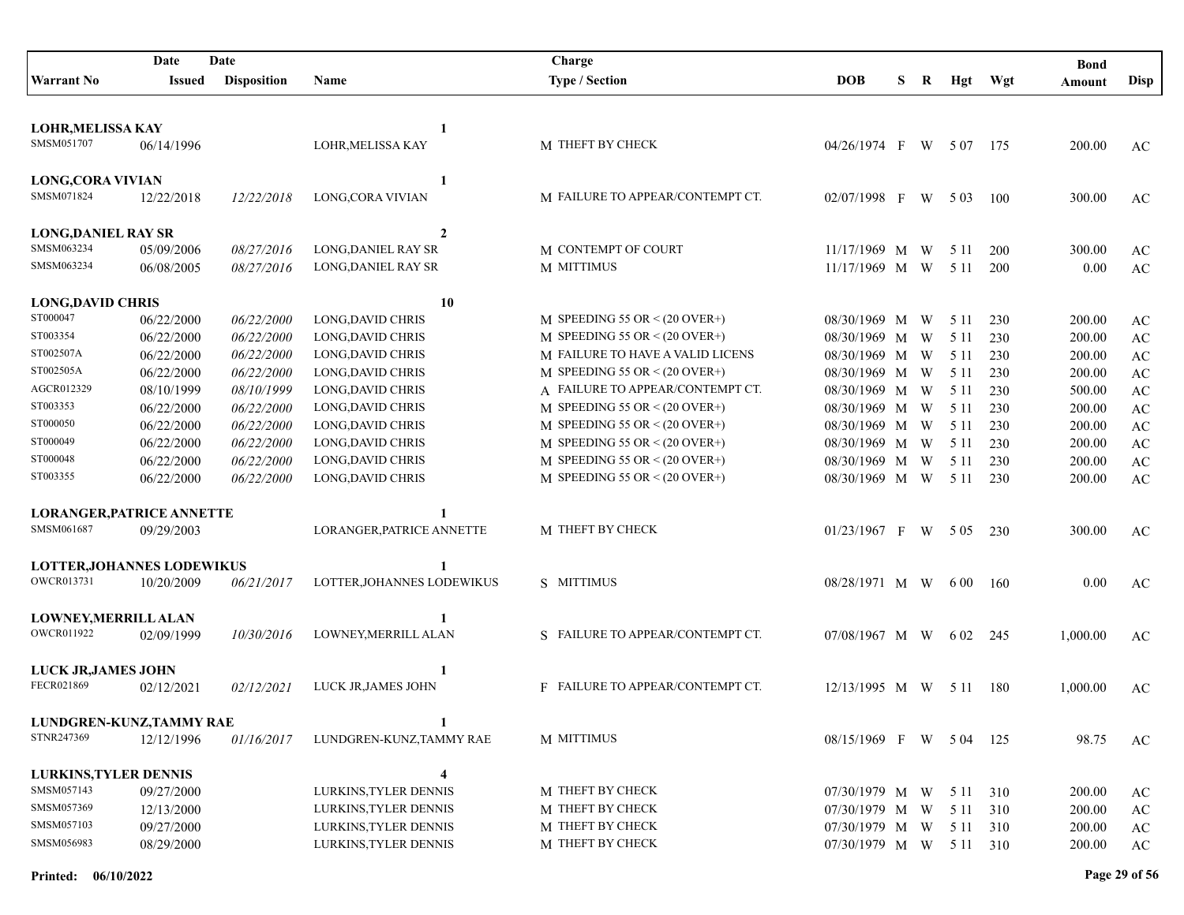| Warrant No | Date Issued | Date Disposition | Name | Charge Type / Section | DOB | S | R | Hgt | Wgt | Bond Amount | Disp |
|---|---|---|---|---|---|---|---|---|---|---|---|
| **LOHR,MELISSA KAY** | | | **1** | | | | | | | | |
| SMSM051707 | 06/14/1996 | | LOHR,MELISSA KAY | M THEFT BY CHECK | 04/26/1974 | F | W | 5 07 | 175 | 200.00 | AC |
| **LONG,CORA VIVIAN** | | | **1** | | | | | | | | |
| SMSM071824 | 12/22/2018 | *12/22/2018* | LONG,CORA VIVIAN | M FAILURE TO APPEAR/CONTEMPT CT. | 02/07/1998 | F | W | 5 03 | 100 | 300.00 | AC |
| **LONG,DANIEL RAY SR** | | | **2** | | | | | | | | |
| SMSM063234 | 05/09/2006 | *08/27/2016* | LONG,DANIEL RAY SR | M CONTEMPT OF COURT | 11/17/1969 | M | W | 5 11 | 200 | 300.00 | AC |
| SMSM063234 | 06/08/2005 | *08/27/2016* | LONG,DANIEL RAY SR | M MITTIMUS | 11/17/1969 | M | W | 5 11 | 200 | 0.00 | AC |
| **LONG,DAVID CHRIS** | | | **10** | | | | | | | | |
| ST000047 | 06/22/2000 | *06/22/2000* | LONG,DAVID CHRIS | M SPEEDING 55 OR < (20 OVER+) | 08/30/1969 | M | W | 5 11 | 230 | 200.00 | AC |
| ST003354 | 06/22/2000 | *06/22/2000* | LONG,DAVID CHRIS | M SPEEDING 55 OR < (20 OVER+) | 08/30/1969 | M | W | 5 11 | 230 | 200.00 | AC |
| ST002507A | 06/22/2000 | *06/22/2000* | LONG,DAVID CHRIS | M FAILURE TO HAVE A VALID LICENS | 08/30/1969 | M | W | 5 11 | 230 | 200.00 | AC |
| ST002505A | 06/22/2000 | *06/22/2000* | LONG,DAVID CHRIS | M SPEEDING 55 OR < (20 OVER+) | 08/30/1969 | M | W | 5 11 | 230 | 200.00 | AC |
| AGCR012329 | 08/10/1999 | *08/10/1999* | LONG,DAVID CHRIS | A FAILURE TO APPEAR/CONTEMPT CT. | 08/30/1969 | M | W | 5 11 | 230 | 500.00 | AC |
| ST003353 | 06/22/2000 | *06/22/2000* | LONG,DAVID CHRIS | M SPEEDING 55 OR < (20 OVER+) | 08/30/1969 | M | W | 5 11 | 230 | 200.00 | AC |
| ST000050 | 06/22/2000 | *06/22/2000* | LONG,DAVID CHRIS | M SPEEDING 55 OR < (20 OVER+) | 08/30/1969 | M | W | 5 11 | 230 | 200.00 | AC |
| ST000049 | 06/22/2000 | *06/22/2000* | LONG,DAVID CHRIS | M SPEEDING 55 OR < (20 OVER+) | 08/30/1969 | M | W | 5 11 | 230 | 200.00 | AC |
| ST000048 | 06/22/2000 | *06/22/2000* | LONG,DAVID CHRIS | M SPEEDING 55 OR < (20 OVER+) | 08/30/1969 | M | W | 5 11 | 230 | 200.00 | AC |
| ST003355 | 06/22/2000 | *06/22/2000* | LONG,DAVID CHRIS | M SPEEDING 55 OR < (20 OVER+) | 08/30/1969 | M | W | 5 11 | 230 | 200.00 | AC |
| **LORANGER,PATRICE ANNETTE** | | | **1** | | | | | | | | |
| SMSM061687 | 09/29/2003 | | LORANGER,PATRICE ANNETTE | M THEFT BY CHECK | 01/23/1967 | F | W | 5 05 | 230 | 300.00 | AC |
| **LOTTER,JOHANNES LODEWIKUS** | | | **1** | | | | | | | | |
| OWCR013731 | 10/20/2009 | *06/21/2017* | LOTTER,JOHANNES LODEWIKUS | S MITTIMUS | 08/28/1971 | M | W | 6 00 | 160 | 0.00 | AC |
| **LOWNEY,MERRILL ALAN** | | | **1** | | | | | | | | |
| OWCR011922 | 02/09/1999 | *10/30/2016* | LOWNEY,MERRILL ALAN | S FAILURE TO APPEAR/CONTEMPT CT. | 07/08/1967 | M | W | 6 02 | 245 | 1,000.00 | AC |
| **LUCK JR,JAMES JOHN** | | | **1** | | | | | | | | |
| FECR021869 | 02/12/2021 | *02/12/2021* | LUCK JR,JAMES JOHN | F FAILURE TO APPEAR/CONTEMPT CT. | 12/13/1995 | M | W | 5 11 | 180 | 1,000.00 | AC |
| **LUNDGREN-KUNZ,TAMMY RAE** | | | **1** | | | | | | | | |
| STNR247369 | 12/12/1996 | *01/16/2017* | LUNDGREN-KUNZ,TAMMY RAE | M MITTIMUS | 08/15/1969 | F | W | 5 04 | 125 | 98.75 | AC |
| **LURKINS,TYLER DENNIS** | | | **4** | | | | | | | | |
| SMSM057143 | 09/27/2000 | | LURKINS,TYLER DENNIS | M THEFT BY CHECK | 07/30/1979 | M | W | 5 11 | 310 | 200.00 | AC |
| SMSM057369 | 12/13/2000 | | LURKINS,TYLER DENNIS | M THEFT BY CHECK | 07/30/1979 | M | W | 5 11 | 310 | 200.00 | AC |
| SMSM057103 | 09/27/2000 | | LURKINS,TYLER DENNIS | M THEFT BY CHECK | 07/30/1979 | M | W | 5 11 | 310 | 200.00 | AC |
| SMSM056983 | 08/29/2000 | | LURKINS,TYLER DENNIS | M THEFT BY CHECK | 07/30/1979 | M | W | 5 11 | 310 | 200.00 | AC |

**Printed: 06/10/2022**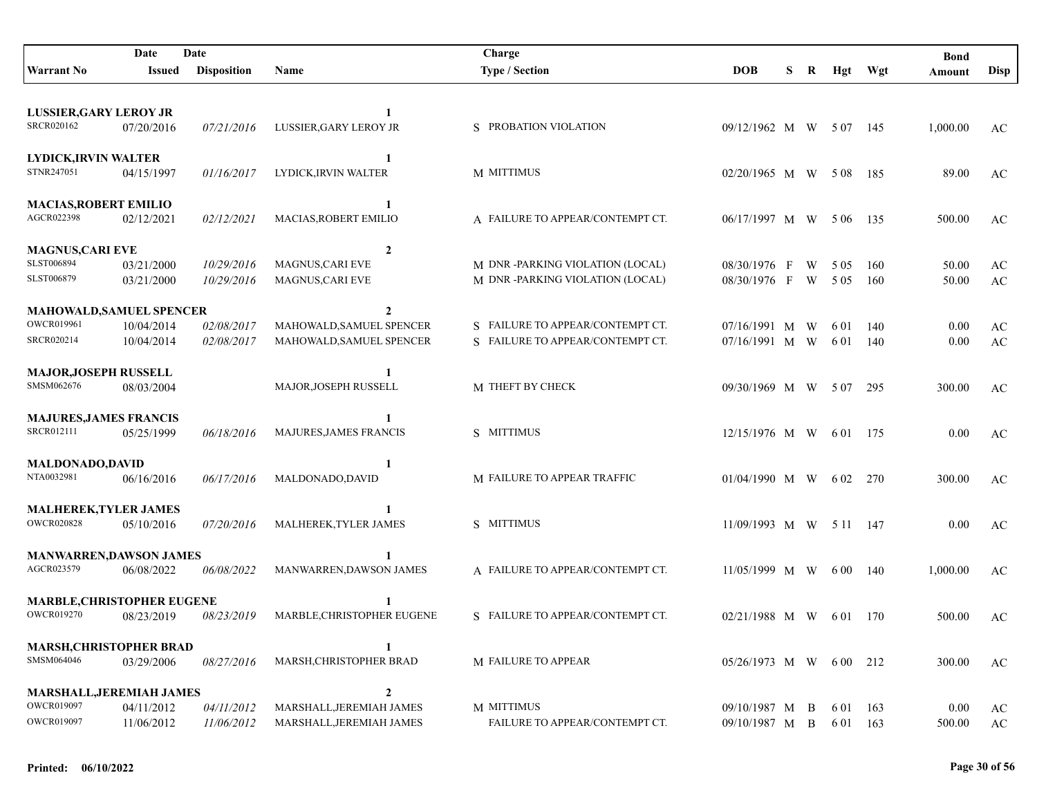| Warrant No | Date Issued | Date Disposition | Name | Charge Type / Section | DOB | S | R | Hgt | Wgt | Bond Amount | Disp |
|---|---|---|---|---|---|---|---|---|---|---|---|
| **LUSSIER,GARY LEROY JR** | | | **1** | | | | | | | | |
| SRCR020162 | 07/20/2016 | *07/21/2016* | LUSSIER,GARY LEROY JR | S PROBATION VIOLATION | 09/12/1962 | M | W | 5 07 | 145 | 1,000.00 | AC |
| **LYDICK,IRVIN WALTER** | | | **1** | | | | | | | | |
| STNR247051 | 04/15/1997 | *01/16/2017* | LYDICK,IRVIN WALTER | M MITTIMUS | 02/20/1965 | M | W | 5 08 | 185 | 89.00 | AC |
| **MACIAS,ROBERT EMILIO** | | | **1** | | | | | | | | |
| AGCR022398 | 02/12/2021 | *02/12/2021* | MACIAS,ROBERT EMILIO | A FAILURE TO APPEAR/CONTEMPT CT. | 06/17/1997 | M | W | 5 06 | 135 | 500.00 | AC |
| **MAGNUS,CARI EVE** | | | **2** | | | | | | | | |
| SLST006894 | 03/21/2000 | *10/29/2016* | MAGNUS,CARI EVE | M DNR -PARKING VIOLATION (LOCAL) | 08/30/1976 | F | W | 5 05 | 160 | 50.00 | AC |
| SLST006879 | 03/21/2000 | *10/29/2016* | MAGNUS,CARI EVE | M DNR -PARKING VIOLATION (LOCAL) | 08/30/1976 | F | W | 5 05 | 160 | 50.00 | AC |
| **MAHOWALD,SAMUEL SPENCER** | | | **2** | | | | | | | | |
| OWCR019961 | 10/04/2014 | *02/08/2017* | MAHOWALD,SAMUEL SPENCER | S FAILURE TO APPEAR/CONTEMPT CT. | 07/16/1991 | M | W | 6 01 | 140 | 0.00 | AC |
| SRCR020214 | 10/04/2014 | *02/08/2017* | MAHOWALD,SAMUEL SPENCER | S FAILURE TO APPEAR/CONTEMPT CT. | 07/16/1991 | M | W | 6 01 | 140 | 0.00 | AC |
| **MAJOR,JOSEPH RUSSELL** | | | **1** | | | | | | | | |
| SMSM062676 | 08/03/2004 | | MAJOR,JOSEPH RUSSELL | M THEFT BY CHECK | 09/30/1969 | M | W | 5 07 | 295 | 300.00 | AC |
| **MAJURES,JAMES FRANCIS** | | | **1** | | | | | | | | |
| SRCR012111 | 05/25/1999 | *06/18/2016* | MAJURES,JAMES FRANCIS | S MITTIMUS | 12/15/1976 | M | W | 6 01 | 175 | 0.00 | AC |
| **MALDONADO,DAVID** | | | **1** | | | | | | | | |
| NTA0032981 | 06/16/2016 | *06/17/2016* | MALDONADO,DAVID | M FAILURE TO APPEAR TRAFFIC | 01/04/1990 | M | W | 6 02 | 270 | 300.00 | AC |
| **MALHEREK,TYLER JAMES** | | | **1** | | | | | | | | |
| OWCR020828 | 05/10/2016 | *07/20/2016* | MALHEREK,TYLER JAMES | S MITTIMUS | 11/09/1993 | M | W | 5 11 | 147 | 0.00 | AC |
| **MANWARREN,DAWSON JAMES** | | | **1** | | | | | | | | |
| AGCR023579 | 06/08/2022 | *06/08/2022* | MANWARREN,DAWSON JAMES | A FAILURE TO APPEAR/CONTEMPT CT. | 11/05/1999 | M | W | 6 00 | 140 | 1,000.00 | AC |
| **MARBLE,CHRISTOPHER EUGENE** | | | **1** | | | | | | | | |
| OWCR019270 | 08/23/2019 | *08/23/2019* | MARBLE,CHRISTOPHER EUGENE | S FAILURE TO APPEAR/CONTEMPT CT. | 02/21/1988 | M | W | 6 01 | 170 | 500.00 | AC |
| **MARSH,CHRISTOPHER BRAD** | | | **1** | | | | | | | | |
| SMSM064046 | 03/29/2006 | *08/27/2016* | MARSH,CHRISTOPHER BRAD | M FAILURE TO APPEAR | 05/26/1973 | M | W | 6 00 | 212 | 300.00 | AC |
| **MARSHALL,JEREMIAH JAMES** | | | **2** | | | | | | | | |
| OWCR019097 | 04/11/2012 | *04/11/2012* | MARSHALL,JEREMIAH JAMES | M MITTIMUS | 09/10/1987 | M | B | 6 01 | 163 | 0.00 | AC |
| OWCR019097 | 11/06/2012 | *11/06/2012* | MARSHALL,JEREMIAH JAMES | FAILURE TO APPEAR/CONTEMPT CT. | 09/10/1987 | M | B | 6 01 | 163 | 500.00 | AC |

**Printed: 06/10/2022**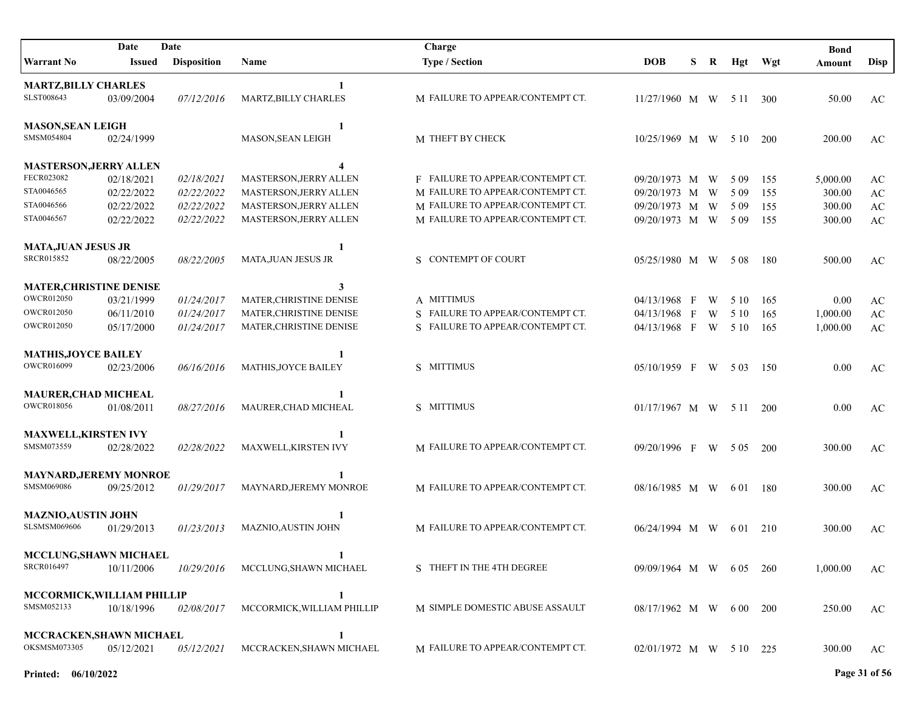| Warrant No | Date Issued | Date Disposition | Name | Charge Type / Section | DOB | S | R | Hgt | Wgt | Bond Amount | Disp |
|---|---|---|---|---|---|---|---|---|---|---|---|
| **MARTZ,BILLY CHARLES** | | | **1** | | | | | | | | |
| SLST008643 | 03/09/2004 | *07/12/2016* | MARTZ,BILLY CHARLES | M FAILURE TO APPEAR/CONTEMPT CT. | 11/27/1960 | M | W | 5 11 | 300 | 50.00 | AC |
| **MASON,SEAN LEIGH** | | | **1** | | | | | | | | |
| SMSM054804 | 02/24/1999 | | MASON,SEAN LEIGH | M THEFT BY CHECK | 10/25/1969 | M | W | 5 10 | 200 | 200.00 | AC |
| **MASTERSON,JERRY ALLEN** | | | **4** | | | | | | | | |
| FECR023082 | 02/18/2021 | *02/18/2021* | MASTERSON,JERRY ALLEN | F FAILURE TO APPEAR/CONTEMPT CT. | 09/20/1973 | M | W | 5 09 | 155 | 5,000.00 | AC |
| STA0046565 | 02/22/2022 | *02/22/2022* | MASTERSON,JERRY ALLEN | M FAILURE TO APPEAR/CONTEMPT CT. | 09/20/1973 | M | W | 5 09 | 155 | 300.00 | AC |
| STA0046566 | 02/22/2022 | *02/22/2022* | MASTERSON,JERRY ALLEN | M FAILURE TO APPEAR/CONTEMPT CT. | 09/20/1973 | M | W | 5 09 | 155 | 300.00 | AC |
| STA0046567 | 02/22/2022 | *02/22/2022* | MASTERSON,JERRY ALLEN | M FAILURE TO APPEAR/CONTEMPT CT. | 09/20/1973 | M | W | 5 09 | 155 | 300.00 | AC |
| **MATA,JUAN JESUS JR** | | | **1** | | | | | | | | |
| SRCR015852 | 08/22/2005 | *08/22/2005* | MATA,JUAN JESUS JR | S CONTEMPT OF COURT | 05/25/1980 | M | W | 5 08 | 180 | 500.00 | AC |
| **MATER,CHRISTINE DENISE** | | | **3** | | | | | | | | |
| OWCR012050 | 03/21/1999 | *01/24/2017* | MATER,CHRISTINE DENISE | A MITTIMUS | 04/13/1968 | F | W | 5 10 | 165 | 0.00 | AC |
| OWCR012050 | 06/11/2010 | *01/24/2017* | MATER,CHRISTINE DENISE | S FAILURE TO APPEAR/CONTEMPT CT. | 04/13/1968 | F | W | 5 10 | 165 | 1,000.00 | AC |
| OWCR012050 | 05/17/2000 | *01/24/2017* | MATER,CHRISTINE DENISE | S FAILURE TO APPEAR/CONTEMPT CT. | 04/13/1968 | F | W | 5 10 | 165 | 1,000.00 | AC |
| **MATHIS,JOYCE BAILEY** | | | **1** | | | | | | | | |
| OWCR016099 | 02/23/2006 | *06/16/2016* | MATHIS,JOYCE BAILEY | S MITTIMUS | 05/10/1959 | F | W | 5 03 | 150 | 0.00 | AC |
| **MAURER,CHAD MICHEAL** | | | **1** | | | | | | | | |
| OWCR018056 | 01/08/2011 | *08/27/2016* | MAURER,CHAD MICHEAL | S MITTIMUS | 01/17/1967 | M | W | 5 11 | 200 | 0.00 | AC |
| **MAXWELL,KIRSTEN IVY** | | | **1** | | | | | | | | |
| SMSM073559 | 02/28/2022 | *02/28/2022* | MAXWELL,KIRSTEN IVY | M FAILURE TO APPEAR/CONTEMPT CT. | 09/20/1996 | F | W | 5 05 | 200 | 300.00 | AC |
| **MAYNARD,JEREMY MONROE** | | | **1** | | | | | | | | |
| SMSM069086 | 09/25/2012 | *01/29/2017* | MAYNARD,JEREMY MONROE | M FAILURE TO APPEAR/CONTEMPT CT. | 08/16/1985 | M | W | 6 01 | 180 | 300.00 | AC |
| **MAZNIO,AUSTIN JOHN** | | | **1** | | | | | | | | |
| SLSMSM069606 | 01/29/2013 | *01/23/2013* | MAZNIO,AUSTIN JOHN | M FAILURE TO APPEAR/CONTEMPT CT. | 06/24/1994 | M | W | 6 01 | 210 | 300.00 | AC |
| **MCCLUNG,SHAWN MICHAEL** | | | **1** | | | | | | | | |
| SRCR016497 | 10/11/2006 | *10/29/2016* | MCCLUNG,SHAWN MICHAEL | S THEFT IN THE 4TH DEGREE | 09/09/1964 | M | W | 6 05 | 260 | 1,000.00 | AC |
| **MCCORMICK,WILLIAM PHILLIP** | | | **1** | | | | | | | | |
| SMSM052133 | 10/18/1996 | *02/08/2017* | MCCORMICK,WILLIAM PHILLIP | M SIMPLE DOMESTIC ABUSE ASSAULT | 08/17/1962 | M | W | 6 00 | 200 | 250.00 | AC |
| **MCCRACKEN,SHAWN MICHAEL** | | | **1** | | | | | | | | |
| OKSMSM073305 | 05/12/2021 | *05/12/2021* | MCCRACKEN,SHAWN MICHAEL | M FAILURE TO APPEAR/CONTEMPT CT. | 02/01/1972 | M | W | 5 10 | 225 | 300.00 | AC |

**Printed: 06/10/2022**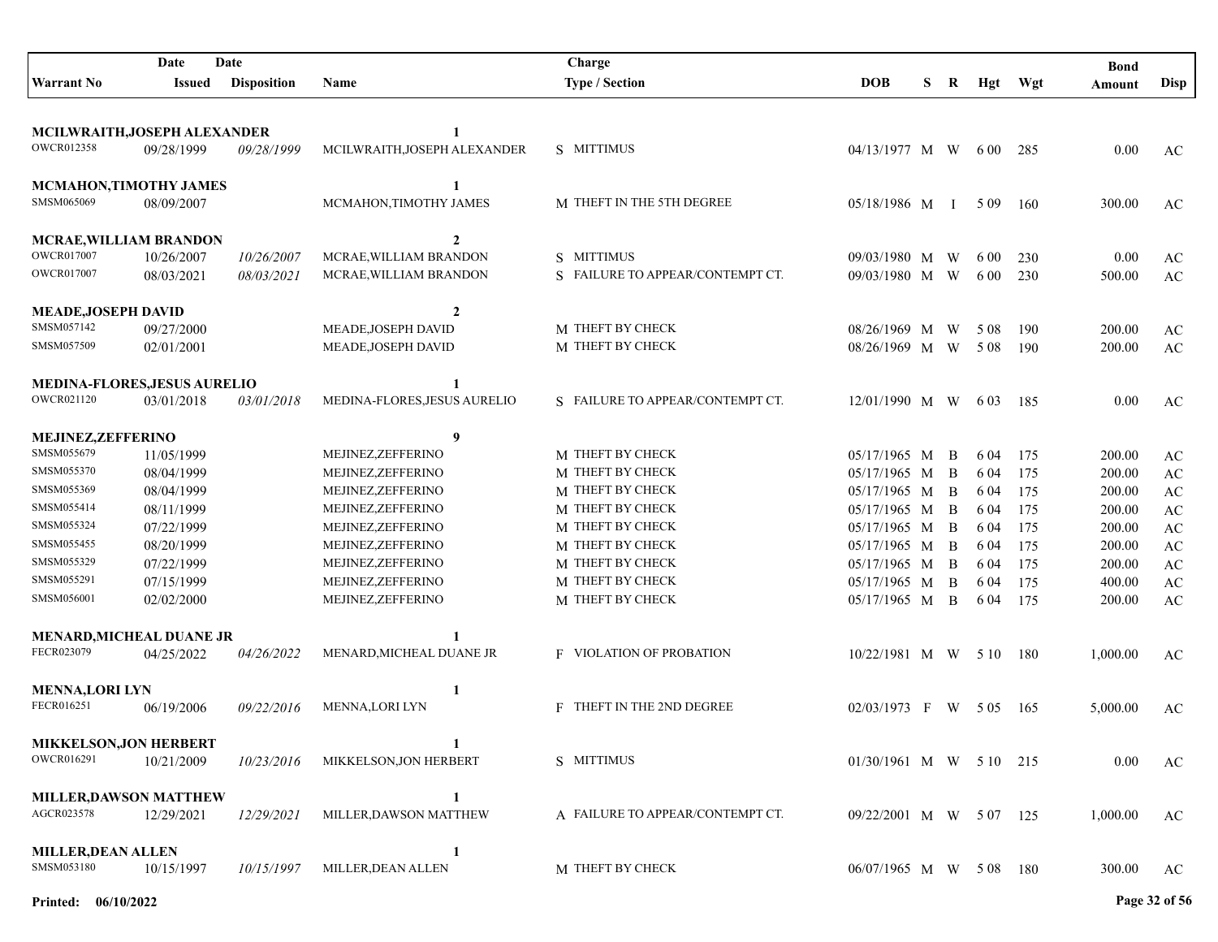| Warrant No | Date Issued | Date Disposition | Name | Charge Type / Section | DOB | S | R | Hgt | Wgt | Bond Amount | Disp |
|---|---|---|---|---|---|---|---|---|---|---|---|
| **MCILWRAITH,JOSEPH ALEXANDER** | | | **1** | | | | | | | | |
| OWCR012358 | 09/28/1999 | *09/28/1999* | MCILWRAITH,JOSEPH ALEXANDER | S MITTIMUS | 04/13/1977 | M | W | 6 00 | 285 | 0.00 | AC |
| **MCMAHON,TIMOTHY JAMES** | | | **1** | | | | | | | | |
| SMSM065069 | 08/09/2007 | | MCMAHON,TIMOTHY JAMES | M THEFT IN THE 5TH DEGREE | 05/18/1986 | M | I | 5 09 | 160 | 300.00 | AC |
| **MCRAE,WILLIAM BRANDON** | | | **2** | | | | | | | | |
| OWCR017007 | 10/26/2007 | *10/26/2007* | MCRAE,WILLIAM BRANDON | S MITTIMUS | 09/03/1980 | M | W | 6 00 | 230 | 0.00 | AC |
| OWCR017007 | 08/03/2021 | *08/03/2021* | MCRAE,WILLIAM BRANDON | S FAILURE TO APPEAR/CONTEMPT CT. | 09/03/1980 | M | W | 6 00 | 230 | 500.00 | AC |
| **MEADE,JOSEPH DAVID** | | | **2** | | | | | | | | |
| SMSM057142 | 09/27/2000 | | MEADE,JOSEPH DAVID | M THEFT BY CHECK | 08/26/1969 | M | W | 5 08 | 190 | 200.00 | AC |
| SMSM057509 | 02/01/2001 | | MEADE,JOSEPH DAVID | M THEFT BY CHECK | 08/26/1969 | M | W | 5 08 | 190 | 200.00 | AC |
| **MEDINA-FLORES,JESUS AURELIO** | | | **1** | | | | | | | | |
| OWCR021120 | 03/01/2018 | *03/01/2018* | MEDINA-FLORES,JESUS AURELIO | S FAILURE TO APPEAR/CONTEMPT CT. | 12/01/1990 | M | W | 6 03 | 185 | 0.00 | AC |
| **MEJINEZ,ZEFFERINO** | | | **9** | | | | | | | | |
| SMSM055679 | 11/05/1999 | | MEJINEZ,ZEFFERINO | M THEFT BY CHECK | 05/17/1965 | M | B | 6 04 | 175 | 200.00 | AC |
| SMSM055370 | 08/04/1999 | | MEJINEZ,ZEFFERINO | M THEFT BY CHECK | 05/17/1965 | M | B | 6 04 | 175 | 200.00 | AC |
| SMSM055369 | 08/04/1999 | | MEJINEZ,ZEFFERINO | M THEFT BY CHECK | 05/17/1965 | M | B | 6 04 | 175 | 200.00 | AC |
| SMSM055414 | 08/11/1999 | | MEJINEZ,ZEFFERINO | M THEFT BY CHECK | 05/17/1965 | M | B | 6 04 | 175 | 200.00 | AC |
| SMSM055324 | 07/22/1999 | | MEJINEZ,ZEFFERINO | M THEFT BY CHECK | 05/17/1965 | M | B | 6 04 | 175 | 200.00 | AC |
| SMSM055455 | 08/20/1999 | | MEJINEZ,ZEFFERINO | M THEFT BY CHECK | 05/17/1965 | M | B | 6 04 | 175 | 200.00 | AC |
| SMSM055329 | 07/22/1999 | | MEJINEZ,ZEFFERINO | M THEFT BY CHECK | 05/17/1965 | M | B | 6 04 | 175 | 200.00 | AC |
| SMSM055291 | 07/15/1999 | | MEJINEZ,ZEFFERINO | M THEFT BY CHECK | 05/17/1965 | M | B | 6 04 | 175 | 400.00 | AC |
| SMSM056001 | 02/02/2000 | | MEJINEZ,ZEFFERINO | M THEFT BY CHECK | 05/17/1965 | M | B | 6 04 | 175 | 200.00 | AC |
| **MENARD,MICHEAL DUANE JR** | | | **1** | | | | | | | | |
| FECR023079 | 04/25/2022 | *04/26/2022* | MENARD,MICHEAL DUANE JR | F VIOLATION OF PROBATION | 10/22/1981 | M | W | 5 10 | 180 | 1,000.00 | AC |
| **MENNA,LORI LYN** | | | **1** | | | | | | | | |
| FECR016251 | 06/19/2006 | *09/22/2016* | MENNA,LORI LYN | F THEFT IN THE 2ND DEGREE | 02/03/1973 | F | W | 5 05 | 165 | 5,000.00 | AC |
| **MIKKELSON,JON HERBERT** | | | **1** | | | | | | | | |
| OWCR016291 | 10/21/2009 | *10/23/2016* | MIKKELSON,JON HERBERT | S MITTIMUS | 01/30/1961 | M | W | 5 10 | 215 | 0.00 | AC |
| **MILLER,DAWSON MATTHEW** | | | **1** | | | | | | | | |
| AGCR023578 | 12/29/2021 | *12/29/2021* | MILLER,DAWSON MATTHEW | A FAILURE TO APPEAR/CONTEMPT CT. | 09/22/2001 | M | W | 5 07 | 125 | 1,000.00 | AC |
| **MILLER,DEAN ALLEN** | | | **1** | | | | | | | | |
| SMSM053180 | 10/15/1997 | *10/15/1997* | MILLER,DEAN ALLEN | M THEFT BY CHECK | 06/07/1965 | M | W | 5 08 | 180 | 300.00 | AC |

**Printed: 06/10/2022**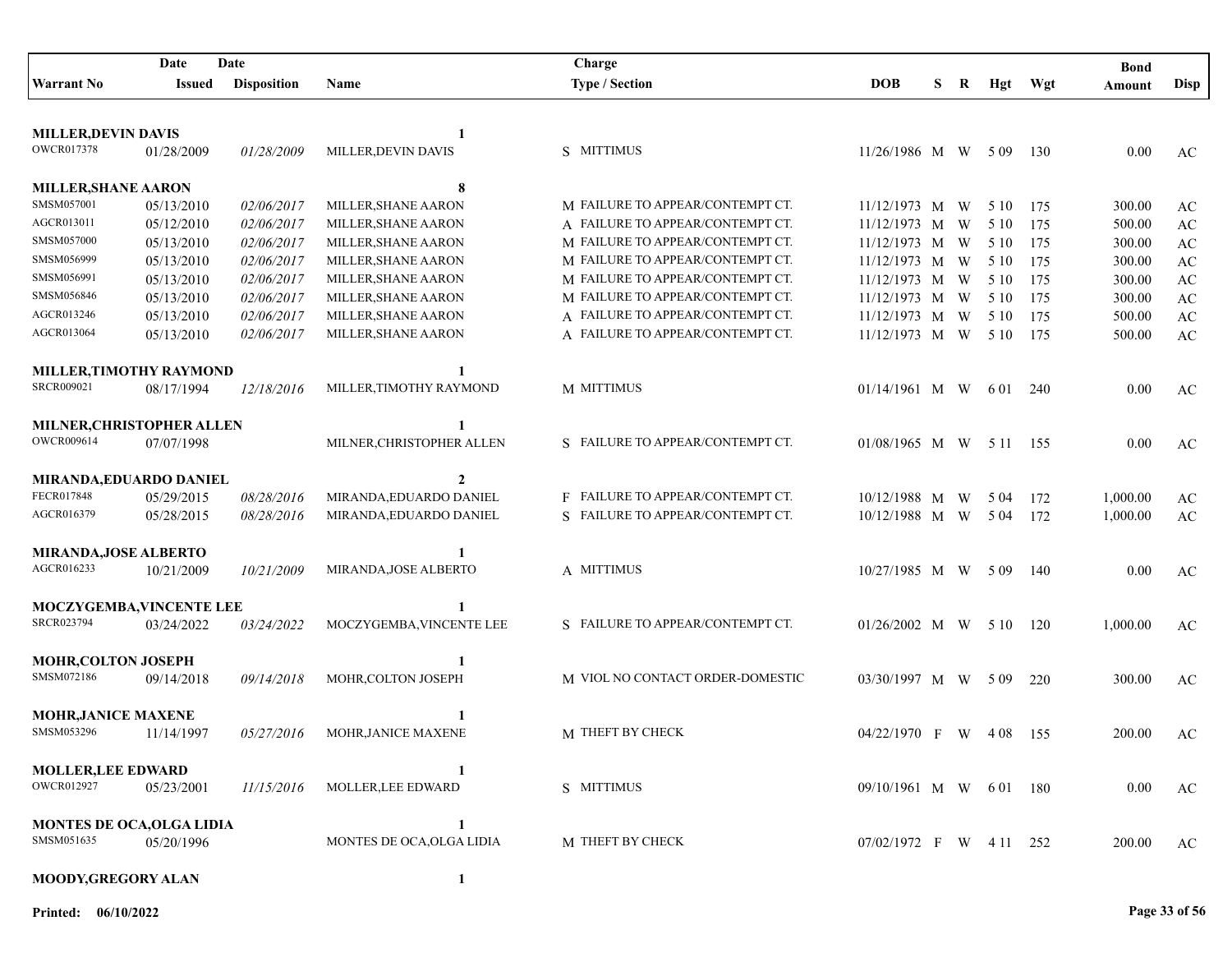| Warrant No | Date Issued | Date Disposition | Name | Charge Type / Section | DOB | S | R | Hgt | Wgt | Bond Amount | Disp |
|---|---|---|---|---|---|---|---|---|---|---|---|
| **MILLER,DEVIN DAVIS** | | | **1** | | | | | | | | |
| OWCR017378 | 01/28/2009 | *01/28/2009* | MILLER,DEVIN DAVIS | S MITTIMUS | 11/26/1986 | M | W | 5 09 | 130 | 0.00 | AC |
| **MILLER,SHANE AARON** | | | **8** | | | | | | | | |
| SMSM057001 | 05/13/2010 | *02/06/2017* | MILLER,SHANE AARON | M FAILURE TO APPEAR/CONTEMPT CT. | 11/12/1973 | M | W | 5 10 | 175 | 300.00 | AC |
| AGCR013011 | 05/12/2010 | *02/06/2017* | MILLER,SHANE AARON | A FAILURE TO APPEAR/CONTEMPT CT. | 11/12/1973 | M | W | 5 10 | 175 | 500.00 | AC |
| SMSM057000 | 05/13/2010 | *02/06/2017* | MILLER,SHANE AARON | M FAILURE TO APPEAR/CONTEMPT CT. | 11/12/1973 | M | W | 5 10 | 175 | 300.00 | AC |
| SMSM056999 | 05/13/2010 | *02/06/2017* | MILLER,SHANE AARON | M FAILURE TO APPEAR/CONTEMPT CT. | 11/12/1973 | M | W | 5 10 | 175 | 300.00 | AC |
| SMSM056991 | 05/13/2010 | *02/06/2017* | MILLER,SHANE AARON | M FAILURE TO APPEAR/CONTEMPT CT. | 11/12/1973 | M | W | 5 10 | 175 | 300.00 | AC |
| SMSM056846 | 05/13/2010 | *02/06/2017* | MILLER,SHANE AARON | M FAILURE TO APPEAR/CONTEMPT CT. | 11/12/1973 | M | W | 5 10 | 175 | 300.00 | AC |
| AGCR013246 | 05/13/2010 | *02/06/2017* | MILLER,SHANE AARON | A FAILURE TO APPEAR/CONTEMPT CT. | 11/12/1973 | M | W | 5 10 | 175 | 500.00 | AC |
| AGCR013064 | 05/13/2010 | *02/06/2017* | MILLER,SHANE AARON | A FAILURE TO APPEAR/CONTEMPT CT. | 11/12/1973 | M | W | 5 10 | 175 | 500.00 | AC |
| **MILLER,TIMOTHY RAYMOND** | | | **1** | | | | | | | | |
| SRCR009021 | 08/17/1994 | *12/18/2016* | MILLER,TIMOTHY RAYMOND | M MITTIMUS | 01/14/1961 | M | W | 6 01 | 240 | 0.00 | AC |
| **MILNER,CHRISTOPHER ALLEN** | | | **1** | | | | | | | | |
| OWCR009614 | 07/07/1998 | | MILNER,CHRISTOPHER ALLEN | S FAILURE TO APPEAR/CONTEMPT CT. | 01/08/1965 | M | W | 5 11 | 155 | 0.00 | AC |
| **MIRANDA,EDUARDO DANIEL** | | | **2** | | | | | | | | |
| FECR017848 | 05/29/2015 | *08/28/2016* | MIRANDA,EDUARDO DANIEL | F FAILURE TO APPEAR/CONTEMPT CT. | 10/12/1988 | M | W | 5 04 | 172 | 1,000.00 | AC |
| AGCR016379 | 05/28/2015 | *08/28/2016* | MIRANDA,EDUARDO DANIEL | S FAILURE TO APPEAR/CONTEMPT CT. | 10/12/1988 | M | W | 5 04 | 172 | 1,000.00 | AC |
| **MIRANDA,JOSE ALBERTO** | | | **1** | | | | | | | | |
| AGCR016233 | 10/21/2009 | *10/21/2009* | MIRANDA,JOSE ALBERTO | A MITTIMUS | 10/27/1985 | M | W | 5 09 | 140 | 0.00 | AC |
| **MOCZYGEMBA,VINCENTE LEE** | | | **1** | | | | | | | | |
| SRCR023794 | 03/24/2022 | *03/24/2022* | MOCZYGEMBA,VINCENTE LEE | S FAILURE TO APPEAR/CONTEMPT CT. | 01/26/2002 | M | W | 5 10 | 120 | 1,000.00 | AC |
| **MOHR,COLTON JOSEPH** | | | **1** | | | | | | | | |
| SMSM072186 | 09/14/2018 | *09/14/2018* | MOHR,COLTON JOSEPH | M VIOL NO CONTACT ORDER-DOMESTIC | 03/30/1997 | M | W | 5 09 | 220 | 300.00 | AC |
| **MOHR,JANICE MAXENE** | | | **1** | | | | | | | | |
| SMSM053296 | 11/14/1997 | *05/27/2016* | MOHR,JANICE MAXENE | M THEFT BY CHECK | 04/22/1970 | F | W | 4 08 | 155 | 200.00 | AC |
| **MOLLER,LEE EDWARD** | | | **1** | | | | | | | | |
| OWCR012927 | 05/23/2001 | *11/15/2016* | MOLLER,LEE EDWARD | S MITTIMUS | 09/10/1961 | M | W | 6 01 | 180 | 0.00 | AC |
| **MONTES DE OCA,OLGA LIDIA** | | | **1** | | | | | | | | |
| SMSM051635 | 05/20/1996 | | MONTES DE OCA,OLGA LIDIA | M THEFT BY CHECK | 07/02/1972 | F | W | 4 11 | 252 | 200.00 | AC |
| **MOODY,GREGORY ALAN** | | | **1** | | | | | | | | |

**Printed: 06/10/2022**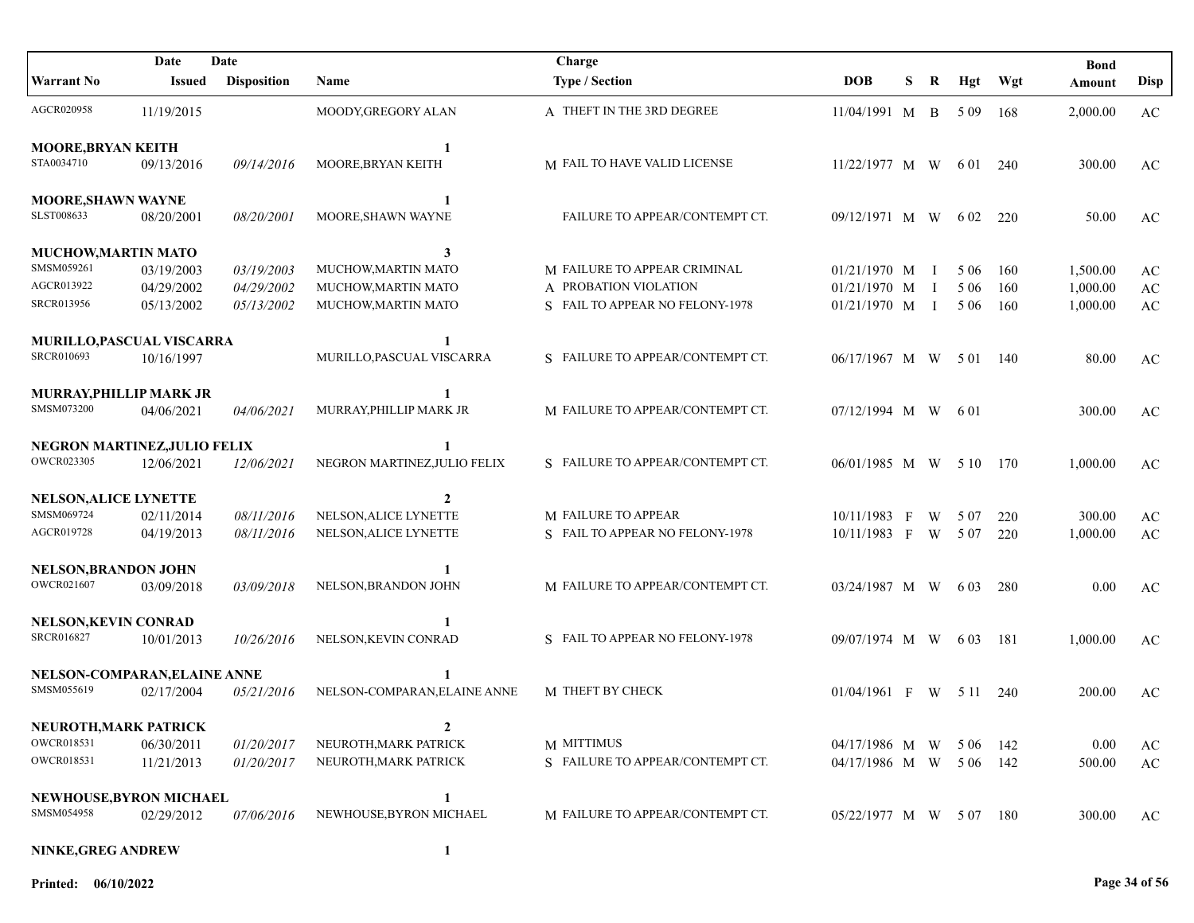| Warrant No | Date Issued | Date Disposition | Name | Charge Type / Section | DOB | S | R | Hgt | Wgt | Bond Amount | Disp |
|---|---|---|---|---|---|---|---|---|---|---|---|
| AGCR020958 | 11/19/2015 | | MOODY,GREGORY ALAN | A THEFT IN THE 3RD DEGREE | 11/04/1991 | M | B | 5 09 | 168 | 2,000.00 | AC |
| **MOORE,BRYAN KEITH** | | | **1** | | | | | | | | |
| STA0034710 | 09/13/2016 | *09/14/2016* | MOORE,BRYAN KEITH | M FAIL TO HAVE VALID LICENSE | 11/22/1977 | M | W | 6 01 | 240 | 300.00 | AC |
| **MOORE,SHAWN WAYNE** | | | **1** | | | | | | | | |
| SLST008633 | 08/20/2001 | *08/20/2001* | MOORE,SHAWN WAYNE | FAILURE TO APPEAR/CONTEMPT CT. | 09/12/1971 | M | W | 6 02 | 220 | 50.00 | AC |
| **MUCHOW,MARTIN MATO** | | | **3** | | | | | | | | |
| SMSM059261 | 03/19/2003 | *03/19/2003* | MUCHOW,MARTIN MATO | M FAILURE TO APPEAR CRIMINAL | 01/21/1970 | M | I | 5 06 | 160 | 1,500.00 | AC |
| AGCR013922 | 04/29/2002 | *04/29/2002* | MUCHOW,MARTIN MATO | A PROBATION VIOLATION | 01/21/1970 | M | I | 5 06 | 160 | 1,000.00 | AC |
| SRCR013956 | 05/13/2002 | *05/13/2002* | MUCHOW,MARTIN MATO | S FAIL TO APPEAR NO FELONY-1978 | 01/21/1970 | M | I | 5 06 | 160 | 1,000.00 | AC |
| **MURILLO,PASCUAL VISCARRA** | | | **1** | | | | | | | | |
| SRCR010693 | 10/16/1997 | | MURILLO,PASCUAL VISCARRA | S FAILURE TO APPEAR/CONTEMPT CT. | 06/17/1967 | M | W | 5 01 | 140 | 80.00 | AC |
| **MURRAY,PHILLIP MARK JR** | | | **1** | | | | | | | | |
| SMSM073200 | 04/06/2021 | *04/06/2021* | MURRAY,PHILLIP MARK JR | M FAILURE TO APPEAR/CONTEMPT CT. | 07/12/1994 | M | W | 6 01 | | 300.00 | AC |
| **NEGRON MARTINEZ,JULIO FELIX** | | | **1** | | | | | | | | |
| OWCR023305 | 12/06/2021 | *12/06/2021* | NEGRON MARTINEZ,JULIO FELIX | S FAILURE TO APPEAR/CONTEMPT CT. | 06/01/1985 | M | W | 5 10 | 170 | 1,000.00 | AC |
| **NELSON,ALICE LYNETTE** | | | **2** | | | | | | | | |
| SMSM069724 | 02/11/2014 | *08/11/2016* | NELSON,ALICE LYNETTE | M FAILURE TO APPEAR | 10/11/1983 | F | W | 5 07 | 220 | 300.00 | AC |
| AGCR019728 | 04/19/2013 | *08/11/2016* | NELSON,ALICE LYNETTE | S FAIL TO APPEAR NO FELONY-1978 | 10/11/1983 | F | W | 5 07 | 220 | 1,000.00 | AC |
| **NELSON,BRANDON JOHN** | | | **1** | | | | | | | | |
| OWCR021607 | 03/09/2018 | *03/09/2018* | NELSON,BRANDON JOHN | M FAILURE TO APPEAR/CONTEMPT CT. | 03/24/1987 | M | W | 6 03 | 280 | 0.00 | AC |
| **NELSON,KEVIN CONRAD** | | | **1** | | | | | | | | |
| SRCR016827 | 10/01/2013 | *10/26/2016* | NELSON,KEVIN CONRAD | S FAIL TO APPEAR NO FELONY-1978 | 09/07/1974 | M | W | 6 03 | 181 | 1,000.00 | AC |
| **NELSON-COMPARAN,ELAINE ANNE** | | | **1** | | | | | | | | |
| SMSM055619 | 02/17/2004 | *05/21/2016* | NELSON-COMPARAN,ELAINE ANNE | M THEFT BY CHECK | 01/04/1961 | F | W | 5 11 | 240 | 200.00 | AC |
| **NEUROTH,MARK PATRICK** | | | **2** | | | | | | | | |
| OWCR018531 | 06/30/2011 | *01/20/2017* | NEUROTH,MARK PATRICK | M MITTIMUS | 04/17/1986 | M | W | 5 06 | 142 | 0.00 | AC |
| OWCR018531 | 11/21/2013 | *01/20/2017* | NEUROTH,MARK PATRICK | S FAILURE TO APPEAR/CONTEMPT CT. | 04/17/1986 | M | W | 5 06 | 142 | 500.00 | AC |
| **NEWHOUSE,BYRON MICHAEL** | | | **1** | | | | | | | | |
| SMSM054958 | 02/29/2012 | *07/06/2016* | NEWHOUSE,BYRON MICHAEL | M FAILURE TO APPEAR/CONTEMPT CT. | 05/22/1977 | M | W | 5 07 | 180 | 300.00 | AC |
| **NINKE,GREG ANDREW** | | | **1** | | | | | | | | |

**Printed: 06/10/2022**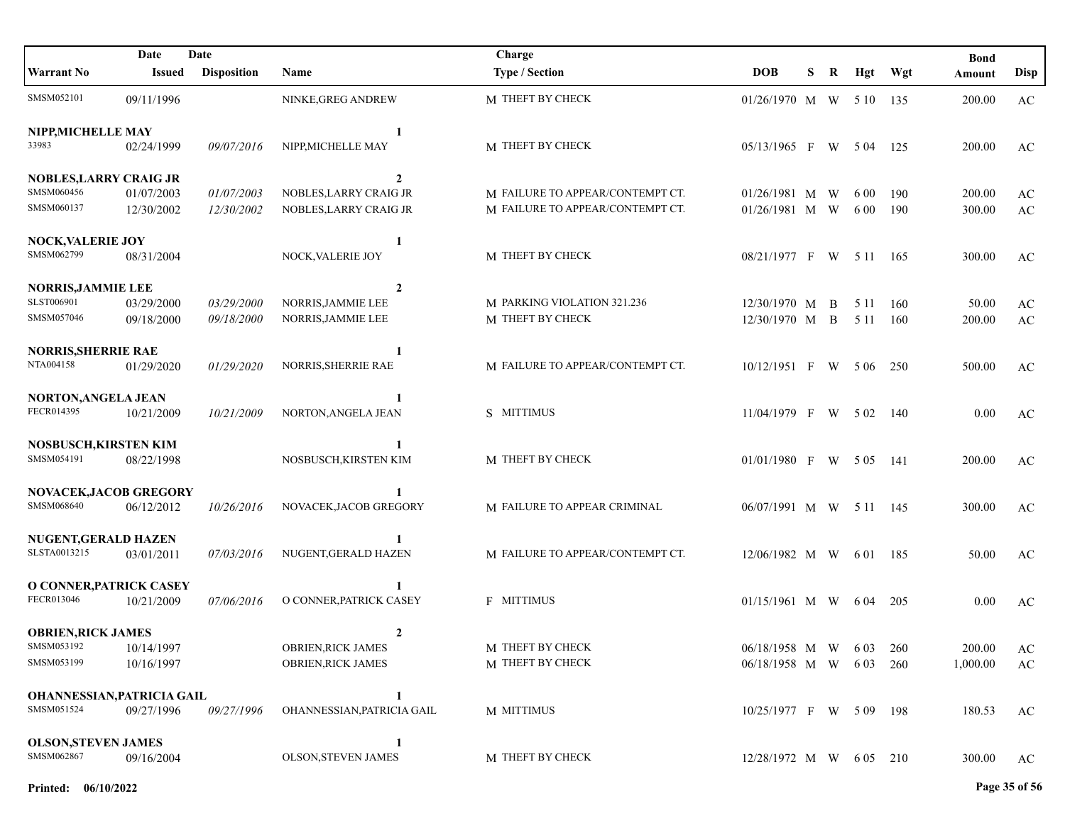| Warrant No | Date Issued | Date Disposition | Name | Charge Type / Section | DOB | S | R | Hgt | Wgt | Bond Amount | Disp |
|---|---|---|---|---|---|---|---|---|---|---|---|
| SMSM052101 | 09/11/1996 | | NINKE,GREG ANDREW | M THEFT BY CHECK | 01/26/1970 | M | W | 5 10 | 135 | 200.00 | AC |
| **NIPP,MICHELLE MAY** | | | | **1** | | | | | | | |
| 33983 | 02/24/1999 | *09/07/2016* | NIPP,MICHELLE MAY | M THEFT BY CHECK | 05/13/1965 | F | W | 5 04 | 125 | 200.00 | AC |
| **NOBLES,LARRY CRAIG JR** | | | | **2** | | | | | | | |
| SMSM060456 | 01/07/2003 | *01/07/2003* | NOBLES,LARRY CRAIG JR | M FAILURE TO APPEAR/CONTEMPT CT. | 01/26/1981 | M | W | 6 00 | 190 | 200.00 | AC |
| SMSM060137 | 12/30/2002 | *12/30/2002* | NOBLES,LARRY CRAIG JR | M FAILURE TO APPEAR/CONTEMPT CT. | 01/26/1981 | M | W | 6 00 | 190 | 300.00 | AC |
| **NOCK,VALERIE JOY** | | | | **1** | | | | | | | |
| SMSM062799 | 08/31/2004 | | NOCK,VALERIE JOY | M THEFT BY CHECK | 08/21/1977 | F | W | 5 11 | 165 | 300.00 | AC |
| **NORRIS,JAMMIE LEE** | | | | **2** | | | | | | | |
| SLST006901 | 03/29/2000 | *03/29/2000* | NORRIS,JAMMIE LEE | M PARKING VIOLATION 321.236 | 12/30/1970 | M | B | 5 11 | 160 | 50.00 | AC |
| SMSM057046 | 09/18/2000 | *09/18/2000* | NORRIS,JAMMIE LEE | M THEFT BY CHECK | 12/30/1970 | M | B | 5 11 | 160 | 200.00 | AC |
| **NORRIS,SHERRIE RAE** | | | | **1** | | | | | | | |
| NTA004158 | 01/29/2020 | *01/29/2020* | NORRIS,SHERRIE RAE | M FAILURE TO APPEAR/CONTEMPT CT. | 10/12/1951 | F | W | 5 06 | 250 | 500.00 | AC |
| **NORTON,ANGELA JEAN** | | | | **1** | | | | | | | |
| FECR014395 | 10/21/2009 | *10/21/2009* | NORTON,ANGELA JEAN | S MITTIMUS | 11/04/1979 | F | W | 5 02 | 140 | 0.00 | AC |
| **NOSBUSCH,KIRSTEN KIM** | | | | **1** | | | | | | | |
| SMSM054191 | 08/22/1998 | | NOSBUSCH,KIRSTEN KIM | M THEFT BY CHECK | 01/01/1980 | F | W | 5 05 | 141 | 200.00 | AC |
| **NOVACEK,JACOB GREGORY** | | | | **1** | | | | | | | |
| SMSM068640 | 06/12/2012 | *10/26/2016* | NOVACEK,JACOB GREGORY | M FAILURE TO APPEAR CRIMINAL | 06/07/1991 | M | W | 5 11 | 145 | 300.00 | AC |
| **NUGENT,GERALD HAZEN** | | | | **1** | | | | | | | |
| SLSTA0013215 | 03/01/2011 | *07/03/2016* | NUGENT,GERALD HAZEN | M FAILURE TO APPEAR/CONTEMPT CT. | 12/06/1982 | M | W | 6 01 | 185 | 50.00 | AC |
| **O CONNER,PATRICK CASEY** | | | | **1** | | | | | | | |
| FECR013046 | 10/21/2009 | *07/06/2016* | O CONNER,PATRICK CASEY | F MITTIMUS | 01/15/1961 | M | W | 6 04 | 205 | 0.00 | AC |
| **OBRIEN,RICK JAMES** | | | | **2** | | | | | | | |
| SMSM053192 | 10/14/1997 | | OBRIEN,RICK JAMES | M THEFT BY CHECK | 06/18/1958 | M | W | 6 03 | 260 | 200.00 | AC |
| SMSM053199 | 10/16/1997 | | OBRIEN,RICK JAMES | M THEFT BY CHECK | 06/18/1958 | M | W | 6 03 | 260 | 1,000.00 | AC |
| **OHANNESSIAN,PATRICIA GAIL** | | | | **1** | | | | | | | |
| SMSM051524 | 09/27/1996 | *09/27/1996* | OHANNESSIAN,PATRICIA GAIL | M MITTIMUS | 10/25/1977 | F | W | 5 09 | 198 | 180.53 | AC |
| **OLSON,STEVEN JAMES** | | | | **1** | | | | | | | |
| SMSM062867 | 09/16/2004 | | OLSON,STEVEN JAMES | M THEFT BY CHECK | 12/28/1972 | M | W | 6 05 | 210 | 300.00 | AC |

**Printed: 06/10/2022**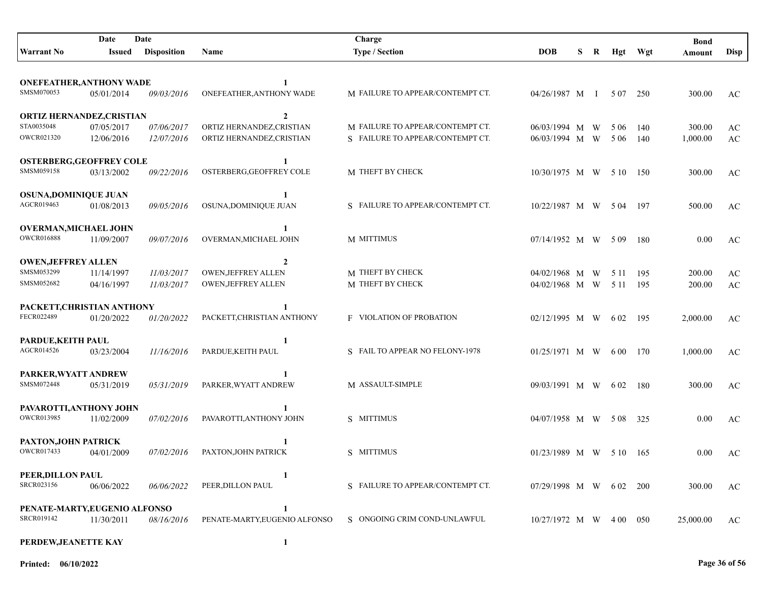| Warrant No | Date Issued | Date Disposition | Name | Charge Type / Section | DOB | S | R | Hgt | Wgt | Bond Amount | Disp |
|---|---|---|---|---|---|---|---|---|---|---|---|
| **ONEFEATHER,ANTHONY WADE** | | | **1** | | | | | | | | |
| SMSM070053 | 05/01/2014 | *09/03/2016* | ONEFEATHER,ANTHONY WADE | M FAILURE TO APPEAR/CONTEMPT CT. | 04/26/1987 | M | I | 5 07 | 250 | 300.00 | AC |
| **ORTIZ HERNANDEZ,CRISTIAN** | | | **2** | | | | | | | | |
| STA0035048 | 07/05/2017 | *07/06/2017* | ORTIZ HERNANDEZ,CRISTIAN | M FAILURE TO APPEAR/CONTEMPT CT. | 06/03/1994 | M | W | 5 06 | 140 | 300.00 | AC |
| OWCR021320 | 12/06/2016 | *12/07/2016* | ORTIZ HERNANDEZ,CRISTIAN | S FAILURE TO APPEAR/CONTEMPT CT. | 06/03/1994 | M | W | 5 06 | 140 | 1,000.00 | AC |
| **OSTERBERG,GEOFFREY COLE** | | | **1** | | | | | | | | |
| SMSM059158 | 03/13/2002 | *09/22/2016* | OSTERBERG,GEOFFREY COLE | M THEFT BY CHECK | 10/30/1975 | M | W | 5 10 | 150 | 300.00 | AC |
| **OSUNA,DOMINIQUE JUAN** | | | **1** | | | | | | | | |
| AGCR019463 | 01/08/2013 | *09/05/2016* | OSUNA,DOMINIQUE JUAN | S FAILURE TO APPEAR/CONTEMPT CT. | 10/22/1987 | M | W | 5 04 | 197 | 500.00 | AC |
| **OVERMAN,MICHAEL JOHN** | | | **1** | | | | | | | | |
| OWCR016888 | 11/09/2007 | *09/07/2016* | OVERMAN,MICHAEL JOHN | M MITTIMUS | 07/14/1952 | M | W | 5 09 | 180 | 0.00 | AC |
| **OWEN,JEFFREY ALLEN** | | | **2** | | | | | | | | |
| SMSM053299 | 11/14/1997 | *11/03/2017* | OWEN,JEFFREY ALLEN | M THEFT BY CHECK | 04/02/1968 | M | W | 5 11 | 195 | 200.00 | AC |
| SMSM052682 | 04/16/1997 | *11/03/2017* | OWEN,JEFFREY ALLEN | M THEFT BY CHECK | 04/02/1968 | M | W | 5 11 | 195 | 200.00 | AC |
| **PACKETT,CHRISTIAN ANTHONY** | | | **1** | | | | | | | | |
| FECR022489 | 01/20/2022 | *01/20/2022* | PACKETT,CHRISTIAN ANTHONY | F VIOLATION OF PROBATION | 02/12/1995 | M | W | 6 02 | 195 | 2,000.00 | AC |
| **PARDUE,KEITH PAUL** | | | **1** | | | | | | | | |
| AGCR014526 | 03/23/2004 | *11/16/2016* | PARDUE,KEITH PAUL | S FAIL TO APPEAR NO FELONY-1978 | 01/25/1971 | M | W | 6 00 | 170 | 1,000.00 | AC |
| **PARKER,WYATT ANDREW** | | | **1** | | | | | | | | |
| SMSM072448 | 05/31/2019 | *05/31/2019* | PARKER,WYATT ANDREW | M ASSAULT-SIMPLE | 09/03/1991 | M | W | 6 02 | 180 | 300.00 | AC |
| **PAVAROTTI,ANTHONY JOHN** | | | **1** | | | | | | | | |
| OWCR013985 | 11/02/2009 | *07/02/2016* | PAVAROTTI,ANTHONY JOHN | S MITTIMUS | 04/07/1958 | M | W | 5 08 | 325 | 0.00 | AC |
| **PAXTON,JOHN PATRICK** | | | **1** | | | | | | | | |
| OWCR017433 | 04/01/2009 | *07/02/2016* | PAXTON,JOHN PATRICK | S MITTIMUS | 01/23/1989 | M | W | 5 10 | 165 | 0.00 | AC |
| **PEER,DILLON PAUL** | | | **1** | | | | | | | | |
| SRCR023156 | 06/06/2022 | *06/06/2022* | PEER,DILLON PAUL | S FAILURE TO APPEAR/CONTEMPT CT. | 07/29/1998 | M | W | 6 02 | 200 | 300.00 | AC |
| **PENATE-MARTY,EUGENIO ALFONSO** | | | **1** | | | | | | | | |
| SRCR019142 | 11/30/2011 | *08/16/2016* | PENATE-MARTY,EUGENIO ALFONSO | S ONGOING CRIM COND-UNLAWFUL | 10/27/1972 | M | W | 4 00 | 050 | 25,000.00 | AC |
| **PERDEW,JEANETTE KAY** | | | **1** | | | | | | | | |

**Printed: 06/10/2022**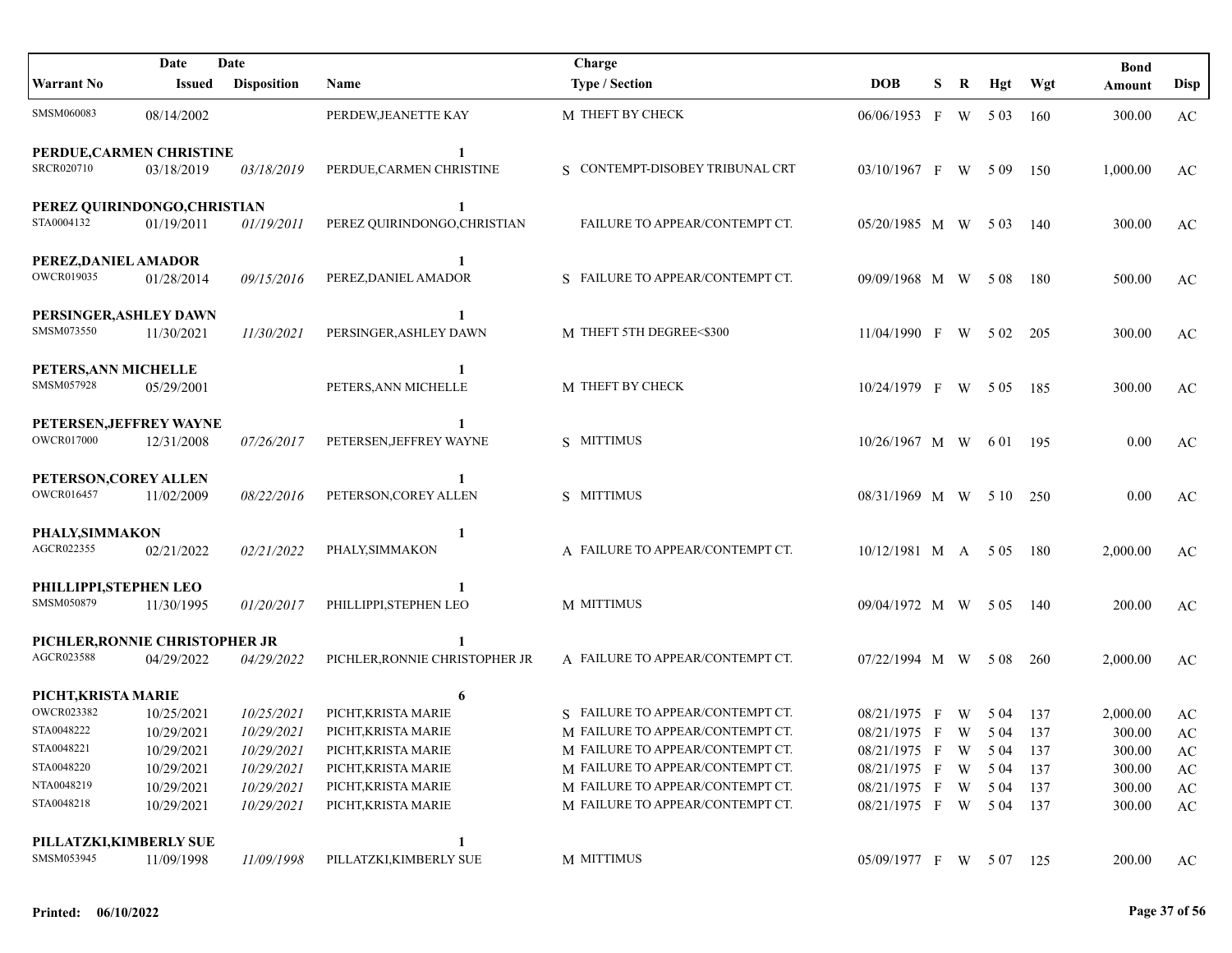| Warrant No | Date Issued | Date Disposition | Name | Charge Type / Section | DOB | S | R | Hgt | Wgt | Bond Amount | Disp |
|---|---|---|---|---|---|---|---|---|---|---|---|
| SMSM060083 | 08/14/2002 | | PERDEW,JEANETTE KAY | M THEFT BY CHECK | 06/06/1953 | F | W | 5 03 | 160 | 300.00 | AC |
| **PERDUE,CARMEN CHRISTINE** | | | **1** | | | | | | | | |
| SRCR020710 | 03/18/2019 | *03/18/2019* | PERDUE,CARMEN CHRISTINE | S CONTEMPT-DISOBEY TRIBUNAL CRT | 03/10/1967 | F | W | 5 09 | 150 | 1,000.00 | AC |
| **PEREZ QUIRINDONGO,CHRISTIAN** | | | **1** | | | | | | | | |
| STA0004132 | 01/19/2011 | *01/19/2011* | PEREZ QUIRINDONGO,CHRISTIAN | FAILURE TO APPEAR/CONTEMPT CT. | 05/20/1985 | M | W | 5 03 | 140 | 300.00 | AC |
| **PEREZ,DANIEL AMADOR** | | | **1** | | | | | | | | |
| OWCR019035 | 01/28/2014 | *09/15/2016* | PEREZ,DANIEL AMADOR | S FAILURE TO APPEAR/CONTEMPT CT. | 09/09/1968 | M | W | 5 08 | 180 | 500.00 | AC |
| **PERSINGER,ASHLEY DAWN** | | | **1** | | | | | | | | |
| SMSM073550 | 11/30/2021 | *11/30/2021* | PERSINGER,ASHLEY DAWN | M THEFT 5TH DEGREE<$300 | 11/04/1990 | F | W | 5 02 | 205 | 300.00 | AC |
| **PETERS,ANN MICHELLE** | | | **1** | | | | | | | | |
| SMSM057928 | 05/29/2001 | | PETERS,ANN MICHELLE | M THEFT BY CHECK | 10/24/1979 | F | W | 5 05 | 185 | 300.00 | AC |
| **PETERSEN,JEFFREY WAYNE** | | | **1** | | | | | | | | |
| OWCR017000 | 12/31/2008 | *07/26/2017* | PETERSEN,JEFFREY WAYNE | S MITTIMUS | 10/26/1967 | M | W | 6 01 | 195 | 0.00 | AC |
| **PETERSON,COREY ALLEN** | | | **1** | | | | | | | | |
| OWCR016457 | 11/02/2009 | *08/22/2016* | PETERSON,COREY ALLEN | S MITTIMUS | 08/31/1969 | M | W | 5 10 | 250 | 0.00 | AC |
| **PHALY,SIMMAKON** | | | **1** | | | | | | | | |
| AGCR022355 | 02/21/2022 | *02/21/2022* | PHALY,SIMMAKON | A FAILURE TO APPEAR/CONTEMPT CT. | 10/12/1981 | M | A | 5 05 | 180 | 2,000.00 | AC |
| **PHILLIPPI,STEPHEN LEO** | | | **1** | | | | | | | | |
| SMSM050879 | 11/30/1995 | *01/20/2017* | PHILLIPPI,STEPHEN LEO | M MITTIMUS | 09/04/1972 | M | W | 5 05 | 140 | 200.00 | AC |
| **PICHLER,RONNIE CHRISTOPHER JR** | | | **1** | | | | | | | | |
| AGCR023588 | 04/29/2022 | *04/29/2022* | PICHLER,RONNIE CHRISTOPHER JR | A FAILURE TO APPEAR/CONTEMPT CT. | 07/22/1994 | M | W | 5 08 | 260 | 2,000.00 | AC |
| **PICHT,KRISTA MARIE** | | | **6** | | | | | | | | |
| OWCR023382 | 10/25/2021 | *10/25/2021* | PICHT,KRISTA MARIE | S FAILURE TO APPEAR/CONTEMPT CT. | 08/21/1975 | F | W | 5 04 | 137 | 2,000.00 | AC |
| STA0048222 | 10/29/2021 | *10/29/2021* | PICHT,KRISTA MARIE | M FAILURE TO APPEAR/CONTEMPT CT. | 08/21/1975 | F | W | 5 04 | 137 | 300.00 | AC |
| STA0048221 | 10/29/2021 | *10/29/2021* | PICHT,KRISTA MARIE | M FAILURE TO APPEAR/CONTEMPT CT. | 08/21/1975 | F | W | 5 04 | 137 | 300.00 | AC |
| STA0048220 | 10/29/2021 | *10/29/2021* | PICHT,KRISTA MARIE | M FAILURE TO APPEAR/CONTEMPT CT. | 08/21/1975 | F | W | 5 04 | 137 | 300.00 | AC |
| NTA0048219 | 10/29/2021 | *10/29/2021* | PICHT,KRISTA MARIE | M FAILURE TO APPEAR/CONTEMPT CT. | 08/21/1975 | F | W | 5 04 | 137 | 300.00 | AC |
| STA0048218 | 10/29/2021 | *10/29/2021* | PICHT,KRISTA MARIE | M FAILURE TO APPEAR/CONTEMPT CT. | 08/21/1975 | F | W | 5 04 | 137 | 300.00 | AC |
| **PILLATZKI,KIMBERLY SUE** | | | **1** | | | | | | | | |
| SMSM053945 | 11/09/1998 | *11/09/1998* | PILLATZKI,KIMBERLY SUE | M MITTIMUS | 05/09/1977 | F | W | 5 07 | 125 | 200.00 | AC |

**Printed: 06/10/2022**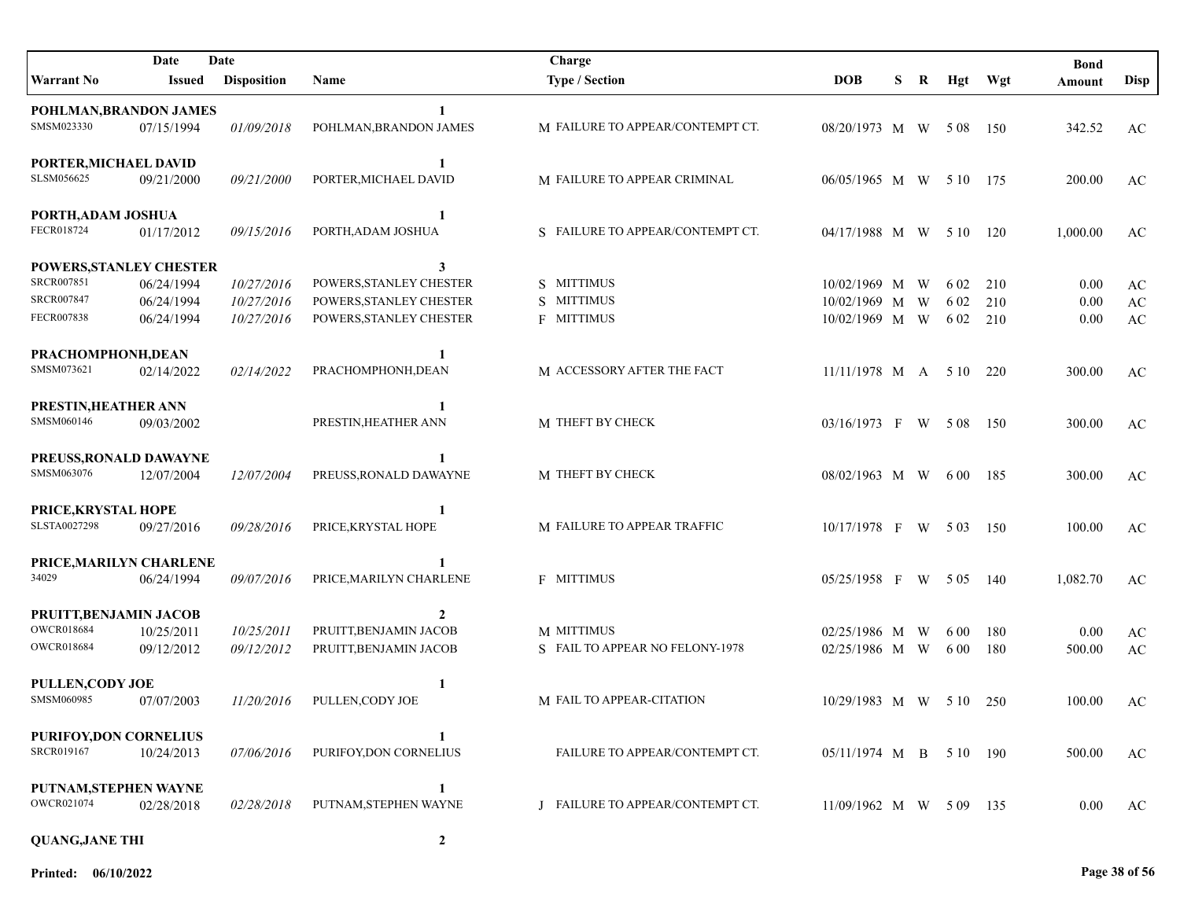| Warrant No | Date Issued | Date Disposition | Name | Charge Type / Section | DOB | S | R | Hgt | Wgt | Bond Amount | Disp |
|---|---|---|---|---|---|---|---|---|---|---|---|
| **POHLMAN,BRANDON JAMES** | | | **1** | | | | | | | | |
| SMSM023330 | 07/15/1994 | *01/09/2018* | POHLMAN,BRANDON JAMES | M FAILURE TO APPEAR/CONTEMPT CT. | 08/20/1973 | M | W | 5 08 | 150 | 342.52 | AC |
| **PORTER,MICHAEL DAVID** | | | **1** | | | | | | | | |
| SLSM056625 | 09/21/2000 | *09/21/2000* | PORTER,MICHAEL DAVID | M FAILURE TO APPEAR CRIMINAL | 06/05/1965 | M | W | 5 10 | 175 | 200.00 | AC |
| **PORTH,ADAM JOSHUA** | | | **1** | | | | | | | | |
| FECR018724 | 01/17/2012 | *09/15/2016* | PORTH,ADAM JOSHUA | S FAILURE TO APPEAR/CONTEMPT CT. | 04/17/1988 | M | W | 5 10 | 120 | 1,000.00 | AC |
| **POWERS,STANLEY CHESTER** | | | **3** | | | | | | | | |
| SRCR007851 | 06/24/1994 | *10/27/2016* | POWERS,STANLEY CHESTER | S MITTIMUS | 10/02/1969 | M | W | 6 02 | 210 | 0.00 | AC |
| SRCR007847 | 06/24/1994 | *10/27/2016* | POWERS,STANLEY CHESTER | S MITTIMUS | 10/02/1969 | M | W | 6 02 | 210 | 0.00 | AC |
| FECR007838 | 06/24/1994 | *10/27/2016* | POWERS,STANLEY CHESTER | F MITTIMUS | 10/02/1969 | M | W | 6 02 | 210 | 0.00 | AC |
| **PRACHOMPHONH,DEAN** | | | **1** | | | | | | | | |
| SMSM073621 | 02/14/2022 | *02/14/2022* | PRACHOMPHONH,DEAN | M ACCESSORY AFTER THE FACT | 11/11/1978 | M | A | 5 10 | 220 | 300.00 | AC |
| **PRESTIN,HEATHER ANN** | | | **1** | | | | | | | | |
| SMSM060146 | 09/03/2002 | | PRESTIN,HEATHER ANN | M THEFT BY CHECK | 03/16/1973 | F | W | 5 08 | 150 | 300.00 | AC |
| **PREUSS,RONALD DAWAYNE** | | | **1** | | | | | | | | |
| SMSM063076 | 12/07/2004 | *12/07/2004* | PREUSS,RONALD DAWAYNE | M THEFT BY CHECK | 08/02/1963 | M | W | 6 00 | 185 | 300.00 | AC |
| **PRICE,KRYSTAL HOPE** | | | **1** | | | | | | | | |
| SLSTA0027298 | 09/27/2016 | *09/28/2016* | PRICE,KRYSTAL HOPE | M FAILURE TO APPEAR TRAFFIC | 10/17/1978 | F | W | 5 03 | 150 | 100.00 | AC |
| **PRICE,MARILYN CHARLENE** | | | **1** | | | | | | | | |
| 34029 | 06/24/1994 | *09/07/2016* | PRICE,MARILYN CHARLENE | F MITTIMUS | 05/25/1958 | F | W | 5 05 | 140 | 1,082.70 | AC |
| **PRUITT,BENJAMIN JACOB** | | | **2** | | | | | | | | |
| OWCR018684 | 10/25/2011 | *10/25/2011* | PRUITT,BENJAMIN JACOB | M MITTIMUS | 02/25/1986 | M | W | 6 00 | 180 | 0.00 | AC |
| OWCR018684 | 09/12/2012 | *09/12/2012* | PRUITT,BENJAMIN JACOB | S FAIL TO APPEAR NO FELONY-1978 | 02/25/1986 | M | W | 6 00 | 180 | 500.00 | AC |
| **PULLEN,CODY JOE** | | | **1** | | | | | | | | |
| SMSM060985 | 07/07/2003 | *11/20/2016* | PULLEN,CODY JOE | M FAIL TO APPEAR-CITATION | 10/29/1983 | M | W | 5 10 | 250 | 100.00 | AC |
| **PURIFOY,DON CORNELIUS** | | | **1** | | | | | | | | |
| SRCR019167 | 10/24/2013 | *07/06/2016* | PURIFOY,DON CORNELIUS | FAILURE TO APPEAR/CONTEMPT CT. | 05/11/1974 | M | B | 5 10 | 190 | 500.00 | AC |
| **PUTNAM,STEPHEN WAYNE** | | | **1** | | | | | | | | |
| OWCR021074 | 02/28/2018 | *02/28/2018* | PUTNAM,STEPHEN WAYNE | J FAILURE TO APPEAR/CONTEMPT CT. | 11/09/1962 | M | W | 5 09 | 135 | 0.00 | AC |
| **QUANG,JANE THI** | | | **2** | | | | | | | | |

**Printed: 06/10/2022**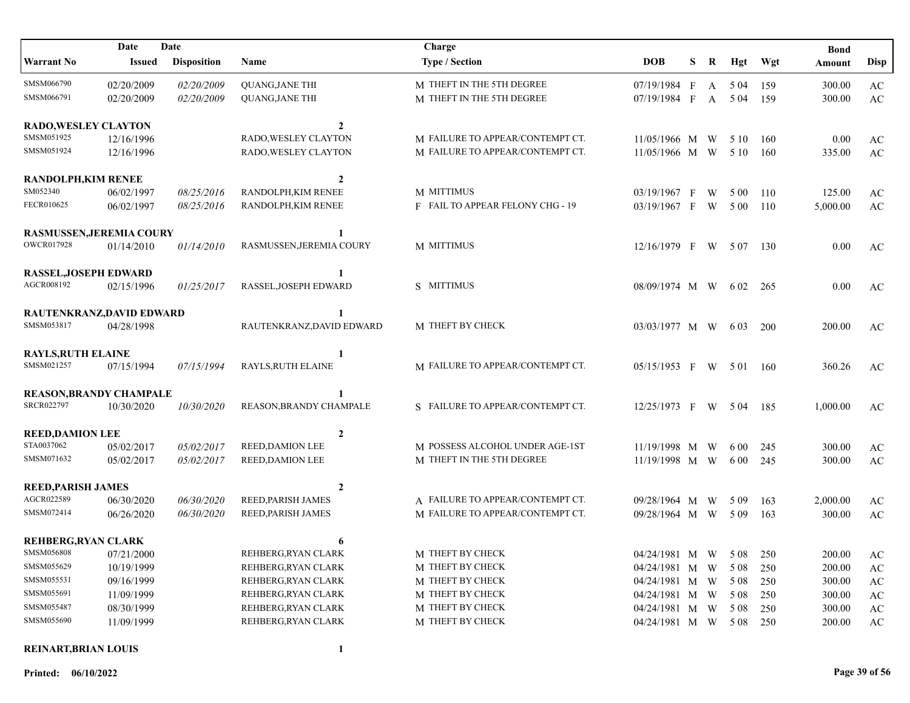| Warrant No | Date Issued | Date Disposition | Name | Charge Type / Section | DOB | S | R | Hgt | Wgt | Bond Amount | Disp |
|---|---|---|---|---|---|---|---|---|---|---|---|
| SMSM066790 | 02/20/2009 | *02/20/2009* | QUANG,JANE THI | M THEFT IN THE 5TH DEGREE | 07/19/1984 | F | A | 5 04 | 159 | 300.00 | AC |
| SMSM066791 | 02/20/2009 | *02/20/2009* | QUANG,JANE THI | M THEFT IN THE 5TH DEGREE | 07/19/1984 | F | A | 5 04 | 159 | 300.00 | AC |
| **RADO,WESLEY CLAYTON** | | | **2** | | | | | | | | |
| SMSM051925 | 12/16/1996 | | RADO,WESLEY CLAYTON | M FAILURE TO APPEAR/CONTEMPT CT. | 11/05/1966 | M | W | 5 10 | 160 | 0.00 | AC |
| SMSM051924 | 12/16/1996 | | RADO,WESLEY CLAYTON | M FAILURE TO APPEAR/CONTEMPT CT. | 11/05/1966 | M | W | 5 10 | 160 | 335.00 | AC |
| **RANDOLPH,KIM RENEE** | | | **2** | | | | | | | | |
| SM052340 | 06/02/1997 | *08/25/2016* | RANDOLPH,KIM RENEE | M MITTIMUS | 03/19/1967 | F | W | 5 00 | 110 | 125.00 | AC |
| FECR010625 | 06/02/1997 | *08/25/2016* | RANDOLPH,KIM RENEE | F FAIL TO APPEAR FELONY CHG - 19 | 03/19/1967 | F | W | 5 00 | 110 | 5,000.00 | AC |
| **RASMUSSEN,JEREMIA COURY** | | | **1** | | | | | | | | |
| OWCR017928 | 01/14/2010 | *01/14/2010* | RASMUSSEN,JEREMIA COURY | M MITTIMUS | 12/16/1979 | F | W | 5 07 | 130 | 0.00 | AC |
| **RASSEL,JOSEPH EDWARD** | | | **1** | | | | | | | | |
| AGCR008192 | 02/15/1996 | *01/25/2017* | RASSEL,JOSEPH EDWARD | S MITTIMUS | 08/09/1974 | M | W | 6 02 | 265 | 0.00 | AC |
| **RAUTENKRANZ,DAVID EDWARD** | | | **1** | | | | | | | | |
| SMSM053817 | 04/28/1998 | | RAUTENKRANZ,DAVID EDWARD | M THEFT BY CHECK | 03/03/1977 | M | W | 6 03 | 200 | 200.00 | AC |
| **RAYLS,RUTH ELAINE** | | | **1** | | | | | | | | |
| SMSM021257 | 07/15/1994 | *07/15/1994* | RAYLS,RUTH ELAINE | M FAILURE TO APPEAR/CONTEMPT CT. | 05/15/1953 | F | W | 5 01 | 160 | 360.26 | AC |
| **REASON,BRANDY CHAMPALE** | | | **1** | | | | | | | | |
| SRCR022797 | 10/30/2020 | *10/30/2020* | REASON,BRANDY CHAMPALE | S FAILURE TO APPEAR/CONTEMPT CT. | 12/25/1973 | F | W | 5 04 | 185 | 1,000.00 | AC |
| **REED,DAMION LEE** | | | **2** | | | | | | | | |
| STA0037062 | 05/02/2017 | *05/02/2017* | REED,DAMION LEE | M POSSESS ALCOHOL UNDER AGE-1ST | 11/19/1998 | M | W | 6 00 | 245 | 300.00 | AC |
| SMSM071632 | 05/02/2017 | *05/02/2017* | REED,DAMION LEE | M THEFT IN THE 5TH DEGREE | 11/19/1998 | M | W | 6 00 | 245 | 300.00 | AC |
| **REED,PARISH JAMES** | | | **2** | | | | | | | | |
| AGCR022589 | 06/30/2020 | *06/30/2020* | REED,PARISH JAMES | A FAILURE TO APPEAR/CONTEMPT CT. | 09/28/1964 | M | W | 5 09 | 163 | 2,000.00 | AC |
| SMSM072414 | 06/26/2020 | *06/30/2020* | REED,PARISH JAMES | M FAILURE TO APPEAR/CONTEMPT CT. | 09/28/1964 | M | W | 5 09 | 163 | 300.00 | AC |
| **REHBERG,RYAN CLARK** | | | **6** | | | | | | | | |
| SMSM056808 | 07/21/2000 | | REHBERG,RYAN CLARK | M THEFT BY CHECK | 04/24/1981 | M | W | 5 08 | 250 | 200.00 | AC |
| SMSM055629 | 10/19/1999 | | REHBERG,RYAN CLARK | M THEFT BY CHECK | 04/24/1981 | M | W | 5 08 | 250 | 200.00 | AC |
| SMSM055531 | 09/16/1999 | | REHBERG,RYAN CLARK | M THEFT BY CHECK | 04/24/1981 | M | W | 5 08 | 250 | 300.00 | AC |
| SMSM055691 | 11/09/1999 | | REHBERG,RYAN CLARK | M THEFT BY CHECK | 04/24/1981 | M | W | 5 08 | 250 | 300.00 | AC |
| SMSM055487 | 08/30/1999 | | REHBERG,RYAN CLARK | M THEFT BY CHECK | 04/24/1981 | M | W | 5 08 | 250 | 300.00 | AC |
| SMSM055690 | 11/09/1999 | | REHBERG,RYAN CLARK | M THEFT BY CHECK | 04/24/1981 | M | W | 5 08 | 250 | 200.00 | AC |
| **REINART,BRIAN LOUIS** | | | **1** | | | | | | | | |

**Printed: 06/10/2022**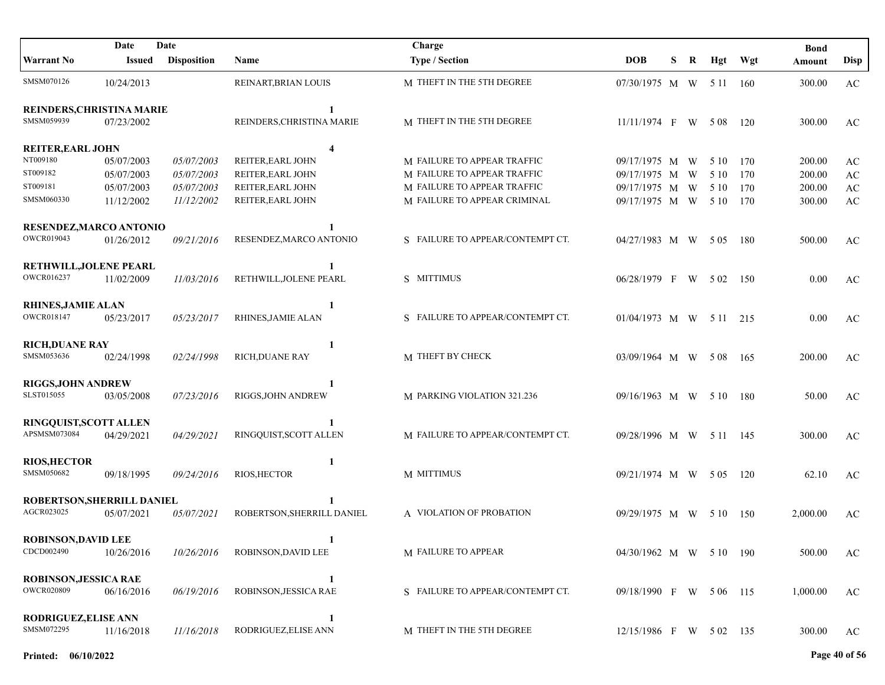| Warrant No | Date Issued | Date Disposition | Name | Charge Type / Section | DOB | S | R | Hgt | Wgt | Bond Amount | Disp |
|---|---|---|---|---|---|---|---|---|---|---|---|
| SMSM070126 | 10/24/2013 | | REINART,BRIAN LOUIS | M THEFT IN THE 5TH DEGREE | 07/30/1975 | M | W | 5 11 | 160 | 300.00 | AC |
| **REINDERS,CHRISTINA MARIE** | | | **1** | | | | | | | | |
| SMSM059939 | 07/23/2002 | | REINDERS,CHRISTINA MARIE | M THEFT IN THE 5TH DEGREE | 11/11/1974 | F | W | 5 08 | 120 | 300.00 | AC |
| **REITER,EARL JOHN** | | | **4** | | | | | | | | |
| NT009180 | 05/07/2003 | *05/07/2003* | REITER,EARL JOHN | M FAILURE TO APPEAR TRAFFIC | 09/17/1975 | M | W | 5 10 | 170 | 200.00 | AC |
| ST009182 | 05/07/2003 | *05/07/2003* | REITER,EARL JOHN | M FAILURE TO APPEAR TRAFFIC | 09/17/1975 | M | W | 5 10 | 170 | 200.00 | AC |
| ST009181 | 05/07/2003 | *05/07/2003* | REITER,EARL JOHN | M FAILURE TO APPEAR TRAFFIC | 09/17/1975 | M | W | 5 10 | 170 | 200.00 | AC |
| SMSM060330 | 11/12/2002 | *11/12/2002* | REITER,EARL JOHN | M FAILURE TO APPEAR CRIMINAL | 09/17/1975 | M | W | 5 10 | 170 | 300.00 | AC |
| **RESENDEZ,MARCO ANTONIO** | | | **1** | | | | | | | | |
| OWCR019043 | 01/26/2012 | *09/21/2016* | RESENDEZ,MARCO ANTONIO | S FAILURE TO APPEAR/CONTEMPT CT. | 04/27/1983 | M | W | 5 05 | 180 | 500.00 | AC |
| **RETHWILL,JOLENE PEARL** | | | **1** | | | | | | | | |
| OWCR016237 | 11/02/2009 | *11/03/2016* | RETHWILL,JOLENE PEARL | S MITTIMUS | 06/28/1979 | F | W | 5 02 | 150 | 0.00 | AC |
| **RHINES,JAMIE ALAN** | | | **1** | | | | | | | | |
| OWCR018147 | 05/23/2017 | *05/23/2017* | RHINES,JAMIE ALAN | S FAILURE TO APPEAR/CONTEMPT CT. | 01/04/1973 | M | W | 5 11 | 215 | 0.00 | AC |
| **RICH,DUANE RAY** | | | **1** | | | | | | | | |
| SMSM053636 | 02/24/1998 | *02/24/1998* | RICH,DUANE RAY | M THEFT BY CHECK | 03/09/1964 | M | W | 5 08 | 165 | 200.00 | AC |
| **RIGGS,JOHN ANDREW** | | | **1** | | | | | | | | |
| SLST015055 | 03/05/2008 | *07/23/2016* | RIGGS,JOHN ANDREW | M PARKING VIOLATION 321.236 | 09/16/1963 | M | W | 5 10 | 180 | 50.00 | AC |
| **RINGQUIST,SCOTT ALLEN** | | | **1** | | | | | | | | |
| APSMSM073084 | 04/29/2021 | *04/29/2021* | RINGQUIST,SCOTT ALLEN | M FAILURE TO APPEAR/CONTEMPT CT. | 09/28/1996 | M | W | 5 11 | 145 | 300.00 | AC |
| **RIOS,HECTOR** | | | **1** | | | | | | | | |
| SMSM050682 | 09/18/1995 | *09/24/2016* | RIOS,HECTOR | M MITTIMUS | 09/21/1974 | M | W | 5 05 | 120 | 62.10 | AC |
| **ROBERTSON,SHERRILL DANIEL** | | | **1** | | | | | | | | |
| AGCR023025 | 05/07/2021 | *05/07/2021* | ROBERTSON,SHERRILL DANIEL | A VIOLATION OF PROBATION | 09/29/1975 | M | W | 5 10 | 150 | 2,000.00 | AC |
| **ROBINSON,DAVID LEE** | | | **1** | | | | | | | | |
| CDCD002490 | 10/26/2016 | *10/26/2016* | ROBINSON,DAVID LEE | M FAILURE TO APPEAR | 04/30/1962 | M | W | 5 10 | 190 | 500.00 | AC |
| **ROBINSON,JESSICA RAE** | | | **1** | | | | | | | | |
| OWCR020809 | 06/16/2016 | *06/19/2016* | ROBINSON,JESSICA RAE | S FAILURE TO APPEAR/CONTEMPT CT. | 09/18/1990 | F | W | 5 06 | 115 | 1,000.00 | AC |
| **RODRIGUEZ,ELISE ANN** | | | **1** | | | | | | | | |
| SMSM072295 | 11/16/2018 | *11/16/2018* | RODRIGUEZ,ELISE ANN | M THEFT IN THE 5TH DEGREE | 12/15/1986 | F | W | 5 02 | 135 | 300.00 | AC |

**Printed: 06/10/2022**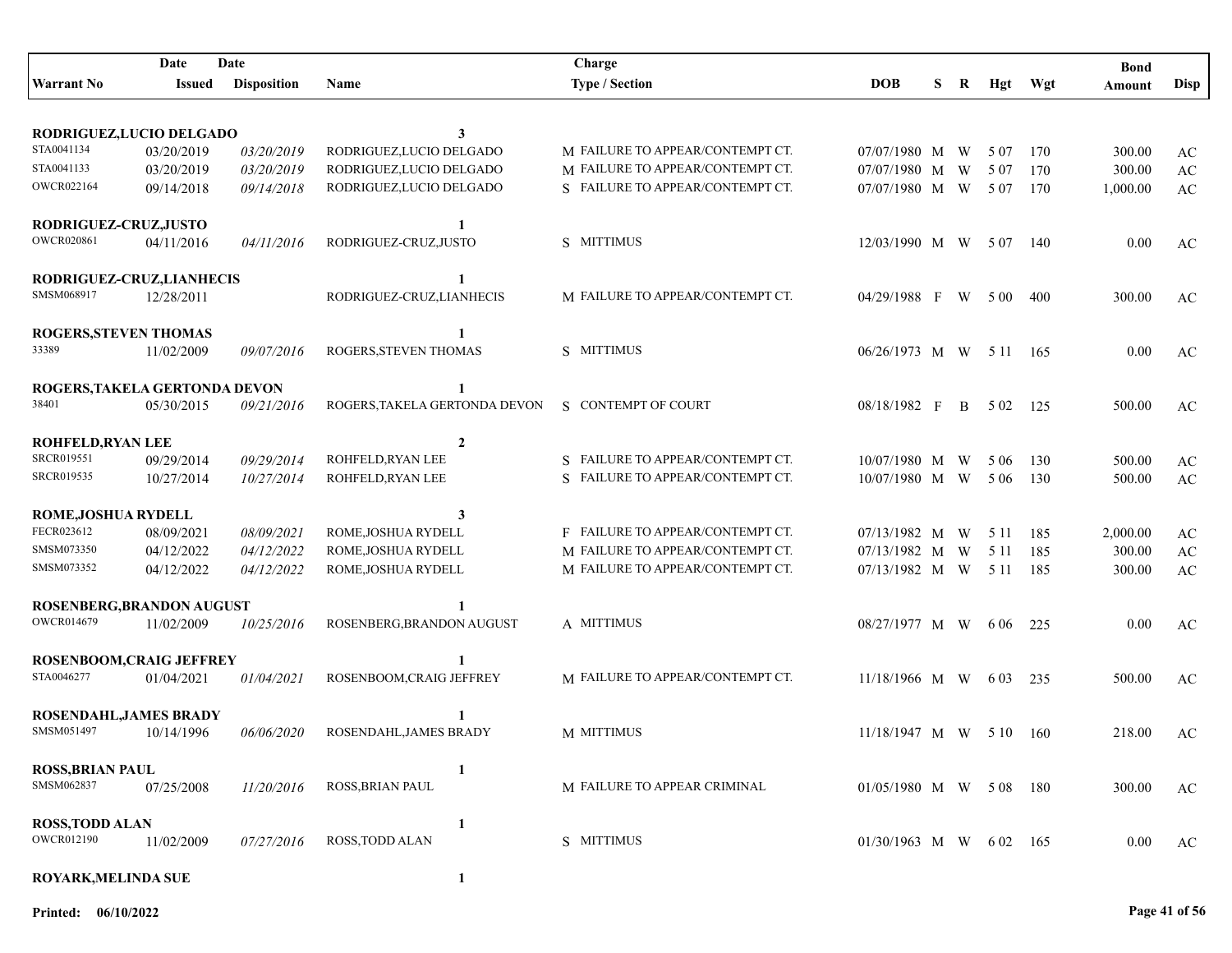| Warrant No | Date Issued | Date Disposition | Name | Charge Type / Section | DOB | S | R | Hgt | Wgt | Bond Amount | Disp |
|---|---|---|---|---|---|---|---|---|---|---|---|
| **RODRIGUEZ,LUCIO DELGADO** | | | **3** | | | | | | | | |
| STA0041134 | 03/20/2019 | *03/20/2019* | RODRIGUEZ,LUCIO DELGADO | M FAILURE TO APPEAR/CONTEMPT CT. | 07/07/1980 | M | W | 5 07 | 170 | 300.00 | AC |
| STA0041133 | 03/20/2019 | *03/20/2019* | RODRIGUEZ,LUCIO DELGADO | M FAILURE TO APPEAR/CONTEMPT CT. | 07/07/1980 | M | W | 5 07 | 170 | 300.00 | AC |
| OWCR022164 | 09/14/2018 | *09/14/2018* | RODRIGUEZ,LUCIO DELGADO | S FAILURE TO APPEAR/CONTEMPT CT. | 07/07/1980 | M | W | 5 07 | 170 | 1,000.00 | AC |
| **RODRIGUEZ-CRUZ,JUSTO** | | | **1** | | | | | | | | |
| OWCR020861 | 04/11/2016 | *04/11/2016* | RODRIGUEZ-CRUZ,JUSTO | S MITTIMUS | 12/03/1990 | M | W | 5 07 | 140 | 0.00 | AC |
| **RODRIGUEZ-CRUZ,LIANHECIS** | | | **1** | | | | | | | | |
| SMSM068917 | 12/28/2011 | | RODRIGUEZ-CRUZ,LIANHECIS | M FAILURE TO APPEAR/CONTEMPT CT. | 04/29/1988 | F | W | 5 00 | 400 | 300.00 | AC |
| **ROGERS,STEVEN THOMAS** | | | **1** | | | | | | | | |
| 33389 | 11/02/2009 | *09/07/2016* | ROGERS,STEVEN THOMAS | S MITTIMUS | 06/26/1973 | M | W | 5 11 | 165 | 0.00 | AC |
| **ROGERS,TAKELA GERTONDA DEVON** | | | **1** | | | | | | | | |
| 38401 | 05/30/2015 | *09/21/2016* | ROGERS,TAKELA GERTONDA DEVON | S CONTEMPT OF COURT | 08/18/1982 | F | B | 5 02 | 125 | 500.00 | AC |
| **ROHFELD,RYAN LEE** | | | **2** | | | | | | | | |
| SRCR019551 | 09/29/2014 | *09/29/2014* | ROHFELD,RYAN LEE | S FAILURE TO APPEAR/CONTEMPT CT. | 10/07/1980 | M | W | 5 06 | 130 | 500.00 | AC |
| SRCR019535 | 10/27/2014 | *10/27/2014* | ROHFELD,RYAN LEE | S FAILURE TO APPEAR/CONTEMPT CT. | 10/07/1980 | M | W | 5 06 | 130 | 500.00 | AC |
| **ROME,JOSHUA RYDELL** | | | **3** | | | | | | | | |
| FECR023612 | 08/09/2021 | *08/09/2021* | ROME,JOSHUA RYDELL | F FAILURE TO APPEAR/CONTEMPT CT. | 07/13/1982 | M | W | 5 11 | 185 | 2,000.00 | AC |
| SMSM073350 | 04/12/2022 | *04/12/2022* | ROME,JOSHUA RYDELL | M FAILURE TO APPEAR/CONTEMPT CT. | 07/13/1982 | M | W | 5 11 | 185 | 300.00 | AC |
| SMSM073352 | 04/12/2022 | *04/12/2022* | ROME,JOSHUA RYDELL | M FAILURE TO APPEAR/CONTEMPT CT. | 07/13/1982 | M | W | 5 11 | 185 | 300.00 | AC |
| **ROSENBERG,BRANDON AUGUST** | | | **1** | | | | | | | | |
| OWCR014679 | 11/02/2009 | *10/25/2016* | ROSENBERG,BRANDON AUGUST | A MITTIMUS | 08/27/1977 | M | W | 6 06 | 225 | 0.00 | AC |
| **ROSENBOOM,CRAIG JEFFREY** | | | **1** | | | | | | | | |
| STA0046277 | 01/04/2021 | *01/04/2021* | ROSENBOOM,CRAIG JEFFREY | M FAILURE TO APPEAR/CONTEMPT CT. | 11/18/1966 | M | W | 6 03 | 235 | 500.00 | AC |
| **ROSENDAHL,JAMES BRADY** | | | **1** | | | | | | | | |
| SMSM051497 | 10/14/1996 | *06/06/2020* | ROSENDAHL,JAMES BRADY | M MITTIMUS | 11/18/1947 | M | W | 5 10 | 160 | 218.00 | AC |
| **ROSS,BRIAN PAUL** | | | **1** | | | | | | | | |
| SMSM062837 | 07/25/2008 | *11/20/2016* | ROSS,BRIAN PAUL | M FAILURE TO APPEAR CRIMINAL | 01/05/1980 | M | W | 5 08 | 180 | 300.00 | AC |
| **ROSS,TODD ALAN** | | | **1** | | | | | | | | |
| OWCR012190 | 11/02/2009 | *07/27/2016* | ROSS,TODD ALAN | S MITTIMUS | 01/30/1963 | M | W | 6 02 | 165 | 0.00 | AC |
| **ROYARK,MELINDA SUE** | | | **1** | | | | | | | | |

**Printed: 06/10/2022**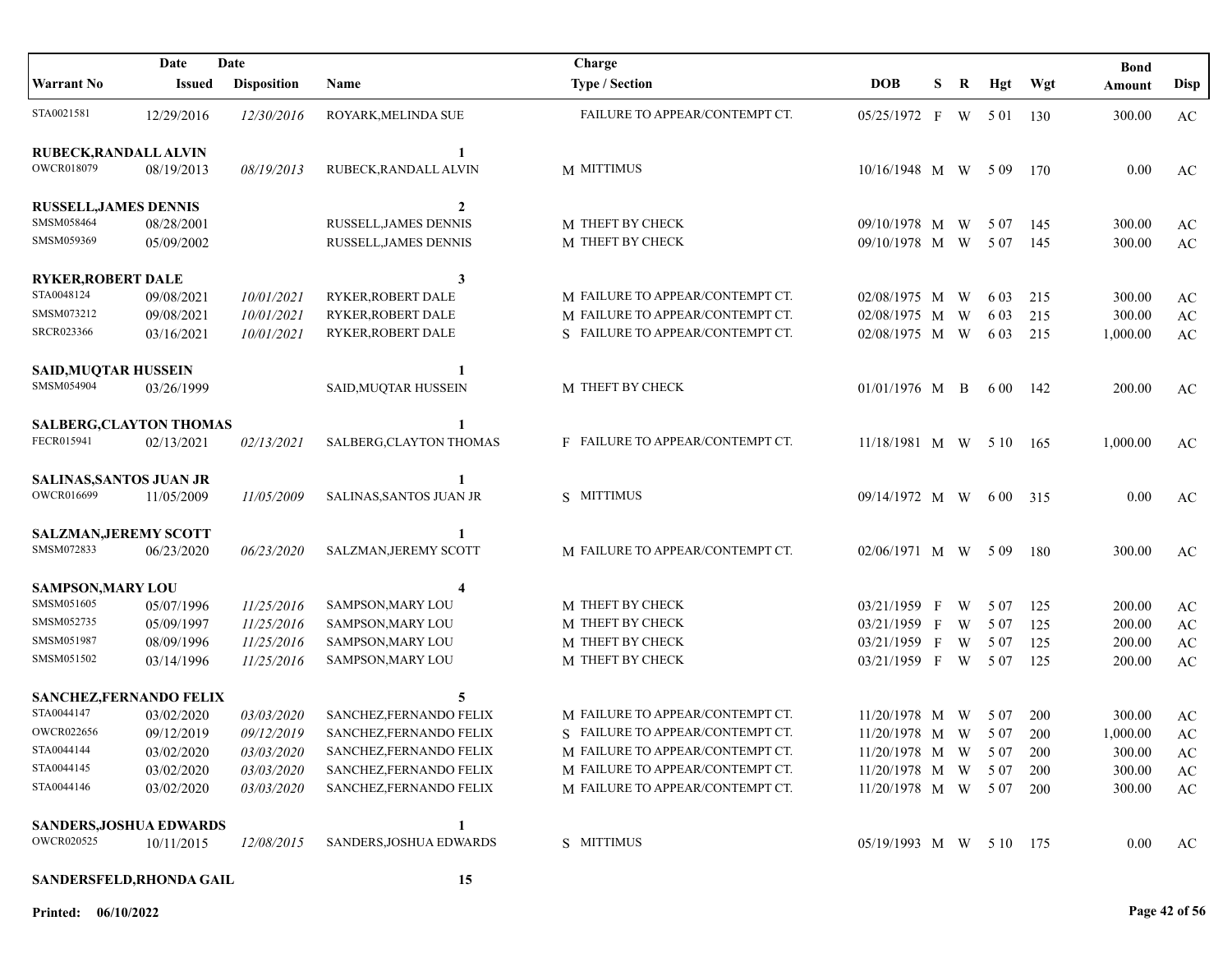| Warrant No | Date Issued | Date Disposition | Name | Charge Type / Section | DOB | S | R | Hgt | Wgt | Bond Amount | Disp |
|---|---|---|---|---|---|---|---|---|---|---|---|
| STA0021581 | 12/29/2016 | *12/30/2016* | ROYARK,MELINDA SUE | FAILURE TO APPEAR/CONTEMPT CT. | 05/25/1972 | F | W | 5 01 | 130 | 300.00 | AC |
| **RUBECK,RANDALL ALVIN** | | | | **1** | | | | | | | |
| OWCR018079 | 08/19/2013 | *08/19/2013* | RUBECK,RANDALL ALVIN | M MITTIMUS | 10/16/1948 | M | W | 5 09 | 170 | 0.00 | AC |
| **RUSSELL,JAMES DENNIS** | | | | **2** | | | | | | | |
| SMSM058464 | 08/28/2001 | | RUSSELL,JAMES DENNIS | M THEFT BY CHECK | 09/10/1978 | M | W | 5 07 | 145 | 300.00 | AC |
| SMSM059369 | 05/09/2002 | | RUSSELL,JAMES DENNIS | M THEFT BY CHECK | 09/10/1978 | M | W | 5 07 | 145 | 300.00 | AC |
| **RYKER,ROBERT DALE** | | | | **3** | | | | | | | |
| STA0048124 | 09/08/2021 | *10/01/2021* | RYKER,ROBERT DALE | M FAILURE TO APPEAR/CONTEMPT CT. | 02/08/1975 | M | W | 6 03 | 215 | 300.00 | AC |
| SMSM073212 | 09/08/2021 | *10/01/2021* | RYKER,ROBERT DALE | M FAILURE TO APPEAR/CONTEMPT CT. | 02/08/1975 | M | W | 6 03 | 215 | 300.00 | AC |
| SRCR023366 | 03/16/2021 | *10/01/2021* | RYKER,ROBERT DALE | S FAILURE TO APPEAR/CONTEMPT CT. | 02/08/1975 | M | W | 6 03 | 215 | 1,000.00 | AC |
| **SAID,MUQTAR HUSSEIN** | | | | **1** | | | | | | | |
| SMSM054904 | 03/26/1999 | | SAID,MUQTAR HUSSEIN | M THEFT BY CHECK | 01/01/1976 | M | B | 6 00 | 142 | 200.00 | AC |
| **SALBERG,CLAYTON THOMAS** | | | | **1** | | | | | | | |
| FECR015941 | 02/13/2021 | *02/13/2021* | SALBERG,CLAYTON THOMAS | F FAILURE TO APPEAR/CONTEMPT CT. | 11/18/1981 | M | W | 5 10 | 165 | 1,000.00 | AC |
| **SALINAS,SANTOS JUAN JR** | | | | **1** | | | | | | | |
| OWCR016699 | 11/05/2009 | *11/05/2009* | SALINAS,SANTOS JUAN JR | S MITTIMUS | 09/14/1972 | M | W | 6 00 | 315 | 0.00 | AC |
| **SALZMAN,JEREMY SCOTT** | | | | **1** | | | | | | | |
| SMSM072833 | 06/23/2020 | *06/23/2020* | SALZMAN,JEREMY SCOTT | M FAILURE TO APPEAR/CONTEMPT CT. | 02/06/1971 | M | W | 5 09 | 180 | 300.00 | AC |
| **SAMPSON,MARY LOU** | | | | **4** | | | | | | | |
| SMSM051605 | 05/07/1996 | *11/25/2016* | SAMPSON,MARY LOU | M THEFT BY CHECK | 03/21/1959 | F | W | 5 07 | 125 | 200.00 | AC |
| SMSM052735 | 05/09/1997 | *11/25/2016* | SAMPSON,MARY LOU | M THEFT BY CHECK | 03/21/1959 | F | W | 5 07 | 125 | 200.00 | AC |
| SMSM051987 | 08/09/1996 | *11/25/2016* | SAMPSON,MARY LOU | M THEFT BY CHECK | 03/21/1959 | F | W | 5 07 | 125 | 200.00 | AC |
| SMSM051502 | 03/14/1996 | *11/25/2016* | SAMPSON,MARY LOU | M THEFT BY CHECK | 03/21/1959 | F | W | 5 07 | 125 | 200.00 | AC |
| **SANCHEZ,FERNANDO FELIX** | | | | **5** | | | | | | | |
| STA0044147 | 03/02/2020 | *03/03/2020* | SANCHEZ,FERNANDO FELIX | M FAILURE TO APPEAR/CONTEMPT CT. | 11/20/1978 | M | W | 5 07 | 200 | 300.00 | AC |
| OWCR022656 | 09/12/2019 | *09/12/2019* | SANCHEZ,FERNANDO FELIX | S FAILURE TO APPEAR/CONTEMPT CT. | 11/20/1978 | M | W | 5 07 | 200 | 1,000.00 | AC |
| STA0044144 | 03/02/2020 | *03/03/2020* | SANCHEZ,FERNANDO FELIX | M FAILURE TO APPEAR/CONTEMPT CT. | 11/20/1978 | M | W | 5 07 | 200 | 300.00 | AC |
| STA0044145 | 03/02/2020 | *03/03/2020* | SANCHEZ,FERNANDO FELIX | M FAILURE TO APPEAR/CONTEMPT CT. | 11/20/1978 | M | W | 5 07 | 200 | 300.00 | AC |
| STA0044146 | 03/02/2020 | *03/03/2020* | SANCHEZ,FERNANDO FELIX | M FAILURE TO APPEAR/CONTEMPT CT. | 11/20/1978 | M | W | 5 07 | 200 | 300.00 | AC |
| **SANDERS,JOSHUA EDWARDS** | | | | **1** | | | | | | | |
| OWCR020525 | 10/11/2015 | *12/08/2015* | SANDERS,JOSHUA EDWARDS | S MITTIMUS | 05/19/1993 | M | W | 5 10 | 175 | 0.00 | AC |
| **SANDERSFELD,RHONDA GAIL** | | | | **15** | | | | | | | |

**Printed: 06/10/2022**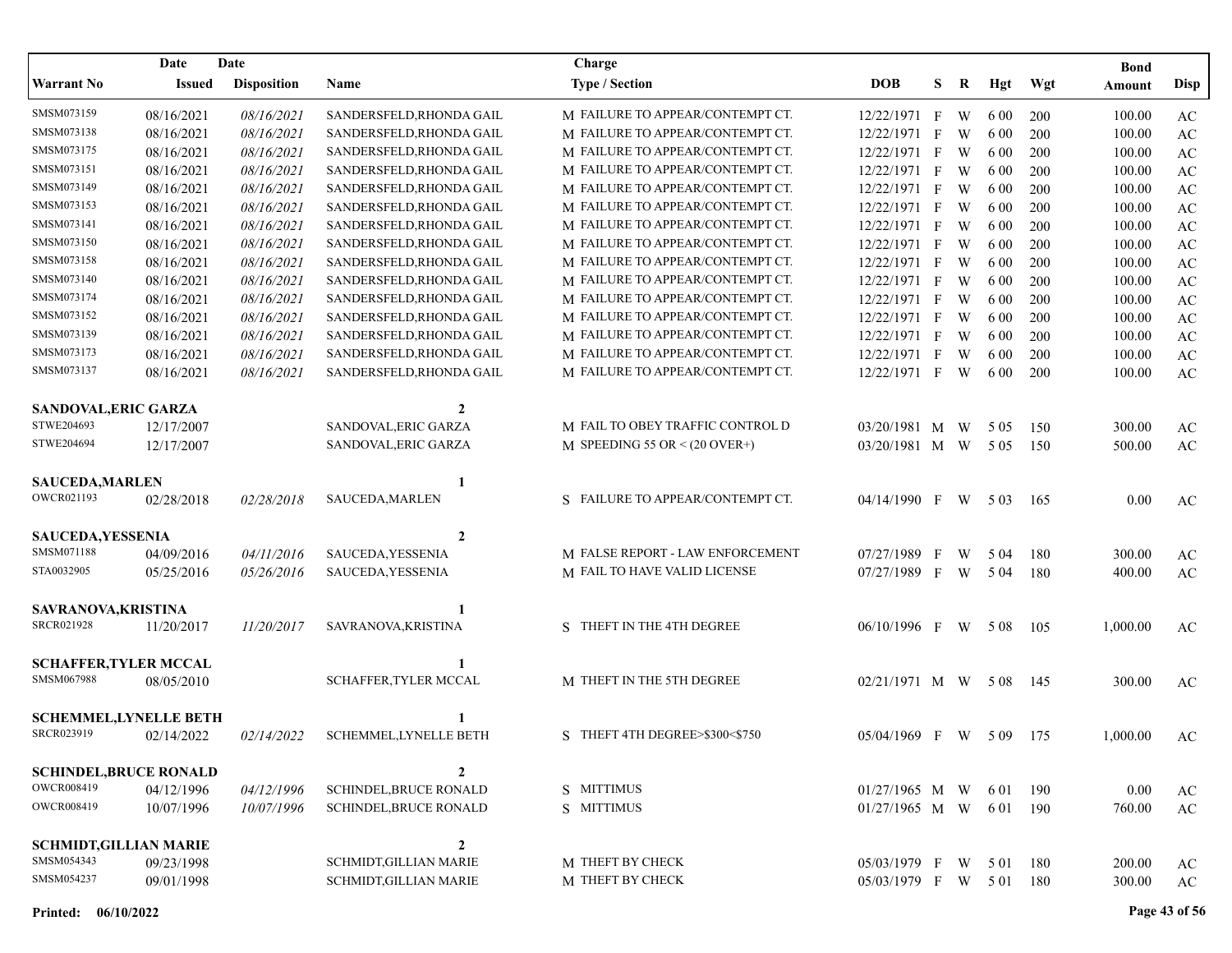| Warrant No | Date Issued | Date Disposition | Name | Charge Type / Section | DOB | S | R | Hgt | Wgt | Bond Amount | Disp |
|---|---|---|---|---|---|---|---|---|---|---|---|
| SMSM073159 | 08/16/2021 | *08/16/2021* | SANDERSFELD,RHONDA GAIL | M FAILURE TO APPEAR/CONTEMPT CT. | 12/22/1971 | F | W | 6 00 | 200 | 100.00 | AC |
| SMSM073138 | 08/16/2021 | *08/16/2021* | SANDERSFELD,RHONDA GAIL | M FAILURE TO APPEAR/CONTEMPT CT. | 12/22/1971 | F | W | 6 00 | 200 | 100.00 | AC |
| SMSM073175 | 08/16/2021 | *08/16/2021* | SANDERSFELD,RHONDA GAIL | M FAILURE TO APPEAR/CONTEMPT CT. | 12/22/1971 | F | W | 6 00 | 200 | 100.00 | AC |
| SMSM073151 | 08/16/2021 | *08/16/2021* | SANDERSFELD,RHONDA GAIL | M FAILURE TO APPEAR/CONTEMPT CT. | 12/22/1971 | F | W | 6 00 | 200 | 100.00 | AC |
| SMSM073149 | 08/16/2021 | *08/16/2021* | SANDERSFELD,RHONDA GAIL | M FAILURE TO APPEAR/CONTEMPT CT. | 12/22/1971 | F | W | 6 00 | 200 | 100.00 | AC |
| SMSM073153 | 08/16/2021 | *08/16/2021* | SANDERSFELD,RHONDA GAIL | M FAILURE TO APPEAR/CONTEMPT CT. | 12/22/1971 | F | W | 6 00 | 200 | 100.00 | AC |
| SMSM073141 | 08/16/2021 | *08/16/2021* | SANDERSFELD,RHONDA GAIL | M FAILURE TO APPEAR/CONTEMPT CT. | 12/22/1971 | F | W | 6 00 | 200 | 100.00 | AC |
| SMSM073150 | 08/16/2021 | *08/16/2021* | SANDERSFELD,RHONDA GAIL | M FAILURE TO APPEAR/CONTEMPT CT. | 12/22/1971 | F | W | 6 00 | 200 | 100.00 | AC |
| SMSM073158 | 08/16/2021 | *08/16/2021* | SANDERSFELD,RHONDA GAIL | M FAILURE TO APPEAR/CONTEMPT CT. | 12/22/1971 | F | W | 6 00 | 200 | 100.00 | AC |
| SMSM073140 | 08/16/2021 | *08/16/2021* | SANDERSFELD,RHONDA GAIL | M FAILURE TO APPEAR/CONTEMPT CT. | 12/22/1971 | F | W | 6 00 | 200 | 100.00 | AC |
| SMSM073174 | 08/16/2021 | *08/16/2021* | SANDERSFELD,RHONDA GAIL | M FAILURE TO APPEAR/CONTEMPT CT. | 12/22/1971 | F | W | 6 00 | 200 | 100.00 | AC |
| SMSM073152 | 08/16/2021 | *08/16/2021* | SANDERSFELD,RHONDA GAIL | M FAILURE TO APPEAR/CONTEMPT CT. | 12/22/1971 | F | W | 6 00 | 200 | 100.00 | AC |
| SMSM073139 | 08/16/2021 | *08/16/2021* | SANDERSFELD,RHONDA GAIL | M FAILURE TO APPEAR/CONTEMPT CT. | 12/22/1971 | F | W | 6 00 | 200 | 100.00 | AC |
| SMSM073173 | 08/16/2021 | *08/16/2021* | SANDERSFELD,RHONDA GAIL | M FAILURE TO APPEAR/CONTEMPT CT. | 12/22/1971 | F | W | 6 00 | 200 | 100.00 | AC |
| SMSM073137 | 08/16/2021 | *08/16/2021* | SANDERSFELD,RHONDA GAIL | M FAILURE TO APPEAR/CONTEMPT CT. | 12/22/1971 | F | W | 6 00 | 200 | 100.00 | AC |
| **SANDOVAL,ERIC GARZA** | | | **2** | | | | | | | | |
| STWE204693 | 12/17/2007 | | SANDOVAL,ERIC GARZA | M FAIL TO OBEY TRAFFIC CONTROL D | 03/20/1981 | M | W | 5 05 | 150 | 300.00 | AC |
| STWE204694 | 12/17/2007 | | SANDOVAL,ERIC GARZA | M SPEEDING 55 OR < (20 OVER+) | 03/20/1981 | M | W | 5 05 | 150 | 500.00 | AC |
| **SAUCEDA,MARLEN** | | | **1** | | | | | | | | |
| OWCR021193 | 02/28/2018 | *02/28/2018* | SAUCEDA,MARLEN | S FAILURE TO APPEAR/CONTEMPT CT. | 04/14/1990 | F | W | 5 03 | 165 | 0.00 | AC |
| **SAUCEDA,YESSENIA** | | | **2** | | | | | | | | |
| SMSM071188 | 04/09/2016 | *04/11/2016* | SAUCEDA,YESSENIA | M FALSE REPORT - LAW ENFORCEMENT | 07/27/1989 | F | W | 5 04 | 180 | 300.00 | AC |
| STA0032905 | 05/25/2016 | *05/26/2016* | SAUCEDA,YESSENIA | M FAIL TO HAVE VALID LICENSE | 07/27/1989 | F | W | 5 04 | 180 | 400.00 | AC |
| **SAVRANOVA,KRISTINA** | | | **1** | | | | | | | | |
| SRCR021928 | 11/20/2017 | *11/20/2017* | SAVRANOVA,KRISTINA | S THEFT IN THE 4TH DEGREE | 06/10/1996 | F | W | 5 08 | 105 | 1,000.00 | AC |
| **SCHAFFER,TYLER MCCAL** | | | **1** | | | | | | | | |
| SMSM067988 | 08/05/2010 | | SCHAFFER,TYLER MCCAL | M THEFT IN THE 5TH DEGREE | 02/21/1971 | M | W | 5 08 | 145 | 300.00 | AC |
| **SCHEMMEL,LYNELLE BETH** | | | **1** | | | | | | | | |
| SRCR023919 | 02/14/2022 | *02/14/2022* | SCHEMMEL,LYNELLE BETH | S THEFT 4TH DEGREE>$300<$750 | 05/04/1969 | F | W | 5 09 | 175 | 1,000.00 | AC |
| **SCHINDEL,BRUCE RONALD** | | | **2** | | | | | | | | |
| OWCR008419 | 04/12/1996 | *04/12/1996* | SCHINDEL,BRUCE RONALD | S MITTIMUS | 01/27/1965 | M | W | 6 01 | 190 | 0.00 | AC |
| OWCR008419 | 10/07/1996 | *10/07/1996* | SCHINDEL,BRUCE RONALD | S MITTIMUS | 01/27/1965 | M | W | 6 01 | 190 | 760.00 | AC |
| **SCHMIDT,GILLIAN MARIE** | | | **2** | | | | | | | | |
| SMSM054343 | 09/23/1998 | | SCHMIDT,GILLIAN MARIE | M THEFT BY CHECK | 05/03/1979 | F | W | 5 01 | 180 | 200.00 | AC |
| SMSM054237 | 09/01/1998 | | SCHMIDT,GILLIAN MARIE | M THEFT BY CHECK | 05/03/1979 | F | W | 5 01 | 180 | 300.00 | AC |

**Printed: 06/10/2022**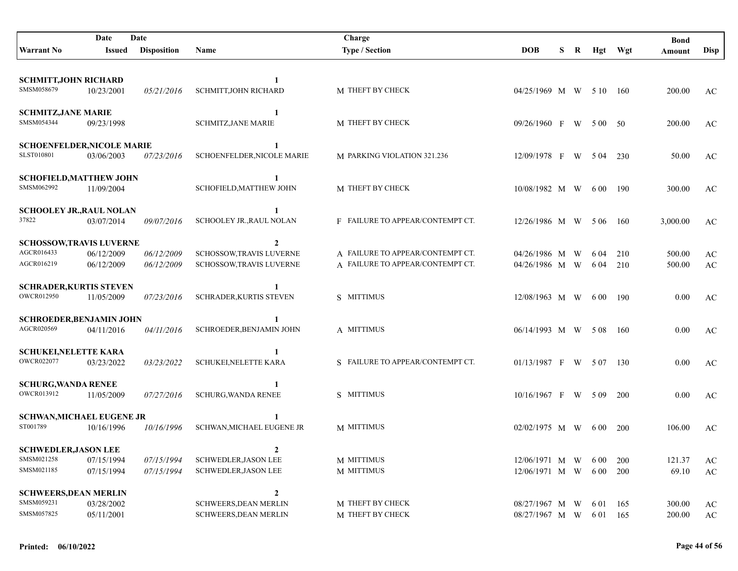| Warrant No | Date Issued | Date Disposition | Name | Charge Type / Section | DOB | S | R | Hgt | Wgt | Bond Amount | Disp |
|---|---|---|---|---|---|---|---|---|---|---|---|
| **SCHMITT,JOHN RICHARD** | | | **1** | | | | | | | | |
| SMSM058679 | 10/23/2001 | *05/21/2016* | SCHMITT,JOHN RICHARD | M THEFT BY CHECK | 04/25/1969 | M | W | 5 10 | 160 | 200.00 | AC |
| **SCHMITZ,JANE MARIE** | | | **1** | | | | | | | | |
| SMSM054344 | 09/23/1998 | | SCHMITZ,JANE MARIE | M THEFT BY CHECK | 09/26/1960 | F | W | 5 00 | 50 | 200.00 | AC |
| **SCHOENFELDER,NICOLE MARIE** | | | **1** | | | | | | | | |
| SLST010801 | 03/06/2003 | *07/23/2016* | SCHOENFELDER,NICOLE MARIE | M PARKING VIOLATION 321.236 | 12/09/1978 | F | W | 5 04 | 230 | 50.00 | AC |
| **SCHOFIELD,MATTHEW JOHN** | | | **1** | | | | | | | | |
| SMSM062992 | 11/09/2004 | | SCHOFIELD,MATTHEW JOHN | M THEFT BY CHECK | 10/08/1982 | M | W | 6 00 | 190 | 300.00 | AC |
| **SCHOOLEY JR.,RAUL NOLAN** | | | **1** | | | | | | | | |
| 37822 | 03/07/2014 | *09/07/2016* | SCHOOLEY JR.,RAUL NOLAN | F FAILURE TO APPEAR/CONTEMPT CT. | 12/26/1986 | M | W | 5 06 | 160 | 3,000.00 | AC |
| **SCHOSSOW,TRAVIS LUVERNE** | | | **2** | | | | | | | | |
| AGCR016433 | 06/12/2009 | *06/12/2009* | SCHOSSOW,TRAVIS LUVERNE | A FAILURE TO APPEAR/CONTEMPT CT. | 04/26/1986 | M | W | 6 04 | 210 | 500.00 | AC |
| AGCR016219 | 06/12/2009 | *06/12/2009* | SCHOSSOW,TRAVIS LUVERNE | A FAILURE TO APPEAR/CONTEMPT CT. | 04/26/1986 | M | W | 6 04 | 210 | 500.00 | AC |
| **SCHRADER,KURTIS STEVEN** | | | **1** | | | | | | | | |
| OWCR012950 | 11/05/2009 | *07/23/2016* | SCHRADER,KURTIS STEVEN | S MITTIMUS | 12/08/1963 | M | W | 6 00 | 190 | 0.00 | AC |
| **SCHROEDER,BENJAMIN JOHN** | | | **1** | | | | | | | | |
| AGCR020569 | 04/11/2016 | *04/11/2016* | SCHROEDER,BENJAMIN JOHN | A MITTIMUS | 06/14/1993 | M | W | 5 08 | 160 | 0.00 | AC |
| **SCHUKEI,NELETTE KARA** | | | **1** | | | | | | | | |
| OWCR022077 | 03/23/2022 | *03/23/2022* | SCHUKEI,NELETTE KARA | S FAILURE TO APPEAR/CONTEMPT CT. | 01/13/1987 | F | W | 5 07 | 130 | 0.00 | AC |
| **SCHURG,WANDA RENEE** | | | **1** | | | | | | | | |
| OWCR013912 | 11/05/2009 | *07/27/2016* | SCHURG,WANDA RENEE | S MITTIMUS | 10/16/1967 | F | W | 5 09 | 200 | 0.00 | AC |
| **SCHWAN,MICHAEL EUGENE JR** | | | **1** | | | | | | | | |
| ST001789 | 10/16/1996 | *10/16/1996* | SCHWAN,MICHAEL EUGENE JR | M MITTIMUS | 02/02/1975 | M | W | 6 00 | 200 | 106.00 | AC |
| **SCHWEDLER,JASON LEE** | | | **2** | | | | | | | | |
| SMSM021258 | 07/15/1994 | *07/15/1994* | SCHWEDLER,JASON LEE | M MITTIMUS | 12/06/1971 | M | W | 6 00 | 200 | 121.37 | AC |
| SMSM021185 | 07/15/1994 | *07/15/1994* | SCHWEDLER,JASON LEE | M MITTIMUS | 12/06/1971 | M | W | 6 00 | 200 | 69.10 | AC |
| **SCHWEERS,DEAN MERLIN** | | | **2** | | | | | | | | |
| SMSM059231 | 03/28/2002 | | SCHWEERS,DEAN MERLIN | M THEFT BY CHECK | 08/27/1967 | M | W | 6 01 | 165 | 300.00 | AC |
| SMSM057825 | 05/11/2001 | | SCHWEERS,DEAN MERLIN | M THEFT BY CHECK | 08/27/1967 | M | W | 6 01 | 165 | 200.00 | AC |

**Printed: 06/10/2022**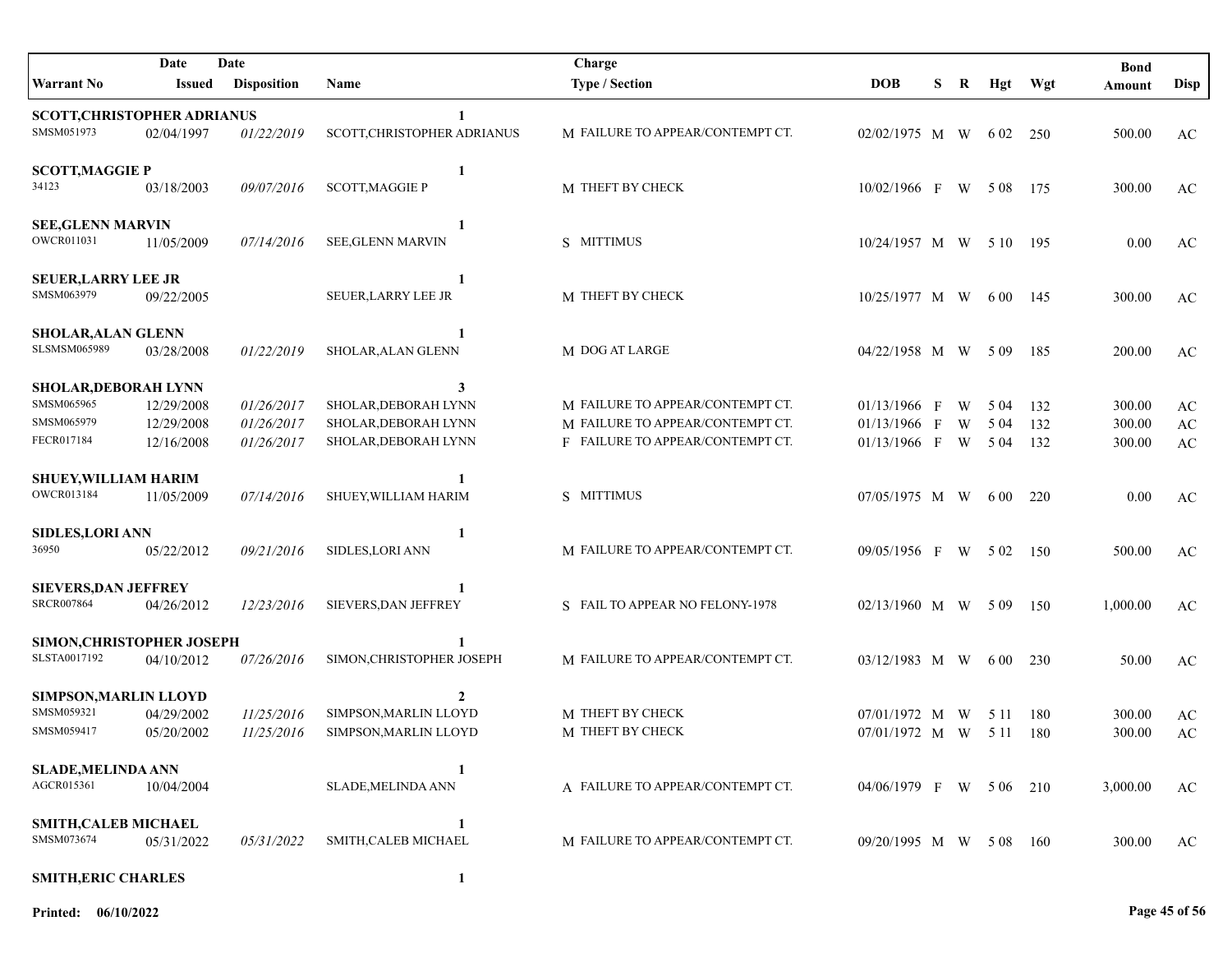| Warrant No | Date Issued | Date Disposition | Name | Charge Type / Section | DOB | S | R | Hgt | Wgt | Bond Amount | Disp |
|---|---|---|---|---|---|---|---|---|---|---|---|
| **SCOTT,CHRISTOPHER ADRIANUS** | | | **1** | | | | | | | | |
| SMSM051973 | 02/04/1997 | *01/22/2019* | SCOTT,CHRISTOPHER ADRIANUS | M FAILURE TO APPEAR/CONTEMPT CT. | 02/02/1975 | M | W | 6 02 | 250 | 500.00 | AC |
| **SCOTT,MAGGIE P** | | | **1** | | | | | | | | |
| 34123 | 03/18/2003 | *09/07/2016* | SCOTT,MAGGIE P | M THEFT BY CHECK | 10/02/1966 | F | W | 5 08 | 175 | 300.00 | AC |
| **SEE,GLENN MARVIN** | | | **1** | | | | | | | | |
| OWCR011031 | 11/05/2009 | *07/14/2016* | SEE,GLENN MARVIN | S MITTIMUS | 10/24/1957 | M | W | 5 10 | 195 | 0.00 | AC |
| **SEUER,LARRY LEE JR** | | | **1** | | | | | | | | |
| SMSM063979 | 09/22/2005 | | SEUER,LARRY LEE JR | M THEFT BY CHECK | 10/25/1977 | M | W | 6 00 | 145 | 300.00 | AC |
| **SHOLAR,ALAN GLENN** | | | **1** | | | | | | | | |
| SLSMSM065989 | 03/28/2008 | *01/22/2019* | SHOLAR,ALAN GLENN | M DOG AT LARGE | 04/22/1958 | M | W | 5 09 | 185 | 200.00 | AC |
| **SHOLAR,DEBORAH LYNN** | | | **3** | | | | | | | | |
| SMSM065965 | 12/29/2008 | *01/26/2017* | SHOLAR,DEBORAH LYNN | M FAILURE TO APPEAR/CONTEMPT CT. | 01/13/1966 | F | W | 5 04 | 132 | 300.00 | AC |
| SMSM065979 | 12/29/2008 | *01/26/2017* | SHOLAR,DEBORAH LYNN | M FAILURE TO APPEAR/CONTEMPT CT. | 01/13/1966 | F | W | 5 04 | 132 | 300.00 | AC |
| FECR017184 | 12/16/2008 | *01/26/2017* | SHOLAR,DEBORAH LYNN | F FAILURE TO APPEAR/CONTEMPT CT. | 01/13/1966 | F | W | 5 04 | 132 | 300.00 | AC |
| **SHUEY,WILLIAM HARIM** | | | **1** | | | | | | | | |
| OWCR013184 | 11/05/2009 | *07/14/2016* | SHUEY,WILLIAM HARIM | S MITTIMUS | 07/05/1975 | M | W | 6 00 | 220 | 0.00 | AC |
| **SIDLES,LORI ANN** | | | **1** | | | | | | | | |
| 36950 | 05/22/2012 | *09/21/2016* | SIDLES,LORI ANN | M FAILURE TO APPEAR/CONTEMPT CT. | 09/05/1956 | F | W | 5 02 | 150 | 500.00 | AC |
| **SIEVERS,DAN JEFFREY** | | | **1** | | | | | | | | |
| SRCR007864 | 04/26/2012 | *12/23/2016* | SIEVERS,DAN JEFFREY | S FAIL TO APPEAR NO FELONY-1978 | 02/13/1960 | M | W | 5 09 | 150 | 1,000.00 | AC |
| **SIMON,CHRISTOPHER JOSEPH** | | | **1** | | | | | | | | |
| SLSTA0017192 | 04/10/2012 | *07/26/2016* | SIMON,CHRISTOPHER JOSEPH | M FAILURE TO APPEAR/CONTEMPT CT. | 03/12/1983 | M | W | 6 00 | 230 | 50.00 | AC |
| **SIMPSON,MARLIN LLOYD** | | | **2** | | | | | | | | |
| SMSM059321 | 04/29/2002 | *11/25/2016* | SIMPSON,MARLIN LLOYD | M THEFT BY CHECK | 07/01/1972 | M | W | 5 11 | 180 | 300.00 | AC |
| SMSM059417 | 05/20/2002 | *11/25/2016* | SIMPSON,MARLIN LLOYD | M THEFT BY CHECK | 07/01/1972 | M | W | 5 11 | 180 | 300.00 | AC |
| **SLADE,MELINDA ANN** | | | **1** | | | | | | | | |
| AGCR015361 | 10/04/2004 | | SLADE,MELINDA ANN | A FAILURE TO APPEAR/CONTEMPT CT. | 04/06/1979 | F | W | 5 06 | 210 | 3,000.00 | AC |
| **SMITH,CALEB MICHAEL** | | | **1** | | | | | | | | |
| SMSM073674 | 05/31/2022 | *05/31/2022* | SMITH,CALEB MICHAEL | M FAILURE TO APPEAR/CONTEMPT CT. | 09/20/1995 | M | W | 5 08 | 160 | 300.00 | AC |
| **SMITH,ERIC CHARLES** | | | **1** | | | | | | | | |

**Printed: 06/10/2022**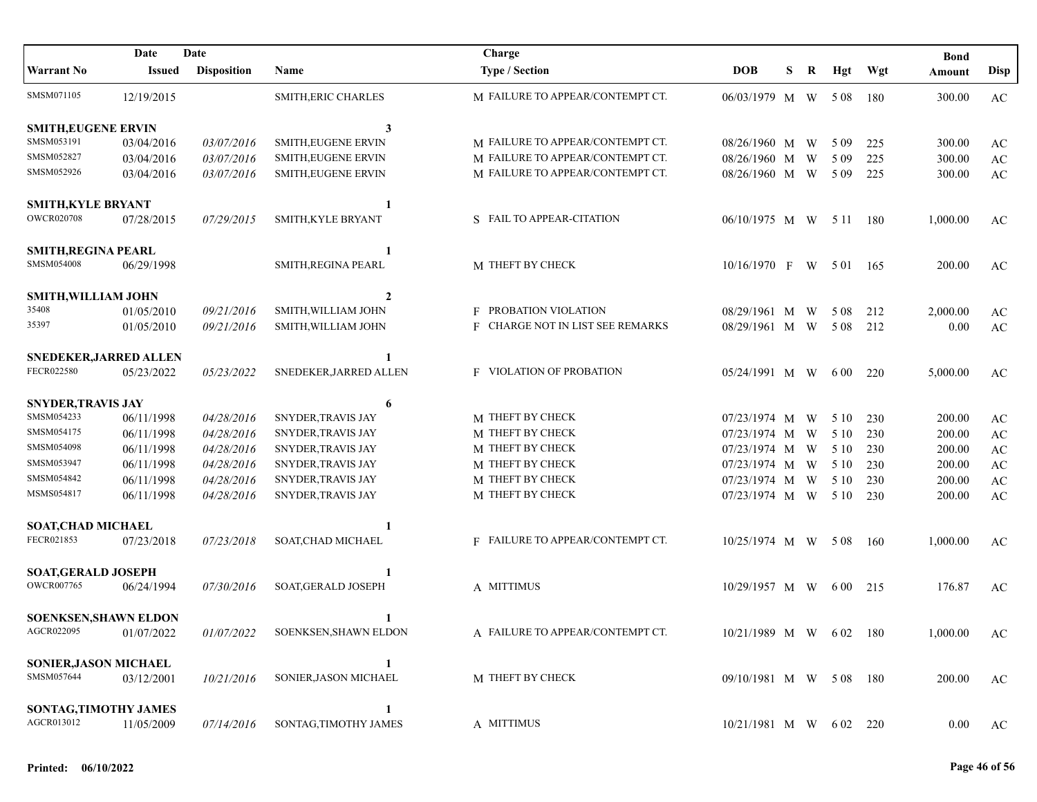| Warrant No | Date Issued | Date Disposition | Name | Charge Type / Section | DOB | S | R | Hgt | Wgt | Bond Amount | Disp |
|---|---|---|---|---|---|---|---|---|---|---|---|
| SMSM071105 | 12/19/2015 | | SMITH,ERIC CHARLES | M FAILURE TO APPEAR/CONTEMPT CT. | 06/03/1979 | M | W | 5 08 | 180 | 300.00 | AC |
| **SMITH,EUGENE ERVIN** | | | **3** | | | | | | | | |
| SMSM053191 | 03/04/2016 | *03/07/2016* | SMITH,EUGENE ERVIN | M FAILURE TO APPEAR/CONTEMPT CT. | 08/26/1960 | M | W | 5 09 | 225 | 300.00 | AC |
| SMSM052827 | 03/04/2016 | *03/07/2016* | SMITH,EUGENE ERVIN | M FAILURE TO APPEAR/CONTEMPT CT. | 08/26/1960 | M | W | 5 09 | 225 | 300.00 | AC |
| SMSM052926 | 03/04/2016 | *03/07/2016* | SMITH,EUGENE ERVIN | M FAILURE TO APPEAR/CONTEMPT CT. | 08/26/1960 | M | W | 5 09 | 225 | 300.00 | AC |
| **SMITH,KYLE BRYANT** | | | **1** | | | | | | | | |
| OWCR020708 | 07/28/2015 | *07/29/2015* | SMITH,KYLE BRYANT | S FAIL TO APPEAR-CITATION | 06/10/1975 | M | W | 5 11 | 180 | 1,000.00 | AC |
| **SMITH,REGINA PEARL** | | | **1** | | | | | | | | |
| SMSM054008 | 06/29/1998 | | SMITH,REGINA PEARL | M THEFT BY CHECK | 10/16/1970 | F | W | 5 01 | 165 | 200.00 | AC |
| **SMITH,WILLIAM JOHN** | | | **2** | | | | | | | | |
| 35408 | 01/05/2010 | *09/21/2016* | SMITH,WILLIAM JOHN | F PROBATION VIOLATION | 08/29/1961 | M | W | 5 08 | 212 | 2,000.00 | AC |
| 35397 | 01/05/2010 | *09/21/2016* | SMITH,WILLIAM JOHN | F CHARGE NOT IN LIST SEE REMARKS | 08/29/1961 | M | W | 5 08 | 212 | 0.00 | AC |
| **SNEDEKER,JARRED ALLEN** | | | **1** | | | | | | | | |
| FECR022580 | 05/23/2022 | *05/23/2022* | SNEDEKER,JARRED ALLEN | F VIOLATION OF PROBATION | 05/24/1991 | M | W | 6 00 | 220 | 5,000.00 | AC |
| **SNYDER,TRAVIS JAY** | | | **6** | | | | | | | | |
| SMSM054233 | 06/11/1998 | *04/28/2016* | SNYDER,TRAVIS JAY | M THEFT BY CHECK | 07/23/1974 | M | W | 5 10 | 230 | 200.00 | AC |
| SMSM054175 | 06/11/1998 | *04/28/2016* | SNYDER,TRAVIS JAY | M THEFT BY CHECK | 07/23/1974 | M | W | 5 10 | 230 | 200.00 | AC |
| SMSM054098 | 06/11/1998 | *04/28/2016* | SNYDER,TRAVIS JAY | M THEFT BY CHECK | 07/23/1974 | M | W | 5 10 | 230 | 200.00 | AC |
| SMSM053947 | 06/11/1998 | *04/28/2016* | SNYDER,TRAVIS JAY | M THEFT BY CHECK | 07/23/1974 | M | W | 5 10 | 230 | 200.00 | AC |
| SMSM054842 | 06/11/1998 | *04/28/2016* | SNYDER,TRAVIS JAY | M THEFT BY CHECK | 07/23/1974 | M | W | 5 10 | 230 | 200.00 | AC |
| MSMS054817 | 06/11/1998 | *04/28/2016* | SNYDER,TRAVIS JAY | M THEFT BY CHECK | 07/23/1974 | M | W | 5 10 | 230 | 200.00 | AC |
| **SOAT,CHAD MICHAEL** | | | **1** | | | | | | | | |
| FECR021853 | 07/23/2018 | *07/23/2018* | SOAT,CHAD MICHAEL | F FAILURE TO APPEAR/CONTEMPT CT. | 10/25/1974 | M | W | 5 08 | 160 | 1,000.00 | AC |
| **SOAT,GERALD JOSEPH** | | | **1** | | | | | | | | |
| OWCR007765 | 06/24/1994 | *07/30/2016* | SOAT,GERALD JOSEPH | A MITTIMUS | 10/29/1957 | M | W | 6 00 | 215 | 176.87 | AC |
| **SOENKSEN,SHAWN ELDON** | | | **1** | | | | | | | | |
| AGCR022095 | 01/07/2022 | *01/07/2022* | SOENKSEN,SHAWN ELDON | A FAILURE TO APPEAR/CONTEMPT CT. | 10/21/1989 | M | W | 6 02 | 180 | 1,000.00 | AC |
| **SONIER,JASON MICHAEL** | | | **1** | | | | | | | | |
| SMSM057644 | 03/12/2001 | *10/21/2016* | SONIER,JASON MICHAEL | M THEFT BY CHECK | 09/10/1981 | M | W | 5 08 | 180 | 200.00 | AC |
| **SONTAG,TIMOTHY JAMES** | | | **1** | | | | | | | | |
| AGCR013012 | 11/05/2009 | *07/14/2016* | SONTAG,TIMOTHY JAMES | A MITTIMUS | 10/21/1981 | M | W | 6 02 | 220 | 0.00 | AC |

**Printed: 06/10/2022**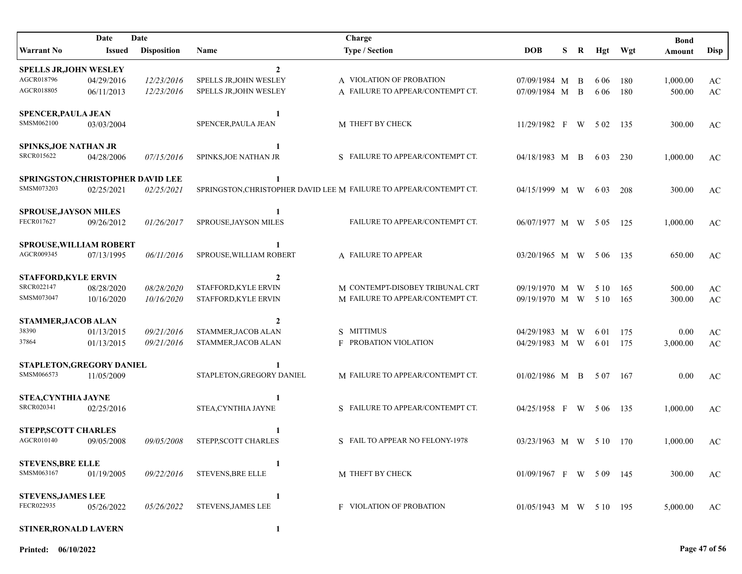| Warrant No | Date Issued | Date Disposition | Name | Charge Type / Section | DOB | S | R | Hgt | Wgt | Bond Amount | Disp |
|---|---|---|---|---|---|---|---|---|---|---|---|
| **SPELLS JR,JOHN WESLEY** | | | **2** | | | | | | | | |
| AGCR018796 | 04/29/2016 | *12/23/2016* | SPELLS JR,JOHN WESLEY | A VIOLATION OF PROBATION | 07/09/1984 | M | B | 6 06 | 180 | 1,000.00 | AC |
| AGCR018805 | 06/11/2013 | *12/23/2016* | SPELLS JR,JOHN WESLEY | A FAILURE TO APPEAR/CONTEMPT CT. | 07/09/1984 | M | B | 6 06 | 180 | 500.00 | AC |
| **SPENCER,PAULA JEAN** | | | **1** | | | | | | | | |
| SMSM062100 | 03/03/2004 | | SPENCER,PAULA JEAN | M THEFT BY CHECK | 11/29/1982 | F | W | 5 02 | 135 | 300.00 | AC |
| **SPINKS,JOE NATHAN JR** | | | **1** | | | | | | | | |
| SRCR015622 | 04/28/2006 | *07/15/2016* | SPINKS,JOE NATHAN JR | S FAILURE TO APPEAR/CONTEMPT CT. | 04/18/1983 | M | B | 6 03 | 230 | 1,000.00 | AC |
| **SPRINGSTON,CHRISTOPHER DAVID LEE** | | | **1** | | | | | | | | |
| SMSM073203 | 02/25/2021 | *02/25/2021* | SPRINGSTON,CHRISTOPHER DAVID LEE | M FAILURE TO APPEAR/CONTEMPT CT. | 04/15/1999 | M | W | 6 03 | 208 | 300.00 | AC |
| **SPROUSE,JAYSON MILES** | | | **1** | | | | | | | | |
| FECR017627 | 09/26/2012 | *01/26/2017* | SPROUSE,JAYSON MILES | FAILURE TO APPEAR/CONTEMPT CT. | 06/07/1977 | M | W | 5 05 | 125 | 1,000.00 | AC |
| **SPROUSE,WILLIAM ROBERT** | | | **1** | | | | | | | | |
| AGCR009345 | 07/13/1995 | *06/11/2016* | SPROUSE,WILLIAM ROBERT | A FAILURE TO APPEAR | 03/20/1965 | M | W | 5 06 | 135 | 650.00 | AC |
| **STAFFORD,KYLE ERVIN** | | | **2** | | | | | | | | |
| SRCR022147 | 08/28/2020 | *08/28/2020* | STAFFORD,KYLE ERVIN | M CONTEMPT-DISOBEY TRIBUNAL CRT | 09/19/1970 | M | W | 5 10 | 165 | 500.00 | AC |
| SMSM073047 | 10/16/2020 | *10/16/2020* | STAFFORD,KYLE ERVIN | M FAILURE TO APPEAR/CONTEMPT CT. | 09/19/1970 | M | W | 5 10 | 165 | 300.00 | AC |
| **STAMMER,JACOB ALAN** | | | **2** | | | | | | | | |
| 38390 | 01/13/2015 | *09/21/2016* | STAMMER,JACOB ALAN | S MITTIMUS | 04/29/1983 | M | W | 6 01 | 175 | 0.00 | AC |
| 37864 | 01/13/2015 | *09/21/2016* | STAMMER,JACOB ALAN | F PROBATION VIOLATION | 04/29/1983 | M | W | 6 01 | 175 | 3,000.00 | AC |
| **STAPLETON,GREGORY DANIEL** | | | **1** | | | | | | | | |
| SMSM066573 | 11/05/2009 | | STAPLETON,GREGORY DANIEL | M FAILURE TO APPEAR/CONTEMPT CT. | 01/02/1986 | M | B | 5 07 | 167 | 0.00 | AC |
| **STEA,CYNTHIA JAYNE** | | | **1** | | | | | | | | |
| SRCR020341 | 02/25/2016 | | STEA,CYNTHIA JAYNE | S FAILURE TO APPEAR/CONTEMPT CT. | 04/25/1958 | F | W | 5 06 | 135 | 1,000.00 | AC |
| **STEPP,SCOTT CHARLES** | | | **1** | | | | | | | | |
| AGCR010140 | 09/05/2008 | *09/05/2008* | STEPP,SCOTT CHARLES | S FAIL TO APPEAR NO FELONY-1978 | 03/23/1963 | M | W | 5 10 | 170 | 1,000.00 | AC |
| **STEVENS,BRE ELLE** | | | **1** | | | | | | | | |
| SMSM063167 | 01/19/2005 | *09/22/2016* | STEVENS,BRE ELLE | M THEFT BY CHECK | 01/09/1967 | F | W | 5 09 | 145 | 300.00 | AC |
| **STEVENS,JAMES LEE** | | | **1** | | | | | | | | |
| FECR022935 | 05/26/2022 | *05/26/2022* | STEVENS,JAMES LEE | F VIOLATION OF PROBATION | 01/05/1943 | M | W | 5 10 | 195 | 5,000.00 | AC |
| **STINER,RONALD LAVERN** | | | **1** | | | | | | | | |

Printed: 06/10/2022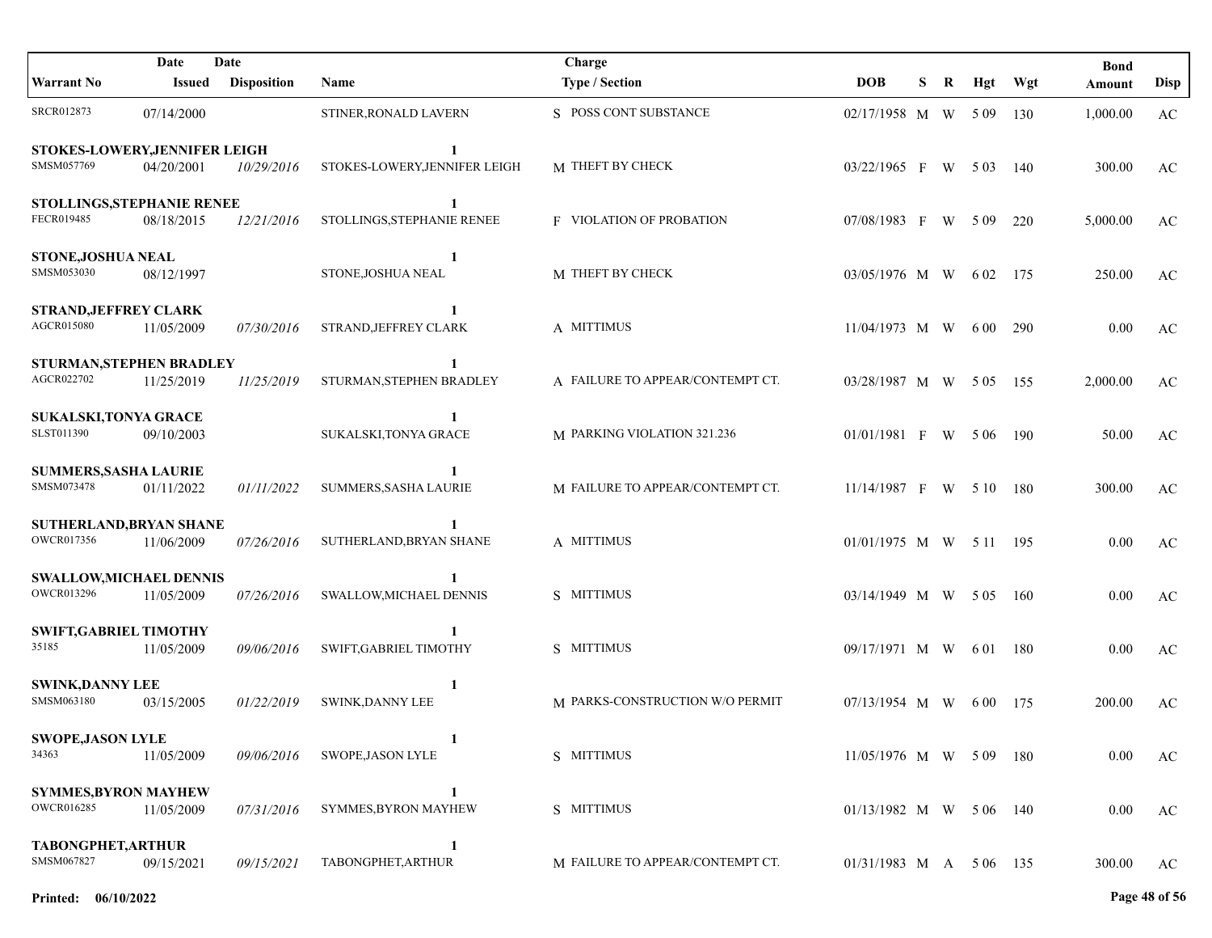| Warrant No | Date Issued | Date Disposition | Name | Charge Type / Section | DOB | S | R | Hgt | Wgt | Bond Amount | Disp |
|---|---|---|---|---|---|---|---|---|---|---|---|
| SRCR012873 | 07/14/2000 | | STINER,RONALD LAVERN | S POSS CONT SUBSTANCE | 02/17/1958 | M | W | 5 09 | 130 | 1,000.00 | AC |
| **STOKES-LOWERY,JENNIFER LEIGH** | | | **1** | | | | | | | | |
| SMSM057769 | 04/20/2001 | *10/29/2016* | STOKES-LOWERY,JENNIFER LEIGH | M THEFT BY CHECK | 03/22/1965 | F | W | 5 03 | 140 | 300.00 | AC |
| **STOLLINGS,STEPHANIE RENEE** | | | **1** | | | | | | | | |
| FECR019485 | 08/18/2015 | *12/21/2016* | STOLLINGS,STEPHANIE RENEE | F VIOLATION OF PROBATION | 07/08/1983 | F | W | 5 09 | 220 | 5,000.00 | AC |
| **STONE,JOSHUA NEAL** | | | **1** | | | | | | | | |
| SMSM053030 | 08/12/1997 | | STONE,JOSHUA NEAL | M THEFT BY CHECK | 03/05/1976 | M | W | 6 02 | 175 | 250.00 | AC |
| **STRAND,JEFFREY CLARK** | | | **1** | | | | | | | | |
| AGCR015080 | 11/05/2009 | *07/30/2016* | STRAND,JEFFREY CLARK | A MITTIMUS | 11/04/1973 | M | W | 6 00 | 290 | 0.00 | AC |
| **STURMAN,STEPHEN BRADLEY** | | | **1** | | | | | | | | |
| AGCR022702 | 11/25/2019 | *11/25/2019* | STURMAN,STEPHEN BRADLEY | A FAILURE TO APPEAR/CONTEMPT CT. | 03/28/1987 | M | W | 5 05 | 155 | 2,000.00 | AC |
| **SUKALSKI,TONYA GRACE** | | | **1** | | | | | | | | |
| SLST011390 | 09/10/2003 | | SUKALSKI,TONYA GRACE | M PARKING VIOLATION 321.236 | 01/01/1981 | F | W | 5 06 | 190 | 50.00 | AC |
| **SUMMERS,SASHA LAURIE** | | | **1** | | | | | | | | |
| SMSM073478 | 01/11/2022 | *01/11/2022* | SUMMERS,SASHA LAURIE | M FAILURE TO APPEAR/CONTEMPT CT. | 11/14/1987 | F | W | 5 10 | 180 | 300.00 | AC |
| **SUTHERLAND,BRYAN SHANE** | | | **1** | | | | | | | | |
| OWCR017356 | 11/06/2009 | *07/26/2016* | SUTHERLAND,BRYAN SHANE | A MITTIMUS | 01/01/1975 | M | W | 5 11 | 195 | 0.00 | AC |
| **SWALLOW,MICHAEL DENNIS** | | | **1** | | | | | | | | |
| OWCR013296 | 11/05/2009 | *07/26/2016* | SWALLOW,MICHAEL DENNIS | S MITTIMUS | 03/14/1949 | M | W | 5 05 | 160 | 0.00 | AC |
| **SWIFT,GABRIEL TIMOTHY** | | | **1** | | | | | | | | |
| 35185 | 11/05/2009 | *09/06/2016* | SWIFT,GABRIEL TIMOTHY | S MITTIMUS | 09/17/1971 | M | W | 6 01 | 180 | 0.00 | AC |
| **SWINK,DANNY LEE** | | | **1** | | | | | | | | |
| SMSM063180 | 03/15/2005 | *01/22/2019* | SWINK,DANNY LEE | M PARKS-CONSTRUCTION W/O PERMIT | 07/13/1954 | M | W | 6 00 | 175 | 200.00 | AC |
| **SWOPE,JASON LYLE** | | | **1** | | | | | | | | |
| 34363 | 11/05/2009 | *09/06/2016* | SWOPE,JASON LYLE | S MITTIMUS | 11/05/1976 | M | W | 5 09 | 180 | 0.00 | AC |
| **SYMMES,BYRON MAYHEW** | | | **1** | | | | | | | | |
| OWCR016285 | 11/05/2009 | *07/31/2016* | SYMMES,BYRON MAYHEW | S MITTIMUS | 01/13/1982 | M | W | 5 06 | 140 | 0.00 | AC |
| **TABONGPHET,ARTHUR** | | | **1** | | | | | | | | |
| SMSM067827 | 09/15/2021 | *09/15/2021* | TABONGPHET,ARTHUR | M FAILURE TO APPEAR/CONTEMPT CT. | 01/31/1983 | M | A | 5 06 | 135 | 300.00 | AC |

**Printed: 06/10/2022**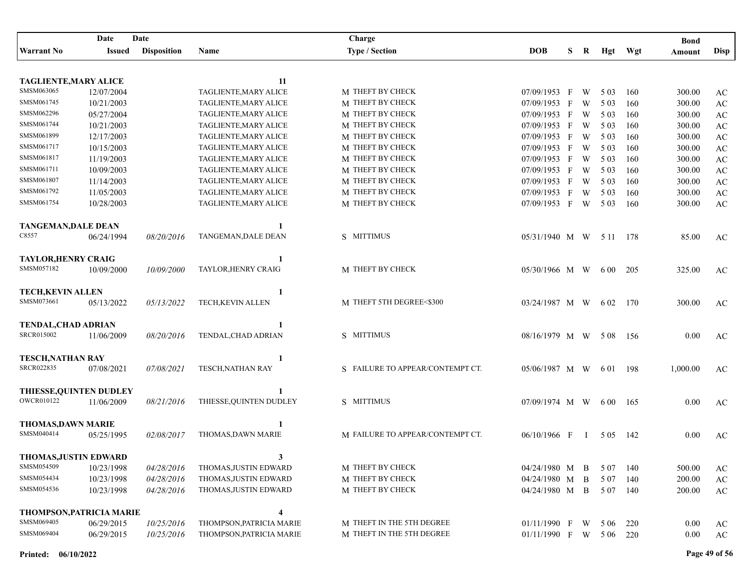| Warrant No | Date Issued | Date Disposition | Name | Charge Type / Section | DOB | S | R | Hgt | Wgt | Bond Amount | Disp |
|---|---|---|---|---|---|---|---|---|---|---|---|
| **TAGLIENTE,MARY ALICE** | | | **11** | | | | | | | | |
| SMSM063065 | 12/07/2004 | | TAGLIENTE,MARY ALICE | M THEFT BY CHECK | 07/09/1953 | F | W | 5 03 | 160 | 300.00 | AC |
| SMSM061745 | 10/21/2003 | | TAGLIENTE,MARY ALICE | M THEFT BY CHECK | 07/09/1953 | F | W | 5 03 | 160 | 300.00 | AC |
| SMSM062296 | 05/27/2004 | | TAGLIENTE,MARY ALICE | M THEFT BY CHECK | 07/09/1953 | F | W | 5 03 | 160 | 300.00 | AC |
| SMSM061744 | 10/21/2003 | | TAGLIENTE,MARY ALICE | M THEFT BY CHECK | 07/09/1953 | F | W | 5 03 | 160 | 300.00 | AC |
| SMSM061899 | 12/17/2003 | | TAGLIENTE,MARY ALICE | M THEFT BY CHECK | 07/09/1953 | F | W | 5 03 | 160 | 300.00 | AC |
| SMSM061717 | 10/15/2003 | | TAGLIENTE,MARY ALICE | M THEFT BY CHECK | 07/09/1953 | F | W | 5 03 | 160 | 300.00 | AC |
| SMSM061817 | 11/19/2003 | | TAGLIENTE,MARY ALICE | M THEFT BY CHECK | 07/09/1953 | F | W | 5 03 | 160 | 300.00 | AC |
| SMSM061711 | 10/09/2003 | | TAGLIENTE,MARY ALICE | M THEFT BY CHECK | 07/09/1953 | F | W | 5 03 | 160 | 300.00 | AC |
| SMSM061807 | 11/14/2003 | | TAGLIENTE,MARY ALICE | M THEFT BY CHECK | 07/09/1953 | F | W | 5 03 | 160 | 300.00 | AC |
| SMSM061792 | 11/05/2003 | | TAGLIENTE,MARY ALICE | M THEFT BY CHECK | 07/09/1953 | F | W | 5 03 | 160 | 300.00 | AC |
| SMSM061754 | 10/28/2003 | | TAGLIENTE,MARY ALICE | M THEFT BY CHECK | 07/09/1953 | F | W | 5 03 | 160 | 300.00 | AC |
| **TANGEMAN,DALE DEAN** | | | **1** | | | | | | | | |
| C8557 | 06/24/1994 | *08/20/2016* | TANGEMAN,DALE DEAN | S MITTIMUS | 05/31/1940 | M | W | 5 11 | 178 | 85.00 | AC |
| **TAYLOR,HENRY CRAIG** | | | **1** | | | | | | | | |
| SMSM057182 | 10/09/2000 | *10/09/2000* | TAYLOR,HENRY CRAIG | M THEFT BY CHECK | 05/30/1966 | M | W | 6 00 | 205 | 325.00 | AC |
| **TECH,KEVIN ALLEN** | | | **1** | | | | | | | | |
| SMSM073661 | 05/13/2022 | *05/13/2022* | TECH,KEVIN ALLEN | M THEFT 5TH DEGREE<$300 | 03/24/1987 | M | W | 6 02 | 170 | 300.00 | AC |
| **TENDAL,CHAD ADRIAN** | | | **1** | | | | | | | | |
| SRCR015002 | 11/06/2009 | *08/20/2016* | TENDAL,CHAD ADRIAN | S MITTIMUS | 08/16/1979 | M | W | 5 08 | 156 | 0.00 | AC |
| **TESCH,NATHAN RAY** | | | **1** | | | | | | | | |
| SRCR022835 | 07/08/2021 | *07/08/2021* | TESCH,NATHAN RAY | S FAILURE TO APPEAR/CONTEMPT CT. | 05/06/1987 | M | W | 6 01 | 198 | 1,000.00 | AC |
| **THIESSE,QUINTEN DUDLEY** | | | **1** | | | | | | | | |
| OWCR010122 | 11/06/2009 | *08/21/2016* | THIESSE,QUINTEN DUDLEY | S MITTIMUS | 07/09/1974 | M | W | 6 00 | 165 | 0.00 | AC |
| **THOMAS,DAWN MARIE** | | | **1** | | | | | | | | |
| SMSM040414 | 05/25/1995 | *02/08/2017* | THOMAS,DAWN MARIE | M FAILURE TO APPEAR/CONTEMPT CT. | 06/10/1966 | F | I | 5 05 | 142 | 0.00 | AC |
| **THOMAS,JUSTIN EDWARD** | | | **3** | | | | | | | | |
| SMSM054509 | 10/23/1998 | *04/28/2016* | THOMAS,JUSTIN EDWARD | M THEFT BY CHECK | 04/24/1980 | M | B | 5 07 | 140 | 500.00 | AC |
| SMSM054434 | 10/23/1998 | *04/28/2016* | THOMAS,JUSTIN EDWARD | M THEFT BY CHECK | 04/24/1980 | M | B | 5 07 | 140 | 200.00 | AC |
| SMSM054536 | 10/23/1998 | *04/28/2016* | THOMAS,JUSTIN EDWARD | M THEFT BY CHECK | 04/24/1980 | M | B | 5 07 | 140 | 200.00 | AC |
| **THOMPSON,PATRICIA MARIE** | | | **4** | | | | | | | | |
| SMSM069405 | 06/29/2015 | *10/25/2016* | THOMPSON,PATRICIA MARIE | M THEFT IN THE 5TH DEGREE | 01/11/1990 | F | W | 5 06 | 220 | 0.00 | AC |
| SMSM069404 | 06/29/2015 | *10/25/2016* | THOMPSON,PATRICIA MARIE | M THEFT IN THE 5TH DEGREE | 01/11/1990 | F | W | 5 06 | 220 | 0.00 | AC |

**Printed: 06/10/2022**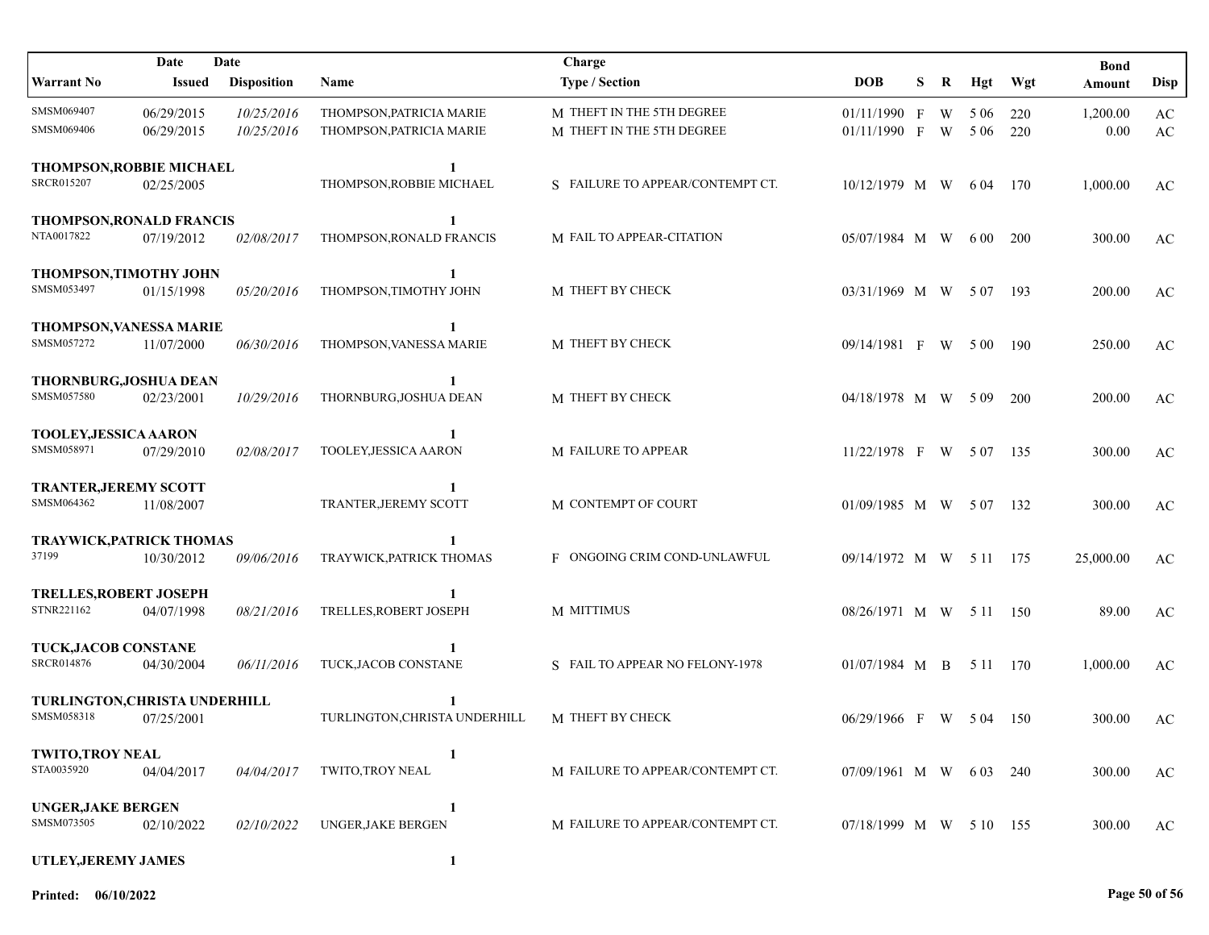| Warrant No | Date Issued | Date Disposition | Name | Charge Type / Section | DOB | S | R | Hgt | Wgt | Bond Amount | Disp |
|---|---|---|---|---|---|---|---|---|---|---|---|
| SMSM069407 | 06/29/2015 | *10/25/2016* | THOMPSON,PATRICIA MARIE | M THEFT IN THE 5TH DEGREE | 01/11/1990 | F | W | 5 06 | 220 | 1,200.00 | AC |
| SMSM069406 | 06/29/2015 | *10/25/2016* | THOMPSON,PATRICIA MARIE | M THEFT IN THE 5TH DEGREE | 01/11/1990 | F | W | 5 06 | 220 | 0.00 | AC |
| **THOMPSON,ROBBIE MICHAEL** | | | **1** | | | | | | | | |
| SRCR015207 | 02/25/2005 | | THOMPSON,ROBBIE MICHAEL | S FAILURE TO APPEAR/CONTEMPT CT. | 10/12/1979 | M | W | 6 04 | 170 | 1,000.00 | AC |
| **THOMPSON,RONALD FRANCIS** | | | **1** | | | | | | | | |
| NTA0017822 | 07/19/2012 | *02/08/2017* | THOMPSON,RONALD FRANCIS | M FAIL TO APPEAR-CITATION | 05/07/1984 | M | W | 6 00 | 200 | 300.00 | AC |
| **THOMPSON,TIMOTHY JOHN** | | | **1** | | | | | | | | |
| SMSM053497 | 01/15/1998 | *05/20/2016* | THOMPSON,TIMOTHY JOHN | M THEFT BY CHECK | 03/31/1969 | M | W | 5 07 | 193 | 200.00 | AC |
| **THOMPSON,VANESSA MARIE** | | | **1** | | | | | | | | |
| SMSM057272 | 11/07/2000 | *06/30/2016* | THOMPSON,VANESSA MARIE | M THEFT BY CHECK | 09/14/1981 | F | W | 5 00 | 190 | 250.00 | AC |
| **THORNBURG,JOSHUA DEAN** | | | **1** | | | | | | | | |
| SMSM057580 | 02/23/2001 | *10/29/2016* | THORNBURG,JOSHUA DEAN | M THEFT BY CHECK | 04/18/1978 | M | W | 5 09 | 200 | 200.00 | AC |
| **TOOLEY,JESSICA AARON** | | | **1** | | | | | | | | |
| SMSM058971 | 07/29/2010 | *02/08/2017* | TOOLEY,JESSICA AARON | M FAILURE TO APPEAR | 11/22/1978 | F | W | 5 07 | 135 | 300.00 | AC |
| **TRANTER,JEREMY SCOTT** | | | **1** | | | | | | | | |
| SMSM064362 | 11/08/2007 | | TRANTER,JEREMY SCOTT | M CONTEMPT OF COURT | 01/09/1985 | M | W | 5 07 | 132 | 300.00 | AC |
| **TRAYWICK,PATRICK THOMAS** | | | **1** | | | | | | | | |
| 37199 | 10/30/2012 | *09/06/2016* | TRAYWICK,PATRICK THOMAS | F ONGOING CRIM COND-UNLAWFUL | 09/14/1972 | M | W | 5 11 | 175 | 25,000.00 | AC |
| **TRELLES,ROBERT JOSEPH** | | | **1** | | | | | | | | |
| STNR221162 | 04/07/1998 | *08/21/2016* | TRELLES,ROBERT JOSEPH | M MITTIMUS | 08/26/1971 | M | W | 5 11 | 150 | 89.00 | AC |
| **TUCK,JACOB CONSTANE** | | | **1** | | | | | | | | |
| SRCR014876 | 04/30/2004 | *06/11/2016* | TUCK,JACOB CONSTANE | S FAIL TO APPEAR NO FELONY-1978 | 01/07/1984 | M | B | 5 11 | 170 | 1,000.00 | AC |
| **TURLINGTON,CHRISTA UNDERHILL** | | | **1** | | | | | | | | |
| SMSM058318 | 07/25/2001 | | TURLINGTON,CHRISTA UNDERHILL | M THEFT BY CHECK | 06/29/1966 | F | W | 5 04 | 150 | 300.00 | AC |
| **TWITO,TROY NEAL** | | | **1** | | | | | | | | |
| STA0035920 | 04/04/2017 | *04/04/2017* | TWITO,TROY NEAL | M FAILURE TO APPEAR/CONTEMPT CT. | 07/09/1961 | M | W | 6 03 | 240 | 300.00 | AC |
| **UNGER,JAKE BERGEN** | | | **1** | | | | | | | | |
| SMSM073505 | 02/10/2022 | *02/10/2022* | UNGER,JAKE BERGEN | M FAILURE TO APPEAR/CONTEMPT CT. | 07/18/1999 | M | W | 5 10 | 155 | 300.00 | AC |
| **UTLEY,JEREMY JAMES** | | | **1** | | | | | | | | |

**Printed: 06/10/2022**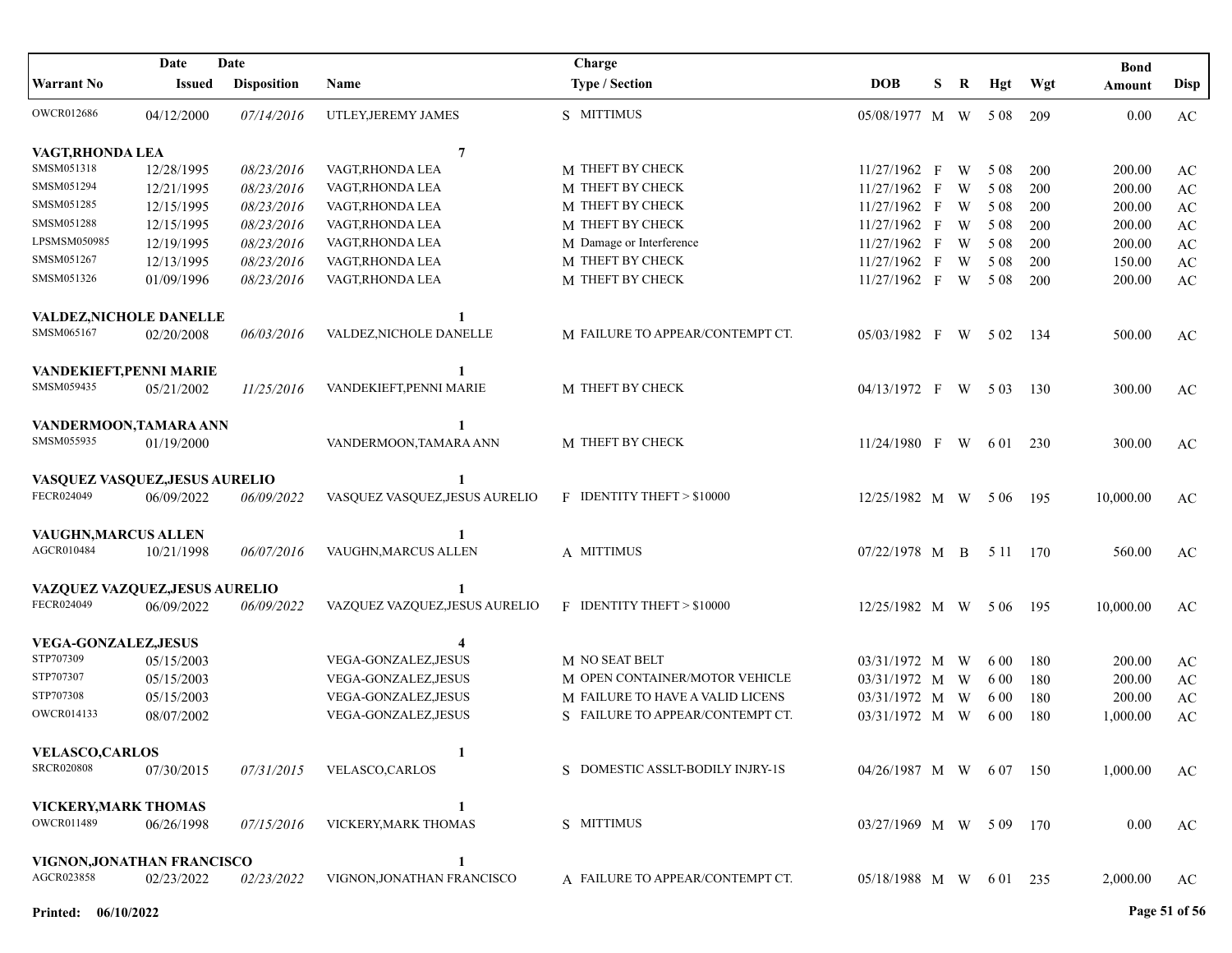| Warrant No | Date Issued | Date Disposition | Name | Charge Type / Section | DOB | S | R | Hgt | Wgt | Bond Amount | Disp |
|---|---|---|---|---|---|---|---|---|---|---|---|
| OWCR012686 | 04/12/2000 | *07/14/2016* | UTLEY,JEREMY JAMES | S MITTIMUS | 05/08/1977 | M | W | 5 08 | 209 | 0.00 | AC |
| **VAGT,RHONDA LEA** | | | **7** | | | | | | | | |
| SMSM051318 | 12/28/1995 | *08/23/2016* | VAGT,RHONDA LEA | M THEFT BY CHECK | 11/27/1962 | F | W | 5 08 | 200 | 200.00 | AC |
| SMSM051294 | 12/21/1995 | *08/23/2016* | VAGT,RHONDA LEA | M THEFT BY CHECK | 11/27/1962 | F | W | 5 08 | 200 | 200.00 | AC |
| SMSM051285 | 12/15/1995 | *08/23/2016* | VAGT,RHONDA LEA | M THEFT BY CHECK | 11/27/1962 | F | W | 5 08 | 200 | 200.00 | AC |
| SMSM051288 | 12/15/1995 | *08/23/2016* | VAGT,RHONDA LEA | M THEFT BY CHECK | 11/27/1962 | F | W | 5 08 | 200 | 200.00 | AC |
| LPSMSM050985 | 12/19/1995 | *08/23/2016* | VAGT,RHONDA LEA | M Damage or Interference | 11/27/1962 | F | W | 5 08 | 200 | 200.00 | AC |
| SMSM051267 | 12/13/1995 | *08/23/2016* | VAGT,RHONDA LEA | M THEFT BY CHECK | 11/27/1962 | F | W | 5 08 | 200 | 150.00 | AC |
| SMSM051326 | 01/09/1996 | *08/23/2016* | VAGT,RHONDA LEA | M THEFT BY CHECK | 11/27/1962 | F | W | 5 08 | 200 | 200.00 | AC |
| **VALDEZ,NICHOLE DANELLE** | | | **1** | | | | | | | | |
| SMSM065167 | 02/20/2008 | *06/03/2016* | VALDEZ,NICHOLE DANELLE | M FAILURE TO APPEAR/CONTEMPT CT. | 05/03/1982 | F | W | 5 02 | 134 | 500.00 | AC |
| **VANDEKIEFT,PENNI MARIE** | | | **1** | | | | | | | | |
| SMSM059435 | 05/21/2002 | *11/25/2016* | VANDEKIEFT,PENNI MARIE | M THEFT BY CHECK | 04/13/1972 | F | W | 5 03 | 130 | 300.00 | AC |
| **VANDERMOON,TAMARA ANN** | | | **1** | | | | | | | | |
| SMSM055935 | 01/19/2000 | | VANDERMOON,TAMARA ANN | M THEFT BY CHECK | 11/24/1980 | F | W | 6 01 | 230 | 300.00 | AC |
| **VASQUEZ VASQUEZ,JESUS AURELIO** | | | **1** | | | | | | | | |
| FECR024049 | 06/09/2022 | *06/09/2022* | VASQUEZ VASQUEZ,JESUS AURELIO | F IDENTITY THEFT > $10000 | 12/25/1982 | M | W | 5 06 | 195 | 10,000.00 | AC |
| **VAUGHN,MARCUS ALLEN** | | | **1** | | | | | | | | |
| AGCR010484 | 10/21/1998 | *06/07/2016* | VAUGHN,MARCUS ALLEN | A MITTIMUS | 07/22/1978 | M | B | 5 11 | 170 | 560.00 | AC |
| **VAZQUEZ VAZQUEZ,JESUS AURELIO** | | | **1** | | | | | | | | |
| FECR024049 | 06/09/2022 | *06/09/2022* | VAZQUEZ VAZQUEZ,JESUS AURELIO | F IDENTITY THEFT > $10000 | 12/25/1982 | M | W | 5 06 | 195 | 10,000.00 | AC |
| **VEGA-GONZALEZ,JESUS** | | | **4** | | | | | | | | |
| STP707309 | 05/15/2003 | | VEGA-GONZALEZ,JESUS | M NO SEAT BELT | 03/31/1972 | M | W | 6 00 | 180 | 200.00 | AC |
| STP707307 | 05/15/2003 | | VEGA-GONZALEZ,JESUS | M OPEN CONTAINER/MOTOR VEHICLE | 03/31/1972 | M | W | 6 00 | 180 | 200.00 | AC |
| STP707308 | 05/15/2003 | | VEGA-GONZALEZ,JESUS | M FAILURE TO HAVE A VALID LICENS | 03/31/1972 | M | W | 6 00 | 180 | 200.00 | AC |
| OWCR014133 | 08/07/2002 | | VEGA-GONZALEZ,JESUS | S FAILURE TO APPEAR/CONTEMPT CT. | 03/31/1972 | M | W | 6 00 | 180 | 1,000.00 | AC |
| **VELASCO,CARLOS** | | | **1** | | | | | | | | |
| SRCR020808 | 07/30/2015 | *07/31/2015* | VELASCO,CARLOS | S DOMESTIC ASSLT-BODILY INJRY-1S | 04/26/1987 | M | W | 6 07 | 150 | 1,000.00 | AC |
| **VICKERY,MARK THOMAS** | | | **1** | | | | | | | | |
| OWCR011489 | 06/26/1998 | *07/15/2016* | VICKERY,MARK THOMAS | S MITTIMUS | 03/27/1969 | M | W | 5 09 | 170 | 0.00 | AC |
| **VIGNON,JONATHAN FRANCISCO** | | | **1** | | | | | | | | |
| AGCR023858 | 02/23/2022 | *02/23/2022* | VIGNON,JONATHAN FRANCISCO | A FAILURE TO APPEAR/CONTEMPT CT. | 05/18/1988 | M | W | 6 01 | 235 | 2,000.00 | AC |

**Printed: 06/10/2022**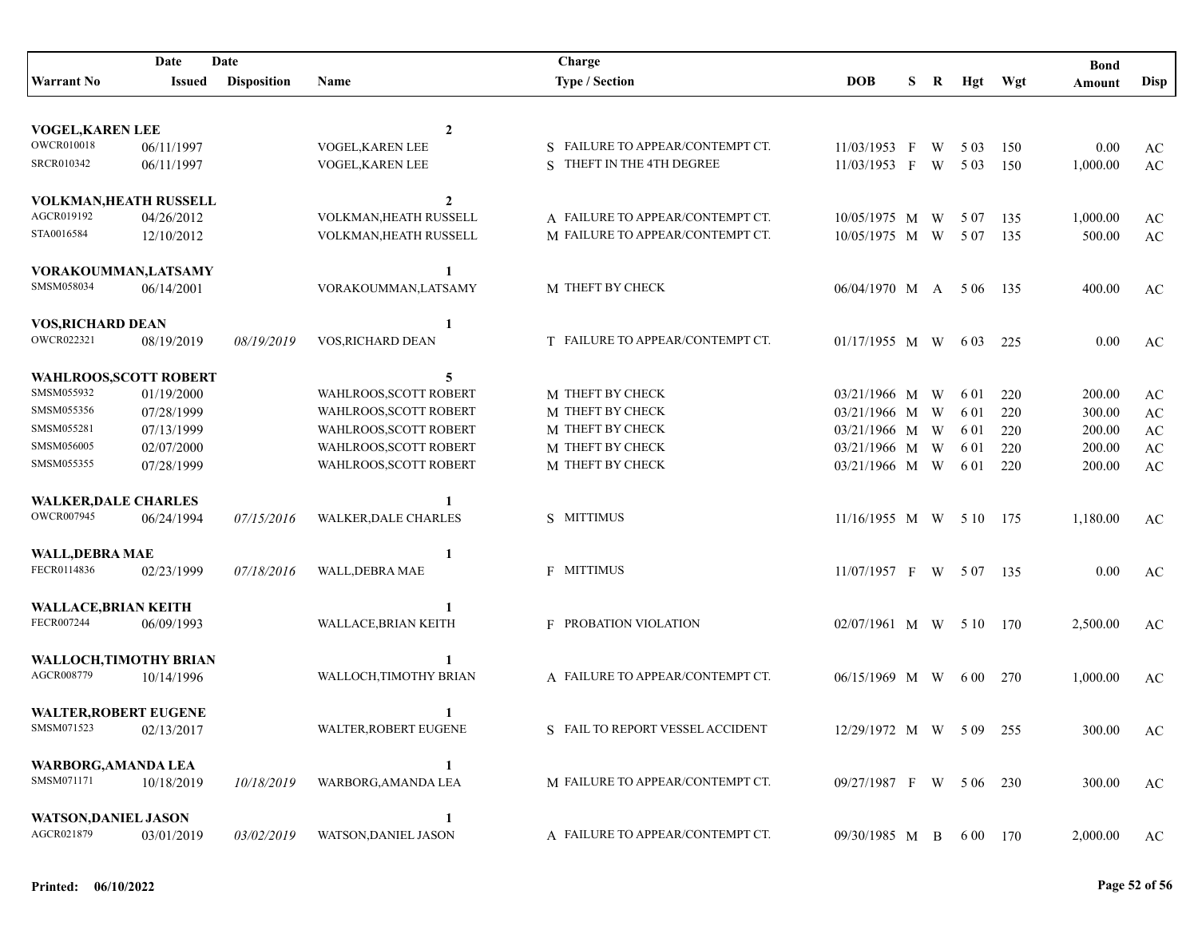| Warrant No | Date Issued | Date Disposition | Name | Charge Type / Section | DOB | S | R | Hgt | Wgt | Bond Amount | Disp |
|---|---|---|---|---|---|---|---|---|---|---|---|
| **VOGEL,KAREN LEE** | | | **2** | | | | | | | | |
| OWCR010018 | 06/11/1997 | | VOGEL,KAREN LEE | S FAILURE TO APPEAR/CONTEMPT CT. | 11/03/1953 | F | W | 5 03 | 150 | 0.00 | AC |
| SRCR010342 | 06/11/1997 | | VOGEL,KAREN LEE | S THEFT IN THE 4TH DEGREE | 11/03/1953 | F | W | 5 03 | 150 | 1,000.00 | AC |
| **VOLKMAN,HEATH RUSSELL** | | | **2** | | | | | | | | |
| AGCR019192 | 04/26/2012 | | VOLKMAN,HEATH RUSSELL | A FAILURE TO APPEAR/CONTEMPT CT. | 10/05/1975 | M | W | 5 07 | 135 | 1,000.00 | AC |
| STA0016584 | 12/10/2012 | | VOLKMAN,HEATH RUSSELL | M FAILURE TO APPEAR/CONTEMPT CT. | 10/05/1975 | M | W | 5 07 | 135 | 500.00 | AC |
| **VORAKOUMMAN,LATSAMY** | | | **1** | | | | | | | | |
| SMSM058034 | 06/14/2001 | | VORAKOUMMAN,LATSAMY | M THEFT BY CHECK | 06/04/1970 | M | A | 5 06 | 135 | 400.00 | AC |
| **VOS,RICHARD DEAN** | | | **1** | | | | | | | | |
| OWCR022321 | 08/19/2019 | *08/19/2019* | VOS,RICHARD DEAN | T FAILURE TO APPEAR/CONTEMPT CT. | 01/17/1955 | M | W | 6 03 | 225 | 0.00 | AC |
| **WAHLROOS,SCOTT ROBERT** | | | **5** | | | | | | | | |
| SMSM055932 | 01/19/2000 | | WAHLROOS,SCOTT ROBERT | M THEFT BY CHECK | 03/21/1966 | M | W | 6 01 | 220 | 200.00 | AC |
| SMSM055356 | 07/28/1999 | | WAHLROOS,SCOTT ROBERT | M THEFT BY CHECK | 03/21/1966 | M | W | 6 01 | 220 | 300.00 | AC |
| SMSM055281 | 07/13/1999 | | WAHLROOS,SCOTT ROBERT | M THEFT BY CHECK | 03/21/1966 | M | W | 6 01 | 220 | 200.00 | AC |
| SMSM056005 | 02/07/2000 | | WAHLROOS,SCOTT ROBERT | M THEFT BY CHECK | 03/21/1966 | M | W | 6 01 | 220 | 200.00 | AC |
| SMSM055355 | 07/28/1999 | | WAHLROOS,SCOTT ROBERT | M THEFT BY CHECK | 03/21/1966 | M | W | 6 01 | 220 | 200.00 | AC |
| **WALKER,DALE CHARLES** | | | **1** | | | | | | | | |
| OWCR007945 | 06/24/1994 | *07/15/2016* | WALKER,DALE CHARLES | S MITTIMUS | 11/16/1955 | M | W | 5 10 | 175 | 1,180.00 | AC |
| **WALL,DEBRA MAE** | | | **1** | | | | | | | | |
| FECR0114836 | 02/23/1999 | *07/18/2016* | WALL,DEBRA MAE | F MITTIMUS | 11/07/1957 | F | W | 5 07 | 135 | 0.00 | AC |
| **WALLACE,BRIAN KEITH** | | | **1** | | | | | | | | |
| FECR007244 | 06/09/1993 | | WALLACE,BRIAN KEITH | F PROBATION VIOLATION | 02/07/1961 | M | W | 5 10 | 170 | 2,500.00 | AC |
| **WALLOCH,TIMOTHY BRIAN** | | | **1** | | | | | | | | |
| AGCR008779 | 10/14/1996 | | WALLOCH,TIMOTHY BRIAN | A FAILURE TO APPEAR/CONTEMPT CT. | 06/15/1969 | M | W | 6 00 | 270 | 1,000.00 | AC |
| **WALTER,ROBERT EUGENE** | | | **1** | | | | | | | | |
| SMSM071523 | 02/13/2017 | | WALTER,ROBERT EUGENE | S FAIL TO REPORT VESSEL ACCIDENT | 12/29/1972 | M | W | 5 09 | 255 | 300.00 | AC |
| **WARBORG,AMANDA LEA** | | | **1** | | | | | | | | |
| SMSM071171 | 10/18/2019 | *10/18/2019* | WARBORG,AMANDA LEA | M FAILURE TO APPEAR/CONTEMPT CT. | 09/27/1987 | F | W | 5 06 | 230 | 300.00 | AC |
| **WATSON,DANIEL JASON** | | | **1** | | | | | | | | |
| AGCR021879 | 03/01/2019 | *03/02/2019* | WATSON,DANIEL JASON | A FAILURE TO APPEAR/CONTEMPT CT. | 09/30/1985 | M | B | 6 00 | 170 | 2,000.00 | AC |

**Printed: 06/10/2022**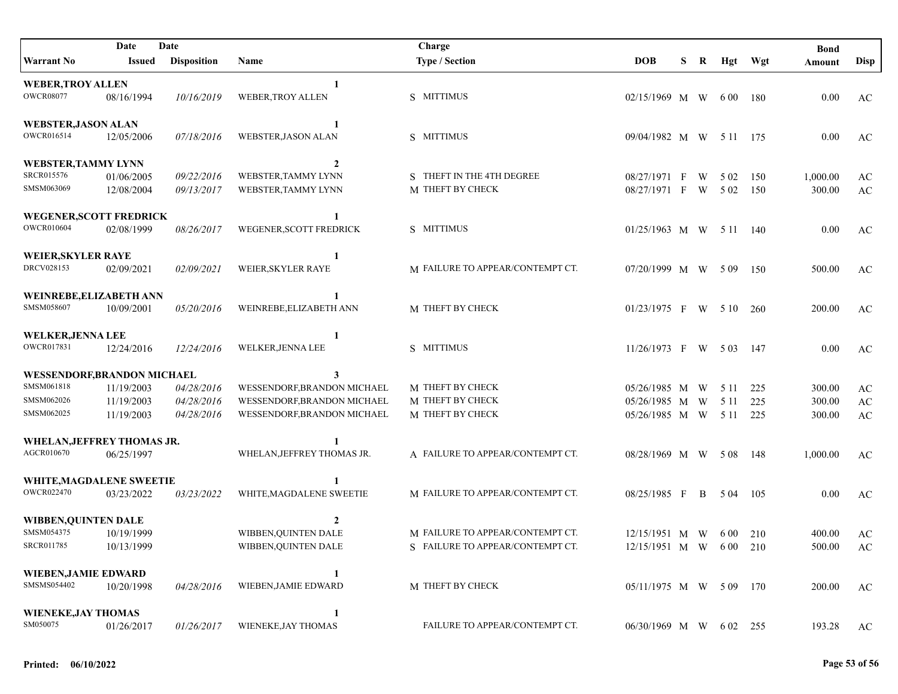| Warrant No | Date Issued | Date Disposition | Name | Charge Type / Section | DOB | S | R | Hgt | Wgt | Bond Amount | Disp |
|---|---|---|---|---|---|---|---|---|---|---|---|
| **WEBER,TROY ALLEN** | | | **1** | | | | | | | | |
| OWCR08077 | 08/16/1994 | *10/16/2019* | WEBER,TROY ALLEN | S MITTIMUS | 02/15/1969 | M | W | 6 00 | 180 | 0.00 | AC |
| **WEBSTER,JASON ALAN** | | | **1** | | | | | | | | |
| OWCR016514 | 12/05/2006 | *07/18/2016* | WEBSTER,JASON ALAN | S MITTIMUS | 09/04/1982 | M | W | 5 11 | 175 | 0.00 | AC |
| **WEBSTER,TAMMY LYNN** | | | **2** | | | | | | | | |
| SRCR015576 | 01/06/2005 | *09/22/2016* | WEBSTER,TAMMY LYNN | S THEFT IN THE 4TH DEGREE | 08/27/1971 | F | W | 5 02 | 150 | 1,000.00 | AC |
| SMSM063069 | 12/08/2004 | *09/13/2017* | WEBSTER,TAMMY LYNN | M THEFT BY CHECK | 08/27/1971 | F | W | 5 02 | 150 | 300.00 | AC |
| **WEGENER,SCOTT FREDRICK** | | | **1** | | | | | | | | |
| OWCR010604 | 02/08/1999 | *08/26/2017* | WEGENER,SCOTT FREDRICK | S MITTIMUS | 01/25/1963 | M | W | 5 11 | 140 | 0.00 | AC |
| **WEIER,SKYLER RAYE** | | | **1** | | | | | | | | |
| DRCV028153 | 02/09/2021 | *02/09/2021* | WEIER,SKYLER RAYE | M FAILURE TO APPEAR/CONTEMPT CT. | 07/20/1999 | M | W | 5 09 | 150 | 500.00 | AC |
| **WEINREBE,ELIZABETH ANN** | | | **1** | | | | | | | | |
| SMSM058607 | 10/09/2001 | *05/20/2016* | WEINREBE,ELIZABETH ANN | M THEFT BY CHECK | 01/23/1975 | F | W | 5 10 | 260 | 200.00 | AC |
| **WELKER,JENNA LEE** | | | **1** | | | | | | | | |
| OWCR017831 | 12/24/2016 | *12/24/2016* | WELKER,JENNA LEE | S MITTIMUS | 11/26/1973 | F | W | 5 03 | 147 | 0.00 | AC |
| **WESSENDORF,BRANDON MICHAEL** | | | **3** | | | | | | | | |
| SMSM061818 | 11/19/2003 | *04/28/2016* | WESSENDORF,BRANDON MICHAEL | M THEFT BY CHECK | 05/26/1985 | M | W | 5 11 | 225 | 300.00 | AC |
| SMSM062026 | 11/19/2003 | *04/28/2016* | WESSENDORF,BRANDON MICHAEL | M THEFT BY CHECK | 05/26/1985 | M | W | 5 11 | 225 | 300.00 | AC |
| SMSM062025 | 11/19/2003 | *04/28/2016* | WESSENDORF,BRANDON MICHAEL | M THEFT BY CHECK | 05/26/1985 | M | W | 5 11 | 225 | 300.00 | AC |
| **WHELAN,JEFFREY THOMAS JR.** | | | **1** | | | | | | | | |
| AGCR010670 | 06/25/1997 | | WHELAN,JEFFREY THOMAS JR. | A FAILURE TO APPEAR/CONTEMPT CT. | 08/28/1969 | M | W | 5 08 | 148 | 1,000.00 | AC |
| **WHITE,MAGDALENE SWEETIE** | | | **1** | | | | | | | | |
| OWCR022470 | 03/23/2022 | *03/23/2022* | WHITE,MAGDALENE SWEETIE | M FAILURE TO APPEAR/CONTEMPT CT. | 08/25/1985 | F | B | 5 04 | 105 | 0.00 | AC |
| **WIBBEN,QUINTEN DALE** | | | **2** | | | | | | | | |
| SMSM054375 | 10/19/1999 | | WIBBEN,QUINTEN DALE | M FAILURE TO APPEAR/CONTEMPT CT. | 12/15/1951 | M | W | 6 00 | 210 | 400.00 | AC |
| SRCR011785 | 10/13/1999 | | WIBBEN,QUINTEN DALE | S FAILURE TO APPEAR/CONTEMPT CT. | 12/15/1951 | M | W | 6 00 | 210 | 500.00 | AC |
| **WIEBEN,JAMIE EDWARD** | | | **1** | | | | | | | | |
| SMSMS054402 | 10/20/1998 | *04/28/2016* | WIEBEN,JAMIE EDWARD | M THEFT BY CHECK | 05/11/1975 | M | W | 5 09 | 170 | 200.00 | AC |
| **WIENEKE,JAY THOMAS** | | | **1** | | | | | | | | |
| SM050075 | 01/26/2017 | *01/26/2017* | WIENEKE,JAY THOMAS | FAILURE TO APPEAR/CONTEMPT CT. | 06/30/1969 | M | W | 6 02 | 255 | 193.28 | AC |

**Printed: 06/10/2022**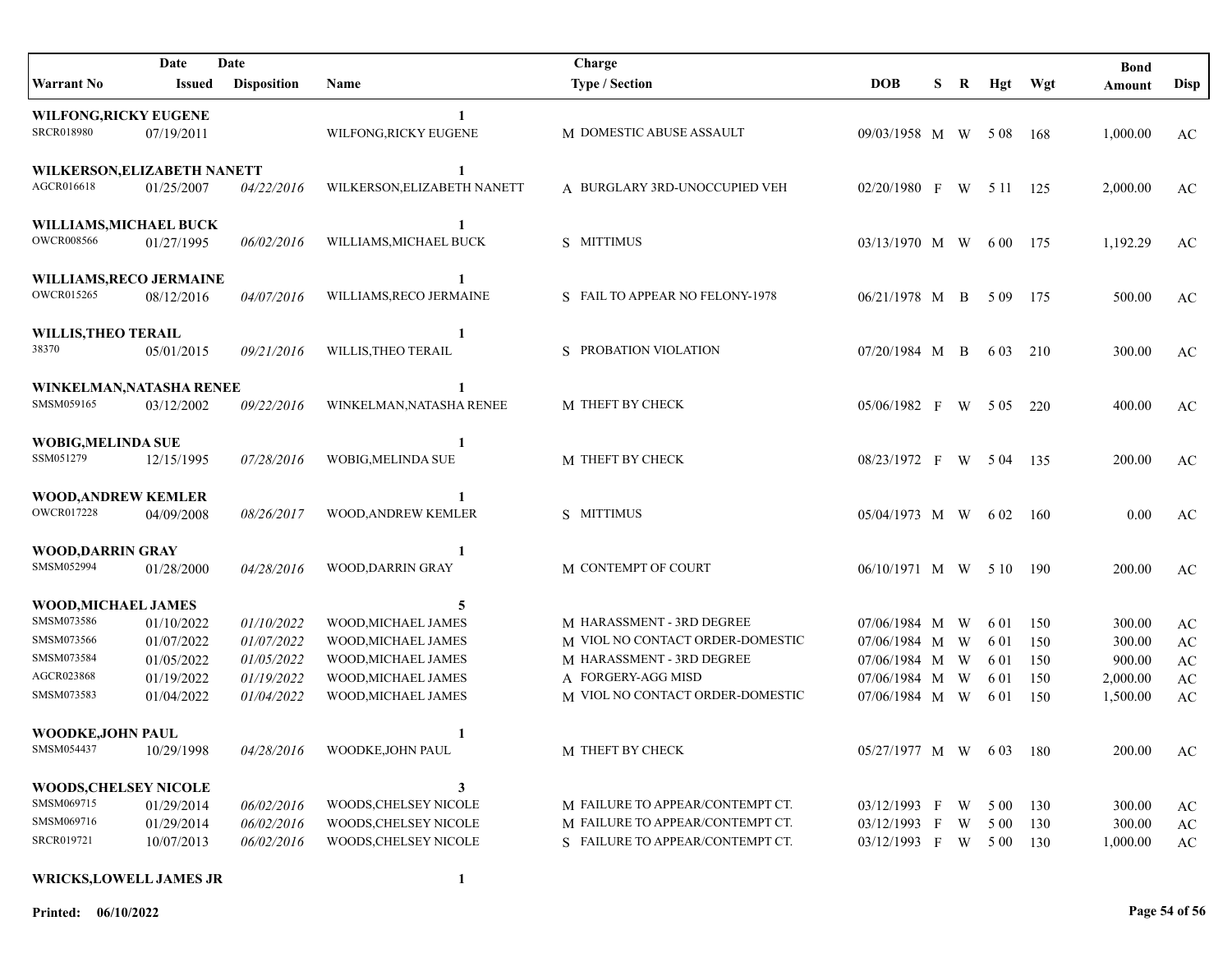| Warrant No | Date Issued | Date Disposition | Name | Charge Type / Section | DOB | S | R | Hgt | Wgt | Bond Amount | Disp |
|---|---|---|---|---|---|---|---|---|---|---|---|
| **WILFONG,RICKY EUGENE** | | | **1** | | | | | | | | |
| SRCR018980 | 07/19/2011 | | WILFONG,RICKY EUGENE | M DOMESTIC ABUSE ASSAULT | 09/03/1958 | M | W | 5 08 | 168 | 1,000.00 | AC |
| **WILKERSON,ELIZABETH NANETT** | | | **1** | | | | | | | | |
| AGCR016618 | 01/25/2007 | *04/22/2016* | WILKERSON,ELIZABETH NANETT | A BURGLARY 3RD-UNOCCUPIED VEH | 02/20/1980 | F | W | 5 11 | 125 | 2,000.00 | AC |
| **WILLIAMS,MICHAEL BUCK** | | | **1** | | | | | | | | |
| OWCR008566 | 01/27/1995 | *06/02/2016* | WILLIAMS,MICHAEL BUCK | S MITTIMUS | 03/13/1970 | M | W | 6 00 | 175 | 1,192.29 | AC |
| **WILLIAMS,RECO JERMAINE** | | | **1** | | | | | | | | |
| OWCR015265 | 08/12/2016 | *04/07/2016* | WILLIAMS,RECO JERMAINE | S FAIL TO APPEAR NO FELONY-1978 | 06/21/1978 | M | B | 5 09 | 175 | 500.00 | AC |
| **WILLIS,THEO TERAIL** | | | **1** | | | | | | | | |
| 38370 | 05/01/2015 | *09/21/2016* | WILLIS,THEO TERAIL | S PROBATION VIOLATION | 07/20/1984 | M | B | 6 03 | 210 | 300.00 | AC |
| **WINKELMAN,NATASHA RENEE** | | | **1** | | | | | | | | |
| SMSM059165 | 03/12/2002 | *09/22/2016* | WINKELMAN,NATASHA RENEE | M THEFT BY CHECK | 05/06/1982 | F | W | 5 05 | 220 | 400.00 | AC |
| **WOBIG,MELINDA SUE** | | | **1** | | | | | | | | |
| SSM051279 | 12/15/1995 | *07/28/2016* | WOBIG,MELINDA SUE | M THEFT BY CHECK | 08/23/1972 | F | W | 5 04 | 135 | 200.00 | AC |
| **WOOD,ANDREW KEMLER** | | | **1** | | | | | | | | |
| OWCR017228 | 04/09/2008 | *08/26/2017* | WOOD,ANDREW KEMLER | S MITTIMUS | 05/04/1973 | M | W | 6 02 | 160 | 0.00 | AC |
| **WOOD,DARRIN GRAY** | | | **1** | | | | | | | | |
| SMSM052994 | 01/28/2000 | *04/28/2016* | WOOD,DARRIN GRAY | M CONTEMPT OF COURT | 06/10/1971 | M | W | 5 10 | 190 | 200.00 | AC |
| **WOOD,MICHAEL JAMES** | | | **5** | | | | | | | | |
| SMSM073586 | 01/10/2022 | *01/10/2022* | WOOD,MICHAEL JAMES | M HARASSMENT - 3RD DEGREE | 07/06/1984 | M | W | 6 01 | 150 | 300.00 | AC |
| SMSM073566 | 01/07/2022 | *01/07/2022* | WOOD,MICHAEL JAMES | M VIOL NO CONTACT ORDER-DOMESTIC | 07/06/1984 | M | W | 6 01 | 150 | 300.00 | AC |
| SMSM073584 | 01/05/2022 | *01/05/2022* | WOOD,MICHAEL JAMES | M HARASSMENT - 3RD DEGREE | 07/06/1984 | M | W | 6 01 | 150 | 900.00 | AC |
| AGCR023868 | 01/19/2022 | *01/19/2022* | WOOD,MICHAEL JAMES | A FORGERY-AGG MISD | 07/06/1984 | M | W | 6 01 | 150 | 2,000.00 | AC |
| SMSM073583 | 01/04/2022 | *01/04/2022* | WOOD,MICHAEL JAMES | M VIOL NO CONTACT ORDER-DOMESTIC | 07/06/1984 | M | W | 6 01 | 150 | 1,500.00 | AC |
| **WOODKE,JOHN PAUL** | | | **1** | | | | | | | | |
| SMSM054437 | 10/29/1998 | *04/28/2016* | WOODKE,JOHN PAUL | M THEFT BY CHECK | 05/27/1977 | M | W | 6 03 | 180 | 200.00 | AC |
| **WOODS,CHELSEY NICOLE** | | | **3** | | | | | | | | |
| SMSM069715 | 01/29/2014 | *06/02/2016* | WOODS,CHELSEY NICOLE | M FAILURE TO APPEAR/CONTEMPT CT. | 03/12/1993 | F | W | 5 00 | 130 | 300.00 | AC |
| SMSM069716 | 01/29/2014 | *06/02/2016* | WOODS,CHELSEY NICOLE | M FAILURE TO APPEAR/CONTEMPT CT. | 03/12/1993 | F | W | 5 00 | 130 | 300.00 | AC |
| SRCR019721 | 10/07/2013 | *06/02/2016* | WOODS,CHELSEY NICOLE | S FAILURE TO APPEAR/CONTEMPT CT. | 03/12/1993 | F | W | 5 00 | 130 | 1,000.00 | AC |
| **WRICKS,LOWELL JAMES JR** | | | **1** | | | | | | | | |

**Printed: 06/10/2022**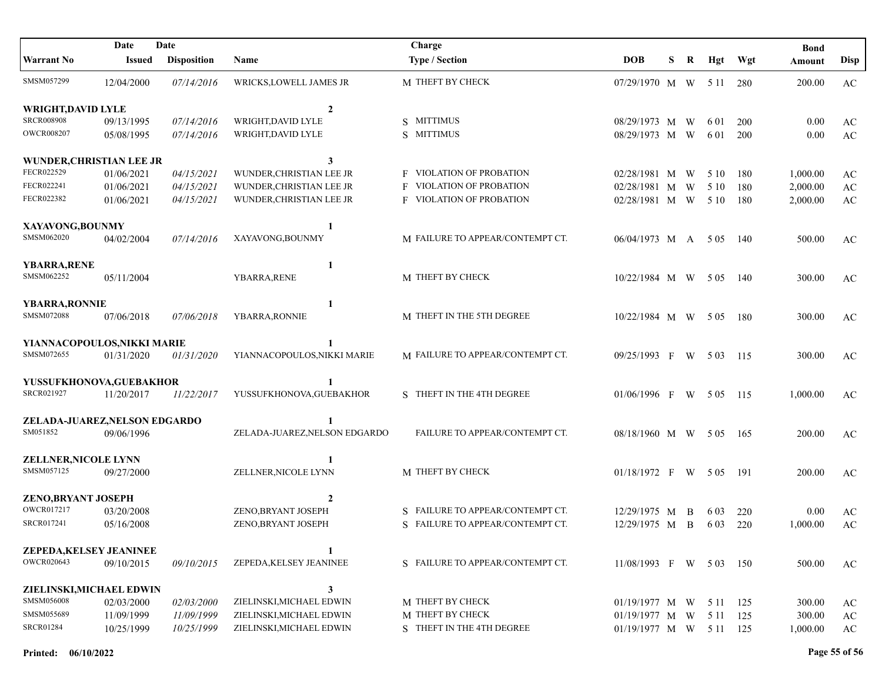| Warrant No | Date Issued | Date Disposition | Name | Charge Type / Section | DOB | S | R | Hgt | Wgt | Bond Amount | Disp |
|---|---|---|---|---|---|---|---|---|---|---|---|
| SMSM057299 | 12/04/2000 | *07/14/2016* | WRICKS,LOWELL JAMES JR | M THEFT BY CHECK | 07/29/1970 | M | W | 5 11 | 280 | 200.00 | AC |
| **WRIGHT,DAVID LYLE** | | | **2** | | | | | | | | |
| SRCR008908 | 09/13/1995 | *07/14/2016* | WRIGHT,DAVID LYLE | S MITTIMUS | 08/29/1973 | M | W | 6 01 | 200 | 0.00 | AC |
| OWCR008207 | 05/08/1995 | *07/14/2016* | WRIGHT,DAVID LYLE | S MITTIMUS | 08/29/1973 | M | W | 6 01 | 200 | 0.00 | AC |
| **WUNDER,CHRISTIAN LEE JR** | | | **3** | | | | | | | | |
| FECR022529 | 01/06/2021 | *04/15/2021* | WUNDER,CHRISTIAN LEE JR | F VIOLATION OF PROBATION | 02/28/1981 | M | W | 5 10 | 180 | 1,000.00 | AC |
| FECR022241 | 01/06/2021 | *04/15/2021* | WUNDER,CHRISTIAN LEE JR | F VIOLATION OF PROBATION | 02/28/1981 | M | W | 5 10 | 180 | 2,000.00 | AC |
| FECR022382 | 01/06/2021 | *04/15/2021* | WUNDER,CHRISTIAN LEE JR | F VIOLATION OF PROBATION | 02/28/1981 | M | W | 5 10 | 180 | 2,000.00 | AC |
| **XAYAVONG,BOUNMY** | | | **1** | | | | | | | | |
| SMSM062020 | 04/02/2004 | *07/14/2016* | XAYAVONG,BOUNMY | M FAILURE TO APPEAR/CONTEMPT CT. | 06/04/1973 | M | A | 5 05 | 140 | 500.00 | AC |
| **YBARRA,RENE** | | | **1** | | | | | | | | |
| SMSM062252 | 05/11/2004 | | YBARRA,RENE | M THEFT BY CHECK | 10/22/1984 | M | W | 5 05 | 140 | 300.00 | AC |
| **YBARRA,RONNIE** | | | **1** | | | | | | | | |
| SMSM072088 | 07/06/2018 | *07/06/2018* | YBARRA,RONNIE | M THEFT IN THE 5TH DEGREE | 10/22/1984 | M | W | 5 05 | 180 | 300.00 | AC |
| **YIANNACOPOULOS,NIKKI MARIE** | | | **1** | | | | | | | | |
| SMSM072655 | 01/31/2020 | *01/31/2020* | YIANNACOPOULOS,NIKKI MARIE | M FAILURE TO APPEAR/CONTEMPT CT. | 09/25/1993 | F | W | 5 03 | 115 | 300.00 | AC |
| **YUSSUFKHONOVA,GUEBAKHOR** | | | **1** | | | | | | | | |
| SRCR021927 | 11/20/2017 | *11/22/2017* | YUSSUFKHONOVA,GUEBAKHOR | S THEFT IN THE 4TH DEGREE | 01/06/1996 | F | W | 5 05 | 115 | 1,000.00 | AC |
| **ZELADA-JUAREZ,NELSON EDGARDO** | | | **1** | | | | | | | | |
| SM051852 | 09/06/1996 | | ZELADA-JUAREZ,NELSON EDGARDO | FAILURE TO APPEAR/CONTEMPT CT. | 08/18/1960 | M | W | 5 05 | 165 | 200.00 | AC |
| **ZELLNER,NICOLE LYNN** | | | **1** | | | | | | | | |
| SMSM057125 | 09/27/2000 | | ZELLNER,NICOLE LYNN | M THEFT BY CHECK | 01/18/1972 | F | W | 5 05 | 191 | 200.00 | AC |
| **ZENO,BRYANT JOSEPH** | | | **2** | | | | | | | | |
| OWCR017217 | 03/20/2008 | | ZENO,BRYANT JOSEPH | S FAILURE TO APPEAR/CONTEMPT CT. | 12/29/1975 | M | B | 6 03 | 220 | 0.00 | AC |
| SRCR017241 | 05/16/2008 | | ZENO,BRYANT JOSEPH | S FAILURE TO APPEAR/CONTEMPT CT. | 12/29/1975 | M | B | 6 03 | 220 | 1,000.00 | AC |
| **ZEPEDA,KELSEY JEANINEE** | | | **1** | | | | | | | | |
| OWCR020643 | 09/10/2015 | *09/10/2015* | ZEPEDA,KELSEY JEANINEE | S FAILURE TO APPEAR/CONTEMPT CT. | 11/08/1993 | F | W | 5 03 | 150 | 500.00 | AC |
| **ZIELINSKI,MICHAEL EDWIN** | | | **3** | | | | | | | | |
| SMSM056008 | 02/03/2000 | *02/03/2000* | ZIELINSKI,MICHAEL EDWIN | M THEFT BY CHECK | 01/19/1977 | M | W | 5 11 | 125 | 300.00 | AC |
| SMSM055689 | 11/09/1999 | *11/09/1999* | ZIELINSKI,MICHAEL EDWIN | M THEFT BY CHECK | 01/19/1977 | M | W | 5 11 | 125 | 300.00 | AC |
| SRCR01284 | 10/25/1999 | *10/25/1999* | ZIELINSKI,MICHAEL EDWIN | S THEFT IN THE 4TH DEGREE | 01/19/1977 | M | W | 5 11 | 125 | 1,000.00 | AC |

**Printed: 06/10/2022**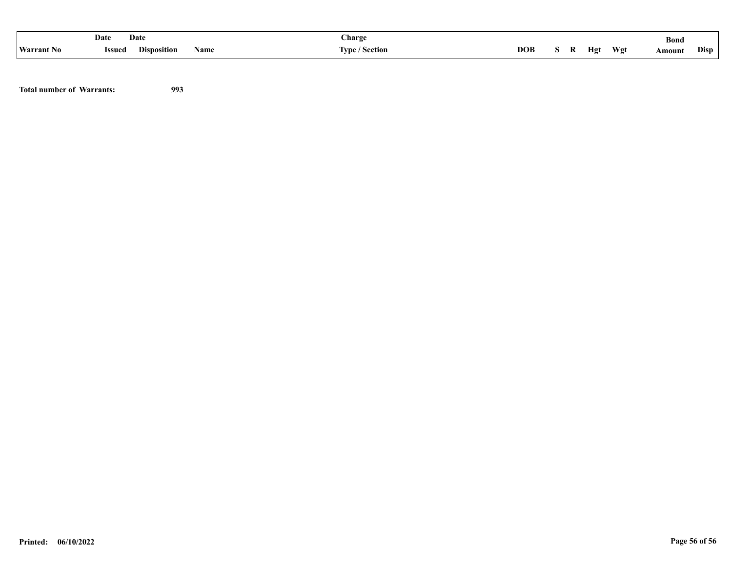| Warrant No | Date Issued | Date Disposition | Name | Charge Type / Section | DOB | S | R | Hgt | Wgt | Bond Amount | Disp |
|---|---|---|---|---|---|---|---|---|---|---|---|

**Total number of Warrants:** **993**

**Printed: 06/10/2022**